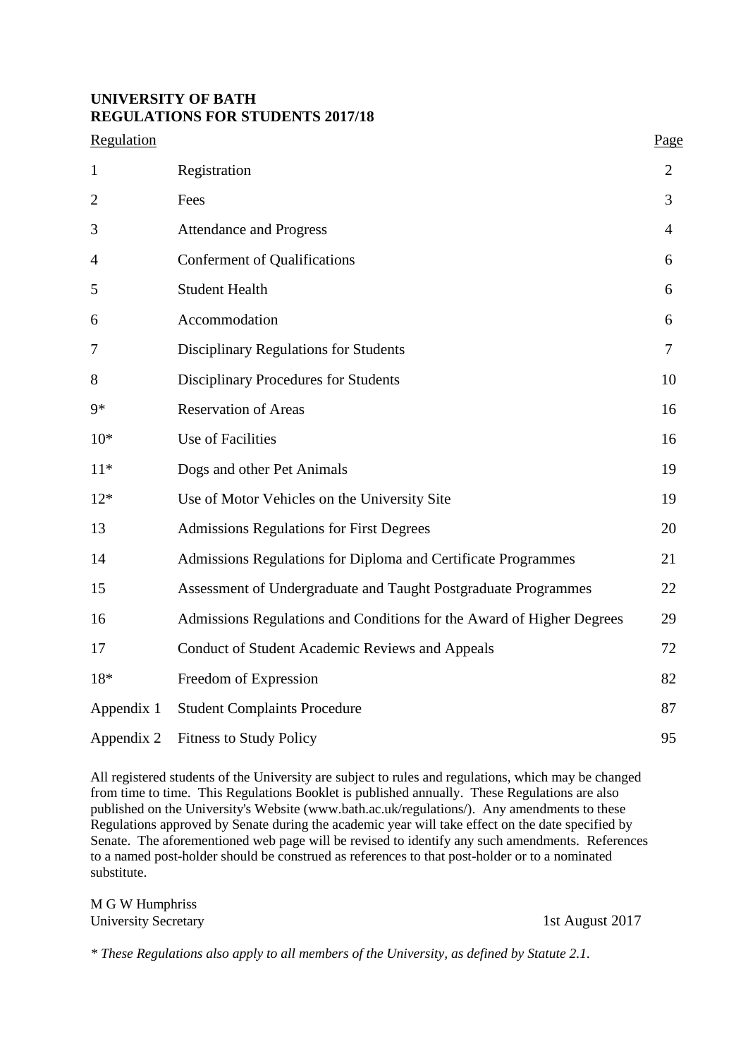# UNIVERSITY OF BATH
## REGULATIONS FOR STUDENTS 2017/18

| Regulation | | Page |
|---|---|---|
| 1 | Registration | 2 |
| 2 | Fees | 3 |
| 3 | Attendance and Progress | 4 |
| 4 | Conferment of Qualifications | 6 |
| 5 | Student Health | 6 |
| 6 | Accommodation | 6 |
| 7 | Disciplinary Regulations for Students | 7 |
| 8 | Disciplinary Procedures for Students | 10 |
| 9* | Reservation of Areas | 16 |
| 10* | Use of Facilities | 16 |
| 11* | Dogs and other Pet Animals | 19 |
| 12* | Use of Motor Vehicles on the University Site | 19 |
| 13 | Admissions Regulations for First Degrees | 20 |
| 14 | Admissions Regulations for Diploma and Certificate Programmes | 21 |
| 15 | Assessment of Undergraduate and Taught Postgraduate Programmes | 22 |
| 16 | Admissions Regulations and Conditions for the Award of Higher Degrees | 29 |
| 17 | Conduct of Student Academic Reviews and Appeals | 72 |
| 18* | Freedom of Expression | 82 |
| Appendix 1 | Student Complaints Procedure | 87 |
| Appendix 2 | Fitness to Study Policy | 95 |

All registered students of the University are subject to rules and regulations, which may be changed from time to time. This Regulations Booklet is published annually. These Regulations are also published on the University's Website (www.bath.ac.uk/regulations/). Any amendments to these Regulations approved by Senate during the academic year will take effect on the date specified by Senate. The aforementioned web page will be revised to identify any such amendments. References to a named post-holder should be construed as references to that post-holder or to a nominated substitute.

M G W Humphriss
University Secretary

1st August 2017

*\* These Regulations also apply to all members of the University, as defined by Statute 2.1.*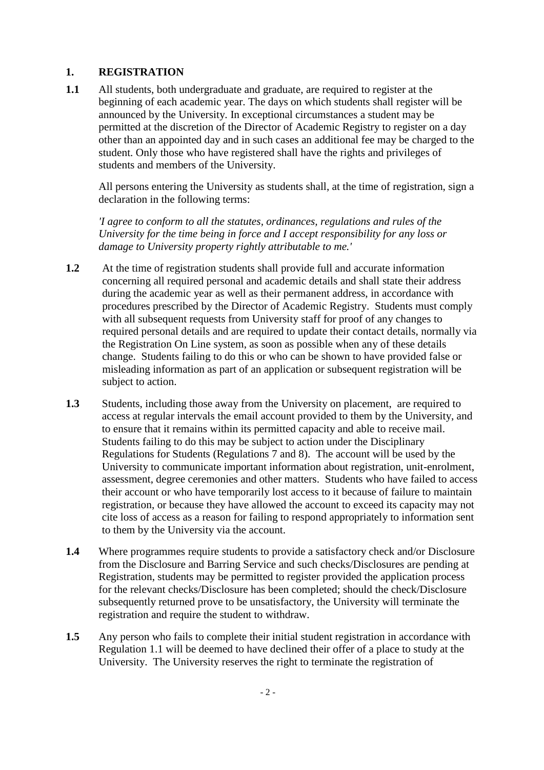## 1. REGISTRATION

**1.1** All students, both undergraduate and graduate, are required to register at the beginning of each academic year. The days on which students shall register will be announced by the University. In exceptional circumstances a student may be permitted at the discretion of the Director of Academic Registry to register on a day other than an appointed day and in such cases an additional fee may be charged to the student. Only those who have registered shall have the rights and privileges of students and members of the University.

All persons entering the University as students shall, at the time of registration, sign a declaration in the following terms:

*'I agree to conform to all the statutes, ordinances, regulations and rules of the University for the time being in force and I accept responsibility for any loss or damage to University property rightly attributable to me.'*

**1.2** At the time of registration students shall provide full and accurate information concerning all required personal and academic details and shall state their address during the academic year as well as their permanent address, in accordance with procedures prescribed by the Director of Academic Registry. Students must comply with all subsequent requests from University staff for proof of any changes to required personal details and are required to update their contact details, normally via the Registration On Line system, as soon as possible when any of these details change. Students failing to do this or who can be shown to have provided false or misleading information as part of an application or subsequent registration will be subject to action.

**1.3** Students, including those away from the University on placement, are required to access at regular intervals the email account provided to them by the University, and to ensure that it remains within its permitted capacity and able to receive mail. Students failing to do this may be subject to action under the Disciplinary Regulations for Students (Regulations 7 and 8). The account will be used by the University to communicate important information about registration, unit-enrolment, assessment, degree ceremonies and other matters. Students who have failed to access their account or who have temporarily lost access to it because of failure to maintain registration, or because they have allowed the account to exceed its capacity may not cite loss of access as a reason for failing to respond appropriately to information sent to them by the University via the account.

**1.4** Where programmes require students to provide a satisfactory check and/or Disclosure from the Disclosure and Barring Service and such checks/Disclosures are pending at Registration, students may be permitted to register provided the application process for the relevant checks/Disclosure has been completed; should the check/Disclosure subsequently returned prove to be unsatisfactory, the University will terminate the registration and require the student to withdraw.

**1.5** Any person who fails to complete their initial student registration in accordance with Regulation 1.1 will be deemed to have declined their offer of a place to study at the University. The University reserves the right to terminate the registration of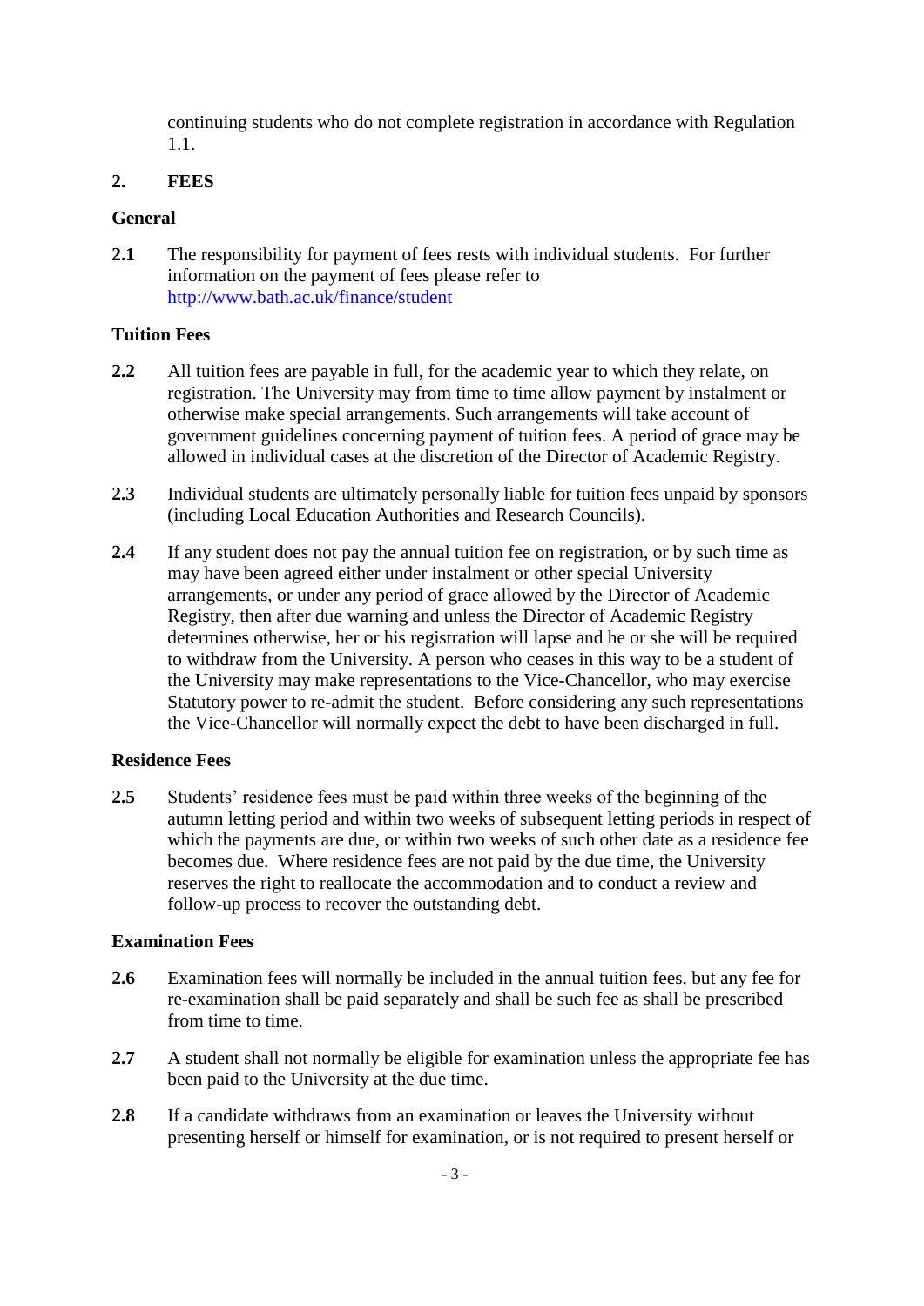continuing students who do not complete registration in accordance with Regulation 1.1.

## 2. FEES

### General

**2.1** The responsibility for payment of fees rests with individual students. For further information on the payment of fees please refer to http://www.bath.ac.uk/finance/student

### Tuition Fees

**2.2** All tuition fees are payable in full, for the academic year to which they relate, on registration. The University may from time to time allow payment by instalment or otherwise make special arrangements. Such arrangements will take account of government guidelines concerning payment of tuition fees. A period of grace may be allowed in individual cases at the discretion of the Director of Academic Registry.

**2.3** Individual students are ultimately personally liable for tuition fees unpaid by sponsors (including Local Education Authorities and Research Councils).

**2.4** If any student does not pay the annual tuition fee on registration, or by such time as may have been agreed either under instalment or other special University arrangements, or under any period of grace allowed by the Director of Academic Registry, then after due warning and unless the Director of Academic Registry determines otherwise, her or his registration will lapse and he or she will be required to withdraw from the University. A person who ceases in this way to be a student of the University may make representations to the Vice-Chancellor, who may exercise Statutory power to re-admit the student. Before considering any such representations the Vice-Chancellor will normally expect the debt to have been discharged in full.

### Residence Fees

**2.5** Students' residence fees must be paid within three weeks of the beginning of the autumn letting period and within two weeks of subsequent letting periods in respect of which the payments are due, or within two weeks of such other date as a residence fee becomes due. Where residence fees are not paid by the due time, the University reserves the right to reallocate the accommodation and to conduct a review and follow-up process to recover the outstanding debt.

### Examination Fees

**2.6** Examination fees will normally be included in the annual tuition fees, but any fee for re-examination shall be paid separately and shall be such fee as shall be prescribed from time to time.

**2.7** A student shall not normally be eligible for examination unless the appropriate fee has been paid to the University at the due time.

**2.8** If a candidate withdraws from an examination or leaves the University without presenting herself or himself for examination, or is not required to present herself or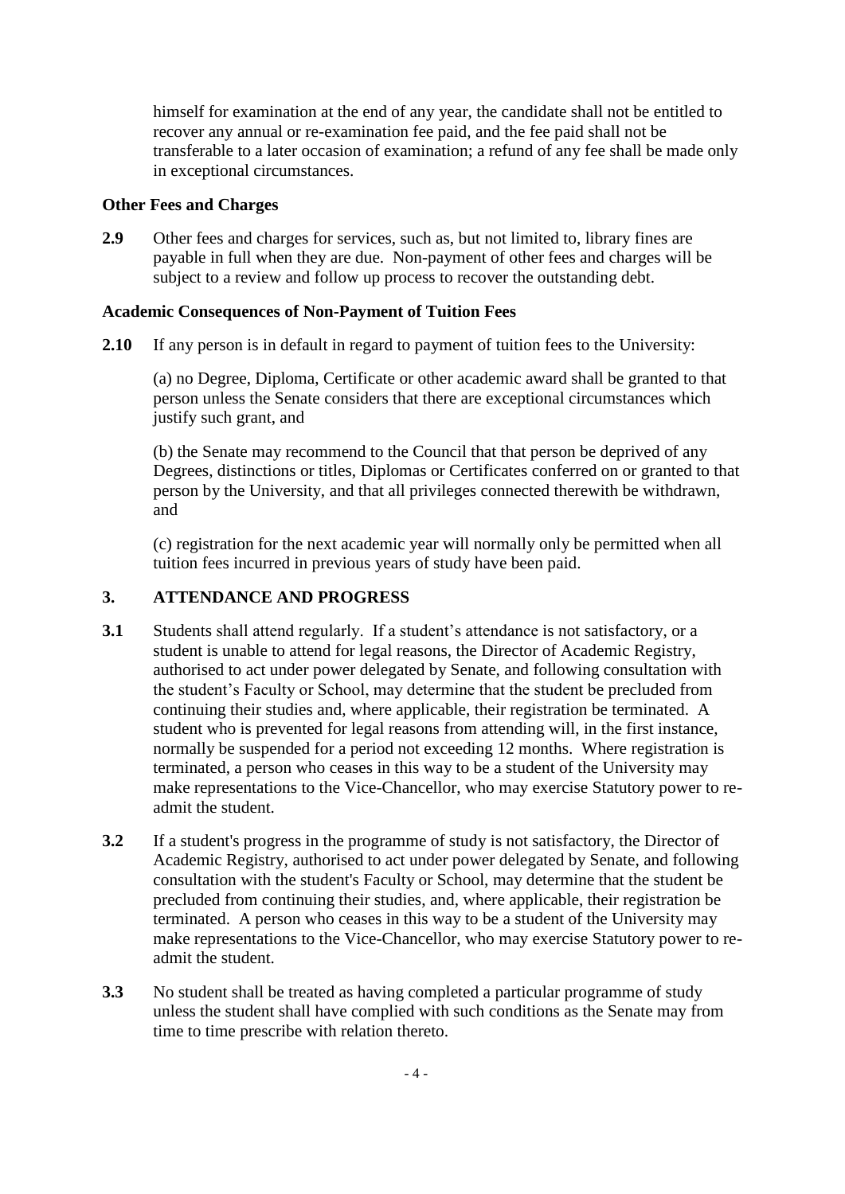himself for examination at the end of any year, the candidate shall not be entitled to recover any annual or re-examination fee paid, and the fee paid shall not be transferable to a later occasion of examination; a refund of any fee shall be made only in exceptional circumstances.

**Other Fees and Charges**

**2.9** Other fees and charges for services, such as, but not limited to, library fines are payable in full when they are due. Non-payment of other fees and charges will be subject to a review and follow up process to recover the outstanding debt.

**Academic Consequences of Non-Payment of Tuition Fees**

**2.10** If any person is in default in regard to payment of tuition fees to the University:

(a) no Degree, Diploma, Certificate or other academic award shall be granted to that person unless the Senate considers that there are exceptional circumstances which justify such grant, and

(b) the Senate may recommend to the Council that that person be deprived of any Degrees, distinctions or titles, Diplomas or Certificates conferred on or granted to that person by the University, and that all privileges connected therewith be withdrawn, and

(c) registration for the next academic year will normally only be permitted when all tuition fees incurred in previous years of study have been paid.

## 3. ATTENDANCE AND PROGRESS

**3.1** Students shall attend regularly. If a student's attendance is not satisfactory, or a student is unable to attend for legal reasons, the Director of Academic Registry, authorised to act under power delegated by Senate, and following consultation with the student's Faculty or School, may determine that the student be precluded from continuing their studies and, where applicable, their registration be terminated. A student who is prevented for legal reasons from attending will, in the first instance, normally be suspended for a period not exceeding 12 months. Where registration is terminated, a person who ceases in this way to be a student of the University may make representations to the Vice-Chancellor, who may exercise Statutory power to re-admit the student.

**3.2** If a student's progress in the programme of study is not satisfactory, the Director of Academic Registry, authorised to act under power delegated by Senate, and following consultation with the student's Faculty or School, may determine that the student be precluded from continuing their studies, and, where applicable, their registration be terminated. A person who ceases in this way to be a student of the University may make representations to the Vice-Chancellor, who may exercise Statutory power to re-admit the student.

**3.3** No student shall be treated as having completed a particular programme of study unless the student shall have complied with such conditions as the Senate may from time to time prescribe with relation thereto.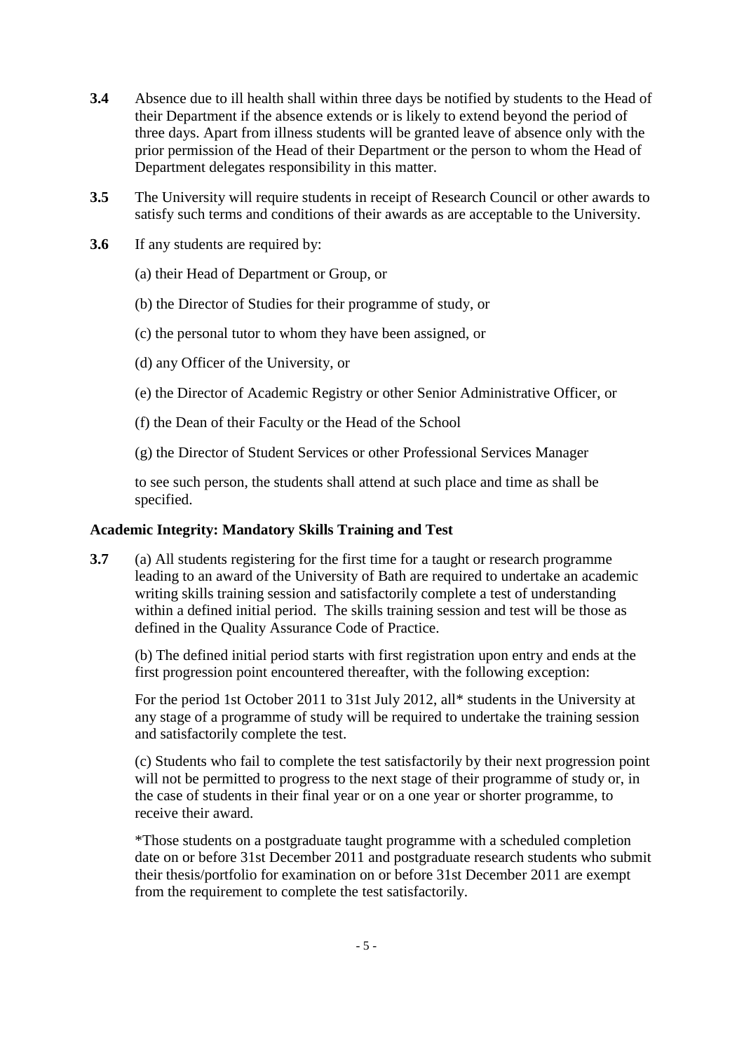**3.4** Absence due to ill health shall within three days be notified by students to the Head of their Department if the absence extends or is likely to extend beyond the period of three days. Apart from illness students will be granted leave of absence only with the prior permission of the Head of their Department or the person to whom the Head of Department delegates responsibility in this matter.

**3.5** The University will require students in receipt of Research Council or other awards to satisfy such terms and conditions of their awards as are acceptable to the University.

**3.6** If any students are required by:

(a) their Head of Department or Group, or

(b) the Director of Studies for their programme of study, or

(c) the personal tutor to whom they have been assigned, or

(d) any Officer of the University, or

(e) the Director of Academic Registry or other Senior Administrative Officer, or

(f) the Dean of their Faculty or the Head of the School

(g) the Director of Student Services or other Professional Services Manager

to see such person, the students shall attend at such place and time as shall be specified.

**Academic Integrity: Mandatory Skills Training and Test**

**3.7** (a) All students registering for the first time for a taught or research programme leading to an award of the University of Bath are required to undertake an academic writing skills training session and satisfactorily complete a test of understanding within a defined initial period. The skills training session and test will be those as defined in the Quality Assurance Code of Practice.

(b) The defined initial period starts with first registration upon entry and ends at the first progression point encountered thereafter, with the following exception:

For the period 1st October 2011 to 31st July 2012, all* students in the University at any stage of a programme of study will be required to undertake the training session and satisfactorily complete the test.

(c) Students who fail to complete the test satisfactorily by their next progression point will not be permitted to progress to the next stage of their programme of study or, in the case of students in their final year or on a one year or shorter programme, to receive their award.

*Those students on a postgraduate taught programme with a scheduled completion date on or before 31st December 2011 and postgraduate research students who submit their thesis/portfolio for examination on or before 31st December 2011 are exempt from the requirement to complete the test satisfactorily.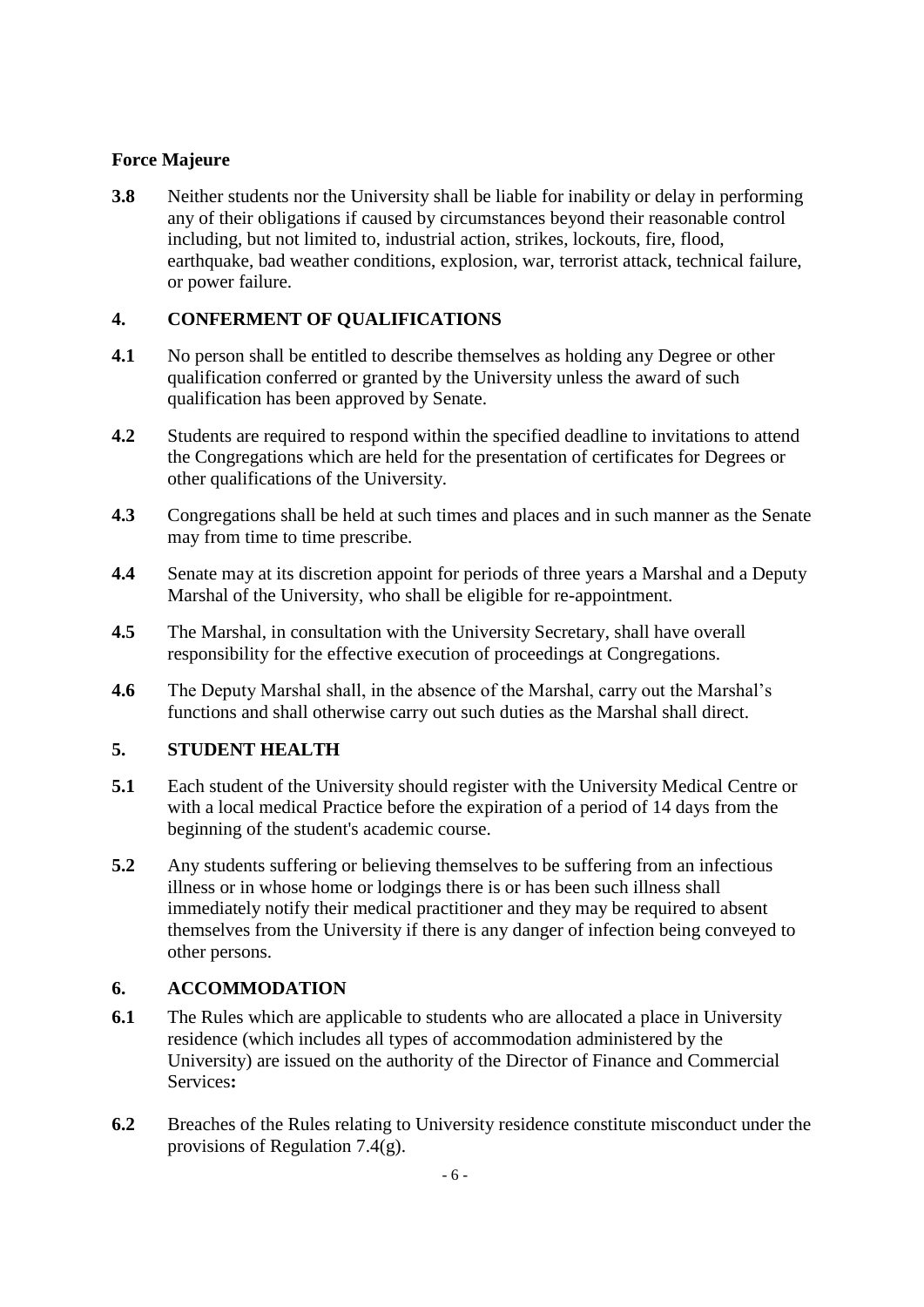**Force Majeure**

**3.8** Neither students nor the University shall be liable for inability or delay in performing any of their obligations if caused by circumstances beyond their reasonable control including, but not limited to, industrial action, strikes, lockouts, fire, flood, earthquake, bad weather conditions, explosion, war, terrorist attack, technical failure, or power failure.

## 4. CONFERMENT OF QUALIFICATIONS

**4.1** No person shall be entitled to describe themselves as holding any Degree or other qualification conferred or granted by the University unless the award of such qualification has been approved by Senate.

**4.2** Students are required to respond within the specified deadline to invitations to attend the Congregations which are held for the presentation of certificates for Degrees or other qualifications of the University.

**4.3** Congregations shall be held at such times and places and in such manner as the Senate may from time to time prescribe.

**4.4** Senate may at its discretion appoint for periods of three years a Marshal and a Deputy Marshal of the University, who shall be eligible for re-appointment.

**4.5** The Marshal, in consultation with the University Secretary, shall have overall responsibility for the effective execution of proceedings at Congregations.

**4.6** The Deputy Marshal shall, in the absence of the Marshal, carry out the Marshal's functions and shall otherwise carry out such duties as the Marshal shall direct.

## 5. STUDENT HEALTH

**5.1** Each student of the University should register with the University Medical Centre or with a local medical Practice before the expiration of a period of 14 days from the beginning of the student's academic course.

**5.2** Any students suffering or believing themselves to be suffering from an infectious illness or in whose home or lodgings there is or has been such illness shall immediately notify their medical practitioner and they may be required to absent themselves from the University if there is any danger of infection being conveyed to other persons.

## 6. ACCOMMODATION

**6.1** The Rules which are applicable to students who are allocated a place in University residence (which includes all types of accommodation administered by the University) are issued on the authority of the Director of Finance and Commercial Services**:**

**6.2** Breaches of the Rules relating to University residence constitute misconduct under the provisions of Regulation 7.4(g).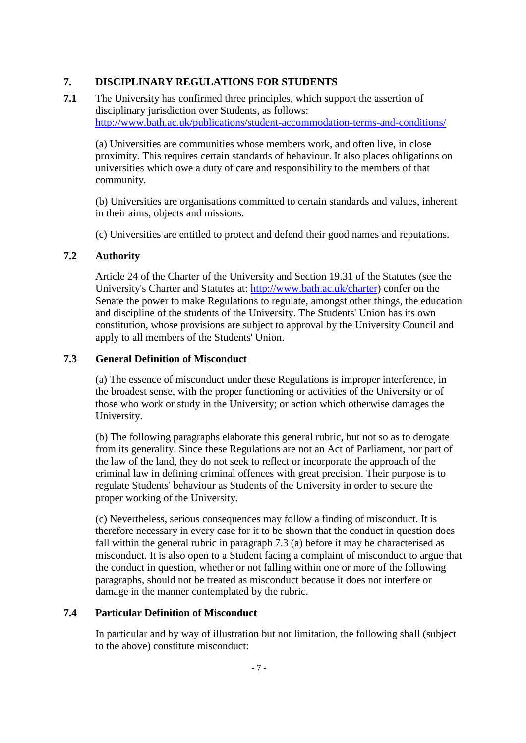## 7. DISCIPLINARY REGULATIONS FOR STUDENTS

**7.1** The University has confirmed three principles, which support the assertion of disciplinary jurisdiction over Students, as follows: http://www.bath.ac.uk/publications/student-accommodation-terms-and-conditions/

(a) Universities are communities whose members work, and often live, in close proximity. This requires certain standards of behaviour. It also places obligations on universities which owe a duty of care and responsibility to the members of that community.

(b) Universities are organisations committed to certain standards and values, inherent in their aims, objects and missions.

(c) Universities are entitled to protect and defend their good names and reputations.

### 7.2 Authority

Article 24 of the Charter of the University and Section 19.31 of the Statutes (see the University's Charter and Statutes at: http://www.bath.ac.uk/charter) confer on the Senate the power to make Regulations to regulate, amongst other things, the education and discipline of the students of the University. The Students' Union has its own constitution, whose provisions are subject to approval by the University Council and apply to all members of the Students' Union.

### 7.3 General Definition of Misconduct

(a) The essence of misconduct under these Regulations is improper interference, in the broadest sense, with the proper functioning or activities of the University or of those who work or study in the University; or action which otherwise damages the University.

(b) The following paragraphs elaborate this general rubric, but not so as to derogate from its generality. Since these Regulations are not an Act of Parliament, nor part of the law of the land, they do not seek to reflect or incorporate the approach of the criminal law in defining criminal offences with great precision. Their purpose is to regulate Students' behaviour as Students of the University in order to secure the proper working of the University.

(c) Nevertheless, serious consequences may follow a finding of misconduct. It is therefore necessary in every case for it to be shown that the conduct in question does fall within the general rubric in paragraph 7.3 (a) before it may be characterised as misconduct. It is also open to a Student facing a complaint of misconduct to argue that the conduct in question, whether or not falling within one or more of the following paragraphs, should not be treated as misconduct because it does not interfere or damage in the manner contemplated by the rubric.

### 7.4 Particular Definition of Misconduct

In particular and by way of illustration but not limitation, the following shall (subject to the above) constitute misconduct: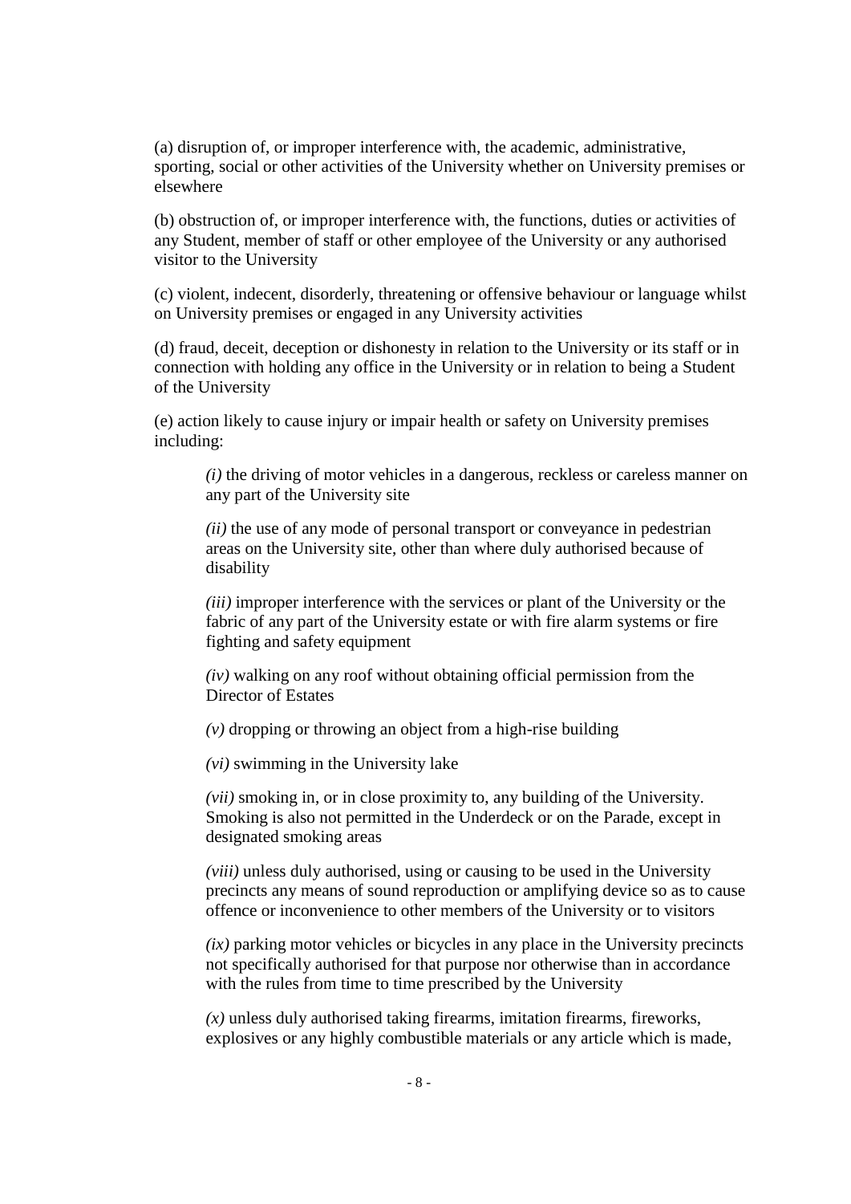(a) disruption of, or improper interference with, the academic, administrative, sporting, social or other activities of the University whether on University premises or elsewhere

(b) obstruction of, or improper interference with, the functions, duties or activities of any Student, member of staff or other employee of the University or any authorised visitor to the University

(c) violent, indecent, disorderly, threatening or offensive behaviour or language whilst on University premises or engaged in any University activities

(d) fraud, deceit, deception or dishonesty in relation to the University or its staff or in connection with holding any office in the University or in relation to being a Student of the University

(e) action likely to cause injury or impair health or safety on University premises including:

> *(i)* the driving of motor vehicles in a dangerous, reckless or careless manner on any part of the University site
>
> *(ii)* the use of any mode of personal transport or conveyance in pedestrian areas on the University site, other than where duly authorised because of disability
>
> *(iii)* improper interference with the services or plant of the University or the fabric of any part of the University estate or with fire alarm systems or fire fighting and safety equipment
>
> *(iv)* walking on any roof without obtaining official permission from the Director of Estates
>
> *(v)* dropping or throwing an object from a high-rise building
>
> *(vi)* swimming in the University lake
>
> *(vii)* smoking in, or in close proximity to, any building of the University. Smoking is also not permitted in the Underdeck or on the Parade, except in designated smoking areas
>
> *(viii)* unless duly authorised, using or causing to be used in the University precincts any means of sound reproduction or amplifying device so as to cause offence or inconvenience to other members of the University or to visitors
>
> *(ix)* parking motor vehicles or bicycles in any place in the University precincts not specifically authorised for that purpose nor otherwise than in accordance with the rules from time to time prescribed by the University
>
> *(x)* unless duly authorised taking firearms, imitation firearms, fireworks, explosives or any highly combustible materials or any article which is made,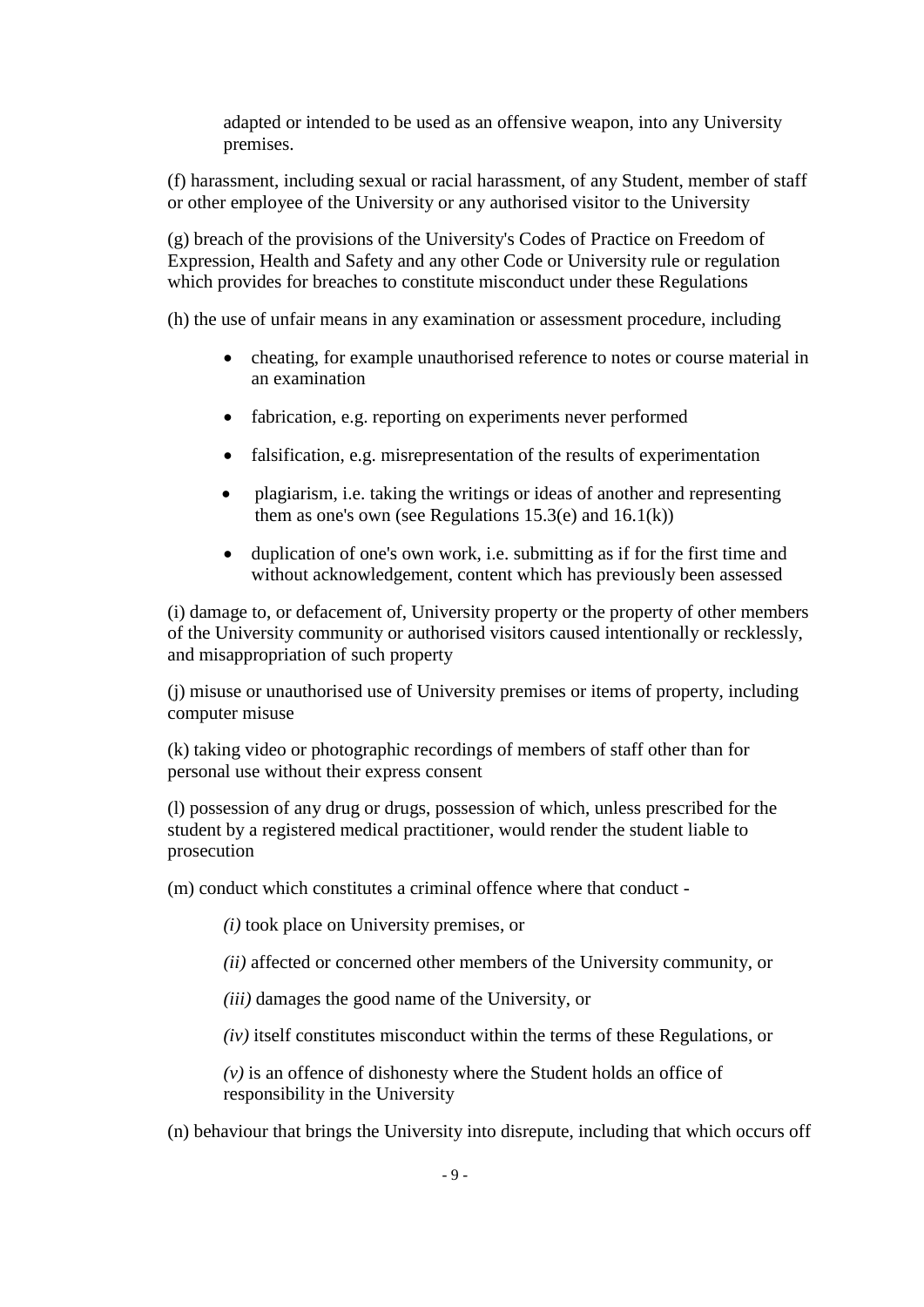adapted or intended to be used as an offensive weapon, into any University premises.

(f) harassment, including sexual or racial harassment, of any Student, member of staff or other employee of the University or any authorised visitor to the University

(g) breach of the provisions of the University's Codes of Practice on Freedom of Expression, Health and Safety and any other Code or University rule or regulation which provides for breaches to constitute misconduct under these Regulations

(h) the use of unfair means in any examination or assessment procedure, including

- cheating, for example unauthorised reference to notes or course material in an examination
- fabrication, e.g. reporting on experiments never performed
- falsification, e.g. misrepresentation of the results of experimentation
- plagiarism, i.e. taking the writings or ideas of another and representing them as one's own (see Regulations 15.3(e) and 16.1(k))
- duplication of one's own work, i.e. submitting as if for the first time and without acknowledgement, content which has previously been assessed

(i) damage to, or defacement of, University property or the property of other members of the University community or authorised visitors caused intentionally or recklessly, and misappropriation of such property

(j) misuse or unauthorised use of University premises or items of property, including computer misuse

(k) taking video or photographic recordings of members of staff other than for personal use without their express consent

(l) possession of any drug or drugs, possession of which, unless prescribed for the student by a registered medical practitioner, would render the student liable to prosecution

(m) conduct which constitutes a criminal offence where that conduct -

*(i)* took place on University premises, or

*(ii)* affected or concerned other members of the University community, or

*(iii)* damages the good name of the University, or

*(iv)* itself constitutes misconduct within the terms of these Regulations, or

*(v)* is an offence of dishonesty where the Student holds an office of responsibility in the University

(n) behaviour that brings the University into disrepute, including that which occurs off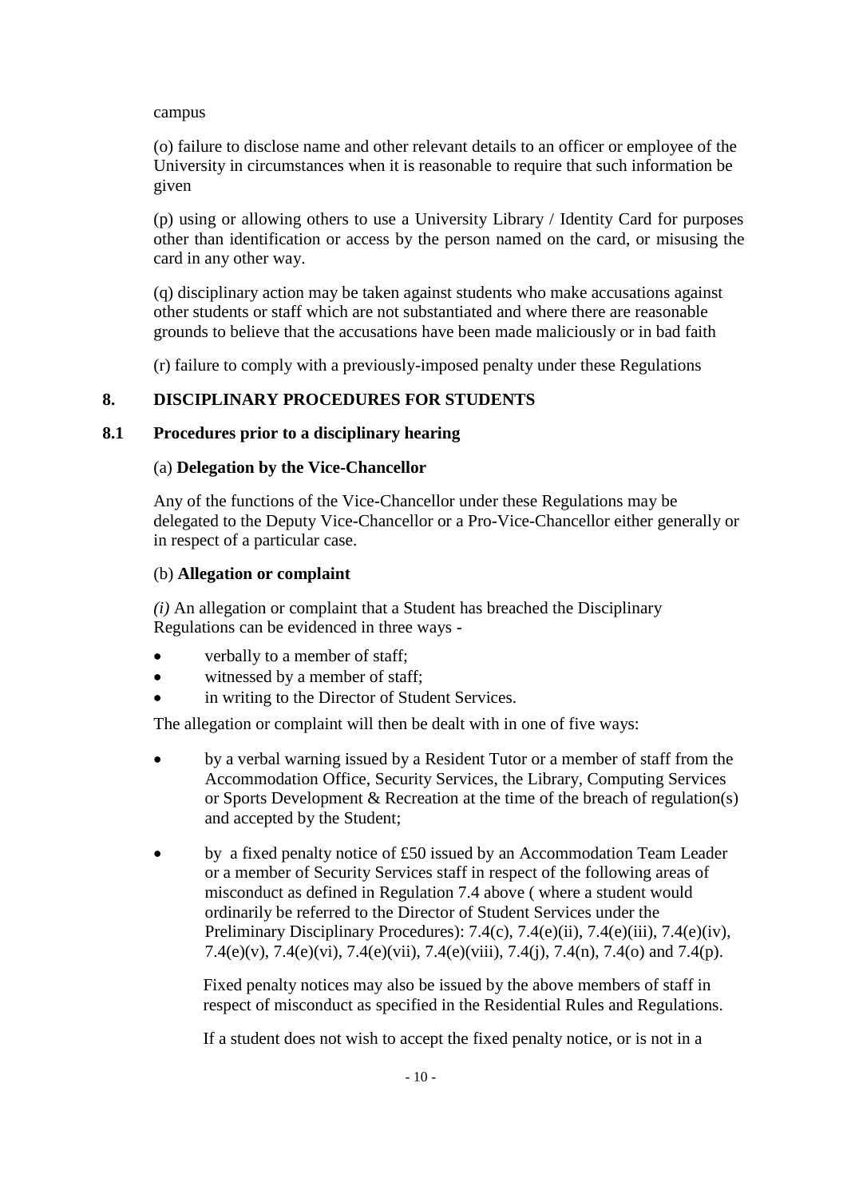campus

(o) failure to disclose name and other relevant details to an officer or employee of the University in circumstances when it is reasonable to require that such information be given

(p) using or allowing others to use a University Library / Identity Card for purposes other than identification or access by the person named on the card, or misusing the card in any other way.

(q) disciplinary action may be taken against students who make accusations against other students or staff which are not substantiated and where there are reasonable grounds to believe that the accusations have been made maliciously or in bad faith

(r) failure to comply with a previously-imposed penalty under these Regulations

## 8. DISCIPLINARY PROCEDURES FOR STUDENTS

### 8.1 Procedures prior to a disciplinary hearing

(a) **Delegation by the Vice-Chancellor**

Any of the functions of the Vice-Chancellor under these Regulations may be delegated to the Deputy Vice-Chancellor or a Pro-Vice-Chancellor either generally or in respect of a particular case.

(b) **Allegation or complaint**

*(i)* An allegation or complaint that a Student has breached the Disciplinary Regulations can be evidenced in three ways -

- verbally to a member of staff;
- witnessed by a member of staff;
- in writing to the Director of Student Services.

The allegation or complaint will then be dealt with in one of five ways:

- by a verbal warning issued by a Resident Tutor or a member of staff from the Accommodation Office, Security Services, the Library, Computing Services or Sports Development & Recreation at the time of the breach of regulation(s) and accepted by the Student;

- by a fixed penalty notice of £50 issued by an Accommodation Team Leader or a member of Security Services staff in respect of the following areas of misconduct as defined in Regulation 7.4 above ( where a student would ordinarily be referred to the Director of Student Services under the Preliminary Disciplinary Procedures): 7.4(c), 7.4(e)(ii), 7.4(e)(iii), 7.4(e)(iv), 7.4(e)(v), 7.4(e)(vi), 7.4(e)(vii), 7.4(e)(viii), 7.4(j), 7.4(n), 7.4(o) and 7.4(p).

  Fixed penalty notices may also be issued by the above members of staff in respect of misconduct as specified in the Residential Rules and Regulations.

  If a student does not wish to accept the fixed penalty notice, or is not in a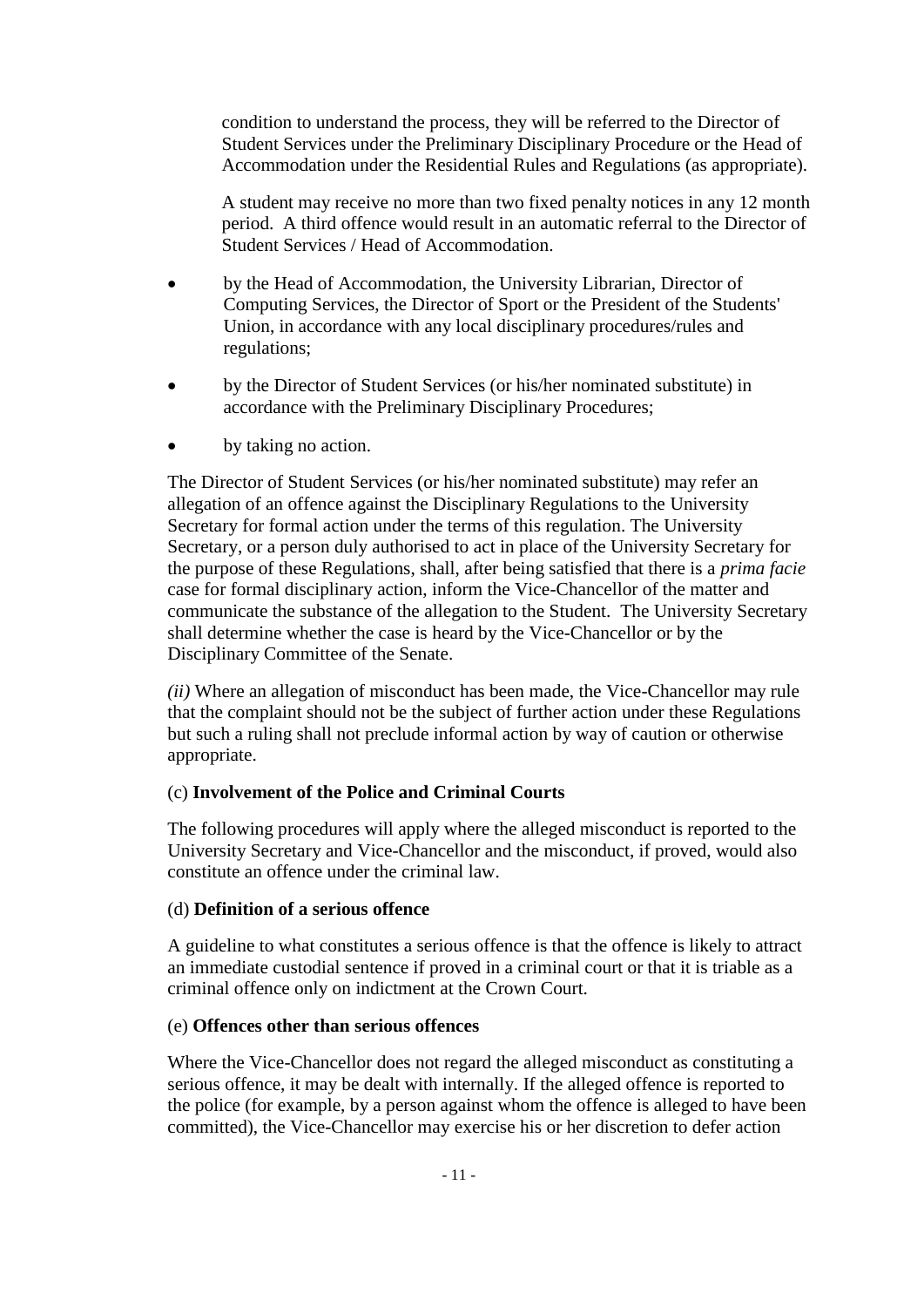condition to understand the process, they will be referred to the Director of Student Services under the Preliminary Disciplinary Procedure or the Head of Accommodation under the Residential Rules and Regulations (as appropriate).

A student may receive no more than two fixed penalty notices in any 12 month period. A third offence would result in an automatic referral to the Director of Student Services / Head of Accommodation.

- by the Head of Accommodation, the University Librarian, Director of Computing Services, the Director of Sport or the President of the Students' Union, in accordance with any local disciplinary procedures/rules and regulations;
- by the Director of Student Services (or his/her nominated substitute) in accordance with the Preliminary Disciplinary Procedures;
- by taking no action.

The Director of Student Services (or his/her nominated substitute) may refer an allegation of an offence against the Disciplinary Regulations to the University Secretary for formal action under the terms of this regulation. The University Secretary, or a person duly authorised to act in place of the University Secretary for the purpose of these Regulations, shall, after being satisfied that there is a *prima facie* case for formal disciplinary action, inform the Vice-Chancellor of the matter and communicate the substance of the allegation to the Student. The University Secretary shall determine whether the case is heard by the Vice-Chancellor or by the Disciplinary Committee of the Senate.

*(ii)* Where an allegation of misconduct has been made, the Vice-Chancellor may rule that the complaint should not be the subject of further action under these Regulations but such a ruling shall not preclude informal action by way of caution or otherwise appropriate.

(c) **Involvement of the Police and Criminal Courts**

The following procedures will apply where the alleged misconduct is reported to the University Secretary and Vice-Chancellor and the misconduct, if proved, would also constitute an offence under the criminal law.

(d) **Definition of a serious offence**

A guideline to what constitutes a serious offence is that the offence is likely to attract an immediate custodial sentence if proved in a criminal court or that it is triable as a criminal offence only on indictment at the Crown Court.

(e) **Offences other than serious offences**

Where the Vice-Chancellor does not regard the alleged misconduct as constituting a serious offence, it may be dealt with internally. If the alleged offence is reported to the police (for example, by a person against whom the offence is alleged to have been committed), the Vice-Chancellor may exercise his or her discretion to defer action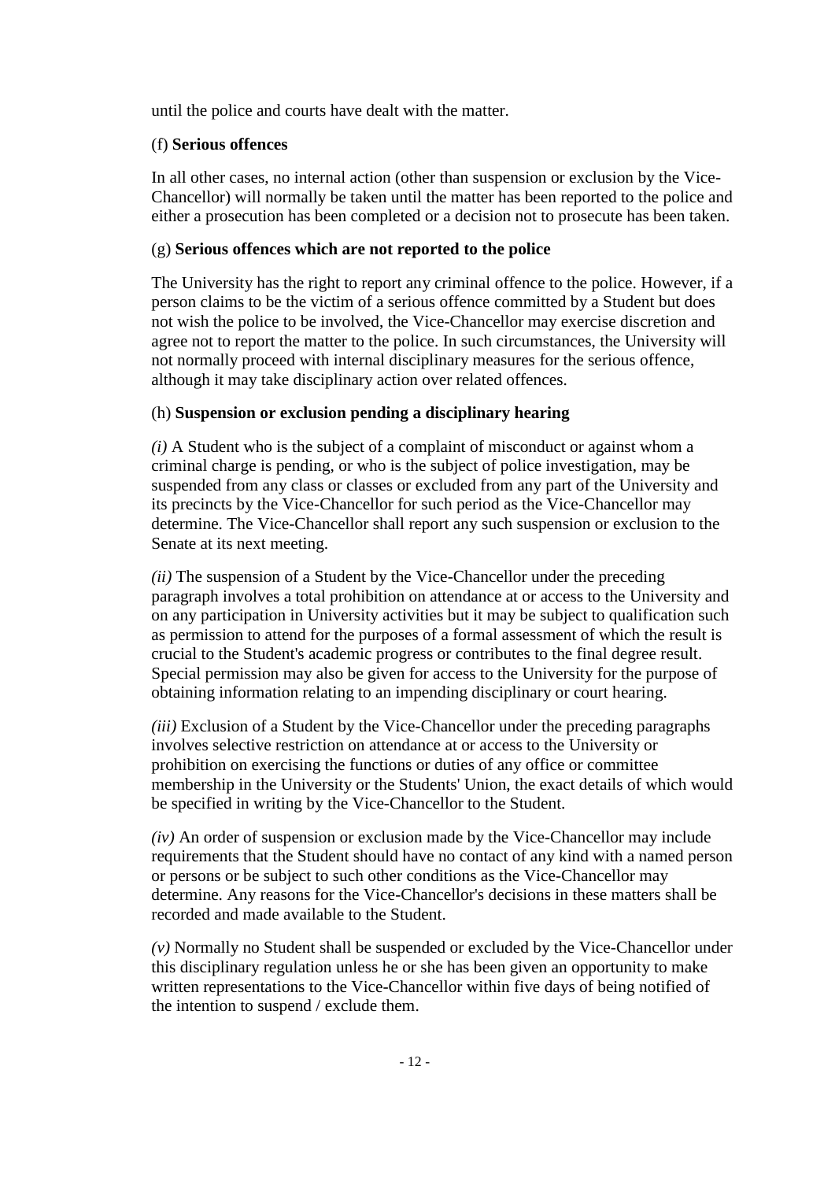until the police and courts have dealt with the matter.

(f) **Serious offences**

In all other cases, no internal action (other than suspension or exclusion by the Vice-Chancellor) will normally be taken until the matter has been reported to the police and either a prosecution has been completed or a decision not to prosecute has been taken.

(g) **Serious offences which are not reported to the police**

The University has the right to report any criminal offence to the police. However, if a person claims to be the victim of a serious offence committed by a Student but does not wish the police to be involved, the Vice-Chancellor may exercise discretion and agree not to report the matter to the police. In such circumstances, the University will not normally proceed with internal disciplinary measures for the serious offence, although it may take disciplinary action over related offences.

(h) **Suspension or exclusion pending a disciplinary hearing**

*(i)* A Student who is the subject of a complaint of misconduct or against whom a criminal charge is pending, or who is the subject of police investigation, may be suspended from any class or classes or excluded from any part of the University and its precincts by the Vice-Chancellor for such period as the Vice-Chancellor may determine. The Vice-Chancellor shall report any such suspension or exclusion to the Senate at its next meeting.

*(ii)* The suspension of a Student by the Vice-Chancellor under the preceding paragraph involves a total prohibition on attendance at or access to the University and on any participation in University activities but it may be subject to qualification such as permission to attend for the purposes of a formal assessment of which the result is crucial to the Student's academic progress or contributes to the final degree result. Special permission may also be given for access to the University for the purpose of obtaining information relating to an impending disciplinary or court hearing.

*(iii)* Exclusion of a Student by the Vice-Chancellor under the preceding paragraphs involves selective restriction on attendance at or access to the University or prohibition on exercising the functions or duties of any office or committee membership in the University or the Students' Union, the exact details of which would be specified in writing by the Vice-Chancellor to the Student.

*(iv)* An order of suspension or exclusion made by the Vice-Chancellor may include requirements that the Student should have no contact of any kind with a named person or persons or be subject to such other conditions as the Vice-Chancellor may determine. Any reasons for the Vice-Chancellor's decisions in these matters shall be recorded and made available to the Student.

*(v)* Normally no Student shall be suspended or excluded by the Vice-Chancellor under this disciplinary regulation unless he or she has been given an opportunity to make written representations to the Vice-Chancellor within five days of being notified of the intention to suspend / exclude them.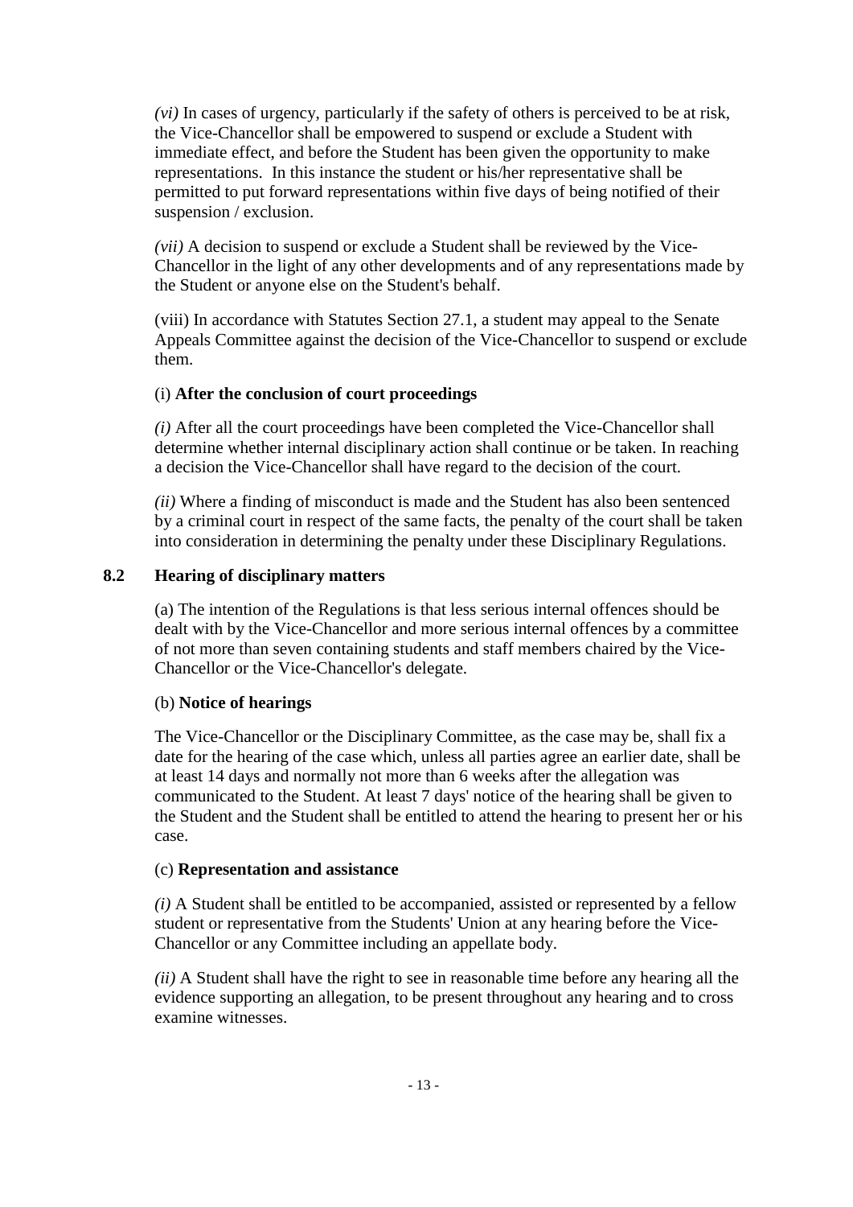*(vi)* In cases of urgency, particularly if the safety of others is perceived to be at risk, the Vice-Chancellor shall be empowered to suspend or exclude a Student with immediate effect, and before the Student has been given the opportunity to make representations. In this instance the student or his/her representative shall be permitted to put forward representations within five days of being notified of their suspension / exclusion.

*(vii)* A decision to suspend or exclude a Student shall be reviewed by the Vice-Chancellor in the light of any other developments and of any representations made by the Student or anyone else on the Student's behalf.

(viii) In accordance with Statutes Section 27.1, a student may appeal to the Senate Appeals Committee against the decision of the Vice-Chancellor to suspend or exclude them.

(i) **After the conclusion of court proceedings**

*(i)* After all the court proceedings have been completed the Vice-Chancellor shall determine whether internal disciplinary action shall continue or be taken. In reaching a decision the Vice-Chancellor shall have regard to the decision of the court.

*(ii)* Where a finding of misconduct is made and the Student has also been sentenced by a criminal court in respect of the same facts, the penalty of the court shall be taken into consideration in determining the penalty under these Disciplinary Regulations.

### 8.2 Hearing of disciplinary matters

(a) The intention of the Regulations is that less serious internal offences should be dealt with by the Vice-Chancellor and more serious internal offences by a committee of not more than seven containing students and staff members chaired by the Vice-Chancellor or the Vice-Chancellor's delegate.

(b) **Notice of hearings**

The Vice-Chancellor or the Disciplinary Committee, as the case may be, shall fix a date for the hearing of the case which, unless all parties agree an earlier date, shall be at least 14 days and normally not more than 6 weeks after the allegation was communicated to the Student. At least 7 days' notice of the hearing shall be given to the Student and the Student shall be entitled to attend the hearing to present her or his case.

(c) **Representation and assistance**

*(i)* A Student shall be entitled to be accompanied, assisted or represented by a fellow student or representative from the Students' Union at any hearing before the Vice-Chancellor or any Committee including an appellate body.

*(ii)* A Student shall have the right to see in reasonable time before any hearing all the evidence supporting an allegation, to be present throughout any hearing and to cross examine witnesses.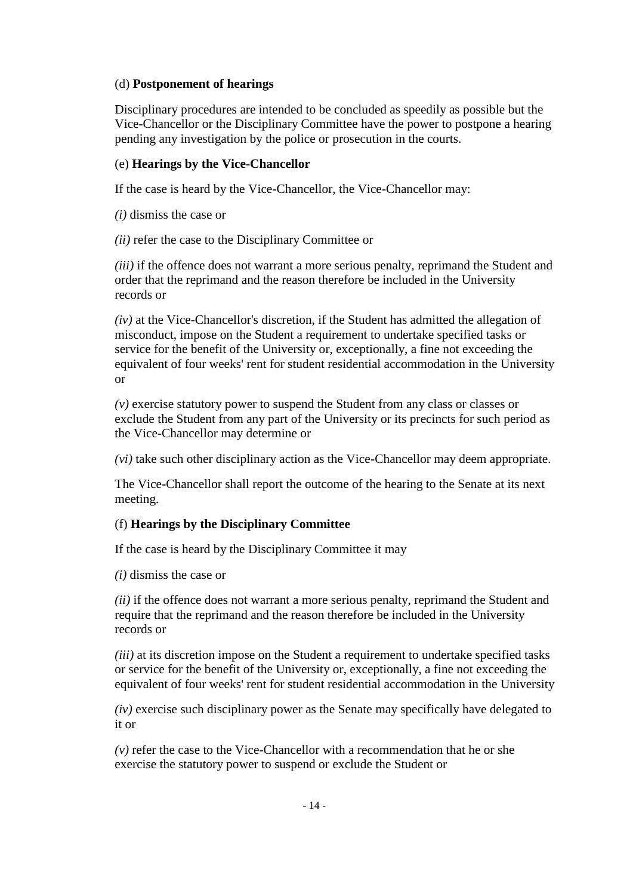(d) **Postponement of hearings**

Disciplinary procedures are intended to be concluded as speedily as possible but the Vice-Chancellor or the Disciplinary Committee have the power to postpone a hearing pending any investigation by the police or prosecution in the courts.

(e) **Hearings by the Vice-Chancellor**

If the case is heard by the Vice-Chancellor, the Vice-Chancellor may:

*(i)* dismiss the case or

*(ii)* refer the case to the Disciplinary Committee or

*(iii)* if the offence does not warrant a more serious penalty, reprimand the Student and order that the reprimand and the reason therefore be included in the University records or

*(iv)* at the Vice-Chancellor's discretion, if the Student has admitted the allegation of misconduct, impose on the Student a requirement to undertake specified tasks or service for the benefit of the University or, exceptionally, a fine not exceeding the equivalent of four weeks' rent for student residential accommodation in the University or

*(v)* exercise statutory power to suspend the Student from any class or classes or exclude the Student from any part of the University or its precincts for such period as the Vice-Chancellor may determine or

*(vi)* take such other disciplinary action as the Vice-Chancellor may deem appropriate.

The Vice-Chancellor shall report the outcome of the hearing to the Senate at its next meeting.

(f) **Hearings by the Disciplinary Committee**

If the case is heard by the Disciplinary Committee it may

*(i)* dismiss the case or

*(ii)* if the offence does not warrant a more serious penalty, reprimand the Student and require that the reprimand and the reason therefore be included in the University records or

*(iii)* at its discretion impose on the Student a requirement to undertake specified tasks or service for the benefit of the University or, exceptionally, a fine not exceeding the equivalent of four weeks' rent for student residential accommodation in the University

*(iv)* exercise such disciplinary power as the Senate may specifically have delegated to it or

*(v)* refer the case to the Vice-Chancellor with a recommendation that he or she exercise the statutory power to suspend or exclude the Student or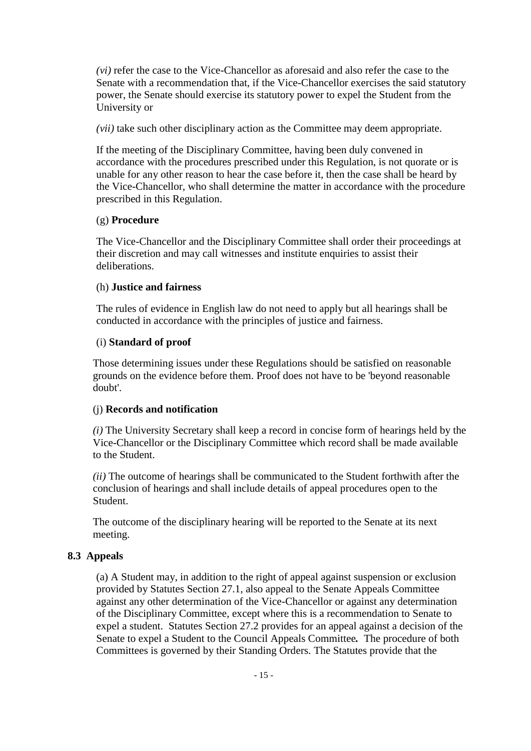*(vi)* refer the case to the Vice-Chancellor as aforesaid and also refer the case to the Senate with a recommendation that, if the Vice-Chancellor exercises the said statutory power, the Senate should exercise its statutory power to expel the Student from the University or

*(vii)* take such other disciplinary action as the Committee may deem appropriate.

If the meeting of the Disciplinary Committee, having been duly convened in accordance with the procedures prescribed under this Regulation, is not quorate or is unable for any other reason to hear the case before it, then the case shall be heard by the Vice-Chancellor, who shall determine the matter in accordance with the procedure prescribed in this Regulation.

(g) **Procedure**

The Vice-Chancellor and the Disciplinary Committee shall order their proceedings at their discretion and may call witnesses and institute enquiries to assist their deliberations.

(h) **Justice and fairness**

The rules of evidence in English law do not need to apply but all hearings shall be conducted in accordance with the principles of justice and fairness.

(i) **Standard of proof**

Those determining issues under these Regulations should be satisfied on reasonable grounds on the evidence before them. Proof does not have to be 'beyond reasonable doubt'.

(j) **Records and notification**

*(i)* The University Secretary shall keep a record in concise form of hearings held by the Vice-Chancellor or the Disciplinary Committee which record shall be made available to the Student.

*(ii)* The outcome of hearings shall be communicated to the Student forthwith after the conclusion of hearings and shall include details of appeal procedures open to the Student.

The outcome of the disciplinary hearing will be reported to the Senate at its next meeting.

### 8.3 Appeals

(a) A Student may, in addition to the right of appeal against suspension or exclusion provided by Statutes Section 27.1, also appeal to the Senate Appeals Committee against any other determination of the Vice-Chancellor or against any determination of the Disciplinary Committee, except where this is a recommendation to Senate to expel a student. Statutes Section 27.2 provides for an appeal against a decision of the Senate to expel a Student to the Council Appeals Committee**.** The procedure of both Committees is governed by their Standing Orders. The Statutes provide that the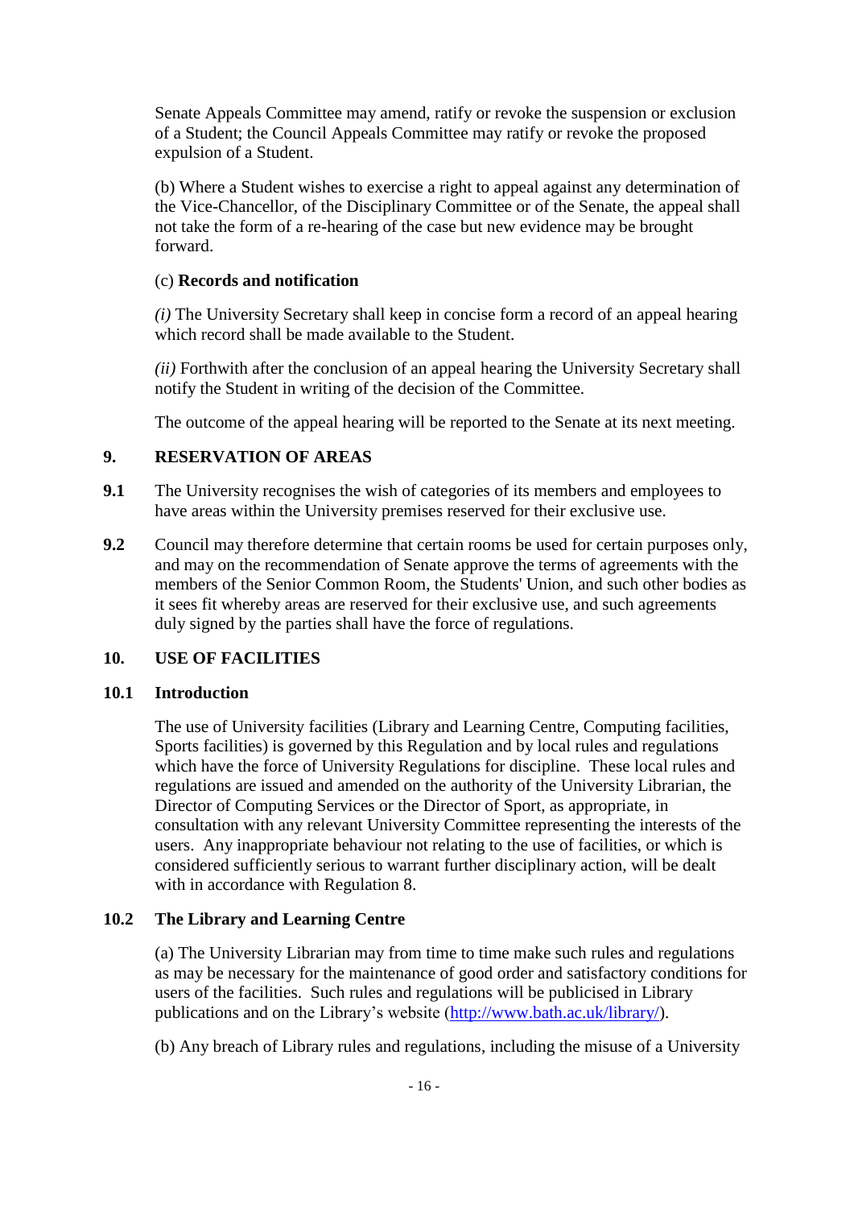Senate Appeals Committee may amend, ratify or revoke the suspension or exclusion of a Student; the Council Appeals Committee may ratify or revoke the proposed expulsion of a Student.

(b) Where a Student wishes to exercise a right to appeal against any determination of the Vice-Chancellor, of the Disciplinary Committee or of the Senate, the appeal shall not take the form of a re-hearing of the case but new evidence may be brought forward.

(c) **Records and notification**

*(i)* The University Secretary shall keep in concise form a record of an appeal hearing which record shall be made available to the Student.

*(ii)* Forthwith after the conclusion of an appeal hearing the University Secretary shall notify the Student in writing of the decision of the Committee.

The outcome of the appeal hearing will be reported to the Senate at its next meeting.

## 9. RESERVATION OF AREAS

**9.1** The University recognises the wish of categories of its members and employees to have areas within the University premises reserved for their exclusive use.

**9.2** Council may therefore determine that certain rooms be used for certain purposes only, and may on the recommendation of Senate approve the terms of agreements with the members of the Senior Common Room, the Students' Union, and such other bodies as it sees fit whereby areas are reserved for their exclusive use, and such agreements duly signed by the parties shall have the force of regulations.

## 10. USE OF FACILITIES

### 10.1 Introduction

The use of University facilities (Library and Learning Centre, Computing facilities, Sports facilities) is governed by this Regulation and by local rules and regulations which have the force of University Regulations for discipline. These local rules and regulations are issued and amended on the authority of the University Librarian, the Director of Computing Services or the Director of Sport, as appropriate, in consultation with any relevant University Committee representing the interests of the users. Any inappropriate behaviour not relating to the use of facilities, or which is considered sufficiently serious to warrant further disciplinary action, will be dealt with in accordance with Regulation 8.

### 10.2 The Library and Learning Centre

(a) The University Librarian may from time to time make such rules and regulations as may be necessary for the maintenance of good order and satisfactory conditions for users of the facilities. Such rules and regulations will be publicised in Library publications and on the Library's website (http://www.bath.ac.uk/library/).

(b) Any breach of Library rules and regulations, including the misuse of a University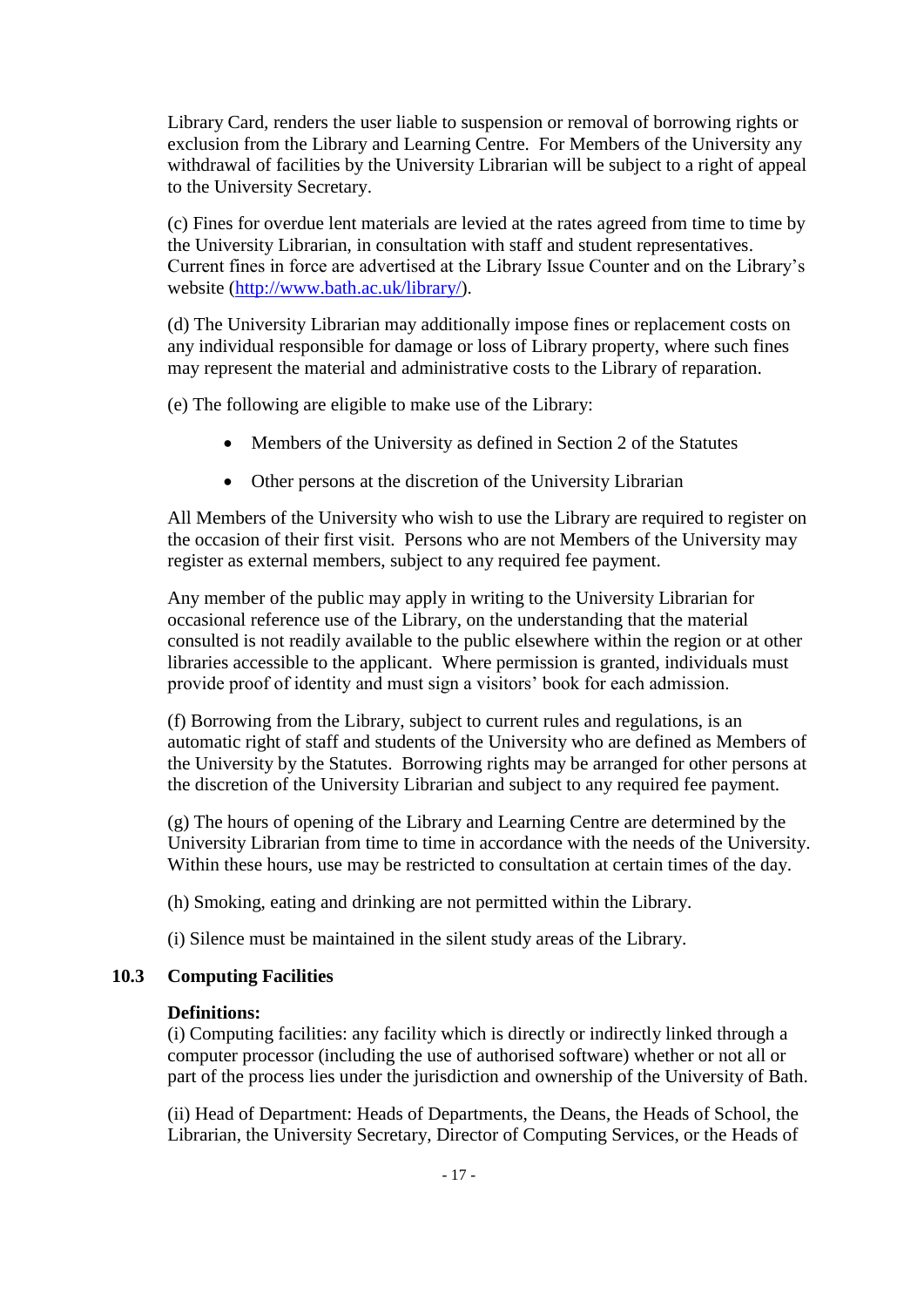Library Card, renders the user liable to suspension or removal of borrowing rights or exclusion from the Library and Learning Centre. For Members of the University any withdrawal of facilities by the University Librarian will be subject to a right of appeal to the University Secretary.

(c) Fines for overdue lent materials are levied at the rates agreed from time to time by the University Librarian, in consultation with staff and student representatives. Current fines in force are advertised at the Library Issue Counter and on the Library's website (http://www.bath.ac.uk/library/).

(d) The University Librarian may additionally impose fines or replacement costs on any individual responsible for damage or loss of Library property, where such fines may represent the material and administrative costs to the Library of reparation.

(e) The following are eligible to make use of the Library:

- Members of the University as defined in Section 2 of the Statutes
- Other persons at the discretion of the University Librarian

All Members of the University who wish to use the Library are required to register on the occasion of their first visit. Persons who are not Members of the University may register as external members, subject to any required fee payment.

Any member of the public may apply in writing to the University Librarian for occasional reference use of the Library, on the understanding that the material consulted is not readily available to the public elsewhere within the region or at other libraries accessible to the applicant. Where permission is granted, individuals must provide proof of identity and must sign a visitors' book for each admission.

(f) Borrowing from the Library, subject to current rules and regulations, is an automatic right of staff and students of the University who are defined as Members of the University by the Statutes. Borrowing rights may be arranged for other persons at the discretion of the University Librarian and subject to any required fee payment.

(g) The hours of opening of the Library and Learning Centre are determined by the University Librarian from time to time in accordance with the needs of the University. Within these hours, use may be restricted to consultation at certain times of the day.

(h) Smoking, eating and drinking are not permitted within the Library.

(i) Silence must be maintained in the silent study areas of the Library.

## 10.3 Computing Facilities

**Definitions:**
(i) Computing facilities: any facility which is directly or indirectly linked through a computer processor (including the use of authorised software) whether or not all or part of the process lies under the jurisdiction and ownership of the University of Bath.

(ii) Head of Department: Heads of Departments, the Deans, the Heads of School, the Librarian, the University Secretary, Director of Computing Services, or the Heads of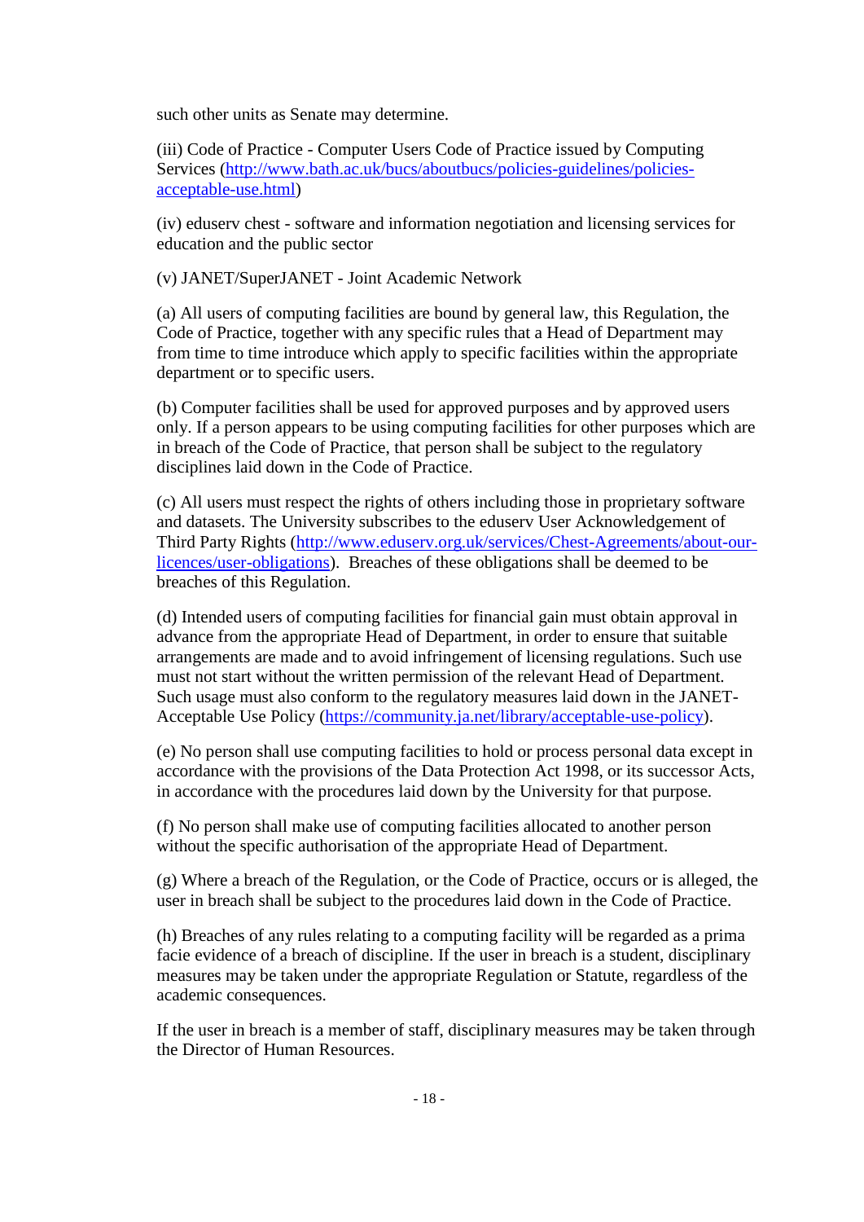such other units as Senate may determine.

(iii) Code of Practice - Computer Users Code of Practice issued by Computing Services (http://www.bath.ac.uk/bucs/aboutbucs/policies-guidelines/policies-acceptable-use.html)

(iv) eduserv chest - software and information negotiation and licensing services for education and the public sector

(v) JANET/SuperJANET - Joint Academic Network

(a) All users of computing facilities are bound by general law, this Regulation, the Code of Practice, together with any specific rules that a Head of Department may from time to time introduce which apply to specific facilities within the appropriate department or to specific users.

(b) Computer facilities shall be used for approved purposes and by approved users only. If a person appears to be using computing facilities for other purposes which are in breach of the Code of Practice, that person shall be subject to the regulatory disciplines laid down in the Code of Practice.

(c) All users must respect the rights of others including those in proprietary software and datasets. The University subscribes to the eduserv User Acknowledgement of Third Party Rights (http://www.eduserv.org.uk/services/Chest-Agreements/about-our-licences/user-obligations). Breaches of these obligations shall be deemed to be breaches of this Regulation.

(d) Intended users of computing facilities for financial gain must obtain approval in advance from the appropriate Head of Department, in order to ensure that suitable arrangements are made and to avoid infringement of licensing regulations. Such use must not start without the written permission of the relevant Head of Department. Such usage must also conform to the regulatory measures laid down in the JANET-Acceptable Use Policy (https://community.ja.net/library/acceptable-use-policy).

(e) No person shall use computing facilities to hold or process personal data except in accordance with the provisions of the Data Protection Act 1998, or its successor Acts, in accordance with the procedures laid down by the University for that purpose.

(f) No person shall make use of computing facilities allocated to another person without the specific authorisation of the appropriate Head of Department.

(g) Where a breach of the Regulation, or the Code of Practice, occurs or is alleged, the user in breach shall be subject to the procedures laid down in the Code of Practice.

(h) Breaches of any rules relating to a computing facility will be regarded as a prima facie evidence of a breach of discipline. If the user in breach is a student, disciplinary measures may be taken under the appropriate Regulation or Statute, regardless of the academic consequences.

If the user in breach is a member of staff, disciplinary measures may be taken through the Director of Human Resources.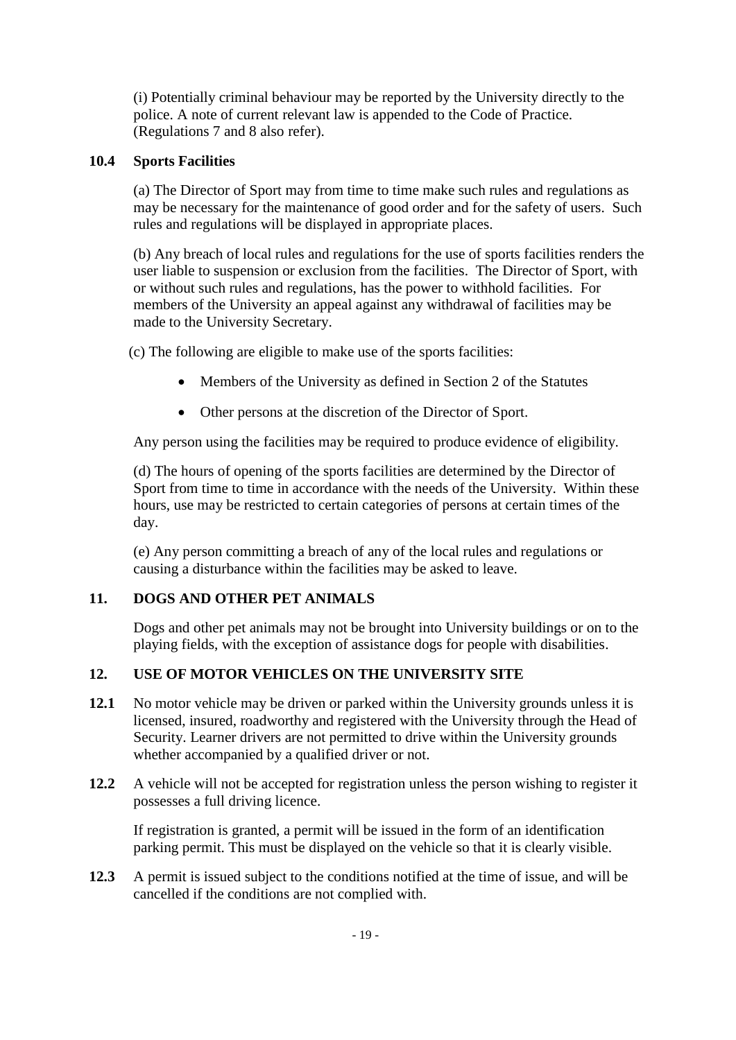(i) Potentially criminal behaviour may be reported by the University directly to the police. A note of current relevant law is appended to the Code of Practice. (Regulations 7 and 8 also refer).

### 10.4 Sports Facilities

(a) The Director of Sport may from time to time make such rules and regulations as may be necessary for the maintenance of good order and for the safety of users. Such rules and regulations will be displayed in appropriate places.

(b) Any breach of local rules and regulations for the use of sports facilities renders the user liable to suspension or exclusion from the facilities. The Director of Sport, with or without such rules and regulations, has the power to withhold facilities. For members of the University an appeal against any withdrawal of facilities may be made to the University Secretary.

(c) The following are eligible to make use of the sports facilities:

- Members of the University as defined in Section 2 of the Statutes
- Other persons at the discretion of the Director of Sport.

Any person using the facilities may be required to produce evidence of eligibility.

(d) The hours of opening of the sports facilities are determined by the Director of Sport from time to time in accordance with the needs of the University. Within these hours, use may be restricted to certain categories of persons at certain times of the day.

(e) Any person committing a breach of any of the local rules and regulations or causing a disturbance within the facilities may be asked to leave.

## 11. DOGS AND OTHER PET ANIMALS

Dogs and other pet animals may not be brought into University buildings or on to the playing fields, with the exception of assistance dogs for people with disabilities.

## 12. USE OF MOTOR VEHICLES ON THE UNIVERSITY SITE

**12.1** No motor vehicle may be driven or parked within the University grounds unless it is licensed, insured, roadworthy and registered with the University through the Head of Security. Learner drivers are not permitted to drive within the University grounds whether accompanied by a qualified driver or not.

**12.2** A vehicle will not be accepted for registration unless the person wishing to register it possesses a full driving licence.

If registration is granted, a permit will be issued in the form of an identification parking permit. This must be displayed on the vehicle so that it is clearly visible.

**12.3** A permit is issued subject to the conditions notified at the time of issue, and will be cancelled if the conditions are not complied with.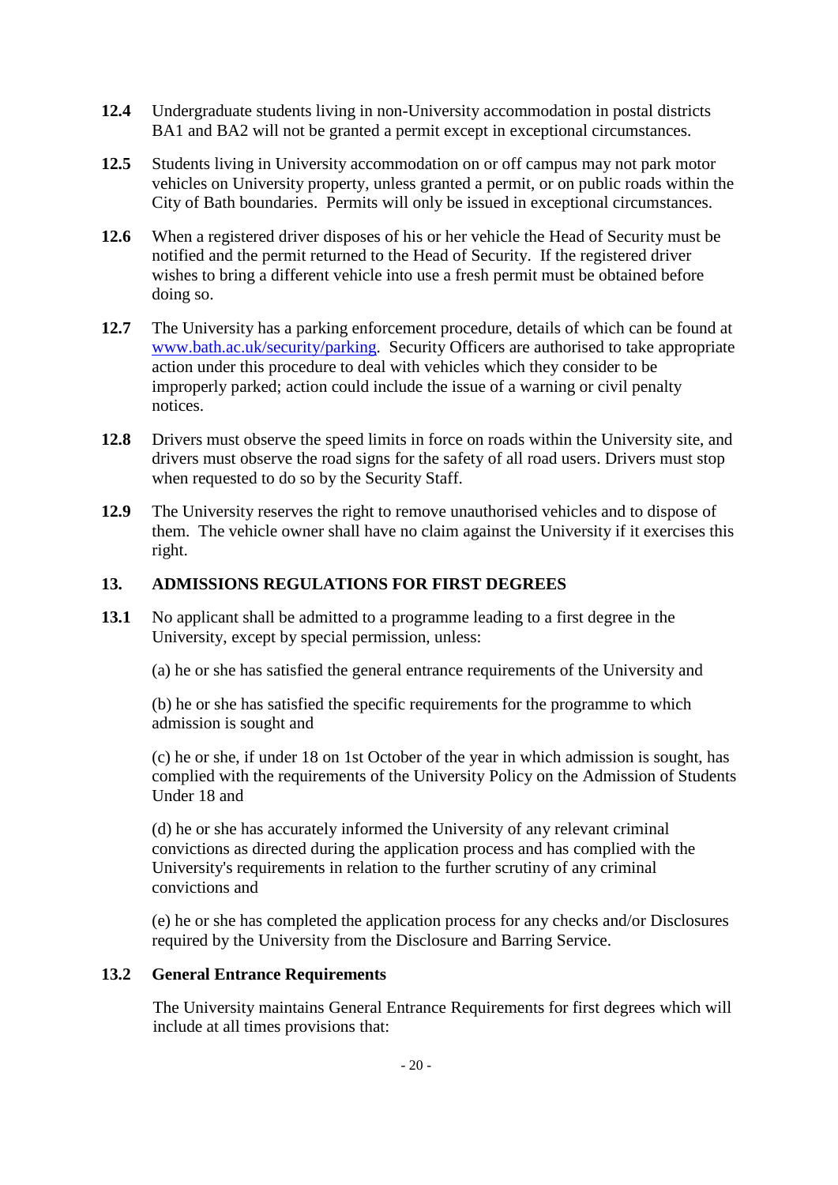**12.4** Undergraduate students living in non-University accommodation in postal districts BA1 and BA2 will not be granted a permit except in exceptional circumstances.

**12.5** Students living in University accommodation on or off campus may not park motor vehicles on University property, unless granted a permit, or on public roads within the City of Bath boundaries. Permits will only be issued in exceptional circumstances.

**12.6** When a registered driver disposes of his or her vehicle the Head of Security must be notified and the permit returned to the Head of Security. If the registered driver wishes to bring a different vehicle into use a fresh permit must be obtained before doing so.

**12.7** The University has a parking enforcement procedure, details of which can be found at [www.bath.ac.uk/security/parking](http://www.bath.ac.uk/security/parking). Security Officers are authorised to take appropriate action under this procedure to deal with vehicles which they consider to be improperly parked; action could include the issue of a warning or civil penalty notices.

**12.8** Drivers must observe the speed limits in force on roads within the University site, and drivers must observe the road signs for the safety of all road users. Drivers must stop when requested to do so by the Security Staff.

**12.9** The University reserves the right to remove unauthorised vehicles and to dispose of them. The vehicle owner shall have no claim against the University if it exercises this right.

## 13. ADMISSIONS REGULATIONS FOR FIRST DEGREES

**13.1** No applicant shall be admitted to a programme leading to a first degree in the University, except by special permission, unless:

(a) he or she has satisfied the general entrance requirements of the University and

(b) he or she has satisfied the specific requirements for the programme to which admission is sought and

(c) he or she, if under 18 on 1st October of the year in which admission is sought, has complied with the requirements of the University Policy on the Admission of Students Under 18 and

(d) he or she has accurately informed the University of any relevant criminal convictions as directed during the application process and has complied with the University's requirements in relation to the further scrutiny of any criminal convictions and

(e) he or she has completed the application process for any checks and/or Disclosures required by the University from the Disclosure and Barring Service.

### 13.2 General Entrance Requirements

The University maintains General Entrance Requirements for first degrees which will include at all times provisions that: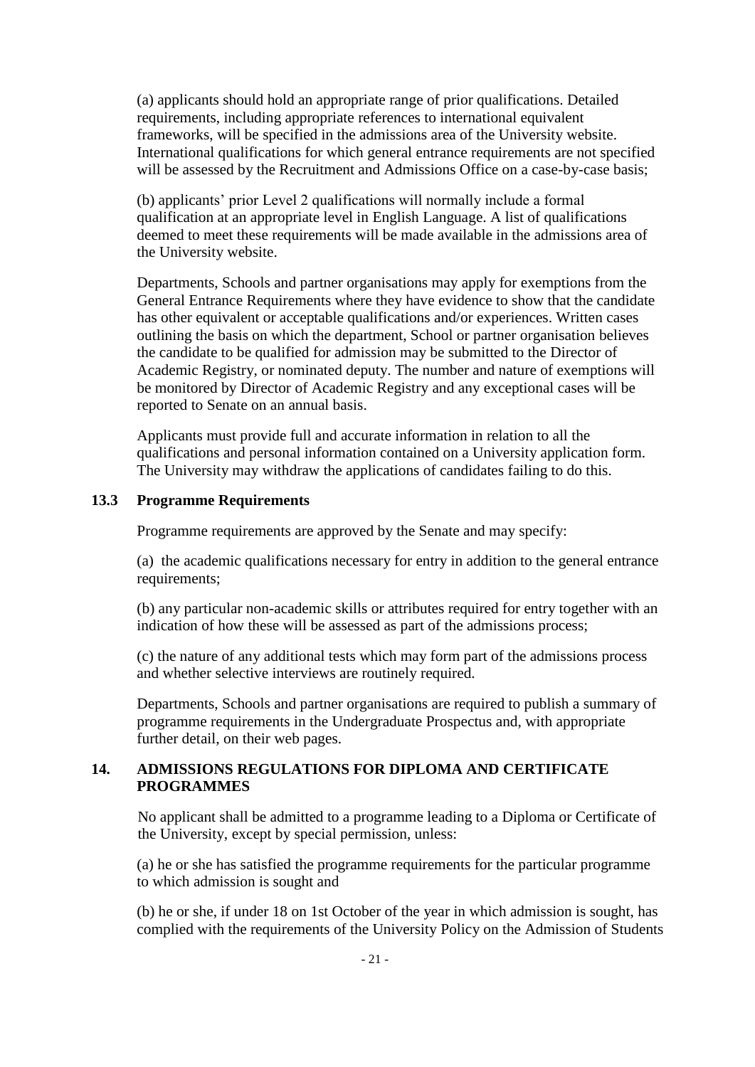(a) applicants should hold an appropriate range of prior qualifications. Detailed requirements, including appropriate references to international equivalent frameworks, will be specified in the admissions area of the University website. International qualifications for which general entrance requirements are not specified will be assessed by the Recruitment and Admissions Office on a case-by-case basis;

(b) applicants' prior Level 2 qualifications will normally include a formal qualification at an appropriate level in English Language. A list of qualifications deemed to meet these requirements will be made available in the admissions area of the University website.

Departments, Schools and partner organisations may apply for exemptions from the General Entrance Requirements where they have evidence to show that the candidate has other equivalent or acceptable qualifications and/or experiences. Written cases outlining the basis on which the department, School or partner organisation believes the candidate to be qualified for admission may be submitted to the Director of Academic Registry, or nominated deputy. The number and nature of exemptions will be monitored by Director of Academic Registry and any exceptional cases will be reported to Senate on an annual basis.

Applicants must provide full and accurate information in relation to all the qualifications and personal information contained on a University application form. The University may withdraw the applications of candidates failing to do this.

### 13.3 Programme Requirements

Programme requirements are approved by the Senate and may specify:

(a) the academic qualifications necessary for entry in addition to the general entrance requirements;

(b) any particular non-academic skills or attributes required for entry together with an indication of how these will be assessed as part of the admissions process;

(c) the nature of any additional tests which may form part of the admissions process and whether selective interviews are routinely required.

Departments, Schools and partner organisations are required to publish a summary of programme requirements in the Undergraduate Prospectus and, with appropriate further detail, on their web pages.

## 14. ADMISSIONS REGULATIONS FOR DIPLOMA AND CERTIFICATE PROGRAMMES

No applicant shall be admitted to a programme leading to a Diploma or Certificate of the University, except by special permission, unless:

(a) he or she has satisfied the programme requirements for the particular programme to which admission is sought and

(b) he or she, if under 18 on 1st October of the year in which admission is sought, has complied with the requirements of the University Policy on the Admission of Students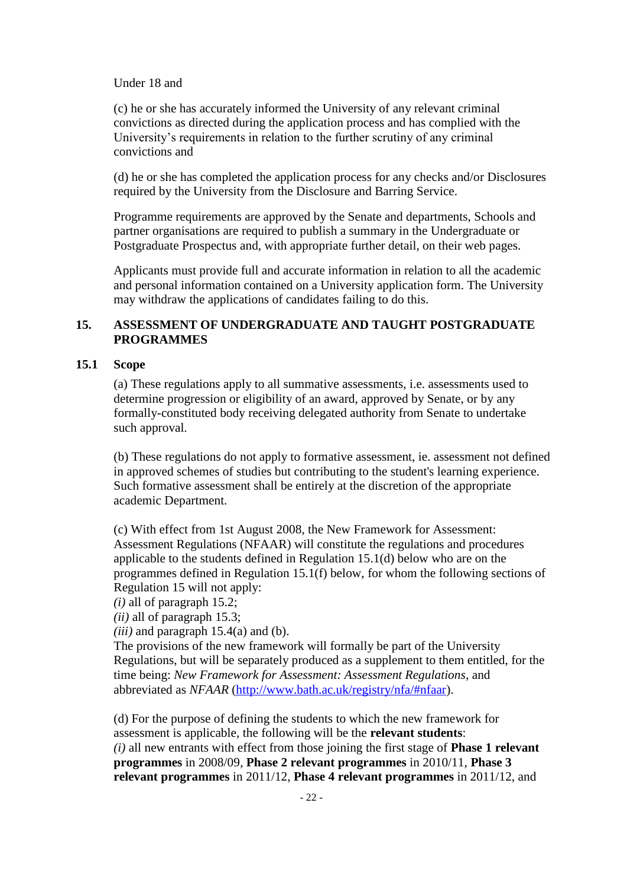Under 18 and

(c) he or she has accurately informed the University of any relevant criminal convictions as directed during the application process and has complied with the University's requirements in relation to the further scrutiny of any criminal convictions and

(d) he or she has completed the application process for any checks and/or Disclosures required by the University from the Disclosure and Barring Service.

Programme requirements are approved by the Senate and departments, Schools and partner organisations are required to publish a summary in the Undergraduate or Postgraduate Prospectus and, with appropriate further detail, on their web pages.

Applicants must provide full and accurate information in relation to all the academic and personal information contained on a University application form. The University may withdraw the applications of candidates failing to do this.

## 15. ASSESSMENT OF UNDERGRADUATE AND TAUGHT POSTGRADUATE PROGRAMMES

### 15.1 Scope

(a) These regulations apply to all summative assessments, i.e. assessments used to determine progression or eligibility of an award, approved by Senate, or by any formally-constituted body receiving delegated authority from Senate to undertake such approval.

(b) These regulations do not apply to formative assessment, ie. assessment not defined in approved schemes of studies but contributing to the student's learning experience. Such formative assessment shall be entirely at the discretion of the appropriate academic Department.

(c) With effect from 1st August 2008, the New Framework for Assessment: Assessment Regulations (NFAAR) will constitute the regulations and procedures applicable to the students defined in Regulation 15.1(d) below who are on the programmes defined in Regulation 15.1(f) below, for whom the following sections of Regulation 15 will not apply:
*(i)* all of paragraph 15.2;
*(ii)* all of paragraph 15.3;
*(iii)* and paragraph 15.4(a) and (b).
The provisions of the new framework will formally be part of the University Regulations, but will be separately produced as a supplement to them entitled, for the time being: *New Framework for Assessment: Assessment Regulations*, and abbreviated as *NFAAR* (http://www.bath.ac.uk/registry/nfa/#nfaar).

(d) For the purpose of defining the students to which the new framework for assessment is applicable, the following will be the **relevant students**:
*(i)* all new entrants with effect from those joining the first stage of **Phase 1 relevant programmes** in 2008/09, **Phase 2 relevant programmes** in 2010/11, **Phase 3 relevant programmes** in 2011/12, **Phase 4 relevant programmes** in 2011/12, and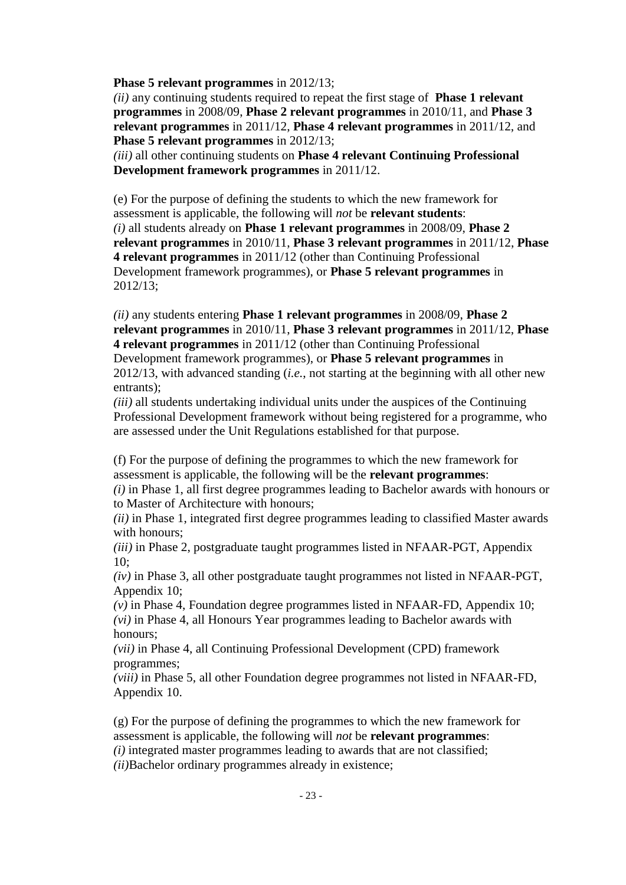**Phase 5 relevant programmes** in 2012/13;

*(ii)* any continuing students required to repeat the first stage of **Phase 1 relevant programmes** in 2008/09, **Phase 2 relevant programmes** in 2010/11, and **Phase 3 relevant programmes** in 2011/12, **Phase 4 relevant programmes** in 2011/12, and **Phase 5 relevant programmes** in 2012/13;

*(iii)* all other continuing students on **Phase 4 relevant Continuing Professional Development framework programmes** in 2011/12.

(e) For the purpose of defining the students to which the new framework for assessment is applicable, the following will *not* be **relevant students**:

*(i)* all students already on **Phase 1 relevant programmes** in 2008/09, **Phase 2 relevant programmes** in 2010/11, **Phase 3 relevant programmes** in 2011/12, **Phase 4 relevant programmes** in 2011/12 (other than Continuing Professional Development framework programmes), or **Phase 5 relevant programmes** in 2012/13;

*(ii)* any students entering **Phase 1 relevant programmes** in 2008/09, **Phase 2 relevant programmes** in 2010/11, **Phase 3 relevant programmes** in 2011/12, **Phase 4 relevant programmes** in 2011/12 (other than Continuing Professional Development framework programmes), or **Phase 5 relevant programmes** in 2012/13, with advanced standing (*i.e.*, not starting at the beginning with all other new entrants);

*(iii)* all students undertaking individual units under the auspices of the Continuing Professional Development framework without being registered for a programme, who are assessed under the Unit Regulations established for that purpose.

(f) For the purpose of defining the programmes to which the new framework for assessment is applicable, the following will be the **relevant programmes**:

*(i)* in Phase 1, all first degree programmes leading to Bachelor awards with honours or to Master of Architecture with honours;

*(ii)* in Phase 1, integrated first degree programmes leading to classified Master awards with honours;

*(iii)* in Phase 2, postgraduate taught programmes listed in NFAAR-PGT, Appendix 10;

*(iv)* in Phase 3, all other postgraduate taught programmes not listed in NFAAR-PGT, Appendix 10;

*(v)* in Phase 4, Foundation degree programmes listed in NFAAR-FD, Appendix 10;

*(vi)* in Phase 4, all Honours Year programmes leading to Bachelor awards with honours;

*(vii)* in Phase 4, all Continuing Professional Development (CPD) framework programmes;

*(viii)* in Phase 5, all other Foundation degree programmes not listed in NFAAR-FD, Appendix 10.

(g) For the purpose of defining the programmes to which the new framework for assessment is applicable, the following will *not* be **relevant programmes**:

*(i)* integrated master programmes leading to awards that are not classified;

*(ii)*Bachelor ordinary programmes already in existence;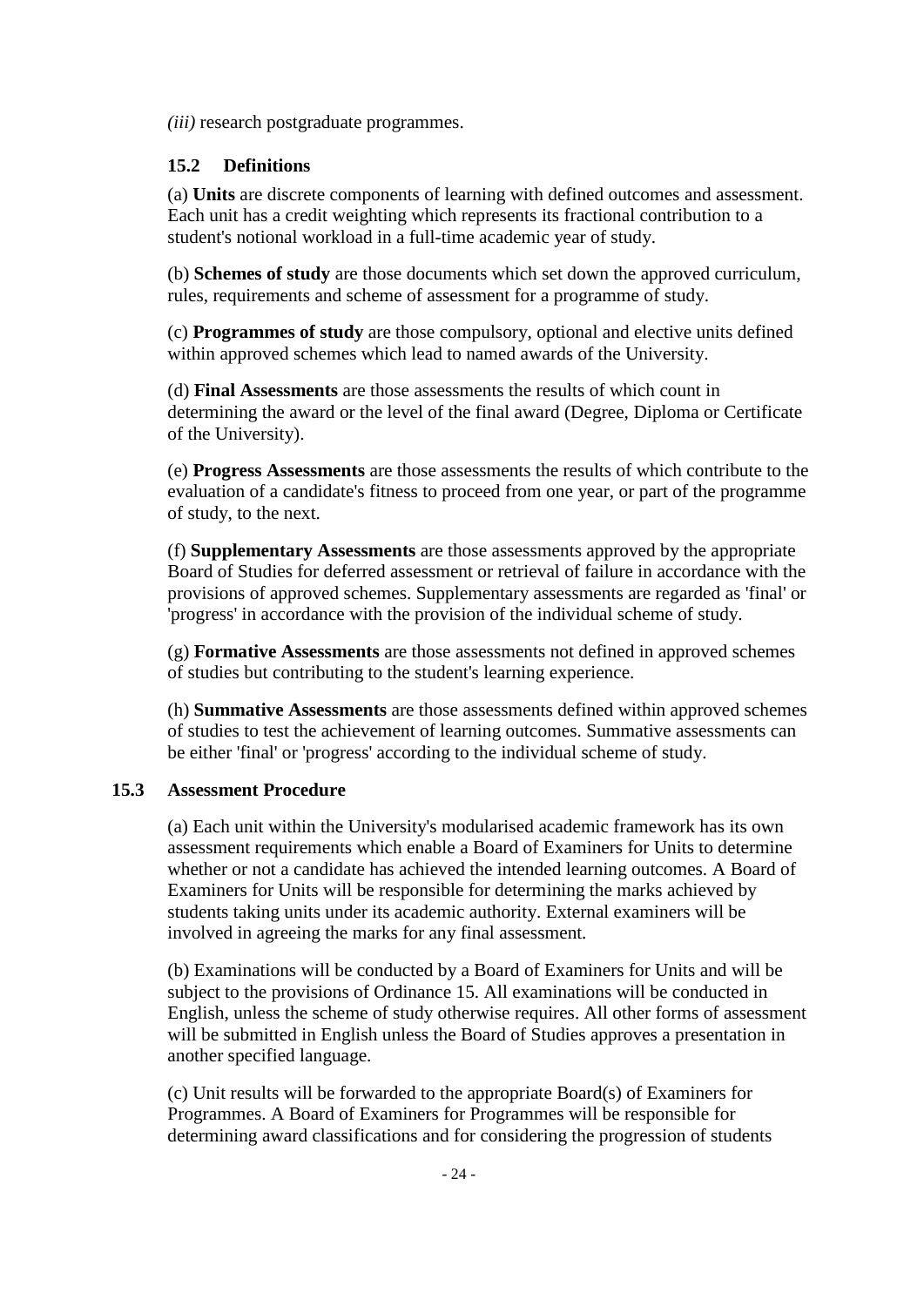*(iii)* research postgraduate programmes.

### 15.2 Definitions

(a) **Units** are discrete components of learning with defined outcomes and assessment. Each unit has a credit weighting which represents its fractional contribution to a student's notional workload in a full-time academic year of study.

(b) **Schemes of study** are those documents which set down the approved curriculum, rules, requirements and scheme of assessment for a programme of study.

(c) **Programmes of study** are those compulsory, optional and elective units defined within approved schemes which lead to named awards of the University.

(d) **Final Assessments** are those assessments the results of which count in determining the award or the level of the final award (Degree, Diploma or Certificate of the University).

(e) **Progress Assessments** are those assessments the results of which contribute to the evaluation of a candidate's fitness to proceed from one year, or part of the programme of study, to the next.

(f) **Supplementary Assessments** are those assessments approved by the appropriate Board of Studies for deferred assessment or retrieval of failure in accordance with the provisions of approved schemes. Supplementary assessments are regarded as 'final' or 'progress' in accordance with the provision of the individual scheme of study.

(g) **Formative Assessments** are those assessments not defined in approved schemes of studies but contributing to the student's learning experience.

(h) **Summative Assessments** are those assessments defined within approved schemes of studies to test the achievement of learning outcomes. Summative assessments can be either 'final' or 'progress' according to the individual scheme of study.

### 15.3 Assessment Procedure

(a) Each unit within the University's modularised academic framework has its own assessment requirements which enable a Board of Examiners for Units to determine whether or not a candidate has achieved the intended learning outcomes. A Board of Examiners for Units will be responsible for determining the marks achieved by students taking units under its academic authority. External examiners will be involved in agreeing the marks for any final assessment.

(b) Examinations will be conducted by a Board of Examiners for Units and will be subject to the provisions of Ordinance 15. All examinations will be conducted in English, unless the scheme of study otherwise requires. All other forms of assessment will be submitted in English unless the Board of Studies approves a presentation in another specified language.

(c) Unit results will be forwarded to the appropriate Board(s) of Examiners for Programmes. A Board of Examiners for Programmes will be responsible for determining award classifications and for considering the progression of students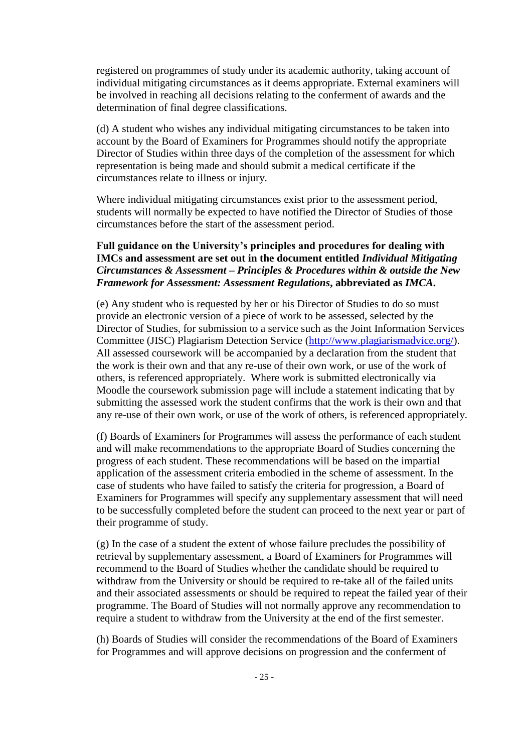registered on programmes of study under its academic authority, taking account of individual mitigating circumstances as it deems appropriate. External examiners will be involved in reaching all decisions relating to the conferment of awards and the determination of final degree classifications.

(d) A student who wishes any individual mitigating circumstances to be taken into account by the Board of Examiners for Programmes should notify the appropriate Director of Studies within three days of the completion of the assessment for which representation is being made and should submit a medical certificate if the circumstances relate to illness or injury.

Where individual mitigating circumstances exist prior to the assessment period, students will normally be expected to have notified the Director of Studies of those circumstances before the start of the assessment period.

**Full guidance on the University's principles and procedures for dealing with IMCs and assessment are set out in the document entitled *Individual Mitigating Circumstances & Assessment – Principles & Procedures within & outside the New Framework for Assessment: Assessment Regulations*, abbreviated as *IMCA*.**

(e) Any student who is requested by her or his Director of Studies to do so must provide an electronic version of a piece of work to be assessed, selected by the Director of Studies, for submission to a service such as the Joint Information Services Committee (JISC) Plagiarism Detection Service (http://www.plagiarismadvice.org/). All assessed coursework will be accompanied by a declaration from the student that the work is their own and that any re-use of their own work, or use of the work of others, is referenced appropriately. Where work is submitted electronically via Moodle the coursework submission page will include a statement indicating that by submitting the assessed work the student confirms that the work is their own and that any re-use of their own work, or use of the work of others, is referenced appropriately.

(f) Boards of Examiners for Programmes will assess the performance of each student and will make recommendations to the appropriate Board of Studies concerning the progress of each student. These recommendations will be based on the impartial application of the assessment criteria embodied in the scheme of assessment. In the case of students who have failed to satisfy the criteria for progression, a Board of Examiners for Programmes will specify any supplementary assessment that will need to be successfully completed before the student can proceed to the next year or part of their programme of study.

(g) In the case of a student the extent of whose failure precludes the possibility of retrieval by supplementary assessment, a Board of Examiners for Programmes will recommend to the Board of Studies whether the candidate should be required to withdraw from the University or should be required to re-take all of the failed units and their associated assessments or should be required to repeat the failed year of their programme. The Board of Studies will not normally approve any recommendation to require a student to withdraw from the University at the end of the first semester.

(h) Boards of Studies will consider the recommendations of the Board of Examiners for Programmes and will approve decisions on progression and the conferment of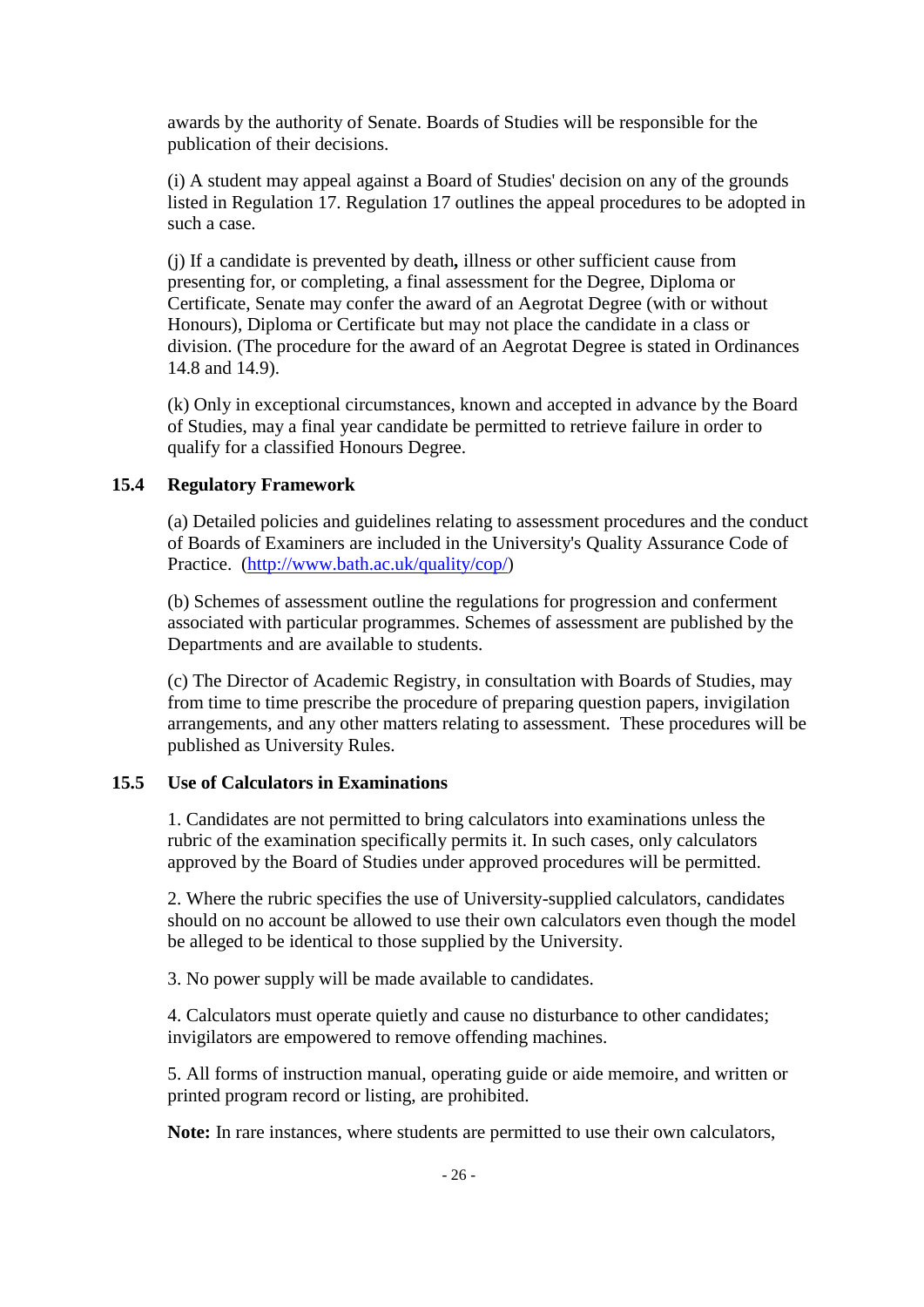awards by the authority of Senate. Boards of Studies will be responsible for the publication of their decisions.

(i) A student may appeal against a Board of Studies' decision on any of the grounds listed in Regulation 17. Regulation 17 outlines the appeal procedures to be adopted in such a case.

(j) If a candidate is prevented by death**,** illness or other sufficient cause from presenting for, or completing, a final assessment for the Degree, Diploma or Certificate, Senate may confer the award of an Aegrotat Degree (with or without Honours), Diploma or Certificate but may not place the candidate in a class or division. (The procedure for the award of an Aegrotat Degree is stated in Ordinances 14.8 and 14.9).

(k) Only in exceptional circumstances, known and accepted in advance by the Board of Studies, may a final year candidate be permitted to retrieve failure in order to qualify for a classified Honours Degree.

### 15.4 Regulatory Framework

(a) Detailed policies and guidelines relating to assessment procedures and the conduct of Boards of Examiners are included in the University's Quality Assurance Code of Practice. (http://www.bath.ac.uk/quality/cop/)

(b) Schemes of assessment outline the regulations for progression and conferment associated with particular programmes. Schemes of assessment are published by the Departments and are available to students.

(c) The Director of Academic Registry, in consultation with Boards of Studies, may from time to time prescribe the procedure of preparing question papers, invigilation arrangements, and any other matters relating to assessment. These procedures will be published as University Rules.

### 15.5 Use of Calculators in Examinations

1. Candidates are not permitted to bring calculators into examinations unless the rubric of the examination specifically permits it. In such cases, only calculators approved by the Board of Studies under approved procedures will be permitted.

2. Where the rubric specifies the use of University-supplied calculators, candidates should on no account be allowed to use their own calculators even though the model be alleged to be identical to those supplied by the University.

3. No power supply will be made available to candidates.

4. Calculators must operate quietly and cause no disturbance to other candidates; invigilators are empowered to remove offending machines.

5. All forms of instruction manual, operating guide or aide memoire, and written or printed program record or listing, are prohibited.

**Note:** In rare instances, where students are permitted to use their own calculators,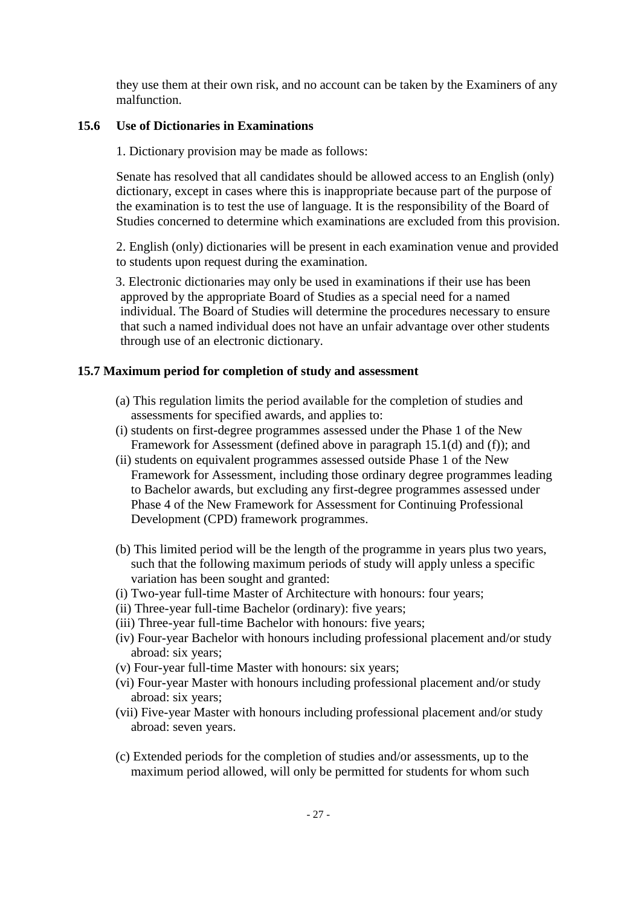they use them at their own risk, and no account can be taken by the Examiners of any malfunction.

### 15.6 Use of Dictionaries in Examinations

1. Dictionary provision may be made as follows:

Senate has resolved that all candidates should be allowed access to an English (only) dictionary, except in cases where this is inappropriate because part of the purpose of the examination is to test the use of language. It is the responsibility of the Board of Studies concerned to determine which examinations are excluded from this provision.

2. English (only) dictionaries will be present in each examination venue and provided to students upon request during the examination.

3. Electronic dictionaries may only be used in examinations if their use has been approved by the appropriate Board of Studies as a special need for a named individual. The Board of Studies will determine the procedures necessary to ensure that such a named individual does not have an unfair advantage over other students through use of an electronic dictionary.

### 15.7 Maximum period for completion of study and assessment

(a) This regulation limits the period available for the completion of studies and assessments for specified awards, and applies to:

(i) students on first-degree programmes assessed under the Phase 1 of the New Framework for Assessment (defined above in paragraph 15.1(d) and (f)); and

(ii) students on equivalent programmes assessed outside Phase 1 of the New Framework for Assessment, including those ordinary degree programmes leading to Bachelor awards, but excluding any first-degree programmes assessed under Phase 4 of the New Framework for Assessment for Continuing Professional Development (CPD) framework programmes.

(b) This limited period will be the length of the programme in years plus two years, such that the following maximum periods of study will apply unless a specific variation has been sought and granted:

(i) Two-year full-time Master of Architecture with honours: four years;

(ii) Three-year full-time Bachelor (ordinary): five years;

(iii) Three-year full-time Bachelor with honours: five years;

(iv) Four-year Bachelor with honours including professional placement and/or study abroad: six years;

(v) Four-year full-time Master with honours: six years;

(vi) Four-year Master with honours including professional placement and/or study abroad: six years;

(vii) Five-year Master with honours including professional placement and/or study abroad: seven years.

(c) Extended periods for the completion of studies and/or assessments, up to the maximum period allowed, will only be permitted for students for whom such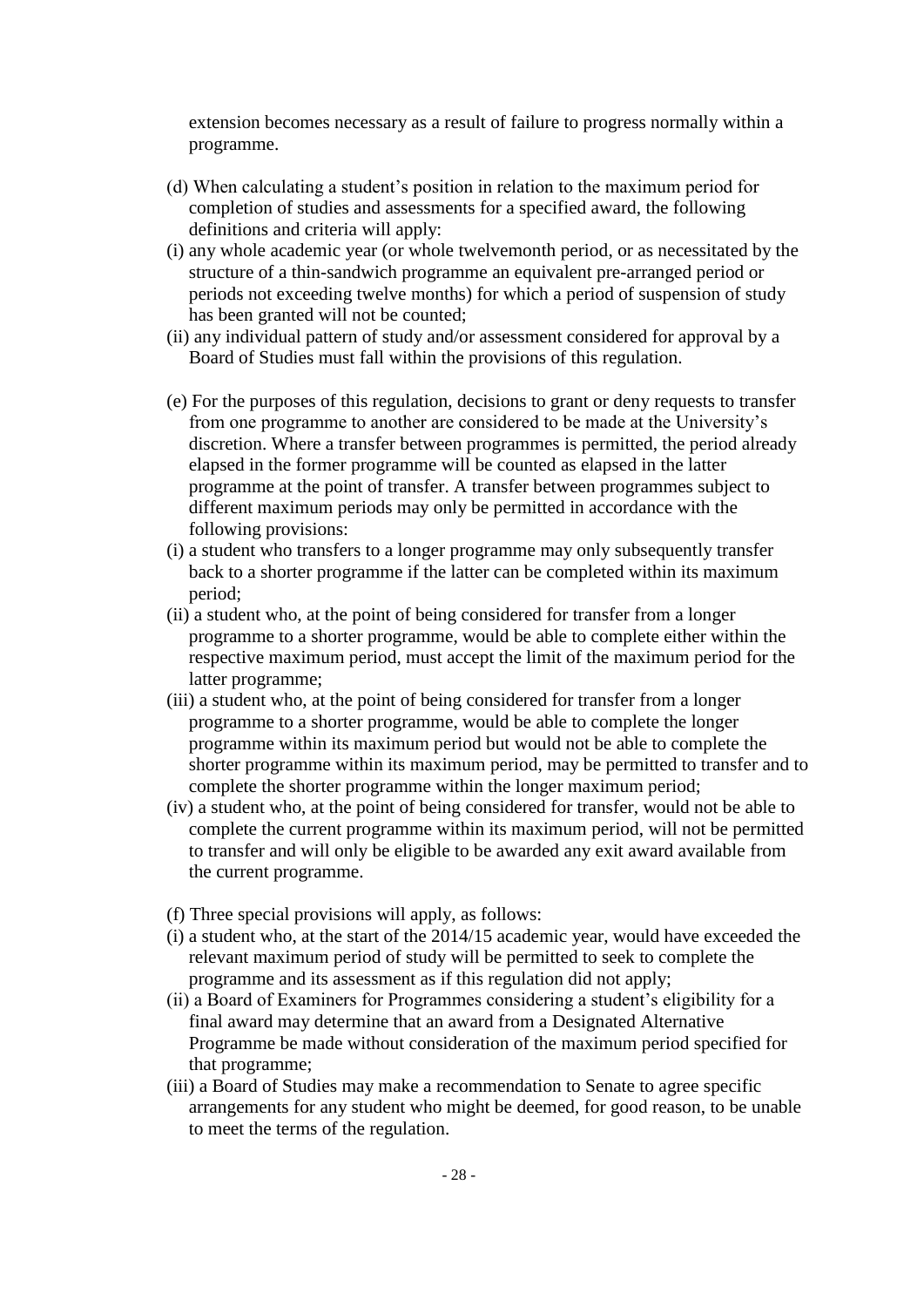extension becomes necessary as a result of failure to progress normally within a programme.

(d) When calculating a student's position in relation to the maximum period for completion of studies and assessments for a specified award, the following definitions and criteria will apply:

(i) any whole academic year (or whole twelvemonth period, or as necessitated by the structure of a thin-sandwich programme an equivalent pre-arranged period or periods not exceeding twelve months) for which a period of suspension of study has been granted will not be counted;

(ii) any individual pattern of study and/or assessment considered for approval by a Board of Studies must fall within the provisions of this regulation.

(e) For the purposes of this regulation, decisions to grant or deny requests to transfer from one programme to another are considered to be made at the University's discretion. Where a transfer between programmes is permitted, the period already elapsed in the former programme will be counted as elapsed in the latter programme at the point of transfer. A transfer between programmes subject to different maximum periods may only be permitted in accordance with the following provisions:

(i) a student who transfers to a longer programme may only subsequently transfer back to a shorter programme if the latter can be completed within its maximum period;

(ii) a student who, at the point of being considered for transfer from a longer programme to a shorter programme, would be able to complete either within the respective maximum period, must accept the limit of the maximum period for the latter programme;

(iii) a student who, at the point of being considered for transfer from a longer programme to a shorter programme, would be able to complete the longer programme within its maximum period but would not be able to complete the shorter programme within its maximum period, may be permitted to transfer and to complete the shorter programme within the longer maximum period;

(iv) a student who, at the point of being considered for transfer, would not be able to complete the current programme within its maximum period, will not be permitted to transfer and will only be eligible to be awarded any exit award available from the current programme.

(f) Three special provisions will apply, as follows:

(i) a student who, at the start of the 2014/15 academic year, would have exceeded the relevant maximum period of study will be permitted to seek to complete the programme and its assessment as if this regulation did not apply;

(ii) a Board of Examiners for Programmes considering a student's eligibility for a final award may determine that an award from a Designated Alternative Programme be made without consideration of the maximum period specified for that programme;

(iii) a Board of Studies may make a recommendation to Senate to agree specific arrangements for any student who might be deemed, for good reason, to be unable to meet the terms of the regulation.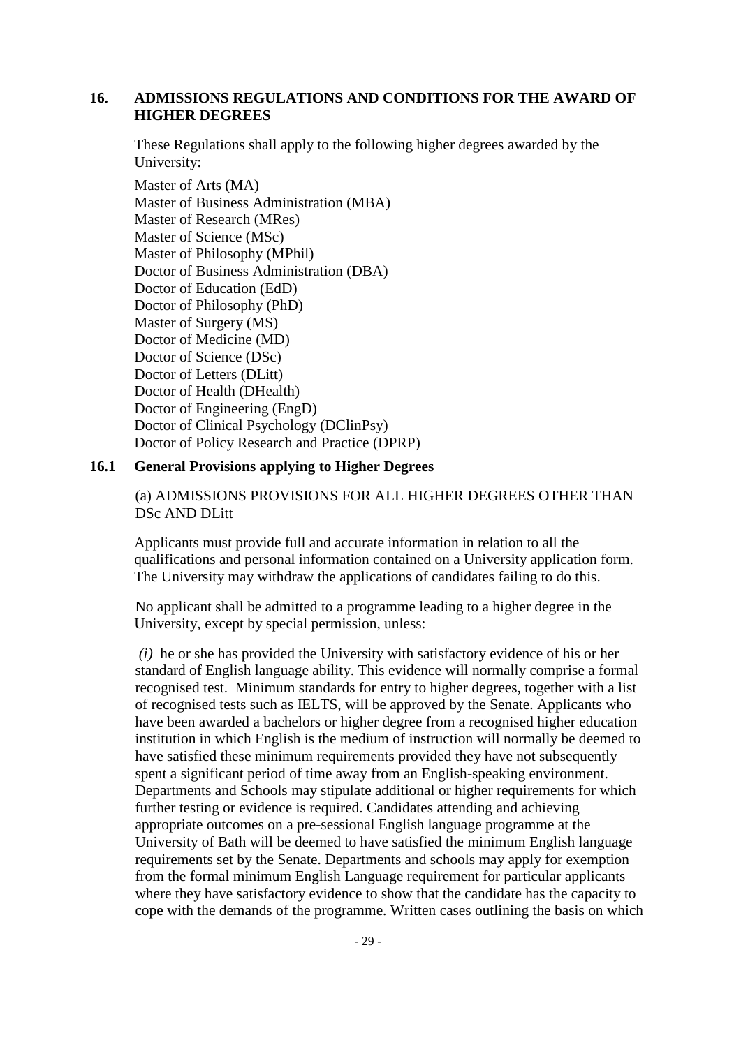## 16. ADMISSIONS REGULATIONS AND CONDITIONS FOR THE AWARD OF HIGHER DEGREES

These Regulations shall apply to the following higher degrees awarded by the University:

Master of Arts (MA)
Master of Business Administration (MBA)
Master of Research (MRes)
Master of Science (MSc)
Master of Philosophy (MPhil)
Doctor of Business Administration (DBA)
Doctor of Education (EdD)
Doctor of Philosophy (PhD)
Master of Surgery (MS)
Doctor of Medicine (MD)
Doctor of Science (DSc)
Doctor of Letters (DLitt)
Doctor of Health (DHealth)
Doctor of Engineering (EngD)
Doctor of Clinical Psychology (DClinPsy)
Doctor of Policy Research and Practice (DPRP)

### 16.1 General Provisions applying to Higher Degrees

(a) ADMISSIONS PROVISIONS FOR ALL HIGHER DEGREES OTHER THAN DSc AND DLitt

Applicants must provide full and accurate information in relation to all the qualifications and personal information contained on a University application form. The University may withdraw the applications of candidates failing to do this.

No applicant shall be admitted to a programme leading to a higher degree in the University, except by special permission, unless:

*(i)* he or she has provided the University with satisfactory evidence of his or her standard of English language ability. This evidence will normally comprise a formal recognised test. Minimum standards for entry to higher degrees, together with a list of recognised tests such as IELTS, will be approved by the Senate. Applicants who have been awarded a bachelors or higher degree from a recognised higher education institution in which English is the medium of instruction will normally be deemed to have satisfied these minimum requirements provided they have not subsequently spent a significant period of time away from an English-speaking environment. Departments and Schools may stipulate additional or higher requirements for which further testing or evidence is required. Candidates attending and achieving appropriate outcomes on a pre-sessional English language programme at the University of Bath will be deemed to have satisfied the minimum English language requirements set by the Senate. Departments and schools may apply for exemption from the formal minimum English Language requirement for particular applicants where they have satisfactory evidence to show that the candidate has the capacity to cope with the demands of the programme. Written cases outlining the basis on which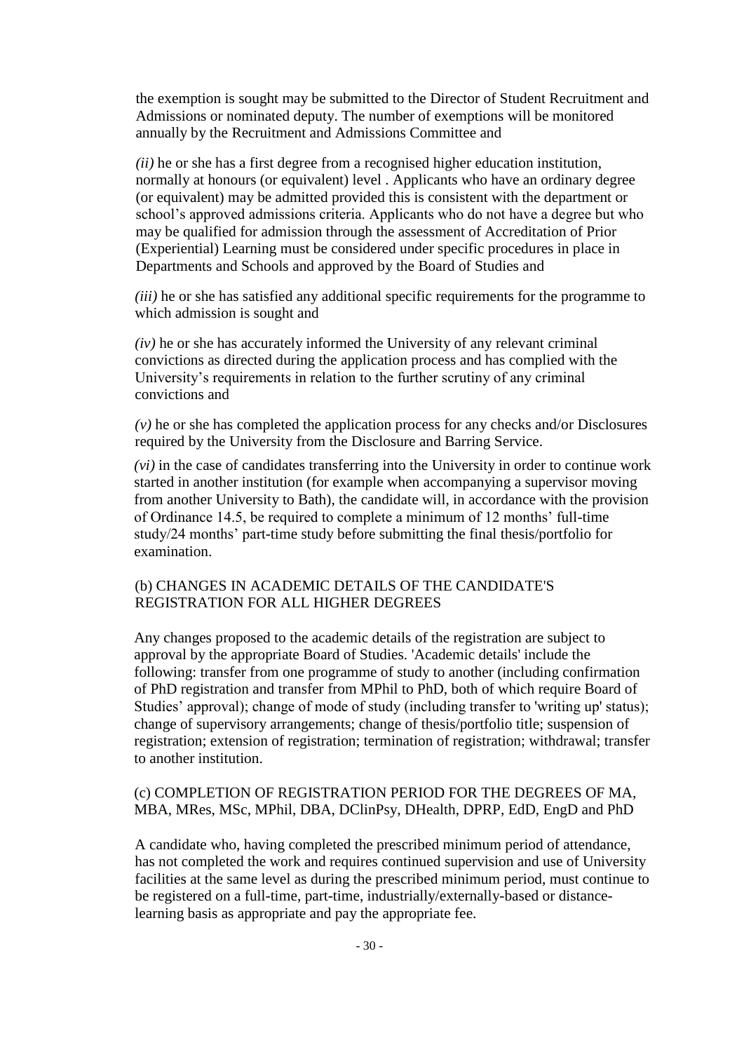the exemption is sought may be submitted to the Director of Student Recruitment and Admissions or nominated deputy. The number of exemptions will be monitored annually by the Recruitment and Admissions Committee and

*(ii)* he or she has a first degree from a recognised higher education institution, normally at honours (or equivalent) level . Applicants who have an ordinary degree (or equivalent) may be admitted provided this is consistent with the department or school's approved admissions criteria. Applicants who do not have a degree but who may be qualified for admission through the assessment of Accreditation of Prior (Experiential) Learning must be considered under specific procedures in place in Departments and Schools and approved by the Board of Studies and

*(iii)* he or she has satisfied any additional specific requirements for the programme to which admission is sought and

*(iv)* he or she has accurately informed the University of any relevant criminal convictions as directed during the application process and has complied with the University's requirements in relation to the further scrutiny of any criminal convictions and

*(v)* he or she has completed the application process for any checks and/or Disclosures required by the University from the Disclosure and Barring Service.

*(vi)* in the case of candidates transferring into the University in order to continue work started in another institution (for example when accompanying a supervisor moving from another University to Bath), the candidate will, in accordance with the provision of Ordinance 14.5, be required to complete a minimum of 12 months' full-time study/24 months' part-time study before submitting the final thesis/portfolio for examination.

### (b) CHANGES IN ACADEMIC DETAILS OF THE CANDIDATE'S REGISTRATION FOR ALL HIGHER DEGREES

Any changes proposed to the academic details of the registration are subject to approval by the appropriate Board of Studies. 'Academic details' include the following: transfer from one programme of study to another (including confirmation of PhD registration and transfer from MPhil to PhD, both of which require Board of Studies' approval); change of mode of study (including transfer to 'writing up' status); change of supervisory arrangements; change of thesis/portfolio title; suspension of registration; extension of registration; termination of registration; withdrawal; transfer to another institution.

### (c) COMPLETION OF REGISTRATION PERIOD FOR THE DEGREES OF MA, MBA, MRes, MSc, MPhil, DBA, DClinPsy, DHealth, DPRP, EdD, EngD and PhD

A candidate who, having completed the prescribed minimum period of attendance, has not completed the work and requires continued supervision and use of University facilities at the same level as during the prescribed minimum period, must continue to be registered on a full-time, part-time, industrially/externally-based or distance-learning basis as appropriate and pay the appropriate fee.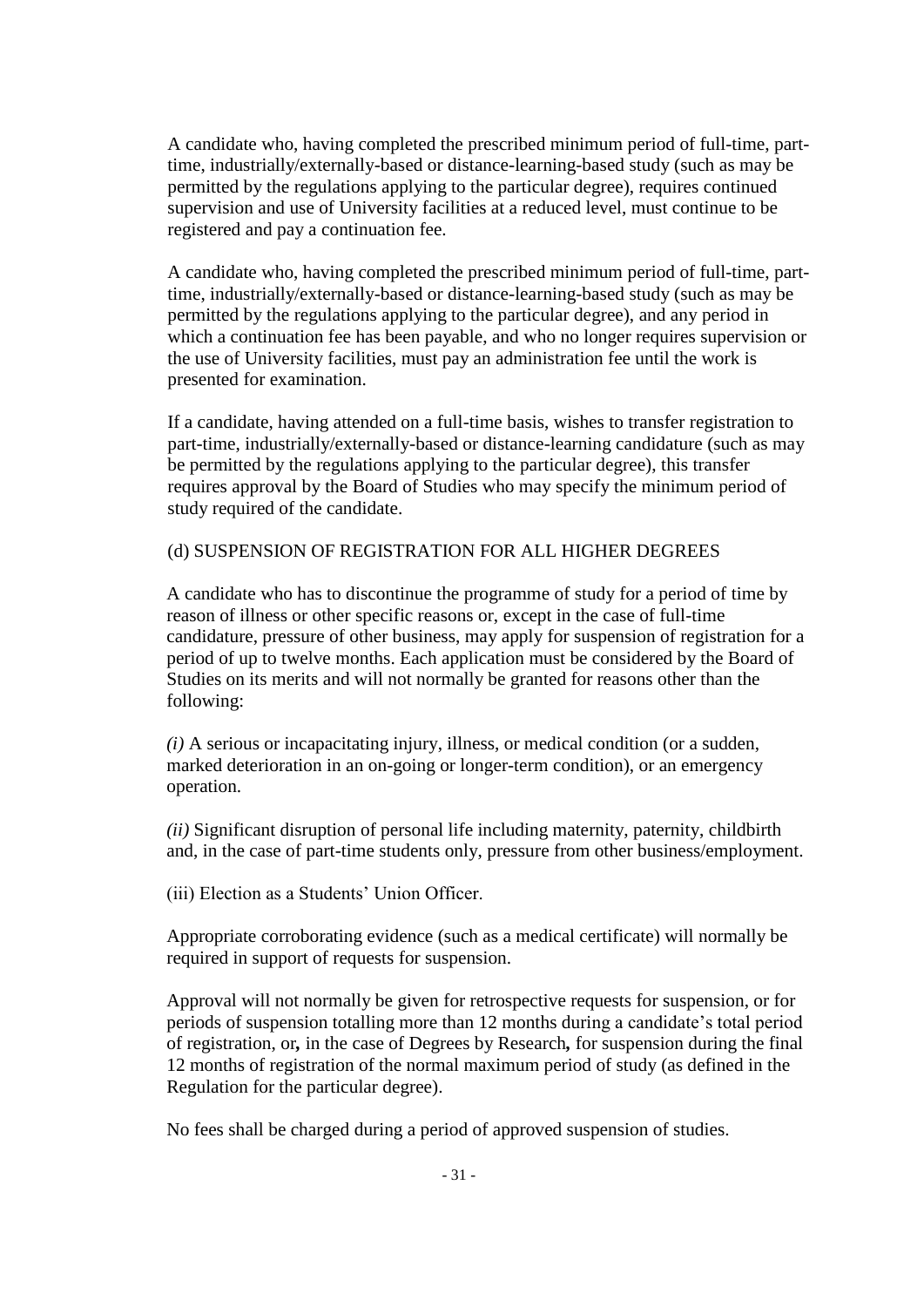A candidate who, having completed the prescribed minimum period of full-time, part-time, industrially/externally-based or distance-learning-based study (such as may be permitted by the regulations applying to the particular degree), requires continued supervision and use of University facilities at a reduced level, must continue to be registered and pay a continuation fee.

A candidate who, having completed the prescribed minimum period of full-time, part-time, industrially/externally-based or distance-learning-based study (such as may be permitted by the regulations applying to the particular degree), and any period in which a continuation fee has been payable, and who no longer requires supervision or the use of University facilities, must pay an administration fee until the work is presented for examination.

If a candidate, having attended on a full-time basis, wishes to transfer registration to part-time, industrially/externally-based or distance-learning candidature (such as may be permitted by the regulations applying to the particular degree), this transfer requires approval by the Board of Studies who may specify the minimum period of study required of the candidate.

(d) SUSPENSION OF REGISTRATION FOR ALL HIGHER DEGREES

A candidate who has to discontinue the programme of study for a period of time by reason of illness or other specific reasons or, except in the case of full-time candidature, pressure of other business, may apply for suspension of registration for a period of up to twelve months. Each application must be considered by the Board of Studies on its merits and will not normally be granted for reasons other than the following:

*(i)* A serious or incapacitating injury, illness, or medical condition (or a sudden, marked deterioration in an on-going or longer-term condition), or an emergency operation.

*(ii)* Significant disruption of personal life including maternity, paternity, childbirth and, in the case of part-time students only, pressure from other business/employment.

(iii) Election as a Students' Union Officer.

Appropriate corroborating evidence (such as a medical certificate) will normally be required in support of requests for suspension.

Approval will not normally be given for retrospective requests for suspension, or for periods of suspension totalling more than 12 months during a candidate's total period of registration, or**,** in the case of Degrees by Research**,** for suspension during the final 12 months of registration of the normal maximum period of study (as defined in the Regulation for the particular degree).

No fees shall be charged during a period of approved suspension of studies.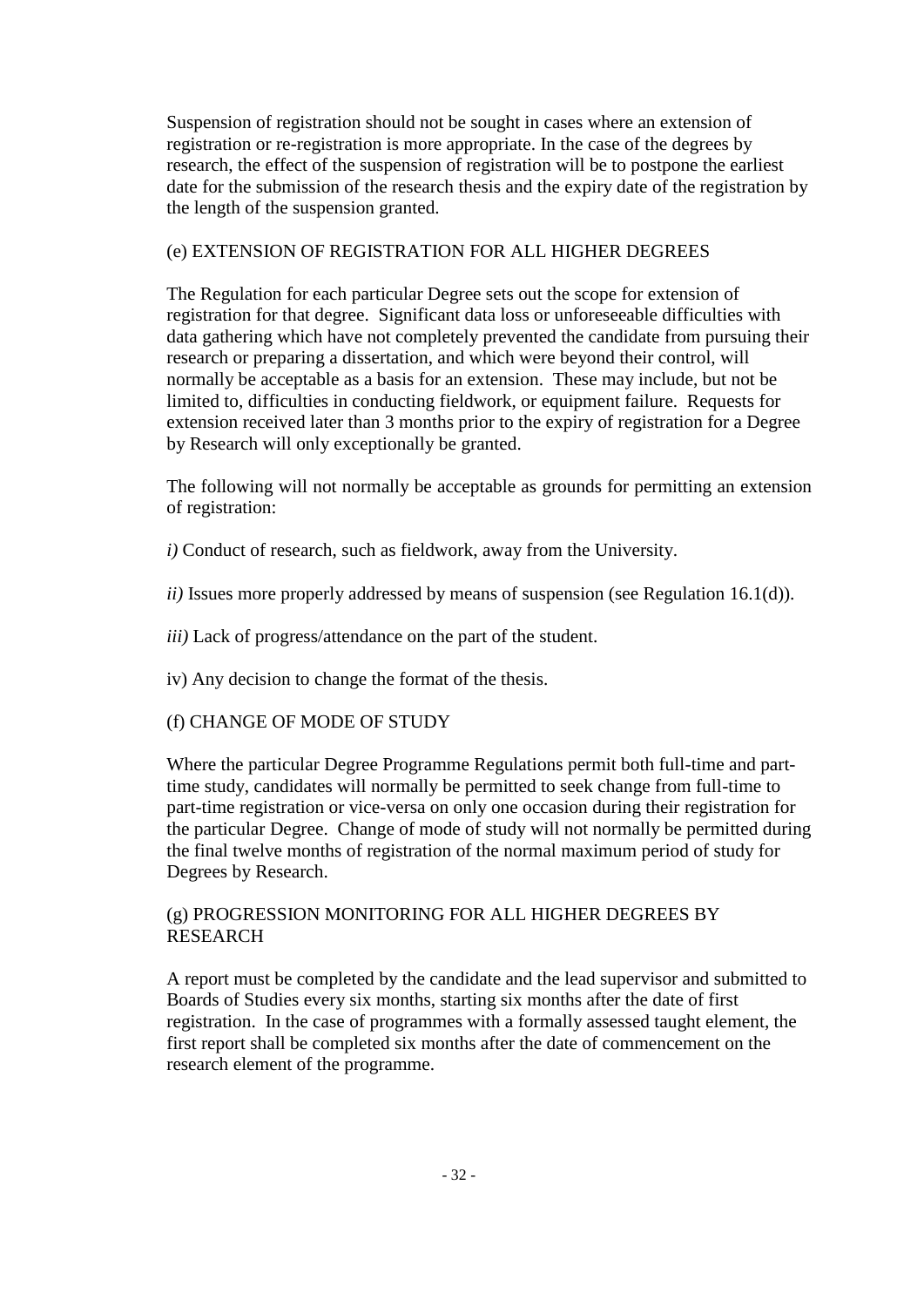Suspension of registration should not be sought in cases where an extension of registration or re-registration is more appropriate. In the case of the degrees by research, the effect of the suspension of registration will be to postpone the earliest date for the submission of the research thesis and the expiry date of the registration by the length of the suspension granted.

### (e) EXTENSION OF REGISTRATION FOR ALL HIGHER DEGREES

The Regulation for each particular Degree sets out the scope for extension of registration for that degree. Significant data loss or unforeseeable difficulties with data gathering which have not completely prevented the candidate from pursuing their research or preparing a dissertation, and which were beyond their control, will normally be acceptable as a basis for an extension. These may include, but not be limited to, difficulties in conducting fieldwork, or equipment failure. Requests for extension received later than 3 months prior to the expiry of registration for a Degree by Research will only exceptionally be granted.

The following will not normally be acceptable as grounds for permitting an extension of registration:

*i)* Conduct of research, such as fieldwork, away from the University.

*ii)* Issues more properly addressed by means of suspension (see Regulation 16.1(d)).

*iii)* Lack of progress/attendance on the part of the student.

iv) Any decision to change the format of the thesis.

### (f) CHANGE OF MODE OF STUDY

Where the particular Degree Programme Regulations permit both full-time and part-time study, candidates will normally be permitted to seek change from full-time to part-time registration or vice-versa on only one occasion during their registration for the particular Degree. Change of mode of study will not normally be permitted during the final twelve months of registration of the normal maximum period of study for Degrees by Research.

### (g) PROGRESSION MONITORING FOR ALL HIGHER DEGREES BY RESEARCH

A report must be completed by the candidate and the lead supervisor and submitted to Boards of Studies every six months, starting six months after the date of first registration. In the case of programmes with a formally assessed taught element, the first report shall be completed six months after the date of commencement on the research element of the programme.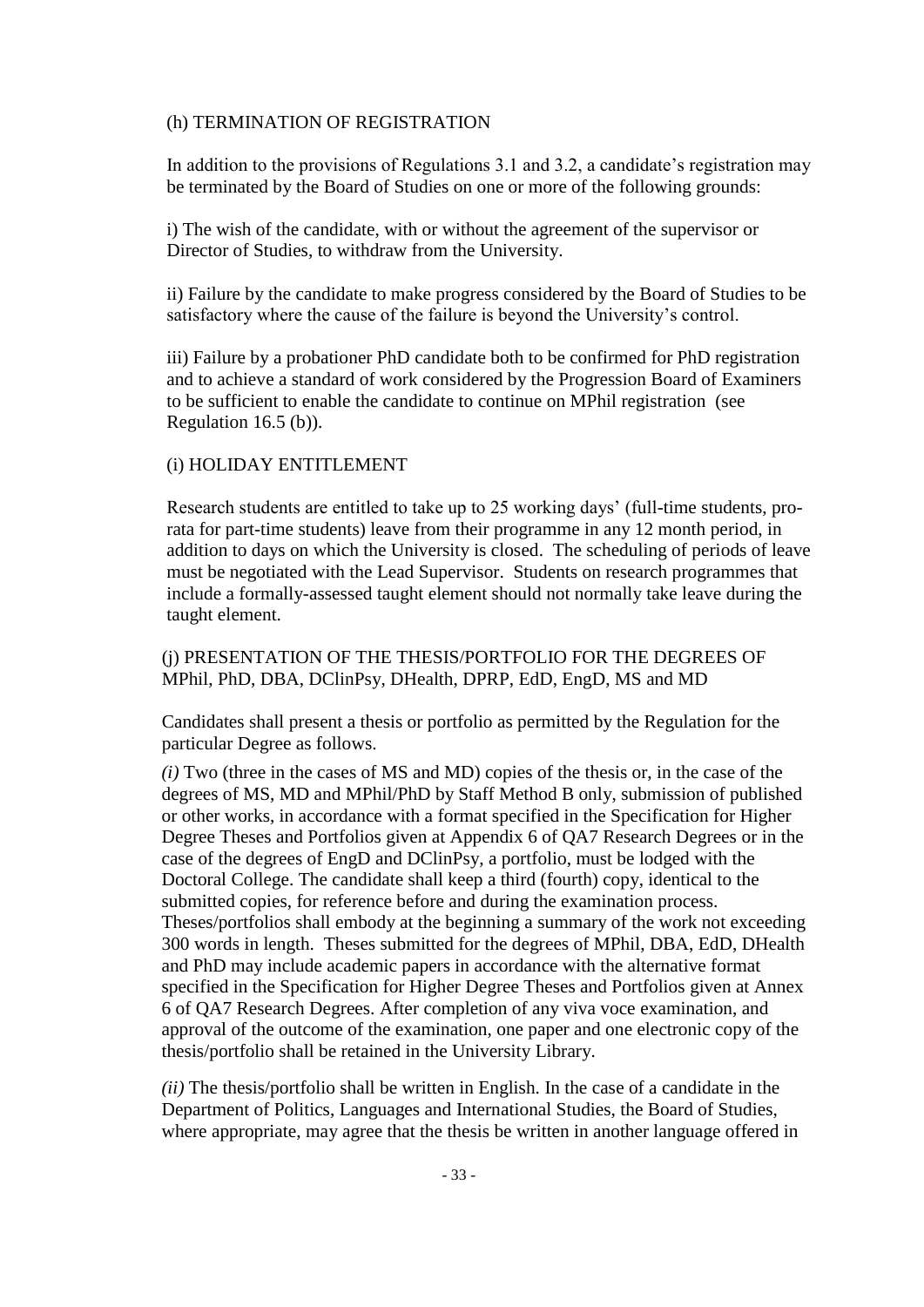(h) TERMINATION OF REGISTRATION

In addition to the provisions of Regulations 3.1 and 3.2, a candidate's registration may be terminated by the Board of Studies on one or more of the following grounds:

i) The wish of the candidate, with or without the agreement of the supervisor or Director of Studies, to withdraw from the University.

ii) Failure by the candidate to make progress considered by the Board of Studies to be satisfactory where the cause of the failure is beyond the University's control.

iii) Failure by a probationer PhD candidate both to be confirmed for PhD registration and to achieve a standard of work considered by the Progression Board of Examiners to be sufficient to enable the candidate to continue on MPhil registration (see Regulation 16.5 (b)).

(i) HOLIDAY ENTITLEMENT

Research students are entitled to take up to 25 working days' (full-time students, pro-rata for part-time students) leave from their programme in any 12 month period, in addition to days on which the University is closed. The scheduling of periods of leave must be negotiated with the Lead Supervisor. Students on research programmes that include a formally-assessed taught element should not normally take leave during the taught element.

(j) PRESENTATION OF THE THESIS/PORTFOLIO FOR THE DEGREES OF MPhil, PhD, DBA, DClinPsy, DHealth, DPRP, EdD, EngD, MS and MD

Candidates shall present a thesis or portfolio as permitted by the Regulation for the particular Degree as follows.

*(i)* Two (three in the cases of MS and MD) copies of the thesis or, in the case of the degrees of MS, MD and MPhil/PhD by Staff Method B only, submission of published or other works, in accordance with a format specified in the Specification for Higher Degree Theses and Portfolios given at Appendix 6 of QA7 Research Degrees or in the case of the degrees of EngD and DClinPsy, a portfolio, must be lodged with the Doctoral College. The candidate shall keep a third (fourth) copy, identical to the submitted copies, for reference before and during the examination process. Theses/portfolios shall embody at the beginning a summary of the work not exceeding 300 words in length. Theses submitted for the degrees of MPhil, DBA, EdD, DHealth and PhD may include academic papers in accordance with the alternative format specified in the Specification for Higher Degree Theses and Portfolios given at Annex 6 of QA7 Research Degrees. After completion of any viva voce examination, and approval of the outcome of the examination, one paper and one electronic copy of the thesis/portfolio shall be retained in the University Library.

*(ii)* The thesis/portfolio shall be written in English. In the case of a candidate in the Department of Politics, Languages and International Studies, the Board of Studies, where appropriate, may agree that the thesis be written in another language offered in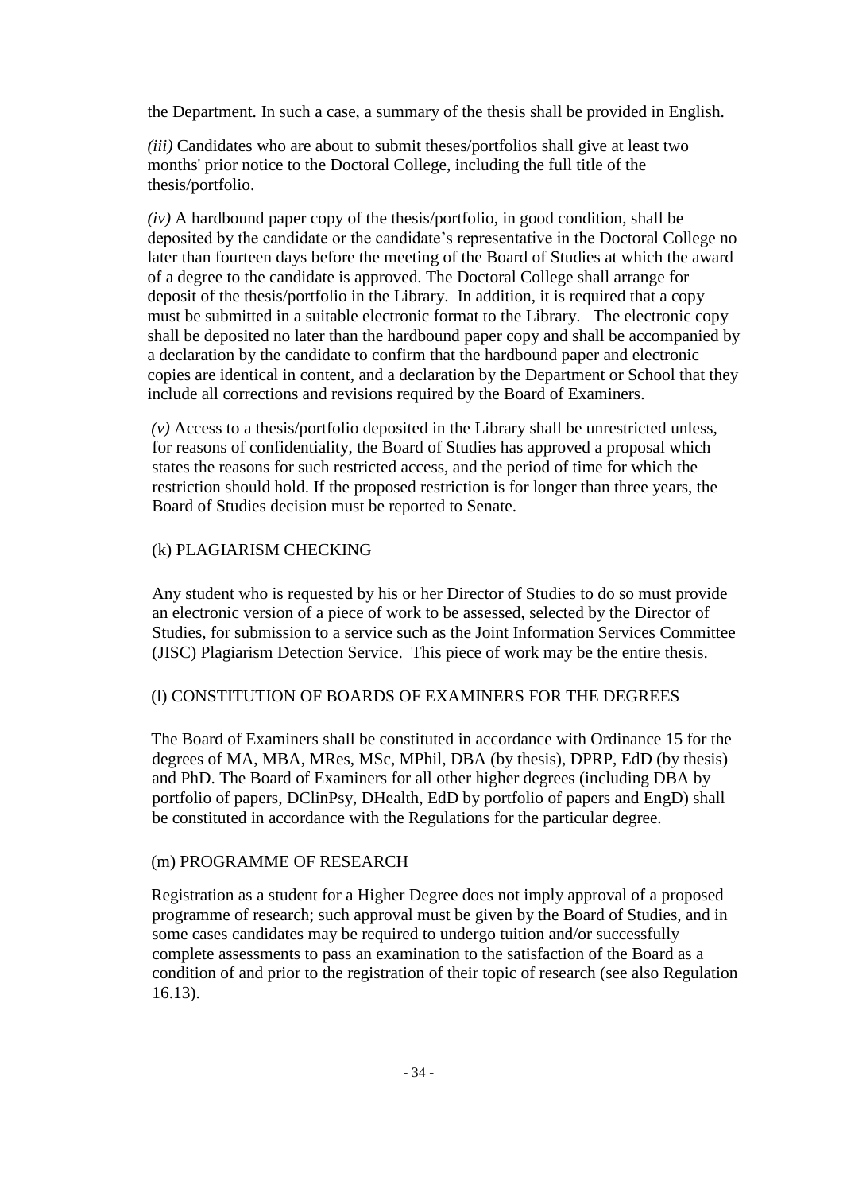the Department. In such a case, a summary of the thesis shall be provided in English.

*(iii)* Candidates who are about to submit theses/portfolios shall give at least two months' prior notice to the Doctoral College, including the full title of the thesis/portfolio.

*(iv)* A hardbound paper copy of the thesis/portfolio, in good condition, shall be deposited by the candidate or the candidate's representative in the Doctoral College no later than fourteen days before the meeting of the Board of Studies at which the award of a degree to the candidate is approved. The Doctoral College shall arrange for deposit of the thesis/portfolio in the Library. In addition, it is required that a copy must be submitted in a suitable electronic format to the Library. The electronic copy shall be deposited no later than the hardbound paper copy and shall be accompanied by a declaration by the candidate to confirm that the hardbound paper and electronic copies are identical in content, and a declaration by the Department or School that they include all corrections and revisions required by the Board of Examiners.

*(v)* Access to a thesis/portfolio deposited in the Library shall be unrestricted unless, for reasons of confidentiality, the Board of Studies has approved a proposal which states the reasons for such restricted access, and the period of time for which the restriction should hold. If the proposed restriction is for longer than three years, the Board of Studies decision must be reported to Senate.

(k) PLAGIARISM CHECKING

Any student who is requested by his or her Director of Studies to do so must provide an electronic version of a piece of work to be assessed, selected by the Director of Studies, for submission to a service such as the Joint Information Services Committee (JISC) Plagiarism Detection Service. This piece of work may be the entire thesis.

(l) CONSTITUTION OF BOARDS OF EXAMINERS FOR THE DEGREES

The Board of Examiners shall be constituted in accordance with Ordinance 15 for the degrees of MA, MBA, MRes, MSc, MPhil, DBA (by thesis), DPRP, EdD (by thesis) and PhD. The Board of Examiners for all other higher degrees (including DBA by portfolio of papers, DClinPsy, DHealth, EdD by portfolio of papers and EngD) shall be constituted in accordance with the Regulations for the particular degree.

(m) PROGRAMME OF RESEARCH

Registration as a student for a Higher Degree does not imply approval of a proposed programme of research; such approval must be given by the Board of Studies, and in some cases candidates may be required to undergo tuition and/or successfully complete assessments to pass an examination to the satisfaction of the Board as a condition of and prior to the registration of their topic of research (see also Regulation 16.13).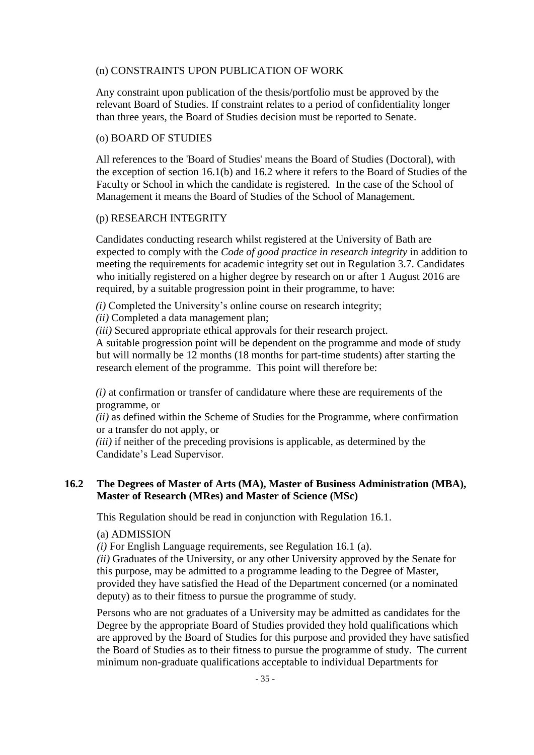(n) CONSTRAINTS UPON PUBLICATION OF WORK

Any constraint upon publication of the thesis/portfolio must be approved by the relevant Board of Studies. If constraint relates to a period of confidentiality longer than three years, the Board of Studies decision must be reported to Senate.

(o) BOARD OF STUDIES

All references to the 'Board of Studies' means the Board of Studies (Doctoral), with the exception of section 16.1(b) and 16.2 where it refers to the Board of Studies of the Faculty or School in which the candidate is registered. In the case of the School of Management it means the Board of Studies of the School of Management.

(p) RESEARCH INTEGRITY

Candidates conducting research whilst registered at the University of Bath are expected to comply with the *Code of good practice in research integrity* in addition to meeting the requirements for academic integrity set out in Regulation 3.7. Candidates who initially registered on a higher degree by research on or after 1 August 2016 are required, by a suitable progression point in their programme, to have:

*(i)* Completed the University's online course on research integrity;
*(ii)* Completed a data management plan;
*(iii)* Secured appropriate ethical approvals for their research project.
A suitable progression point will be dependent on the programme and mode of study but will normally be 12 months (18 months for part-time students) after starting the research element of the programme. This point will therefore be:

*(i)* at confirmation or transfer of candidature where these are requirements of the programme, or
*(ii)* as defined within the Scheme of Studies for the Programme, where confirmation or a transfer do not apply, or
*(iii)* if neither of the preceding provisions is applicable, as determined by the Candidate's Lead Supervisor.

## 16.2 The Degrees of Master of Arts (MA), Master of Business Administration (MBA), Master of Research (MRes) and Master of Science (MSc)

This Regulation should be read in conjunction with Regulation 16.1.

(a) ADMISSION

*(i)* For English Language requirements, see Regulation 16.1 (a).
*(ii)* Graduates of the University, or any other University approved by the Senate for this purpose, may be admitted to a programme leading to the Degree of Master, provided they have satisfied the Head of the Department concerned (or a nominated deputy) as to their fitness to pursue the programme of study.

Persons who are not graduates of a University may be admitted as candidates for the Degree by the appropriate Board of Studies provided they hold qualifications which are approved by the Board of Studies for this purpose and provided they have satisfied the Board of Studies as to their fitness to pursue the programme of study. The current minimum non-graduate qualifications acceptable to individual Departments for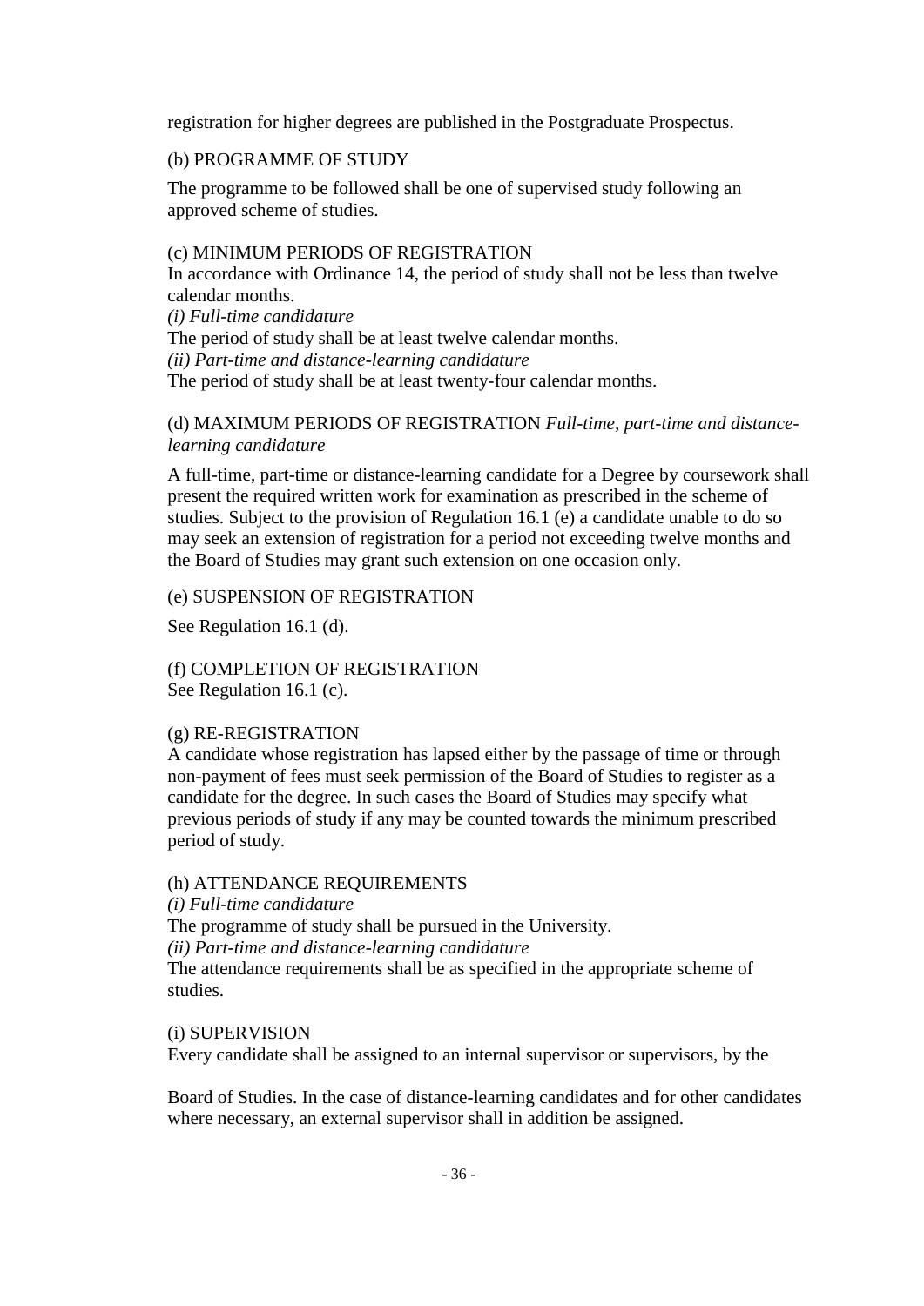registration for higher degrees are published in the Postgraduate Prospectus.

(b) PROGRAMME OF STUDY

The programme to be followed shall be one of supervised study following an approved scheme of studies.

(c) MINIMUM PERIODS OF REGISTRATION

In accordance with Ordinance 14, the period of study shall not be less than twelve calendar months.

*(i) Full-time candidature*

The period of study shall be at least twelve calendar months.

*(ii) Part-time and distance-learning candidature*

The period of study shall be at least twenty-four calendar months.

(d) MAXIMUM PERIODS OF REGISTRATION *Full-time, part-time and distance-learning candidature*

A full-time, part-time or distance-learning candidate for a Degree by coursework shall present the required written work for examination as prescribed in the scheme of studies. Subject to the provision of Regulation 16.1 (e) a candidate unable to do so may seek an extension of registration for a period not exceeding twelve months and the Board of Studies may grant such extension on one occasion only.

(e) SUSPENSION OF REGISTRATION

See Regulation 16.1 (d).

(f) COMPLETION OF REGISTRATION

See Regulation 16.1 (c).

(g) RE-REGISTRATION

A candidate whose registration has lapsed either by the passage of time or through non-payment of fees must seek permission of the Board of Studies to register as a candidate for the degree. In such cases the Board of Studies may specify what previous periods of study if any may be counted towards the minimum prescribed period of study.

(h) ATTENDANCE REQUIREMENTS

*(i) Full-time candidature*

The programme of study shall be pursued in the University.

*(ii) Part-time and distance-learning candidature*

The attendance requirements shall be as specified in the appropriate scheme of studies.

(i) SUPERVISION

Every candidate shall be assigned to an internal supervisor or supervisors, by the

Board of Studies. In the case of distance-learning candidates and for other candidates where necessary, an external supervisor shall in addition be assigned.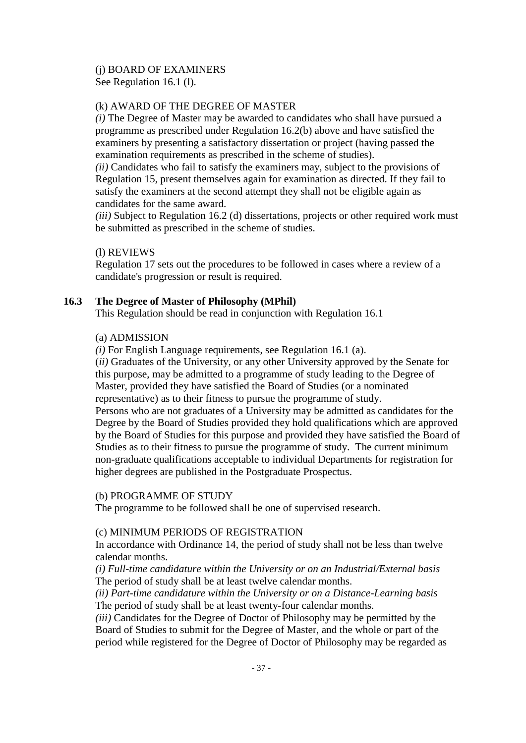(j) BOARD OF EXAMINERS
See Regulation 16.1 (l).

(k) AWARD OF THE DEGREE OF MASTER
*(i)* The Degree of Master may be awarded to candidates who shall have pursued a programme as prescribed under Regulation 16.2(b) above and have satisfied the examiners by presenting a satisfactory dissertation or project (having passed the examination requirements as prescribed in the scheme of studies).
*(ii)* Candidates who fail to satisfy the examiners may, subject to the provisions of Regulation 15, present themselves again for examination as directed. If they fail to satisfy the examiners at the second attempt they shall not be eligible again as candidates for the same award.
*(iii)* Subject to Regulation 16.2 (d) dissertations, projects or other required work must be submitted as prescribed in the scheme of studies.

(l) REVIEWS
Regulation 17 sets out the procedures to be followed in cases where a review of a candidate's progression or result is required.

## 16.3 The Degree of Master of Philosophy (MPhil)

This Regulation should be read in conjunction with Regulation 16.1

(a) ADMISSION
*(i)* For English Language requirements, see Regulation 16.1 (a).
(*ii)* Graduates of the University, or any other University approved by the Senate for this purpose, may be admitted to a programme of study leading to the Degree of Master, provided they have satisfied the Board of Studies (or a nominated representative) as to their fitness to pursue the programme of study.
Persons who are not graduates of a University may be admitted as candidates for the Degree by the Board of Studies provided they hold qualifications which are approved by the Board of Studies for this purpose and provided they have satisfied the Board of Studies as to their fitness to pursue the programme of study. The current minimum non-graduate qualifications acceptable to individual Departments for registration for higher degrees are published in the Postgraduate Prospectus.

(b) PROGRAMME OF STUDY
The programme to be followed shall be one of supervised research.

(c) MINIMUM PERIODS OF REGISTRATION
In accordance with Ordinance 14, the period of study shall not be less than twelve calendar months.
*(i) Full-time candidature within the University or on an Industrial/External basis*
The period of study shall be at least twelve calendar months.
*(ii) Part-time candidature within the University or on a Distance-Learning basis*
The period of study shall be at least twenty-four calendar months.
*(iii)* Candidates for the Degree of Doctor of Philosophy may be permitted by the Board of Studies to submit for the Degree of Master, and the whole or part of the period while registered for the Degree of Doctor of Philosophy may be regarded as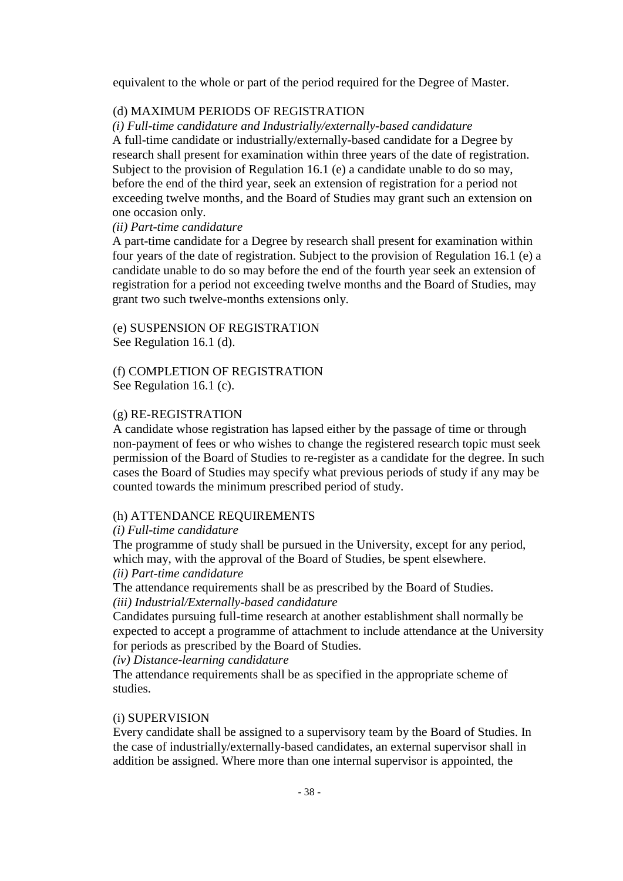equivalent to the whole or part of the period required for the Degree of Master.

(d) MAXIMUM PERIODS OF REGISTRATION

*(i) Full-time candidature and Industrially/externally-based candidature*

A full-time candidate or industrially/externally-based candidate for a Degree by research shall present for examination within three years of the date of registration. Subject to the provision of Regulation 16.1 (e) a candidate unable to do so may, before the end of the third year, seek an extension of registration for a period not exceeding twelve months, and the Board of Studies may grant such an extension on one occasion only.

*(ii) Part-time candidature*

A part-time candidate for a Degree by research shall present for examination within four years of the date of registration. Subject to the provision of Regulation 16.1 (e) a candidate unable to do so may before the end of the fourth year seek an extension of registration for a period not exceeding twelve months and the Board of Studies, may grant two such twelve-months extensions only.

(e) SUSPENSION OF REGISTRATION

See Regulation 16.1 (d).

(f) COMPLETION OF REGISTRATION

See Regulation 16.1 (c).

(g) RE-REGISTRATION

A candidate whose registration has lapsed either by the passage of time or through non-payment of fees or who wishes to change the registered research topic must seek permission of the Board of Studies to re-register as a candidate for the degree. In such cases the Board of Studies may specify what previous periods of study if any may be counted towards the minimum prescribed period of study.

(h) ATTENDANCE REQUIREMENTS

*(i) Full-time candidature*

The programme of study shall be pursued in the University, except for any period, which may, with the approval of the Board of Studies, be spent elsewhere.

*(ii) Part-time candidature*

The attendance requirements shall be as prescribed by the Board of Studies.

*(iii) Industrial/Externally-based candidature*

Candidates pursuing full-time research at another establishment shall normally be expected to accept a programme of attachment to include attendance at the University for periods as prescribed by the Board of Studies.

*(iv) Distance-learning candidature*

The attendance requirements shall be as specified in the appropriate scheme of studies.

(i) SUPERVISION

Every candidate shall be assigned to a supervisory team by the Board of Studies. In the case of industrially/externally-based candidates, an external supervisor shall in addition be assigned. Where more than one internal supervisor is appointed, the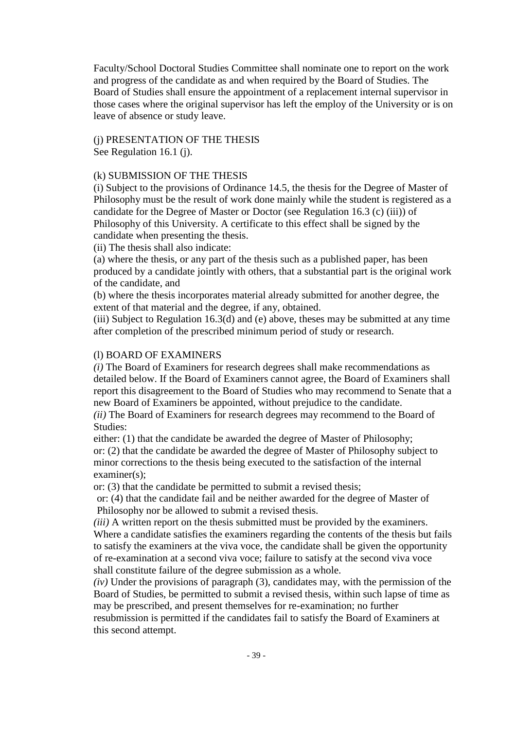Faculty/School Doctoral Studies Committee shall nominate one to report on the work and progress of the candidate as and when required by the Board of Studies. The Board of Studies shall ensure the appointment of a replacement internal supervisor in those cases where the original supervisor has left the employ of the University or is on leave of absence or study leave.

(j) PRESENTATION OF THE THESIS
See Regulation 16.1 (j).

(k) SUBMISSION OF THE THESIS
(i) Subject to the provisions of Ordinance 14.5, the thesis for the Degree of Master of Philosophy must be the result of work done mainly while the student is registered as a candidate for the Degree of Master or Doctor (see Regulation 16.3 (c) (iii)) of Philosophy of this University. A certificate to this effect shall be signed by the candidate when presenting the thesis.
(ii) The thesis shall also indicate:
(a) where the thesis, or any part of the thesis such as a published paper, has been produced by a candidate jointly with others, that a substantial part is the original work of the candidate, and
(b) where the thesis incorporates material already submitted for another degree, the extent of that material and the degree, if any, obtained.
(iii) Subject to Regulation 16.3(d) and (e) above, theses may be submitted at any time after completion of the prescribed minimum period of study or research.

(l) BOARD OF EXAMINERS
*(i)* The Board of Examiners for research degrees shall make recommendations as detailed below. If the Board of Examiners cannot agree, the Board of Examiners shall report this disagreement to the Board of Studies who may recommend to Senate that a new Board of Examiners be appointed, without prejudice to the candidate.
*(ii)* The Board of Examiners for research degrees may recommend to the Board of Studies:
either: (1) that the candidate be awarded the degree of Master of Philosophy;
or: (2) that the candidate be awarded the degree of Master of Philosophy subject to minor corrections to the thesis being executed to the satisfaction of the internal examiner(s);
or: (3) that the candidate be permitted to submit a revised thesis;
or: (4) that the candidate fail and be neither awarded for the degree of Master of Philosophy nor be allowed to submit a revised thesis.
*(iii)* A written report on the thesis submitted must be provided by the examiners. Where a candidate satisfies the examiners regarding the contents of the thesis but fails to satisfy the examiners at the viva voce, the candidate shall be given the opportunity of re-examination at a second viva voce; failure to satisfy at the second viva voce shall constitute failure of the degree submission as a whole.
*(iv)* Under the provisions of paragraph (3), candidates may, with the permission of the Board of Studies, be permitted to submit a revised thesis, within such lapse of time as may be prescribed, and present themselves for re-examination; no further resubmission is permitted if the candidates fail to satisfy the Board of Examiners at this second attempt.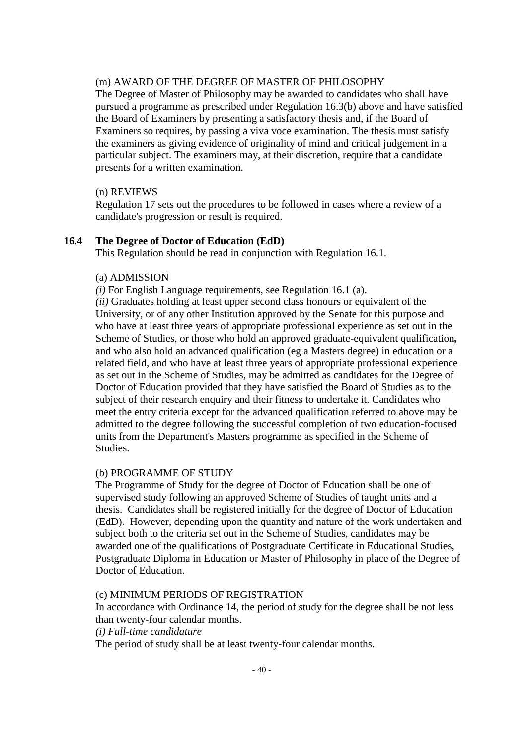(m) AWARD OF THE DEGREE OF MASTER OF PHILOSOPHY

The Degree of Master of Philosophy may be awarded to candidates who shall have pursued a programme as prescribed under Regulation 16.3(b) above and have satisfied the Board of Examiners by presenting a satisfactory thesis and, if the Board of Examiners so requires, by passing a viva voce examination. The thesis must satisfy the examiners as giving evidence of originality of mind and critical judgement in a particular subject. The examiners may, at their discretion, require that a candidate presents for a written examination.

(n) REVIEWS

Regulation 17 sets out the procedures to be followed in cases where a review of a candidate's progression or result is required.

## 16.4 The Degree of Doctor of Education (EdD)

This Regulation should be read in conjunction with Regulation 16.1.

(a) ADMISSION

*(i)* For English Language requirements, see Regulation 16.1 (a).

*(ii)* Graduates holding at least upper second class honours or equivalent of the University, or of any other Institution approved by the Senate for this purpose and who have at least three years of appropriate professional experience as set out in the Scheme of Studies, or those who hold an approved graduate-equivalent qualification**,** and who also hold an advanced qualification (eg a Masters degree) in education or a related field, and who have at least three years of appropriate professional experience as set out in the Scheme of Studies, may be admitted as candidates for the Degree of Doctor of Education provided that they have satisfied the Board of Studies as to the subject of their research enquiry and their fitness to undertake it. Candidates who meet the entry criteria except for the advanced qualification referred to above may be admitted to the degree following the successful completion of two education-focused units from the Department's Masters programme as specified in the Scheme of Studies.

(b) PROGRAMME OF STUDY

The Programme of Study for the degree of Doctor of Education shall be one of supervised study following an approved Scheme of Studies of taught units and a thesis. Candidates shall be registered initially for the degree of Doctor of Education (EdD). However, depending upon the quantity and nature of the work undertaken and subject both to the criteria set out in the Scheme of Studies, candidates may be awarded one of the qualifications of Postgraduate Certificate in Educational Studies, Postgraduate Diploma in Education or Master of Philosophy in place of the Degree of Doctor of Education.

(c) MINIMUM PERIODS OF REGISTRATION

In accordance with Ordinance 14, the period of study for the degree shall be not less than twenty-four calendar months.

*(i) Full-time candidature*

The period of study shall be at least twenty-four calendar months.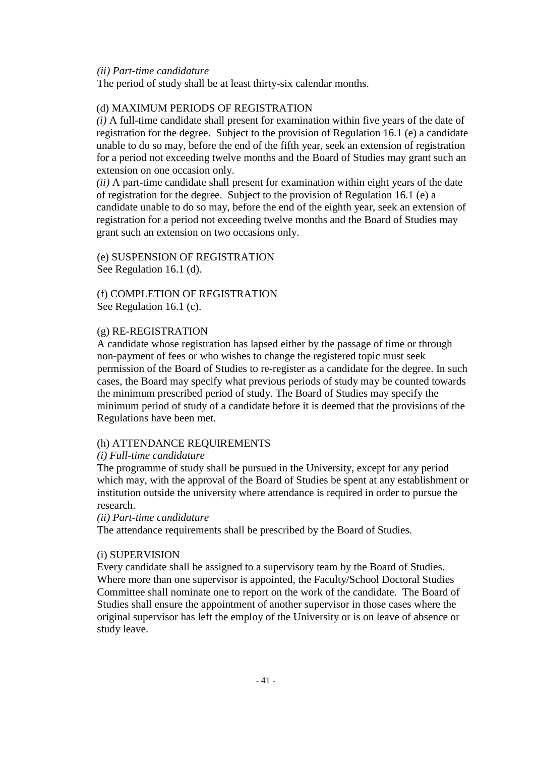*(ii) Part-time candidature*

The period of study shall be at least thirty-six calendar months.

(d) MAXIMUM PERIODS OF REGISTRATION

*(i)* A full-time candidate shall present for examination within five years of the date of registration for the degree. Subject to the provision of Regulation 16.1 (e) a candidate unable to do so may, before the end of the fifth year, seek an extension of registration for a period not exceeding twelve months and the Board of Studies may grant such an extension on one occasion only.

*(ii)* A part-time candidate shall present for examination within eight years of the date of registration for the degree. Subject to the provision of Regulation 16.1 (e) a candidate unable to do so may, before the end of the eighth year, seek an extension of registration for a period not exceeding twelve months and the Board of Studies may grant such an extension on two occasions only.

(e) SUSPENSION OF REGISTRATION

See Regulation 16.1 (d).

(f) COMPLETION OF REGISTRATION

See Regulation 16.1 (c).

(g) RE-REGISTRATION

A candidate whose registration has lapsed either by the passage of time or through non-payment of fees or who wishes to change the registered topic must seek permission of the Board of Studies to re-register as a candidate for the degree. In such cases, the Board may specify what previous periods of study may be counted towards the minimum prescribed period of study. The Board of Studies may specify the minimum period of study of a candidate before it is deemed that the provisions of the Regulations have been met.

(h) ATTENDANCE REQUIREMENTS

*(i) Full-time candidature*

The programme of study shall be pursued in the University, except for any period which may, with the approval of the Board of Studies be spent at any establishment or institution outside the university where attendance is required in order to pursue the research.

*(ii) Part-time candidature*

The attendance requirements shall be prescribed by the Board of Studies.

(i) SUPERVISION

Every candidate shall be assigned to a supervisory team by the Board of Studies. Where more than one supervisor is appointed, the Faculty/School Doctoral Studies Committee shall nominate one to report on the work of the candidate. The Board of Studies shall ensure the appointment of another supervisor in those cases where the original supervisor has left the employ of the University or is on leave of absence or study leave.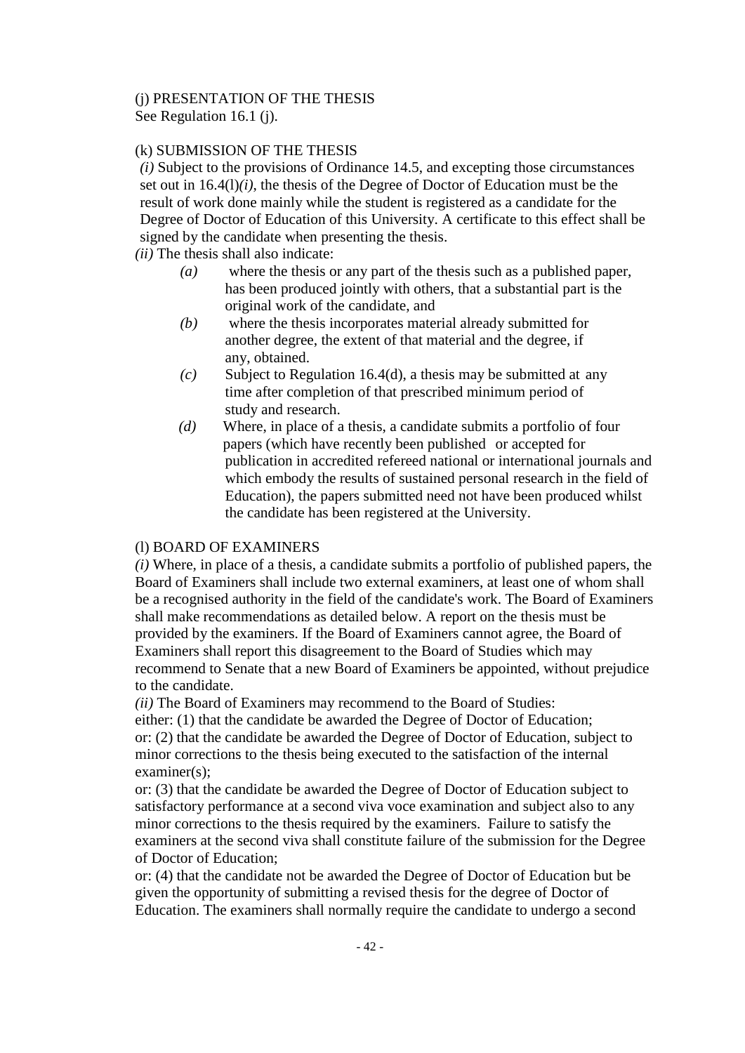(j) PRESENTATION OF THE THESIS
See Regulation 16.1 (j).

(k) SUBMISSION OF THE THESIS

*(i)* Subject to the provisions of Ordinance 14.5, and excepting those circumstances set out in 16.4(l)*(i)*, the thesis of the Degree of Doctor of Education must be the result of work done mainly while the student is registered as a candidate for the Degree of Doctor of Education of this University. A certificate to this effect shall be signed by the candidate when presenting the thesis.

*(ii)* The thesis shall also indicate:

- *(a)* where the thesis or any part of the thesis such as a published paper, has been produced jointly with others, that a substantial part is the original work of the candidate, and
- *(b)* where the thesis incorporates material already submitted for another degree, the extent of that material and the degree, if any, obtained.
- *(c)* Subject to Regulation 16.4(d), a thesis may be submitted at any time after completion of that prescribed minimum period of study and research.
- *(d)* Where, in place of a thesis, a candidate submits a portfolio of four papers (which have recently been published or accepted for publication in accredited refereed national or international journals and which embody the results of sustained personal research in the field of Education), the papers submitted need not have been produced whilst the candidate has been registered at the University.

(l) BOARD OF EXAMINERS

*(i)* Where, in place of a thesis, a candidate submits a portfolio of published papers, the Board of Examiners shall include two external examiners, at least one of whom shall be a recognised authority in the field of the candidate's work. The Board of Examiners shall make recommendations as detailed below. A report on the thesis must be provided by the examiners. If the Board of Examiners cannot agree, the Board of Examiners shall report this disagreement to the Board of Studies which may recommend to Senate that a new Board of Examiners be appointed, without prejudice to the candidate.

*(ii)* The Board of Examiners may recommend to the Board of Studies:

either: (1) that the candidate be awarded the Degree of Doctor of Education;

or: (2) that the candidate be awarded the Degree of Doctor of Education, subject to minor corrections to the thesis being executed to the satisfaction of the internal examiner(s);

or: (3) that the candidate be awarded the Degree of Doctor of Education subject to satisfactory performance at a second viva voce examination and subject also to any minor corrections to the thesis required by the examiners. Failure to satisfy the examiners at the second viva shall constitute failure of the submission for the Degree of Doctor of Education;

or: (4) that the candidate not be awarded the Degree of Doctor of Education but be given the opportunity of submitting a revised thesis for the degree of Doctor of Education. The examiners shall normally require the candidate to undergo a second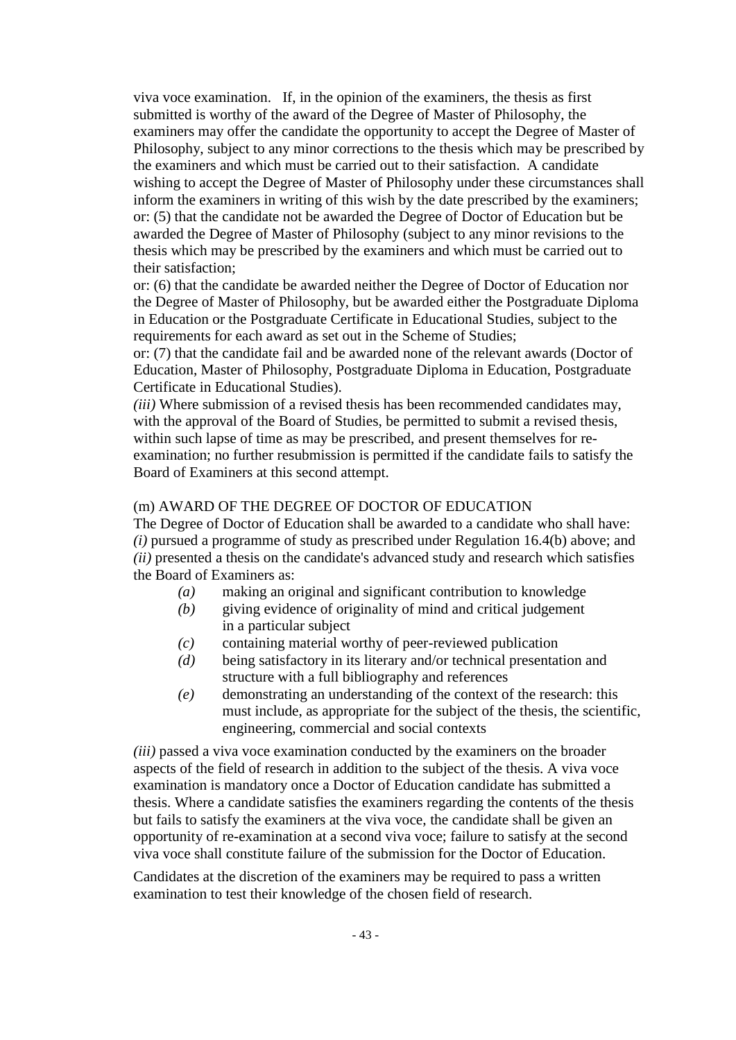viva voce examination. If, in the opinion of the examiners, the thesis as first submitted is worthy of the award of the Degree of Master of Philosophy, the examiners may offer the candidate the opportunity to accept the Degree of Master of Philosophy, subject to any minor corrections to the thesis which may be prescribed by the examiners and which must be carried out to their satisfaction. A candidate wishing to accept the Degree of Master of Philosophy under these circumstances shall inform the examiners in writing of this wish by the date prescribed by the examiners;
or: (5) that the candidate not be awarded the Degree of Doctor of Education but be awarded the Degree of Master of Philosophy (subject to any minor revisions to the thesis which may be prescribed by the examiners and which must be carried out to their satisfaction;
or: (6) that the candidate be awarded neither the Degree of Doctor of Education nor the Degree of Master of Philosophy, but be awarded either the Postgraduate Diploma in Education or the Postgraduate Certificate in Educational Studies, subject to the requirements for each award as set out in the Scheme of Studies;
or: (7) that the candidate fail and be awarded none of the relevant awards (Doctor of Education, Master of Philosophy, Postgraduate Diploma in Education, Postgraduate Certificate in Educational Studies).
*(iii)* Where submission of a revised thesis has been recommended candidates may, with the approval of the Board of Studies, be permitted to submit a revised thesis, within such lapse of time as may be prescribed, and present themselves for re-examination; no further resubmission is permitted if the candidate fails to satisfy the Board of Examiners at this second attempt.

(m) AWARD OF THE DEGREE OF DOCTOR OF EDUCATION
The Degree of Doctor of Education shall be awarded to a candidate who shall have:
*(i)* pursued a programme of study as prescribed under Regulation 16.4(b) above; and
*(ii)* presented a thesis on the candidate's advanced study and research which satisfies the Board of Examiners as:

- *(a)* making an original and significant contribution to knowledge
- *(b)* giving evidence of originality of mind and critical judgement in a particular subject
- *(c)* containing material worthy of peer-reviewed publication
- *(d)* being satisfactory in its literary and/or technical presentation and structure with a full bibliography and references
- *(e)* demonstrating an understanding of the context of the research: this must include, as appropriate for the subject of the thesis, the scientific, engineering, commercial and social contexts

*(iii)* passed a viva voce examination conducted by the examiners on the broader aspects of the field of research in addition to the subject of the thesis. A viva voce examination is mandatory once a Doctor of Education candidate has submitted a thesis. Where a candidate satisfies the examiners regarding the contents of the thesis but fails to satisfy the examiners at the viva voce, the candidate shall be given an opportunity of re-examination at a second viva voce; failure to satisfy at the second viva voce shall constitute failure of the submission for the Doctor of Education.

Candidates at the discretion of the examiners may be required to pass a written examination to test their knowledge of the chosen field of research.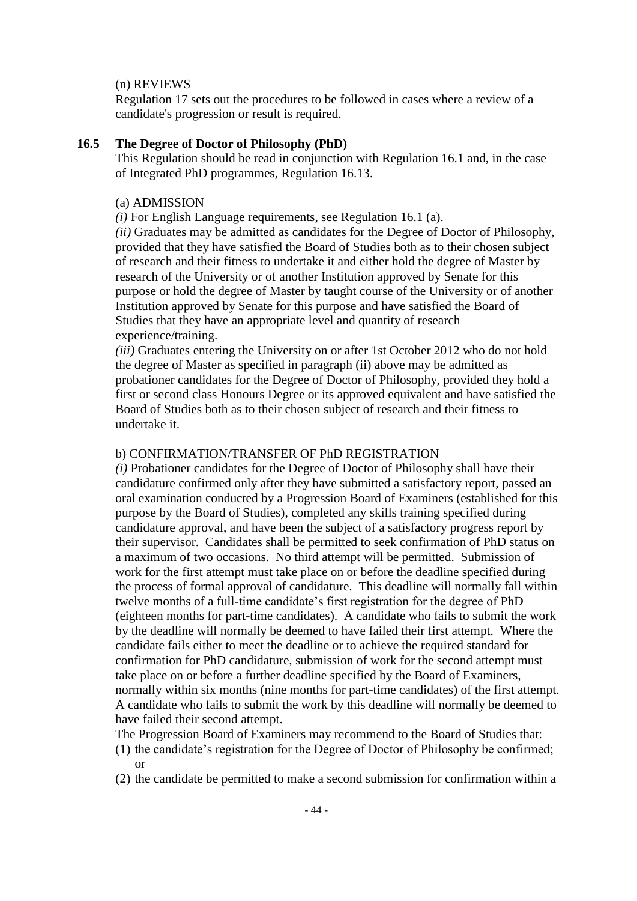(n) REVIEWS

Regulation 17 sets out the procedures to be followed in cases where a review of a candidate's progression or result is required.

## 16.5 The Degree of Doctor of Philosophy (PhD)

This Regulation should be read in conjunction with Regulation 16.1 and, in the case of Integrated PhD programmes, Regulation 16.13.

(a) ADMISSION

*(i)* For English Language requirements, see Regulation 16.1 (a).

*(ii)* Graduates may be admitted as candidates for the Degree of Doctor of Philosophy, provided that they have satisfied the Board of Studies both as to their chosen subject of research and their fitness to undertake it and either hold the degree of Master by research of the University or of another Institution approved by Senate for this purpose or hold the degree of Master by taught course of the University or of another Institution approved by Senate for this purpose and have satisfied the Board of Studies that they have an appropriate level and quantity of research experience/training.

*(iii)* Graduates entering the University on or after 1st October 2012 who do not hold the degree of Master as specified in paragraph (ii) above may be admitted as probationer candidates for the Degree of Doctor of Philosophy, provided they hold a first or second class Honours Degree or its approved equivalent and have satisfied the Board of Studies both as to their chosen subject of research and their fitness to undertake it.

b) CONFIRMATION/TRANSFER OF PhD REGISTRATION

*(i)* Probationer candidates for the Degree of Doctor of Philosophy shall have their candidature confirmed only after they have submitted a satisfactory report, passed an oral examination conducted by a Progression Board of Examiners (established for this purpose by the Board of Studies), completed any skills training specified during candidature approval, and have been the subject of a satisfactory progress report by their supervisor. Candidates shall be permitted to seek confirmation of PhD status on a maximum of two occasions. No third attempt will be permitted. Submission of work for the first attempt must take place on or before the deadline specified during the process of formal approval of candidature. This deadline will normally fall within twelve months of a full-time candidate's first registration for the degree of PhD (eighteen months for part-time candidates). A candidate who fails to submit the work by the deadline will normally be deemed to have failed their first attempt. Where the candidate fails either to meet the deadline or to achieve the required standard for confirmation for PhD candidature, submission of work for the second attempt must take place on or before a further deadline specified by the Board of Examiners, normally within six months (nine months for part-time candidates) of the first attempt. A candidate who fails to submit the work by this deadline will normally be deemed to have failed their second attempt.

The Progression Board of Examiners may recommend to the Board of Studies that:

(1) the candidate's registration for the Degree of Doctor of Philosophy be confirmed; or

(2) the candidate be permitted to make a second submission for confirmation within a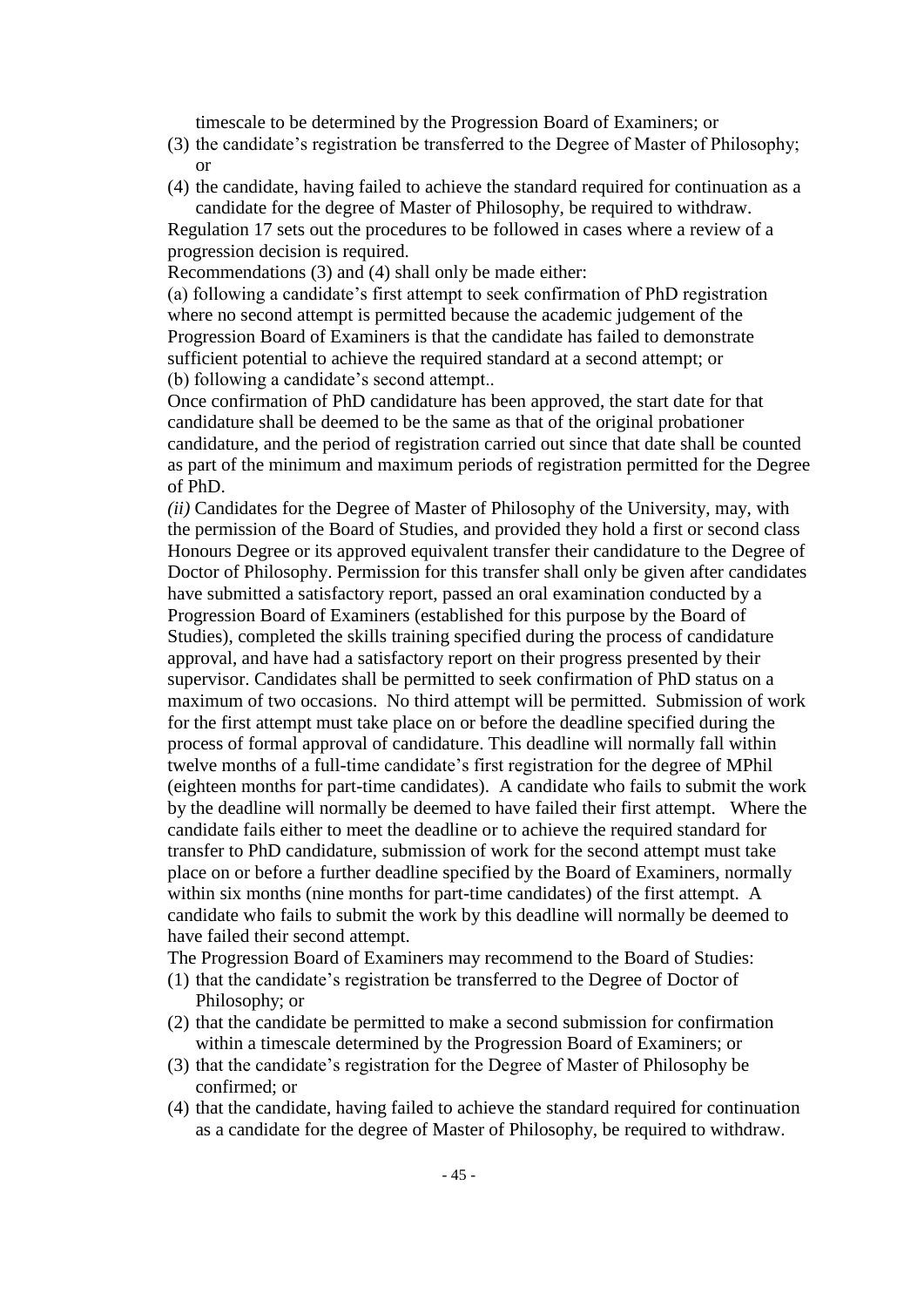timescale to be determined by the Progression Board of Examiners; or

(3) the candidate's registration be transferred to the Degree of Master of Philosophy; or

(4) the candidate, having failed to achieve the standard required for continuation as a candidate for the degree of Master of Philosophy, be required to withdraw.

Regulation 17 sets out the procedures to be followed in cases where a review of a progression decision is required.

Recommendations (3) and (4) shall only be made either:

(a) following a candidate's first attempt to seek confirmation of PhD registration where no second attempt is permitted because the academic judgement of the Progression Board of Examiners is that the candidate has failed to demonstrate sufficient potential to achieve the required standard at a second attempt; or

(b) following a candidate's second attempt..

Once confirmation of PhD candidature has been approved, the start date for that candidature shall be deemed to be the same as that of the original probationer candidature, and the period of registration carried out since that date shall be counted as part of the minimum and maximum periods of registration permitted for the Degree of PhD.

*(ii)* Candidates for the Degree of Master of Philosophy of the University, may, with the permission of the Board of Studies, and provided they hold a first or second class Honours Degree or its approved equivalent transfer their candidature to the Degree of Doctor of Philosophy. Permission for this transfer shall only be given after candidates have submitted a satisfactory report, passed an oral examination conducted by a Progression Board of Examiners (established for this purpose by the Board of Studies), completed the skills training specified during the process of candidature approval, and have had a satisfactory report on their progress presented by their supervisor. Candidates shall be permitted to seek confirmation of PhD status on a maximum of two occasions. No third attempt will be permitted. Submission of work for the first attempt must take place on or before the deadline specified during the process of formal approval of candidature. This deadline will normally fall within twelve months of a full-time candidate's first registration for the degree of MPhil (eighteen months for part-time candidates). A candidate who fails to submit the work by the deadline will normally be deemed to have failed their first attempt. Where the candidate fails either to meet the deadline or to achieve the required standard for transfer to PhD candidature, submission of work for the second attempt must take place on or before a further deadline specified by the Board of Examiners, normally within six months (nine months for part-time candidates) of the first attempt. A candidate who fails to submit the work by this deadline will normally be deemed to have failed their second attempt.

The Progression Board of Examiners may recommend to the Board of Studies:

(1) that the candidate's registration be transferred to the Degree of Doctor of Philosophy; or

(2) that the candidate be permitted to make a second submission for confirmation within a timescale determined by the Progression Board of Examiners; or

(3) that the candidate's registration for the Degree of Master of Philosophy be confirmed; or

(4) that the candidate, having failed to achieve the standard required for continuation as a candidate for the degree of Master of Philosophy, be required to withdraw.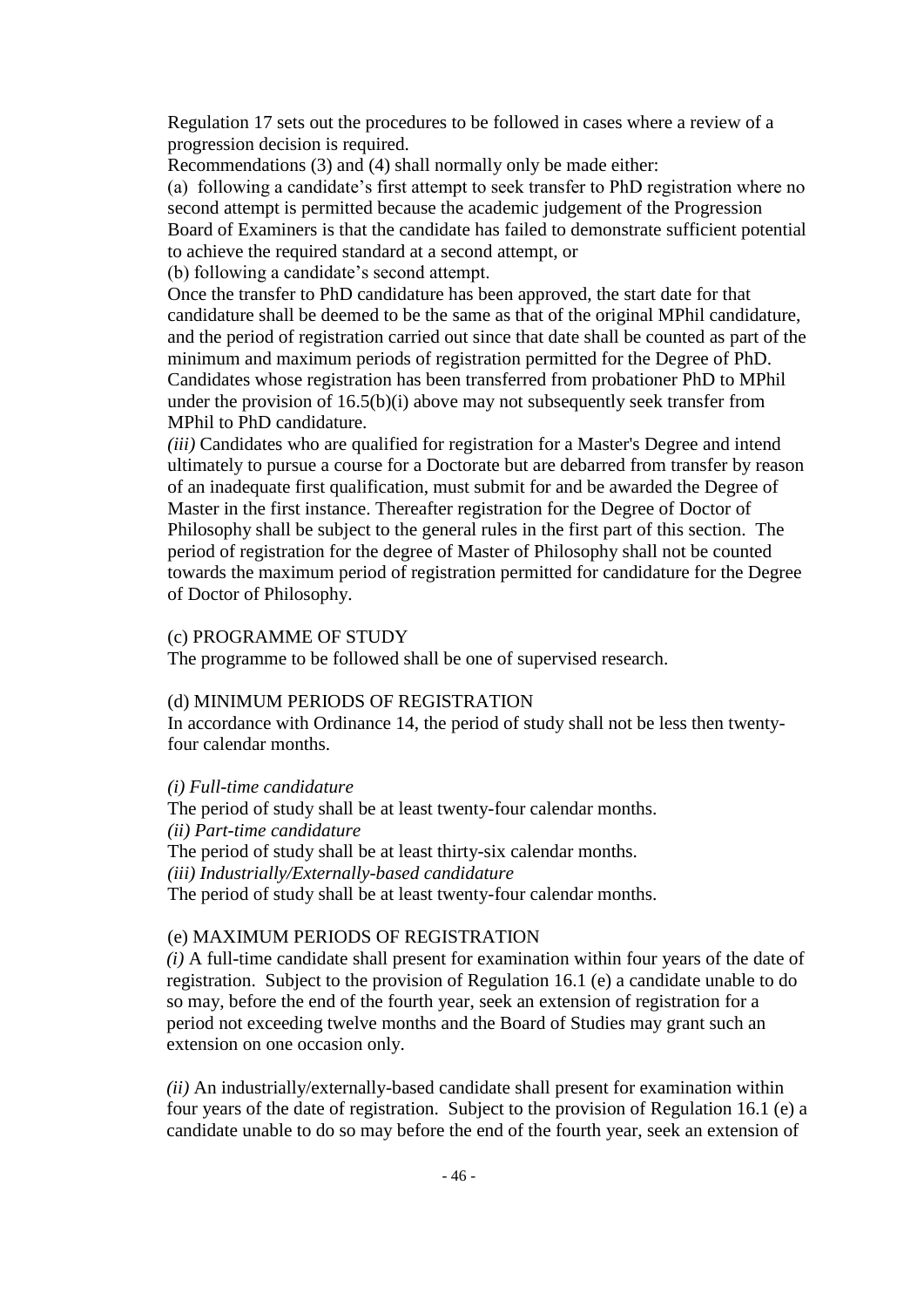Regulation 17 sets out the procedures to be followed in cases where a review of a progression decision is required.

Recommendations (3) and (4) shall normally only be made either:

(a) following a candidate's first attempt to seek transfer to PhD registration where no second attempt is permitted because the academic judgement of the Progression Board of Examiners is that the candidate has failed to demonstrate sufficient potential to achieve the required standard at a second attempt, or

(b) following a candidate's second attempt.

Once the transfer to PhD candidature has been approved, the start date for that candidature shall be deemed to be the same as that of the original MPhil candidature, and the period of registration carried out since that date shall be counted as part of the minimum and maximum periods of registration permitted for the Degree of PhD. Candidates whose registration has been transferred from probationer PhD to MPhil under the provision of 16.5(b)(i) above may not subsequently seek transfer from MPhil to PhD candidature.

*(iii)* Candidates who are qualified for registration for a Master's Degree and intend ultimately to pursue a course for a Doctorate but are debarred from transfer by reason of an inadequate first qualification, must submit for and be awarded the Degree of Master in the first instance. Thereafter registration for the Degree of Doctor of Philosophy shall be subject to the general rules in the first part of this section. The period of registration for the degree of Master of Philosophy shall not be counted towards the maximum period of registration permitted for candidature for the Degree of Doctor of Philosophy.

(c) PROGRAMME OF STUDY

The programme to be followed shall be one of supervised research.

(d) MINIMUM PERIODS OF REGISTRATION

In accordance with Ordinance 14, the period of study shall not be less then twenty-four calendar months.

*(i) Full-time candidature*

The period of study shall be at least twenty-four calendar months.

*(ii) Part-time candidature*

The period of study shall be at least thirty-six calendar months.

*(iii) Industrially/Externally-based candidature*

The period of study shall be at least twenty-four calendar months.

(e) MAXIMUM PERIODS OF REGISTRATION

*(i)* A full-time candidate shall present for examination within four years of the date of registration. Subject to the provision of Regulation 16.1 (e) a candidate unable to do so may, before the end of the fourth year, seek an extension of registration for a period not exceeding twelve months and the Board of Studies may grant such an extension on one occasion only.

*(ii)* An industrially/externally-based candidate shall present for examination within four years of the date of registration. Subject to the provision of Regulation 16.1 (e) a candidate unable to do so may before the end of the fourth year, seek an extension of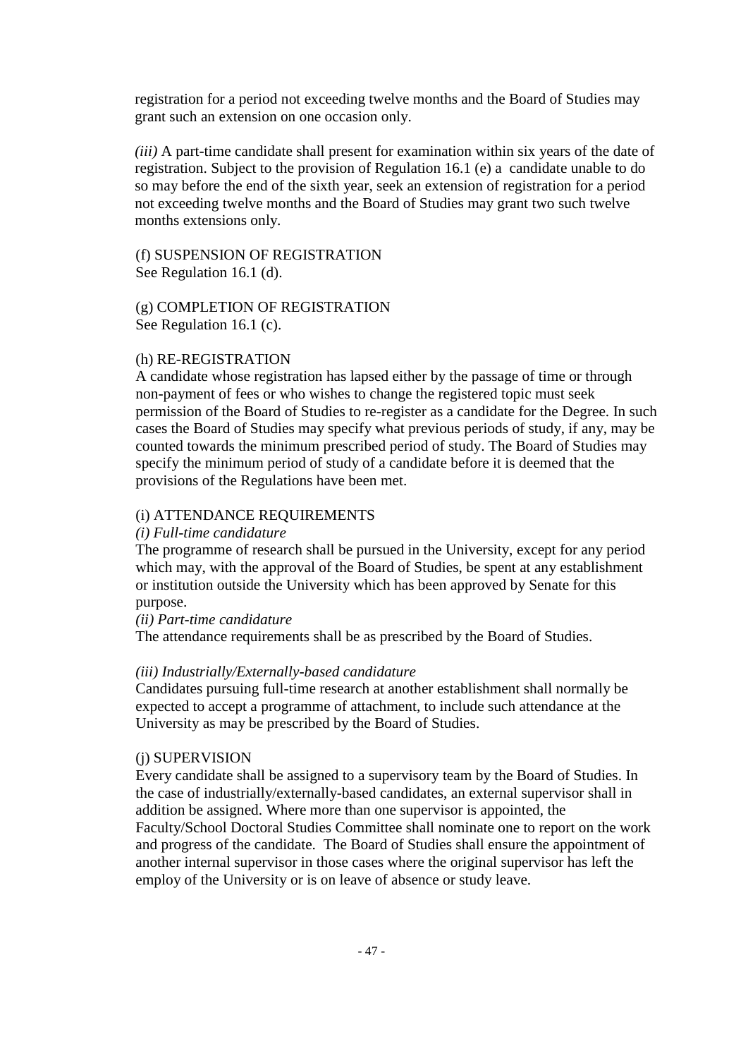registration for a period not exceeding twelve months and the Board of Studies may grant such an extension on one occasion only.

*(iii)* A part-time candidate shall present for examination within six years of the date of registration. Subject to the provision of Regulation 16.1 (e) a candidate unable to do so may before the end of the sixth year, seek an extension of registration for a period not exceeding twelve months and the Board of Studies may grant two such twelve months extensions only.

(f) SUSPENSION OF REGISTRATION
See Regulation 16.1 (d).

(g) COMPLETION OF REGISTRATION
See Regulation 16.1 (c).

(h) RE-REGISTRATION
A candidate whose registration has lapsed either by the passage of time or through non-payment of fees or who wishes to change the registered topic must seek permission of the Board of Studies to re-register as a candidate for the Degree. In such cases the Board of Studies may specify what previous periods of study, if any, may be counted towards the minimum prescribed period of study. The Board of Studies may specify the minimum period of study of a candidate before it is deemed that the provisions of the Regulations have been met.

(i) ATTENDANCE REQUIREMENTS
*(i) Full-time candidature*
The programme of research shall be pursued in the University, except for any period which may, with the approval of the Board of Studies, be spent at any establishment or institution outside the University which has been approved by Senate for this purpose.
*(ii) Part-time candidature*
The attendance requirements shall be as prescribed by the Board of Studies.

*(iii) Industrially/Externally-based candidature*
Candidates pursuing full-time research at another establishment shall normally be expected to accept a programme of attachment, to include such attendance at the University as may be prescribed by the Board of Studies.

(j) SUPERVISION
Every candidate shall be assigned to a supervisory team by the Board of Studies. In the case of industrially/externally-based candidates, an external supervisor shall in addition be assigned. Where more than one supervisor is appointed, the Faculty/School Doctoral Studies Committee shall nominate one to report on the work and progress of the candidate. The Board of Studies shall ensure the appointment of another internal supervisor in those cases where the original supervisor has left the employ of the University or is on leave of absence or study leave.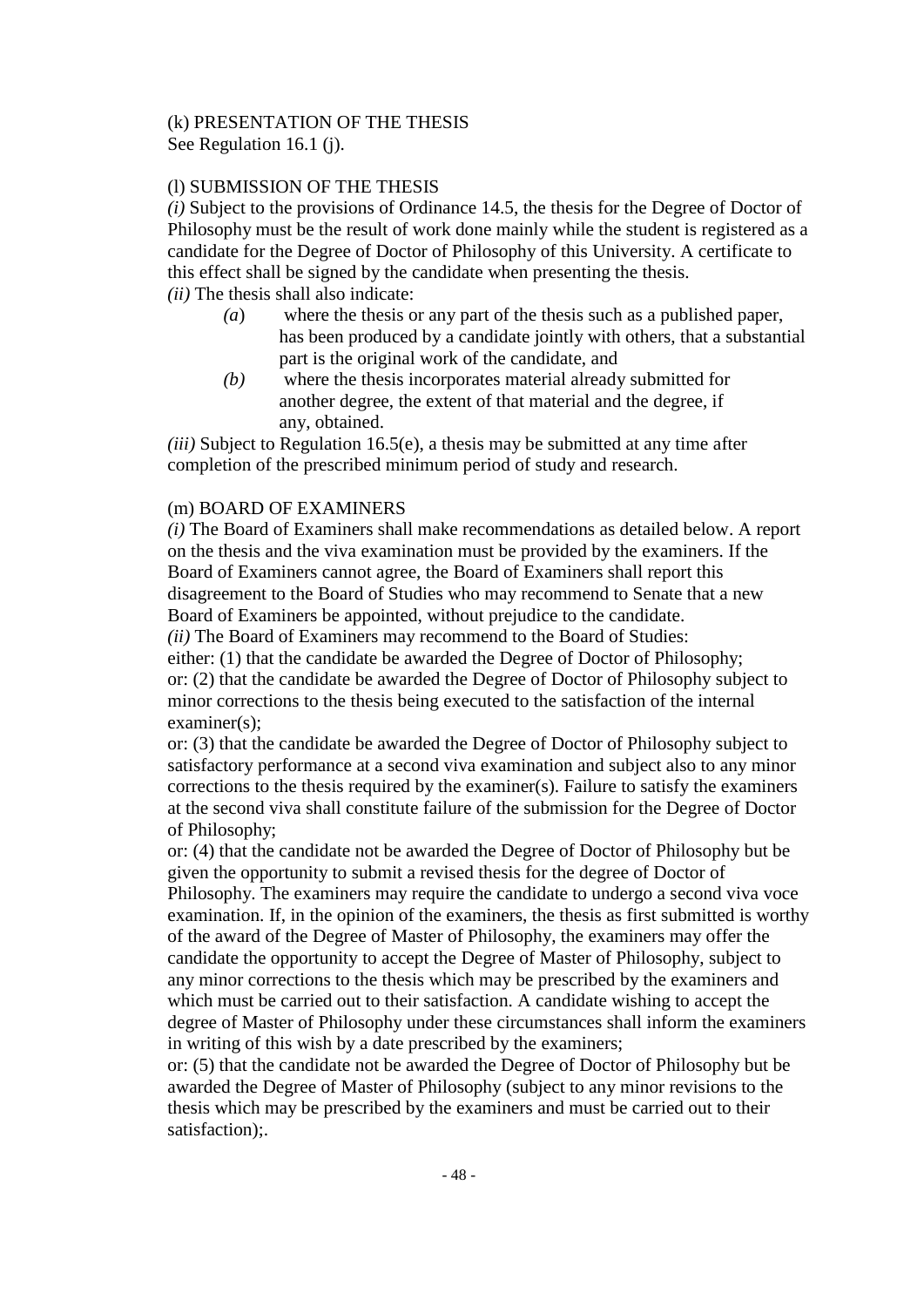(k) PRESENTATION OF THE THESIS
See Regulation 16.1 (j).

(l) SUBMISSION OF THE THESIS

*(i)* Subject to the provisions of Ordinance 14.5, the thesis for the Degree of Doctor of Philosophy must be the result of work done mainly while the student is registered as a candidate for the Degree of Doctor of Philosophy of this University. A certificate to this effect shall be signed by the candidate when presenting the thesis.

*(ii)* The thesis shall also indicate:

- *(a)* where the thesis or any part of the thesis such as a published paper, has been produced by a candidate jointly with others, that a substantial part is the original work of the candidate, and
- *(b)* where the thesis incorporates material already submitted for another degree, the extent of that material and the degree, if any, obtained.

*(iii)* Subject to Regulation 16.5(e), a thesis may be submitted at any time after completion of the prescribed minimum period of study and research.

(m) BOARD OF EXAMINERS

*(i)* The Board of Examiners shall make recommendations as detailed below. A report on the thesis and the viva examination must be provided by the examiners. If the Board of Examiners cannot agree, the Board of Examiners shall report this disagreement to the Board of Studies who may recommend to Senate that a new Board of Examiners be appointed, without prejudice to the candidate.

*(ii)* The Board of Examiners may recommend to the Board of Studies:

either: (1) that the candidate be awarded the Degree of Doctor of Philosophy;

or: (2) that the candidate be awarded the Degree of Doctor of Philosophy subject to minor corrections to the thesis being executed to the satisfaction of the internal examiner(s);

or: (3) that the candidate be awarded the Degree of Doctor of Philosophy subject to satisfactory performance at a second viva examination and subject also to any minor corrections to the thesis required by the examiner(s). Failure to satisfy the examiners at the second viva shall constitute failure of the submission for the Degree of Doctor of Philosophy;

or: (4) that the candidate not be awarded the Degree of Doctor of Philosophy but be given the opportunity to submit a revised thesis for the degree of Doctor of Philosophy. The examiners may require the candidate to undergo a second viva voce examination. If, in the opinion of the examiners, the thesis as first submitted is worthy of the award of the Degree of Master of Philosophy, the examiners may offer the candidate the opportunity to accept the Degree of Master of Philosophy, subject to any minor corrections to the thesis which may be prescribed by the examiners and which must be carried out to their satisfaction. A candidate wishing to accept the degree of Master of Philosophy under these circumstances shall inform the examiners in writing of this wish by a date prescribed by the examiners;

or: (5) that the candidate not be awarded the Degree of Doctor of Philosophy but be awarded the Degree of Master of Philosophy (subject to any minor revisions to the thesis which may be prescribed by the examiners and must be carried out to their satisfaction);.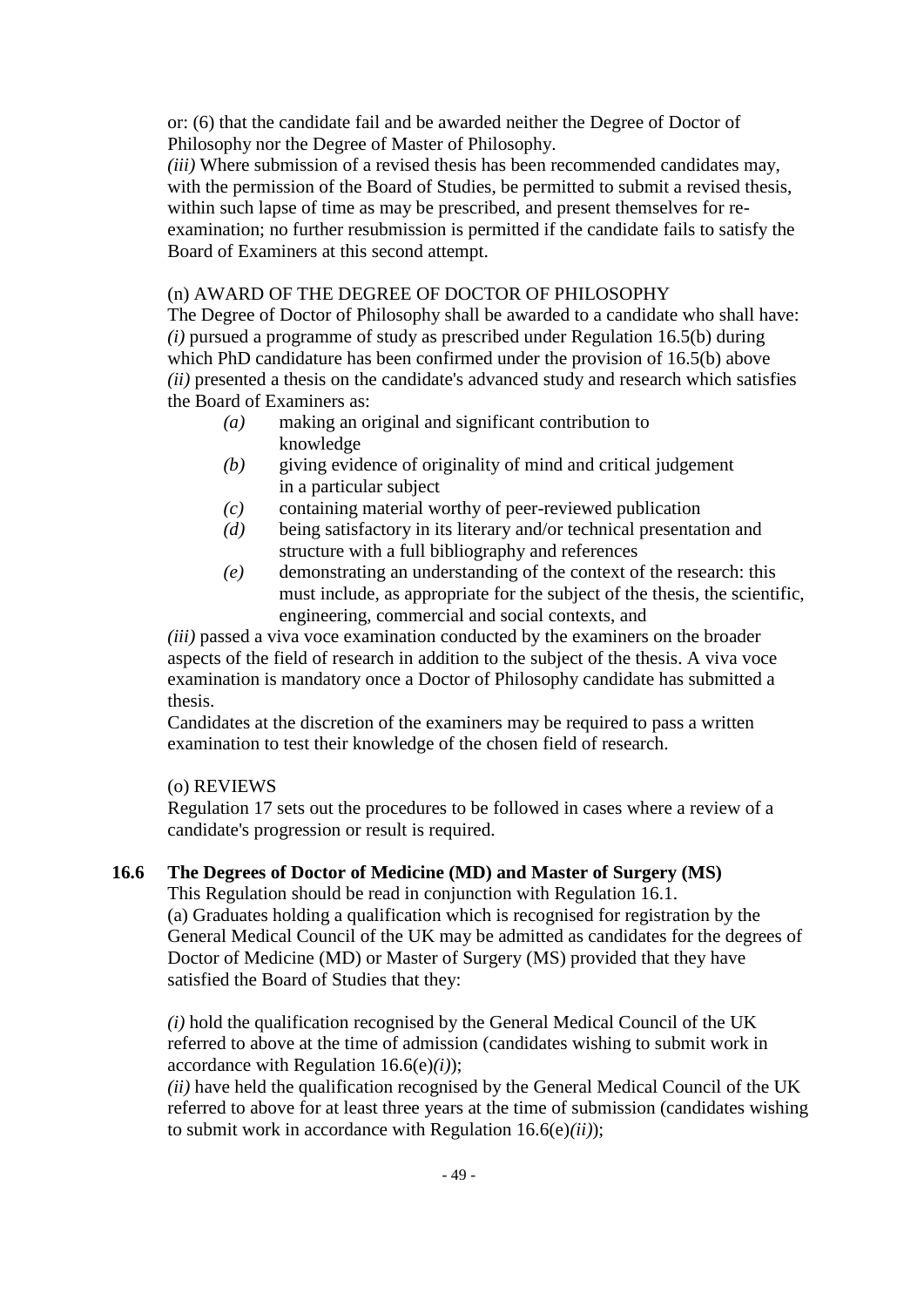or: (6) that the candidate fail and be awarded neither the Degree of Doctor of Philosophy nor the Degree of Master of Philosophy.

*(iii)* Where submission of a revised thesis has been recommended candidates may, with the permission of the Board of Studies, be permitted to submit a revised thesis, within such lapse of time as may be prescribed, and present themselves for re-examination; no further resubmission is permitted if the candidate fails to satisfy the Board of Examiners at this second attempt.

(n) AWARD OF THE DEGREE OF DOCTOR OF PHILOSOPHY

The Degree of Doctor of Philosophy shall be awarded to a candidate who shall have:

*(i)* pursued a programme of study as prescribed under Regulation 16.5(b) during which PhD candidature has been confirmed under the provision of 16.5(b) above

*(ii)* presented a thesis on the candidate's advanced study and research which satisfies the Board of Examiners as:

- *(a)* making an original and significant contribution to knowledge
- *(b)* giving evidence of originality of mind and critical judgement in a particular subject
- *(c)* containing material worthy of peer-reviewed publication
- *(d)* being satisfactory in its literary and/or technical presentation and structure with a full bibliography and references
- *(e)* demonstrating an understanding of the context of the research: this must include, as appropriate for the subject of the thesis, the scientific, engineering, commercial and social contexts, and

*(iii)* passed a viva voce examination conducted by the examiners on the broader aspects of the field of research in addition to the subject of the thesis. A viva voce examination is mandatory once a Doctor of Philosophy candidate has submitted a thesis.

Candidates at the discretion of the examiners may be required to pass a written examination to test their knowledge of the chosen field of research.

(o) REVIEWS

Regulation 17 sets out the procedures to be followed in cases where a review of a candidate's progression or result is required.

**16.6 The Degrees of Doctor of Medicine (MD) and Master of Surgery (MS)**

This Regulation should be read in conjunction with Regulation 16.1.

(a) Graduates holding a qualification which is recognised for registration by the General Medical Council of the UK may be admitted as candidates for the degrees of Doctor of Medicine (MD) or Master of Surgery (MS) provided that they have satisfied the Board of Studies that they:

*(i)* hold the qualification recognised by the General Medical Council of the UK referred to above at the time of admission (candidates wishing to submit work in accordance with Regulation 16.6(e)*(i)*);

*(ii)* have held the qualification recognised by the General Medical Council of the UK referred to above for at least three years at the time of submission (candidates wishing to submit work in accordance with Regulation 16.6(e)*(ii)*);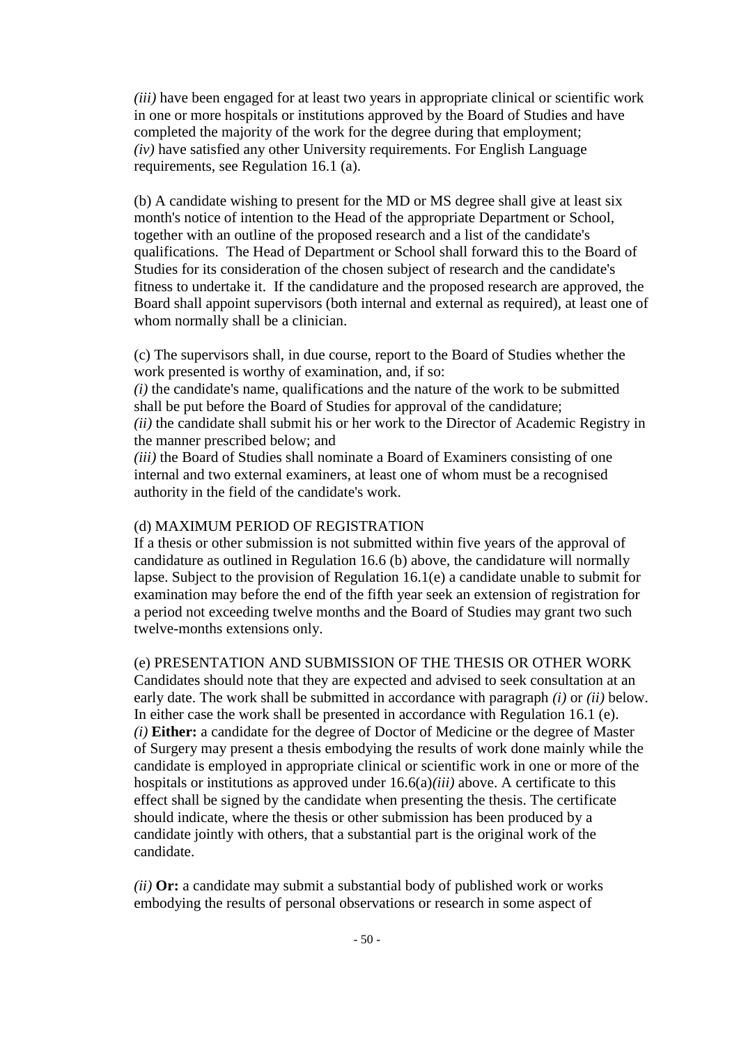*(iii)* have been engaged for at least two years in appropriate clinical or scientific work in one or more hospitals or institutions approved by the Board of Studies and have completed the majority of the work for the degree during that employment;
*(iv)* have satisfied any other University requirements. For English Language requirements, see Regulation 16.1 (a).

(b) A candidate wishing to present for the MD or MS degree shall give at least six month's notice of intention to the Head of the appropriate Department or School, together with an outline of the proposed research and a list of the candidate's qualifications. The Head of Department or School shall forward this to the Board of Studies for its consideration of the chosen subject of research and the candidate's fitness to undertake it. If the candidature and the proposed research are approved, the Board shall appoint supervisors (both internal and external as required), at least one of whom normally shall be a clinician.

(c) The supervisors shall, in due course, report to the Board of Studies whether the work presented is worthy of examination, and, if so:
*(i)* the candidate's name, qualifications and the nature of the work to be submitted shall be put before the Board of Studies for approval of the candidature;
*(ii)* the candidate shall submit his or her work to the Director of Academic Registry in the manner prescribed below; and
*(iii)* the Board of Studies shall nominate a Board of Examiners consisting of one internal and two external examiners, at least one of whom must be a recognised authority in the field of the candidate's work.

(d) MAXIMUM PERIOD OF REGISTRATION
If a thesis or other submission is not submitted within five years of the approval of candidature as outlined in Regulation 16.6 (b) above, the candidature will normally lapse. Subject to the provision of Regulation 16.1(e) a candidate unable to submit for examination may before the end of the fifth year seek an extension of registration for a period not exceeding twelve months and the Board of Studies may grant two such twelve-months extensions only.

(e) PRESENTATION AND SUBMISSION OF THE THESIS OR OTHER WORK
Candidates should note that they are expected and advised to seek consultation at an early date. The work shall be submitted in accordance with paragraph *(i)* or *(ii)* below. In either case the work shall be presented in accordance with Regulation 16.1 (e).
*(i)* **Either:** a candidate for the degree of Doctor of Medicine or the degree of Master of Surgery may present a thesis embodying the results of work done mainly while the candidate is employed in appropriate clinical or scientific work in one or more of the hospitals or institutions as approved under 16.6(a)*(iii)* above. A certificate to this effect shall be signed by the candidate when presenting the thesis. The certificate should indicate, where the thesis or other submission has been produced by a candidate jointly with others, that a substantial part is the original work of the candidate.

*(ii)* **Or:** a candidate may submit a substantial body of published work or works embodying the results of personal observations or research in some aspect of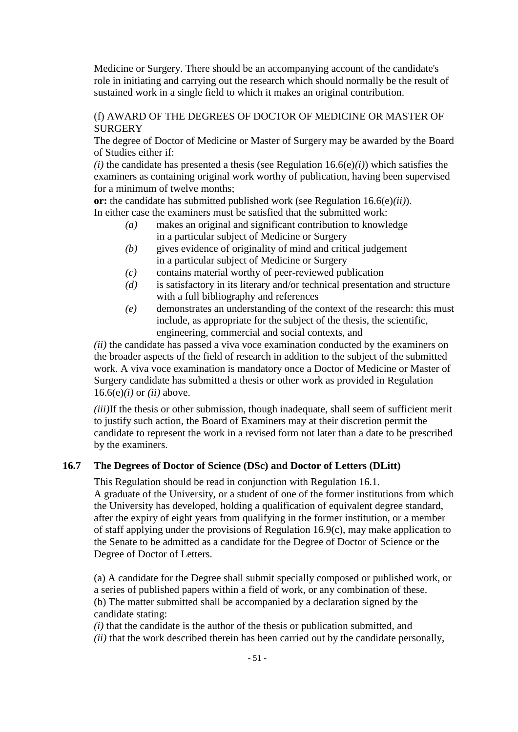Medicine or Surgery. There should be an accompanying account of the candidate's role in initiating and carrying out the research which should normally be the result of sustained work in a single field to which it makes an original contribution.

(f) AWARD OF THE DEGREES OF DOCTOR OF MEDICINE OR MASTER OF SURGERY

The degree of Doctor of Medicine or Master of Surgery may be awarded by the Board of Studies either if:

*(i)* the candidate has presented a thesis (see Regulation 16.6(e)*(i)*) which satisfies the examiners as containing original work worthy of publication, having been supervised for a minimum of twelve months;

**or:** the candidate has submitted published work (see Regulation 16.6(e)*(ii)*).

In either case the examiners must be satisfied that the submitted work:

- *(a)* makes an original and significant contribution to knowledge in a particular subject of Medicine or Surgery
- *(b)* gives evidence of originality of mind and critical judgement in a particular subject of Medicine or Surgery
- *(c)* contains material worthy of peer-reviewed publication
- *(d)* is satisfactory in its literary and/or technical presentation and structure with a full bibliography and references
- *(e)* demonstrates an understanding of the context of the research: this must include, as appropriate for the subject of the thesis, the scientific, engineering, commercial and social contexts, and

*(ii)* the candidate has passed a viva voce examination conducted by the examiners on the broader aspects of the field of research in addition to the subject of the submitted work. A viva voce examination is mandatory once a Doctor of Medicine or Master of Surgery candidate has submitted a thesis or other work as provided in Regulation 16.6(e)*(i)* or *(ii)* above.

*(iii)*If the thesis or other submission, though inadequate, shall seem of sufficient merit to justify such action, the Board of Examiners may at their discretion permit the candidate to represent the work in a revised form not later than a date to be prescribed by the examiners.

## 16.7 The Degrees of Doctor of Science (DSc) and Doctor of Letters (DLitt)

This Regulation should be read in conjunction with Regulation 16.1.

A graduate of the University, or a student of one of the former institutions from which the University has developed, holding a qualification of equivalent degree standard, after the expiry of eight years from qualifying in the former institution, or a member of staff applying under the provisions of Regulation 16.9(c), may make application to the Senate to be admitted as a candidate for the Degree of Doctor of Science or the Degree of Doctor of Letters.

(a) A candidate for the Degree shall submit specially composed or published work, or a series of published papers within a field of work, or any combination of these.

(b) The matter submitted shall be accompanied by a declaration signed by the candidate stating:

*(i)* that the candidate is the author of the thesis or publication submitted, and

*(ii)* that the work described therein has been carried out by the candidate personally,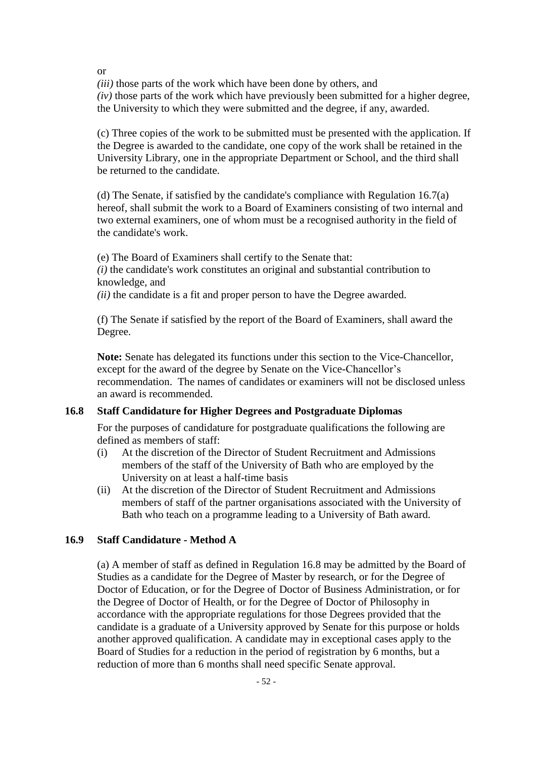or

*(iii)* those parts of the work which have been done by others, and

*(iv)* those parts of the work which have previously been submitted for a higher degree, the University to which they were submitted and the degree, if any, awarded.

(c) Three copies of the work to be submitted must be presented with the application. If the Degree is awarded to the candidate, one copy of the work shall be retained in the University Library, one in the appropriate Department or School, and the third shall be returned to the candidate.

(d) The Senate, if satisfied by the candidate's compliance with Regulation 16.7(a) hereof, shall submit the work to a Board of Examiners consisting of two internal and two external examiners, one of whom must be a recognised authority in the field of the candidate's work.

(e) The Board of Examiners shall certify to the Senate that:

*(i)* the candidate's work constitutes an original and substantial contribution to knowledge, and

*(ii)* the candidate is a fit and proper person to have the Degree awarded.

(f) The Senate if satisfied by the report of the Board of Examiners, shall award the Degree.

**Note:** Senate has delegated its functions under this section to the Vice-Chancellor, except for the award of the degree by Senate on the Vice-Chancellor's recommendation. The names of candidates or examiners will not be disclosed unless an award is recommended.

## 16.8 Staff Candidature for Higher Degrees and Postgraduate Diplomas

For the purposes of candidature for postgraduate qualifications the following are defined as members of staff:

(i) At the discretion of the Director of Student Recruitment and Admissions members of the staff of the University of Bath who are employed by the University on at least a half-time basis

(ii) At the discretion of the Director of Student Recruitment and Admissions members of staff of the partner organisations associated with the University of Bath who teach on a programme leading to a University of Bath award.

## 16.9 Staff Candidature - Method A

(a) A member of staff as defined in Regulation 16.8 may be admitted by the Board of Studies as a candidate for the Degree of Master by research, or for the Degree of Doctor of Education, or for the Degree of Doctor of Business Administration, or for the Degree of Doctor of Health, or for the Degree of Doctor of Philosophy in accordance with the appropriate regulations for those Degrees provided that the candidate is a graduate of a University approved by Senate for this purpose or holds another approved qualification. A candidate may in exceptional cases apply to the Board of Studies for a reduction in the period of registration by 6 months, but a reduction of more than 6 months shall need specific Senate approval.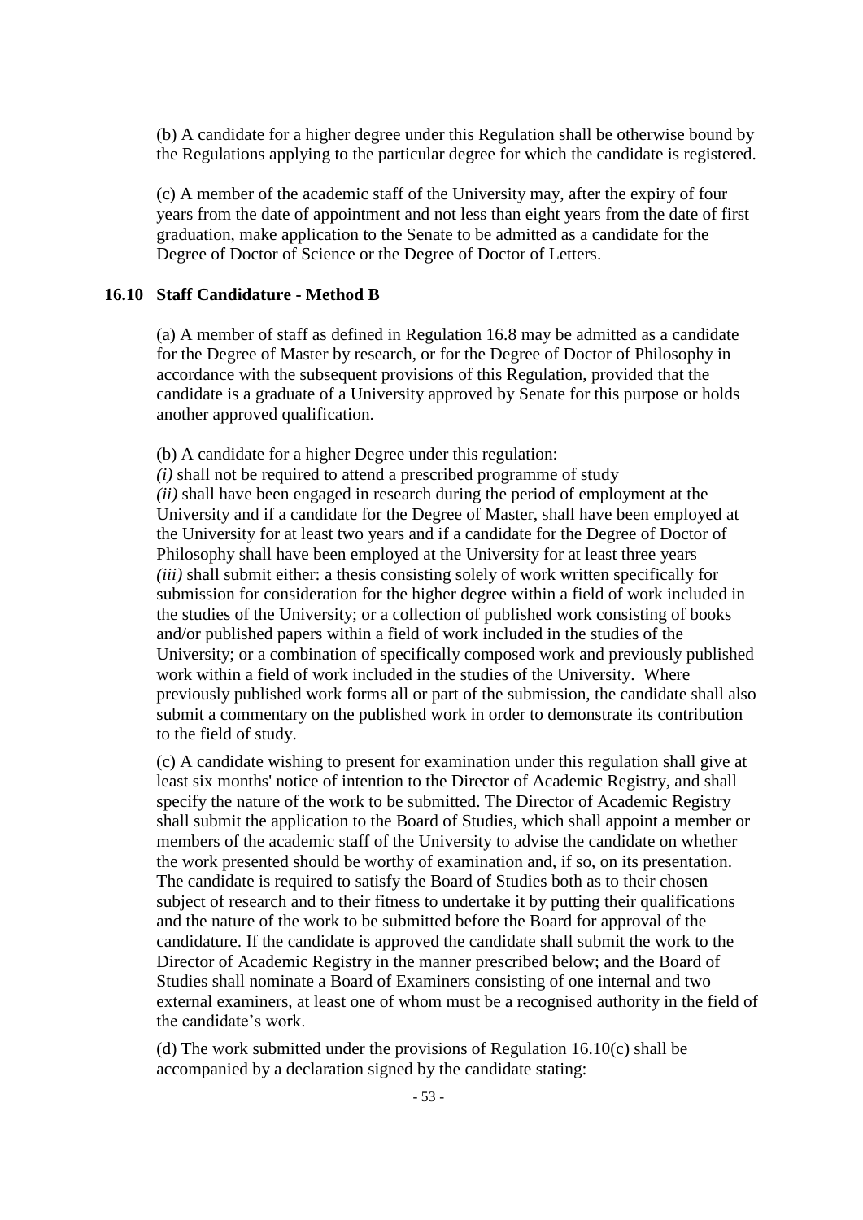(b) A candidate for a higher degree under this Regulation shall be otherwise bound by the Regulations applying to the particular degree for which the candidate is registered.

(c) A member of the academic staff of the University may, after the expiry of four years from the date of appointment and not less than eight years from the date of first graduation, make application to the Senate to be admitted as a candidate for the Degree of Doctor of Science or the Degree of Doctor of Letters.

### 16.10 Staff Candidature - Method B

(a) A member of staff as defined in Regulation 16.8 may be admitted as a candidate for the Degree of Master by research, or for the Degree of Doctor of Philosophy in accordance with the subsequent provisions of this Regulation, provided that the candidate is a graduate of a University approved by Senate for this purpose or holds another approved qualification.

(b) A candidate for a higher Degree under this regulation:
*(i)* shall not be required to attend a prescribed programme of study
*(ii)* shall have been engaged in research during the period of employment at the University and if a candidate for the Degree of Master, shall have been employed at the University for at least two years and if a candidate for the Degree of Doctor of Philosophy shall have been employed at the University for at least three years
*(iii)* shall submit either: a thesis consisting solely of work written specifically for submission for consideration for the higher degree within a field of work included in the studies of the University; or a collection of published work consisting of books and/or published papers within a field of work included in the studies of the University; or a combination of specifically composed work and previously published work within a field of work included in the studies of the University. Where previously published work forms all or part of the submission, the candidate shall also submit a commentary on the published work in order to demonstrate its contribution to the field of study.

(c) A candidate wishing to present for examination under this regulation shall give at least six months' notice of intention to the Director of Academic Registry, and shall specify the nature of the work to be submitted. The Director of Academic Registry shall submit the application to the Board of Studies, which shall appoint a member or members of the academic staff of the University to advise the candidate on whether the work presented should be worthy of examination and, if so, on its presentation. The candidate is required to satisfy the Board of Studies both as to their chosen subject of research and to their fitness to undertake it by putting their qualifications and the nature of the work to be submitted before the Board for approval of the candidature. If the candidate is approved the candidate shall submit the work to the Director of Academic Registry in the manner prescribed below; and the Board of Studies shall nominate a Board of Examiners consisting of one internal and two external examiners, at least one of whom must be a recognised authority in the field of the candidate's work.

(d) The work submitted under the provisions of Regulation 16.10(c) shall be accompanied by a declaration signed by the candidate stating: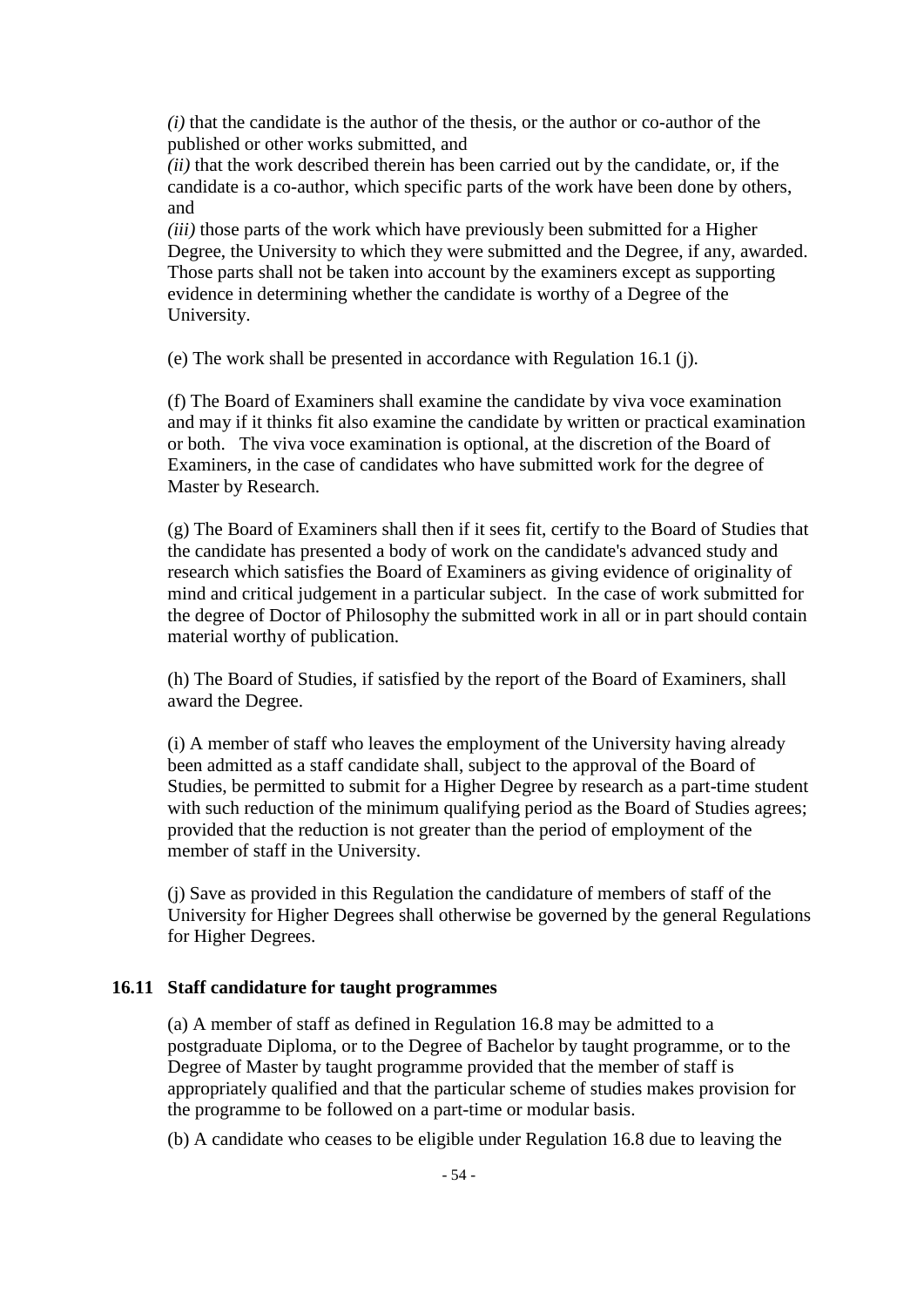*(i)* that the candidate is the author of the thesis, or the author or co-author of the published or other works submitted, and

*(ii)* that the work described therein has been carried out by the candidate, or, if the candidate is a co-author, which specific parts of the work have been done by others, and

*(iii)* those parts of the work which have previously been submitted for a Higher Degree, the University to which they were submitted and the Degree, if any, awarded. Those parts shall not be taken into account by the examiners except as supporting evidence in determining whether the candidate is worthy of a Degree of the University.

(e) The work shall be presented in accordance with Regulation 16.1 (j).

(f) The Board of Examiners shall examine the candidate by viva voce examination and may if it thinks fit also examine the candidate by written or practical examination or both. The viva voce examination is optional, at the discretion of the Board of Examiners, in the case of candidates who have submitted work for the degree of Master by Research.

(g) The Board of Examiners shall then if it sees fit, certify to the Board of Studies that the candidate has presented a body of work on the candidate's advanced study and research which satisfies the Board of Examiners as giving evidence of originality of mind and critical judgement in a particular subject. In the case of work submitted for the degree of Doctor of Philosophy the submitted work in all or in part should contain material worthy of publication.

(h) The Board of Studies, if satisfied by the report of the Board of Examiners, shall award the Degree.

(i) A member of staff who leaves the employment of the University having already been admitted as a staff candidate shall, subject to the approval of the Board of Studies, be permitted to submit for a Higher Degree by research as a part-time student with such reduction of the minimum qualifying period as the Board of Studies agrees; provided that the reduction is not greater than the period of employment of the member of staff in the University.

(j) Save as provided in this Regulation the candidature of members of staff of the University for Higher Degrees shall otherwise be governed by the general Regulations for Higher Degrees.

### 16.11 Staff candidature for taught programmes

(a) A member of staff as defined in Regulation 16.8 may be admitted to a postgraduate Diploma, or to the Degree of Bachelor by taught programme, or to the Degree of Master by taught programme provided that the member of staff is appropriately qualified and that the particular scheme of studies makes provision for the programme to be followed on a part-time or modular basis.

(b) A candidate who ceases to be eligible under Regulation 16.8 due to leaving the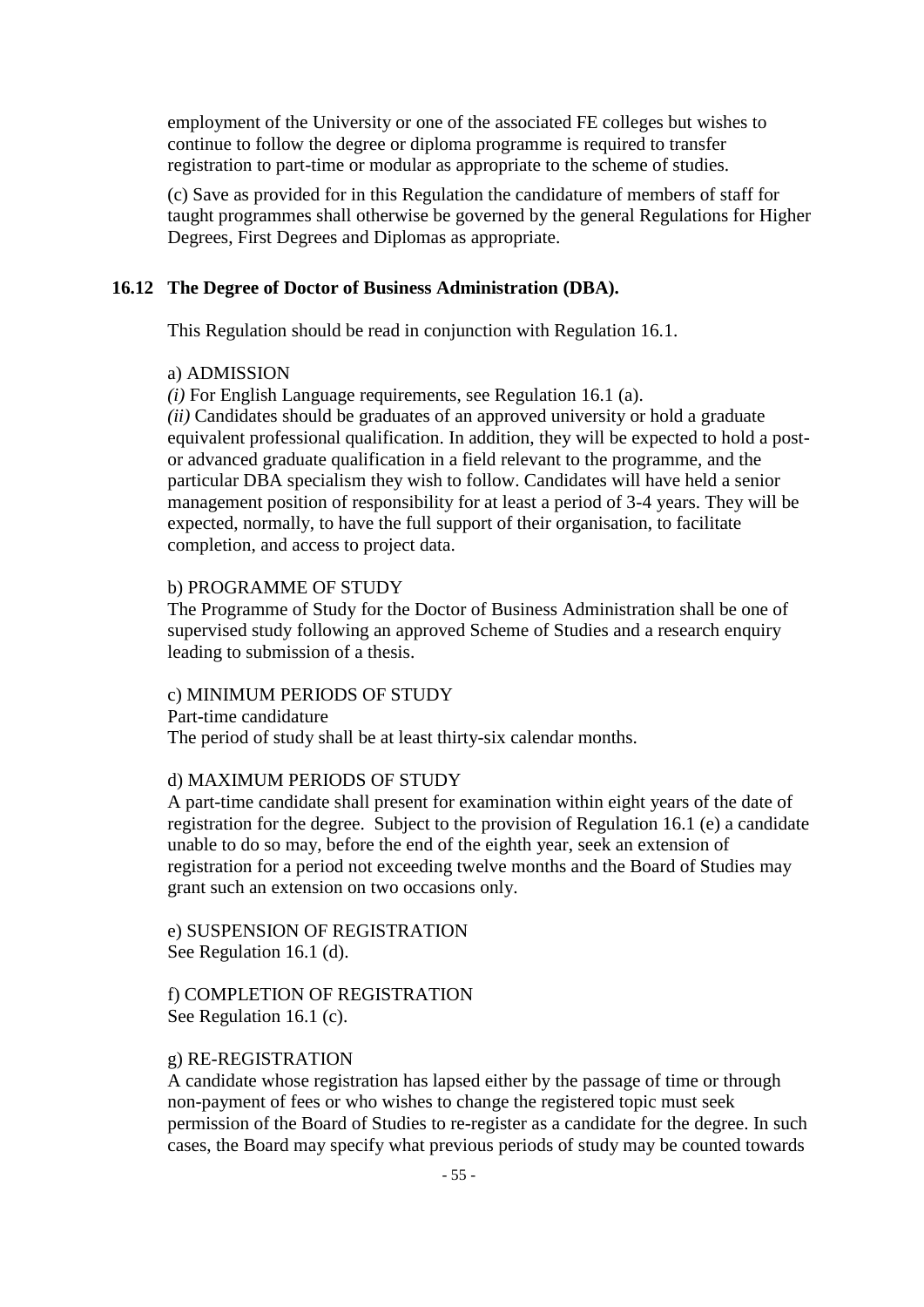employment of the University or one of the associated FE colleges but wishes to continue to follow the degree or diploma programme is required to transfer registration to part-time or modular as appropriate to the scheme of studies.

(c) Save as provided for in this Regulation the candidature of members of staff for taught programmes shall otherwise be governed by the general Regulations for Higher Degrees, First Degrees and Diplomas as appropriate.

### 16.12 The Degree of Doctor of Business Administration (DBA).

This Regulation should be read in conjunction with Regulation 16.1.

a) ADMISSION

*(i)* For English Language requirements, see Regulation 16.1 (a).

*(ii)* Candidates should be graduates of an approved university or hold a graduate equivalent professional qualification. In addition, they will be expected to hold a post- or advanced graduate qualification in a field relevant to the programme, and the particular DBA specialism they wish to follow. Candidates will have held a senior management position of responsibility for at least a period of 3-4 years. They will be expected, normally, to have the full support of their organisation, to facilitate completion, and access to project data.

b) PROGRAMME OF STUDY

The Programme of Study for the Doctor of Business Administration shall be one of supervised study following an approved Scheme of Studies and a research enquiry leading to submission of a thesis.

c) MINIMUM PERIODS OF STUDY

Part-time candidature

The period of study shall be at least thirty-six calendar months.

d) MAXIMUM PERIODS OF STUDY

A part-time candidate shall present for examination within eight years of the date of registration for the degree. Subject to the provision of Regulation 16.1 (e) a candidate unable to do so may, before the end of the eighth year, seek an extension of registration for a period not exceeding twelve months and the Board of Studies may grant such an extension on two occasions only.

e) SUSPENSION OF REGISTRATION

See Regulation 16.1 (d).

f) COMPLETION OF REGISTRATION

See Regulation 16.1 (c).

g) RE-REGISTRATION

A candidate whose registration has lapsed either by the passage of time or through non-payment of fees or who wishes to change the registered topic must seek permission of the Board of Studies to re-register as a candidate for the degree. In such cases, the Board may specify what previous periods of study may be counted towards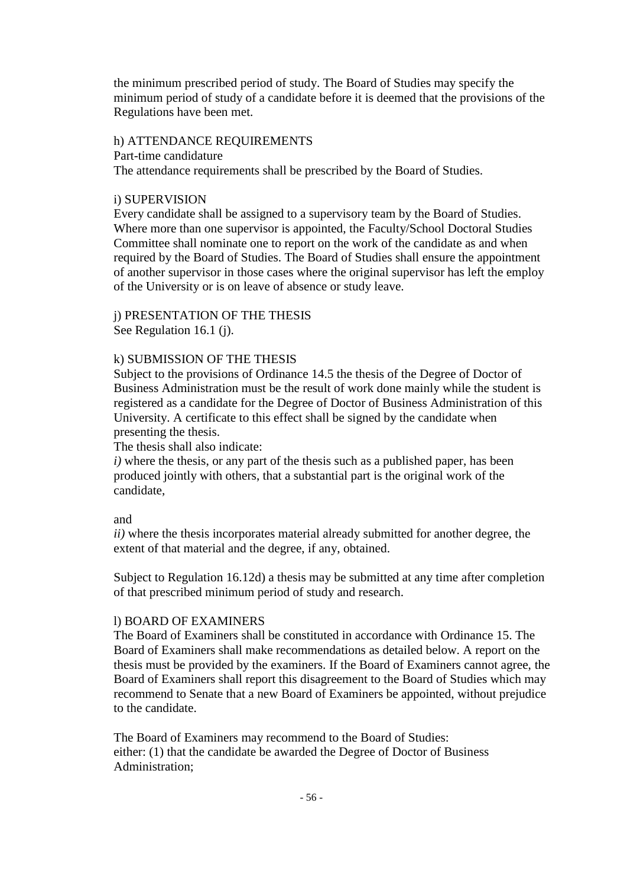the minimum prescribed period of study. The Board of Studies may specify the minimum period of study of a candidate before it is deemed that the provisions of the Regulations have been met.

h) ATTENDANCE REQUIREMENTS

Part-time candidature

The attendance requirements shall be prescribed by the Board of Studies.

i) SUPERVISION

Every candidate shall be assigned to a supervisory team by the Board of Studies. Where more than one supervisor is appointed, the Faculty/School Doctoral Studies Committee shall nominate one to report on the work of the candidate as and when required by the Board of Studies. The Board of Studies shall ensure the appointment of another supervisor in those cases where the original supervisor has left the employ of the University or is on leave of absence or study leave.

j) PRESENTATION OF THE THESIS

See Regulation 16.1 (j).

k) SUBMISSION OF THE THESIS

Subject to the provisions of Ordinance 14.5 the thesis of the Degree of Doctor of Business Administration must be the result of work done mainly while the student is registered as a candidate for the Degree of Doctor of Business Administration of this University. A certificate to this effect shall be signed by the candidate when presenting the thesis.

The thesis shall also indicate:

*i)* where the thesis, or any part of the thesis such as a published paper, has been produced jointly with others, that a substantial part is the original work of the candidate,

and

*ii)* where the thesis incorporates material already submitted for another degree, the extent of that material and the degree, if any, obtained.

Subject to Regulation 16.12d) a thesis may be submitted at any time after completion of that prescribed minimum period of study and research.

l) BOARD OF EXAMINERS

The Board of Examiners shall be constituted in accordance with Ordinance 15. The Board of Examiners shall make recommendations as detailed below. A report on the thesis must be provided by the examiners. If the Board of Examiners cannot agree, the Board of Examiners shall report this disagreement to the Board of Studies which may recommend to Senate that a new Board of Examiners be appointed, without prejudice to the candidate.

The Board of Examiners may recommend to the Board of Studies:

either: (1) that the candidate be awarded the Degree of Doctor of Business Administration;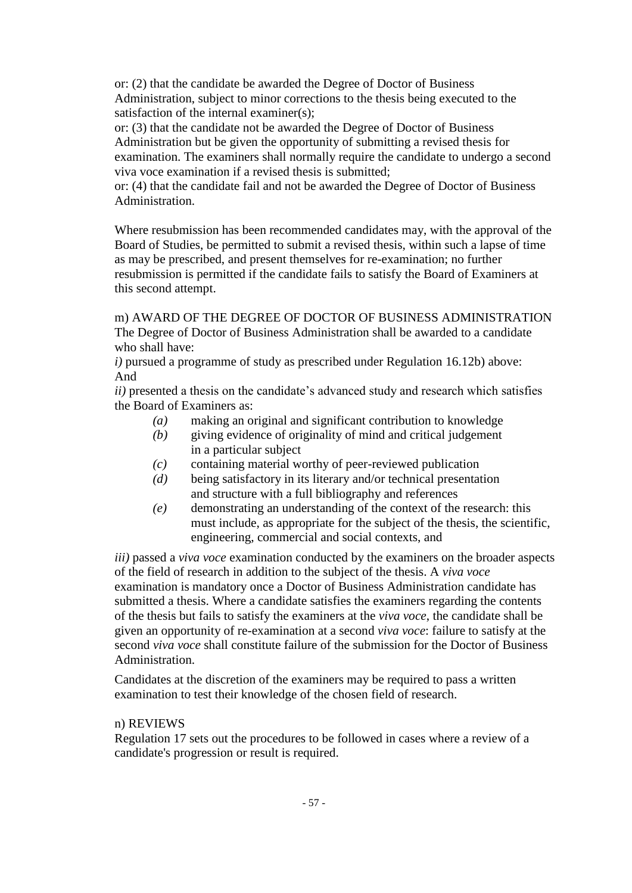or: (2) that the candidate be awarded the Degree of Doctor of Business Administration, subject to minor corrections to the thesis being executed to the satisfaction of the internal examiner(s);

or: (3) that the candidate not be awarded the Degree of Doctor of Business Administration but be given the opportunity of submitting a revised thesis for examination. The examiners shall normally require the candidate to undergo a second viva voce examination if a revised thesis is submitted;

or: (4) that the candidate fail and not be awarded the Degree of Doctor of Business Administration.

Where resubmission has been recommended candidates may, with the approval of the Board of Studies, be permitted to submit a revised thesis, within such a lapse of time as may be prescribed, and present themselves for re-examination; no further resubmission is permitted if the candidate fails to satisfy the Board of Examiners at this second attempt.

m) AWARD OF THE DEGREE OF DOCTOR OF BUSINESS ADMINISTRATION

The Degree of Doctor of Business Administration shall be awarded to a candidate who shall have:

*i)* pursued a programme of study as prescribed under Regulation 16.12b) above: And

*ii)* presented a thesis on the candidate's advanced study and research which satisfies the Board of Examiners as:

- *(a)* making an original and significant contribution to knowledge
- *(b)* giving evidence of originality of mind and critical judgement in a particular subject
- *(c)* containing material worthy of peer-reviewed publication
- *(d)* being satisfactory in its literary and/or technical presentation and structure with a full bibliography and references
- *(e)* demonstrating an understanding of the context of the research: this must include, as appropriate for the subject of the thesis, the scientific, engineering, commercial and social contexts, and

*iii)* passed a *viva voce* examination conducted by the examiners on the broader aspects of the field of research in addition to the subject of the thesis. A *viva voce* examination is mandatory once a Doctor of Business Administration candidate has submitted a thesis. Where a candidate satisfies the examiners regarding the contents of the thesis but fails to satisfy the examiners at the *viva voce*, the candidate shall be given an opportunity of re-examination at a second *viva voce*: failure to satisfy at the second *viva voce* shall constitute failure of the submission for the Doctor of Business Administration.

Candidates at the discretion of the examiners may be required to pass a written examination to test their knowledge of the chosen field of research.

n) REVIEWS

Regulation 17 sets out the procedures to be followed in cases where a review of a candidate's progression or result is required.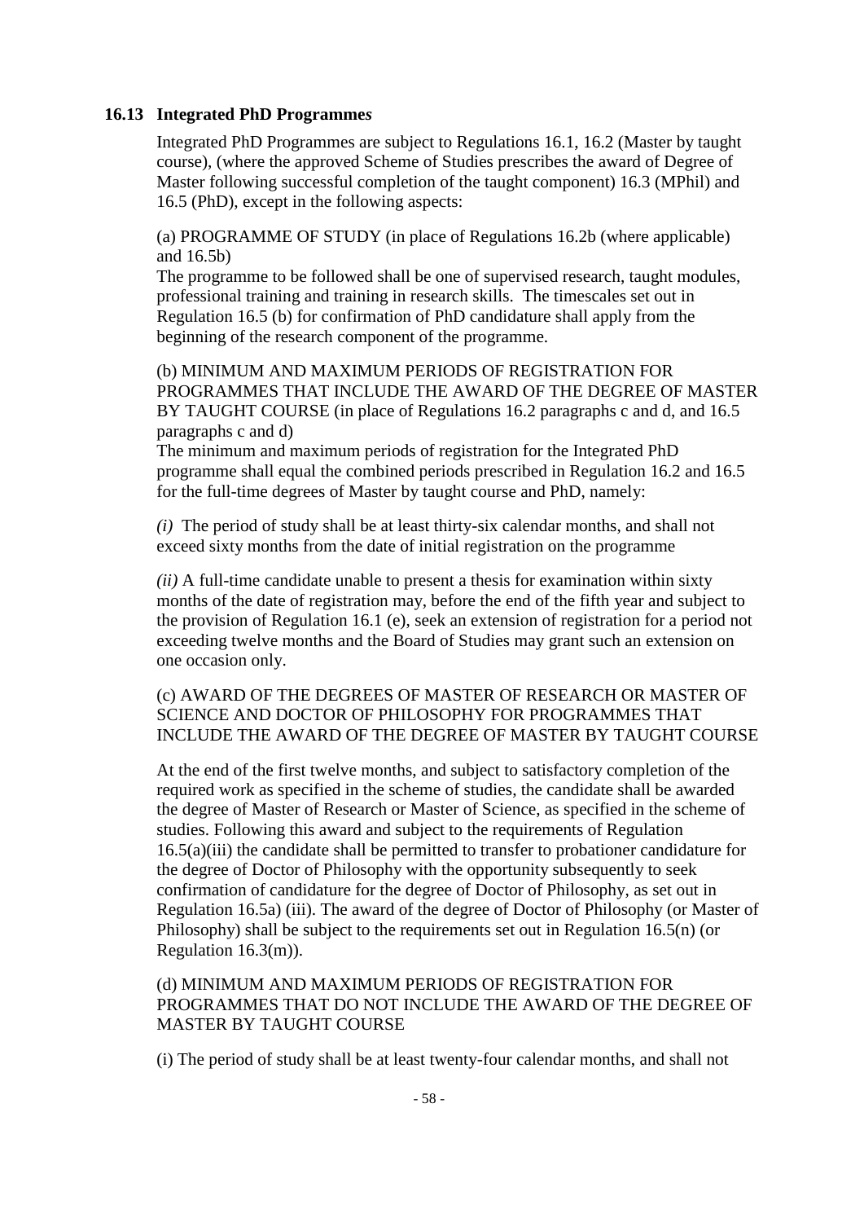### 16.13 Integrated PhD Programme*s*

Integrated PhD Programmes are subject to Regulations 16.1, 16.2 (Master by taught course), (where the approved Scheme of Studies prescribes the award of Degree of Master following successful completion of the taught component) 16.3 (MPhil) and 16.5 (PhD), except in the following aspects:

(a) PROGRAMME OF STUDY (in place of Regulations 16.2b (where applicable) and 16.5b)
The programme to be followed shall be one of supervised research, taught modules, professional training and training in research skills. The timescales set out in Regulation 16.5 (b) for confirmation of PhD candidature shall apply from the beginning of the research component of the programme.

(b) MINIMUM AND MAXIMUM PERIODS OF REGISTRATION FOR PROGRAMMES THAT INCLUDE THE AWARD OF THE DEGREE OF MASTER BY TAUGHT COURSE (in place of Regulations 16.2 paragraphs c and d, and 16.5 paragraphs c and d)
The minimum and maximum periods of registration for the Integrated PhD programme shall equal the combined periods prescribed in Regulation 16.2 and 16.5 for the full-time degrees of Master by taught course and PhD, namely:

*(i)* The period of study shall be at least thirty-six calendar months, and shall not exceed sixty months from the date of initial registration on the programme

*(ii)* A full-time candidate unable to present a thesis for examination within sixty months of the date of registration may, before the end of the fifth year and subject to the provision of Regulation 16.1 (e), seek an extension of registration for a period not exceeding twelve months and the Board of Studies may grant such an extension on one occasion only.

(c) AWARD OF THE DEGREES OF MASTER OF RESEARCH OR MASTER OF SCIENCE AND DOCTOR OF PHILOSOPHY FOR PROGRAMMES THAT INCLUDE THE AWARD OF THE DEGREE OF MASTER BY TAUGHT COURSE

At the end of the first twelve months, and subject to satisfactory completion of the required work as specified in the scheme of studies, the candidate shall be awarded the degree of Master of Research or Master of Science, as specified in the scheme of studies. Following this award and subject to the requirements of Regulation 16.5(a)(iii) the candidate shall be permitted to transfer to probationer candidature for the degree of Doctor of Philosophy with the opportunity subsequently to seek confirmation of candidature for the degree of Doctor of Philosophy, as set out in Regulation 16.5a) (iii). The award of the degree of Doctor of Philosophy (or Master of Philosophy) shall be subject to the requirements set out in Regulation 16.5(n) (or Regulation 16.3(m)).

(d) MINIMUM AND MAXIMUM PERIODS OF REGISTRATION FOR PROGRAMMES THAT DO NOT INCLUDE THE AWARD OF THE DEGREE OF MASTER BY TAUGHT COURSE

(i) The period of study shall be at least twenty-four calendar months, and shall not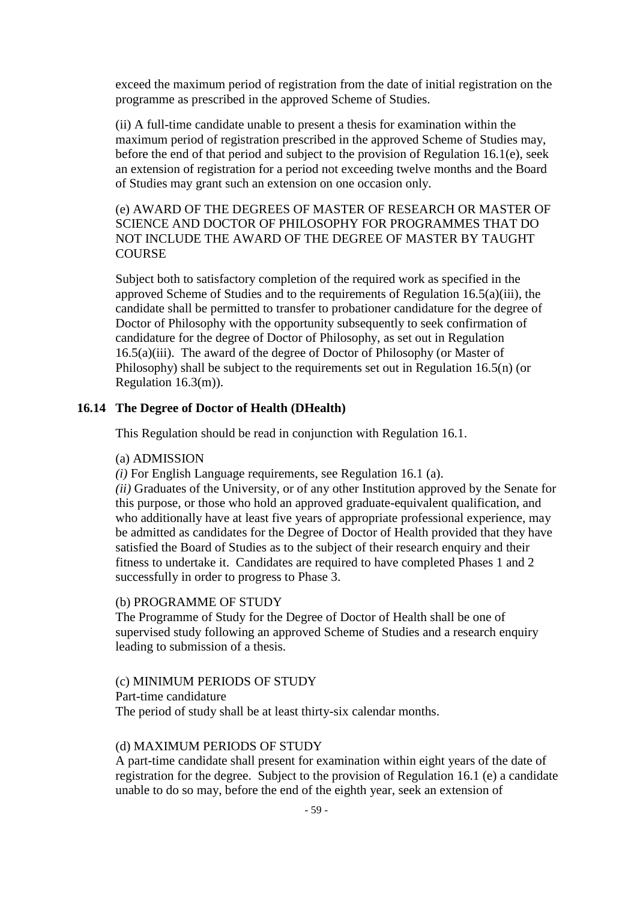exceed the maximum period of registration from the date of initial registration on the programme as prescribed in the approved Scheme of Studies.

(ii) A full-time candidate unable to present a thesis for examination within the maximum period of registration prescribed in the approved Scheme of Studies may, before the end of that period and subject to the provision of Regulation 16.1(e), seek an extension of registration for a period not exceeding twelve months and the Board of Studies may grant such an extension on one occasion only.

(e) AWARD OF THE DEGREES OF MASTER OF RESEARCH OR MASTER OF SCIENCE AND DOCTOR OF PHILOSOPHY FOR PROGRAMMES THAT DO NOT INCLUDE THE AWARD OF THE DEGREE OF MASTER BY TAUGHT COURSE

Subject both to satisfactory completion of the required work as specified in the approved Scheme of Studies and to the requirements of Regulation 16.5(a)(iii), the candidate shall be permitted to transfer to probationer candidature for the degree of Doctor of Philosophy with the opportunity subsequently to seek confirmation of candidature for the degree of Doctor of Philosophy, as set out in Regulation 16.5(a)(iii). The award of the degree of Doctor of Philosophy (or Master of Philosophy) shall be subject to the requirements set out in Regulation 16.5(n) (or Regulation 16.3(m)).

## 16.14 The Degree of Doctor of Health (DHealth)

This Regulation should be read in conjunction with Regulation 16.1.

(a) ADMISSION

*(i)* For English Language requirements, see Regulation 16.1 (a).

*(ii)* Graduates of the University, or of any other Institution approved by the Senate for this purpose, or those who hold an approved graduate-equivalent qualification, and who additionally have at least five years of appropriate professional experience, may be admitted as candidates for the Degree of Doctor of Health provided that they have satisfied the Board of Studies as to the subject of their research enquiry and their fitness to undertake it. Candidates are required to have completed Phases 1 and 2 successfully in order to progress to Phase 3.

(b) PROGRAMME OF STUDY

The Programme of Study for the Degree of Doctor of Health shall be one of supervised study following an approved Scheme of Studies and a research enquiry leading to submission of a thesis.

(c) MINIMUM PERIODS OF STUDY

Part-time candidature

The period of study shall be at least thirty-six calendar months.

(d) MAXIMUM PERIODS OF STUDY

A part-time candidate shall present for examination within eight years of the date of registration for the degree. Subject to the provision of Regulation 16.1 (e) a candidate unable to do so may, before the end of the eighth year, seek an extension of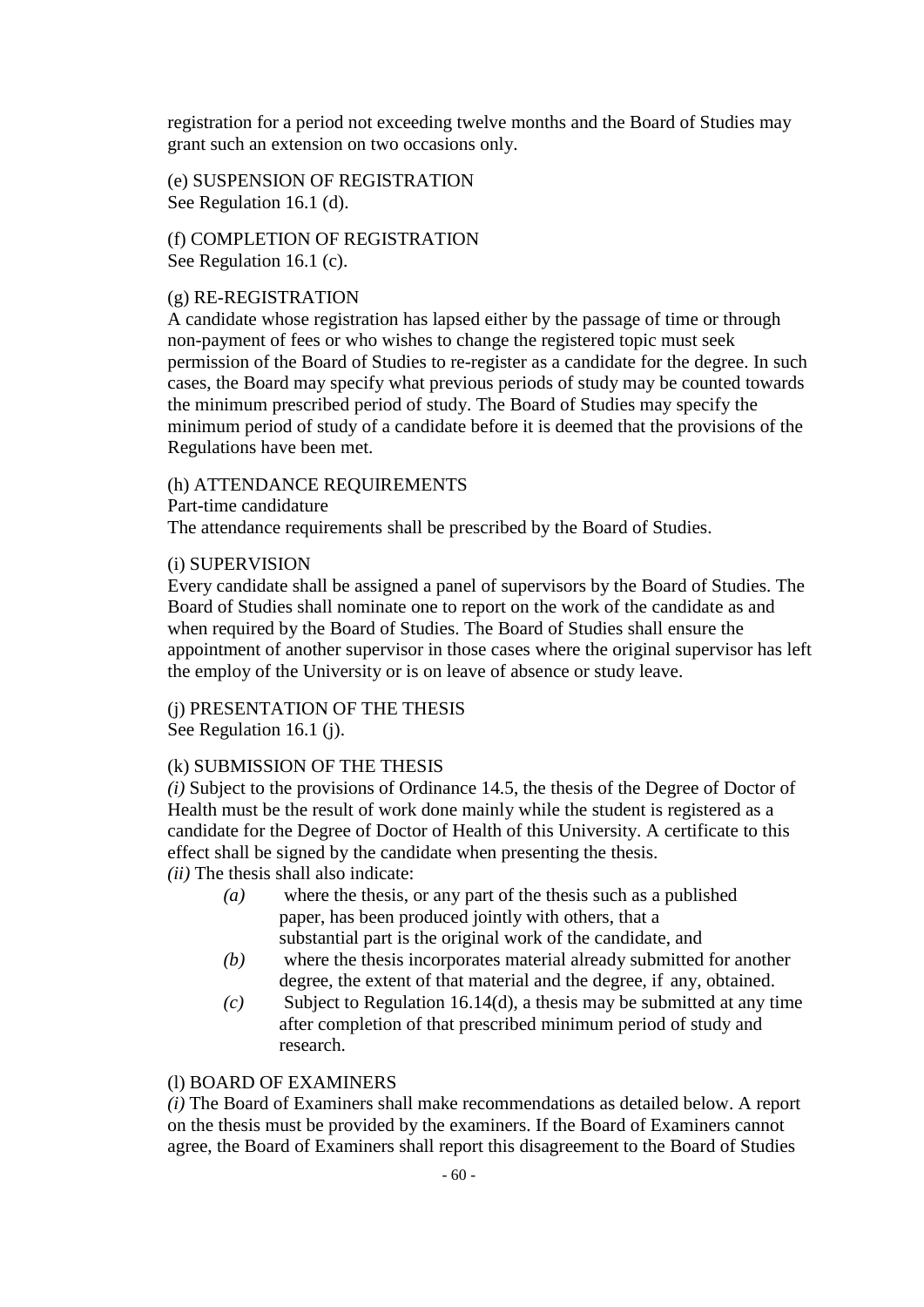registration for a period not exceeding twelve months and the Board of Studies may grant such an extension on two occasions only.

(e) SUSPENSION OF REGISTRATION
See Regulation 16.1 (d).

(f) COMPLETION OF REGISTRATION
See Regulation 16.1 (c).

(g) RE-REGISTRATION
A candidate whose registration has lapsed either by the passage of time or through non-payment of fees or who wishes to change the registered topic must seek permission of the Board of Studies to re-register as a candidate for the degree. In such cases, the Board may specify what previous periods of study may be counted towards the minimum prescribed period of study. The Board of Studies may specify the minimum period of study of a candidate before it is deemed that the provisions of the Regulations have been met.

(h) ATTENDANCE REQUIREMENTS
Part-time candidature
The attendance requirements shall be prescribed by the Board of Studies.

(i) SUPERVISION
Every candidate shall be assigned a panel of supervisors by the Board of Studies. The Board of Studies shall nominate one to report on the work of the candidate as and when required by the Board of Studies. The Board of Studies shall ensure the appointment of another supervisor in those cases where the original supervisor has left the employ of the University or is on leave of absence or study leave.

(j) PRESENTATION OF THE THESIS
See Regulation 16.1 (j).

(k) SUBMISSION OF THE THESIS
*(i)* Subject to the provisions of Ordinance 14.5, the thesis of the Degree of Doctor of Health must be the result of work done mainly while the student is registered as a candidate for the Degree of Doctor of Health of this University. A certificate to this effect shall be signed by the candidate when presenting the thesis.
*(ii)* The thesis shall also indicate:

- *(a)* where the thesis, or any part of the thesis such as a published paper, has been produced jointly with others, that a substantial part is the original work of the candidate, and
- *(b)* where the thesis incorporates material already submitted for another degree, the extent of that material and the degree, if any, obtained.
- *(c)* Subject to Regulation 16.14(d), a thesis may be submitted at any time after completion of that prescribed minimum period of study and research.

(l) BOARD OF EXAMINERS
*(i)* The Board of Examiners shall make recommendations as detailed below. A report on the thesis must be provided by the examiners. If the Board of Examiners cannot agree, the Board of Examiners shall report this disagreement to the Board of Studies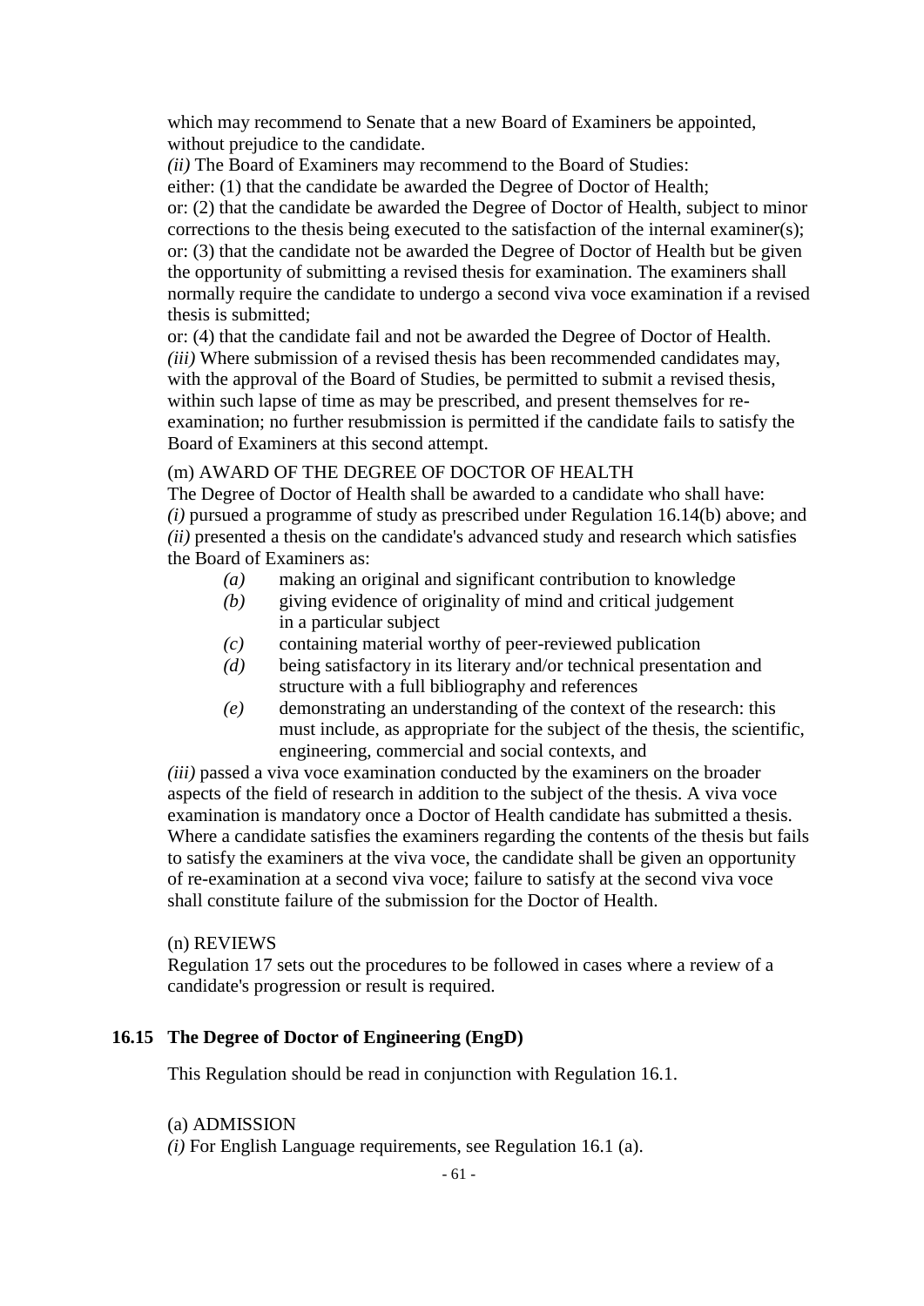which may recommend to Senate that a new Board of Examiners be appointed, without prejudice to the candidate.

*(ii)* The Board of Examiners may recommend to the Board of Studies:

either: (1) that the candidate be awarded the Degree of Doctor of Health;

or: (2) that the candidate be awarded the Degree of Doctor of Health, subject to minor corrections to the thesis being executed to the satisfaction of the internal examiner(s);

or: (3) that the candidate not be awarded the Degree of Doctor of Health but be given the opportunity of submitting a revised thesis for examination. The examiners shall normally require the candidate to undergo a second viva voce examination if a revised thesis is submitted;

or: (4) that the candidate fail and not be awarded the Degree of Doctor of Health.

*(iii)* Where submission of a revised thesis has been recommended candidates may, with the approval of the Board of Studies, be permitted to submit a revised thesis, within such lapse of time as may be prescribed, and present themselves for re-examination; no further resubmission is permitted if the candidate fails to satisfy the Board of Examiners at this second attempt.

(m) AWARD OF THE DEGREE OF DOCTOR OF HEALTH

The Degree of Doctor of Health shall be awarded to a candidate who shall have:

*(i)* pursued a programme of study as prescribed under Regulation 16.14(b) above; and

*(ii)* presented a thesis on the candidate's advanced study and research which satisfies the Board of Examiners as:

- *(a)* making an original and significant contribution to knowledge
- *(b)* giving evidence of originality of mind and critical judgement in a particular subject
- *(c)* containing material worthy of peer-reviewed publication
- *(d)* being satisfactory in its literary and/or technical presentation and structure with a full bibliography and references
- *(e)* demonstrating an understanding of the context of the research: this must include, as appropriate for the subject of the thesis, the scientific, engineering, commercial and social contexts, and

*(iii)* passed a viva voce examination conducted by the examiners on the broader aspects of the field of research in addition to the subject of the thesis. A viva voce examination is mandatory once a Doctor of Health candidate has submitted a thesis. Where a candidate satisfies the examiners regarding the contents of the thesis but fails to satisfy the examiners at the viva voce, the candidate shall be given an opportunity of re-examination at a second viva voce; failure to satisfy at the second viva voce shall constitute failure of the submission for the Doctor of Health.

(n) REVIEWS

Regulation 17 sets out the procedures to be followed in cases where a review of a candidate's progression or result is required.

### 16.15 The Degree of Doctor of Engineering (EngD)

This Regulation should be read in conjunction with Regulation 16.1.

(a) ADMISSION

*(i)* For English Language requirements, see Regulation 16.1 (a).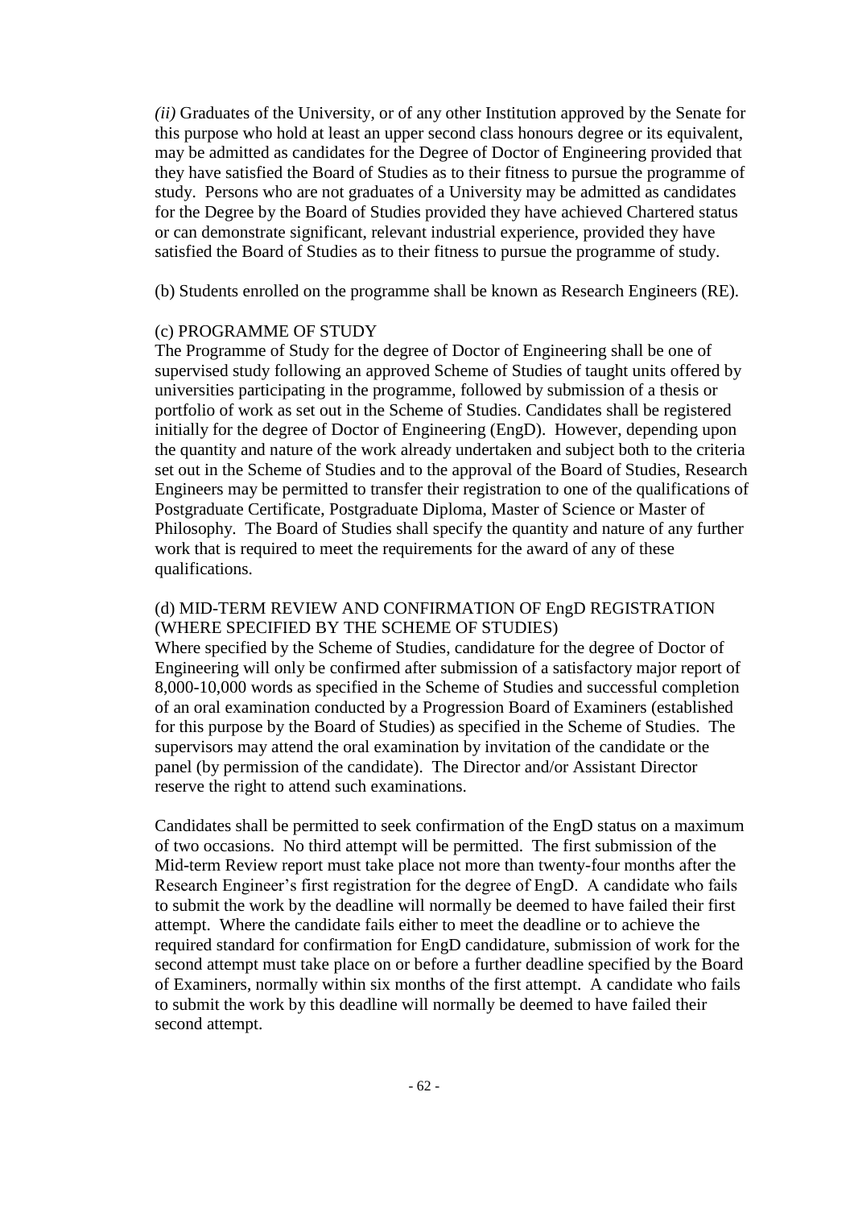*(ii)* Graduates of the University, or of any other Institution approved by the Senate for this purpose who hold at least an upper second class honours degree or its equivalent, may be admitted as candidates for the Degree of Doctor of Engineering provided that they have satisfied the Board of Studies as to their fitness to pursue the programme of study. Persons who are not graduates of a University may be admitted as candidates for the Degree by the Board of Studies provided they have achieved Chartered status or can demonstrate significant, relevant industrial experience, provided they have satisfied the Board of Studies as to their fitness to pursue the programme of study.

(b) Students enrolled on the programme shall be known as Research Engineers (RE).

(c) PROGRAMME OF STUDY

The Programme of Study for the degree of Doctor of Engineering shall be one of supervised study following an approved Scheme of Studies of taught units offered by universities participating in the programme, followed by submission of a thesis or portfolio of work as set out in the Scheme of Studies. Candidates shall be registered initially for the degree of Doctor of Engineering (EngD). However, depending upon the quantity and nature of the work already undertaken and subject both to the criteria set out in the Scheme of Studies and to the approval of the Board of Studies, Research Engineers may be permitted to transfer their registration to one of the qualifications of Postgraduate Certificate, Postgraduate Diploma, Master of Science or Master of Philosophy. The Board of Studies shall specify the quantity and nature of any further work that is required to meet the requirements for the award of any of these qualifications.

(d) MID-TERM REVIEW AND CONFIRMATION OF EngD REGISTRATION (WHERE SPECIFIED BY THE SCHEME OF STUDIES)

Where specified by the Scheme of Studies, candidature for the degree of Doctor of Engineering will only be confirmed after submission of a satisfactory major report of 8,000-10,000 words as specified in the Scheme of Studies and successful completion of an oral examination conducted by a Progression Board of Examiners (established for this purpose by the Board of Studies) as specified in the Scheme of Studies. The supervisors may attend the oral examination by invitation of the candidate or the panel (by permission of the candidate). The Director and/or Assistant Director reserve the right to attend such examinations.

Candidates shall be permitted to seek confirmation of the EngD status on a maximum of two occasions. No third attempt will be permitted. The first submission of the Mid-term Review report must take place not more than twenty-four months after the Research Engineer's first registration for the degree of EngD. A candidate who fails to submit the work by the deadline will normally be deemed to have failed their first attempt. Where the candidate fails either to meet the deadline or to achieve the required standard for confirmation for EngD candidature, submission of work for the second attempt must take place on or before a further deadline specified by the Board of Examiners, normally within six months of the first attempt. A candidate who fails to submit the work by this deadline will normally be deemed to have failed their second attempt.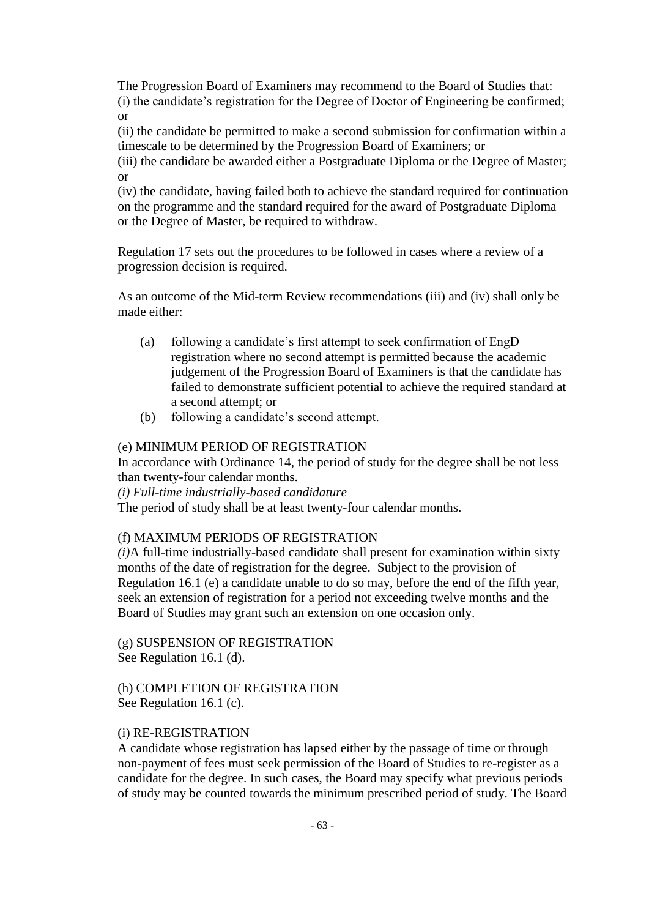The Progression Board of Examiners may recommend to the Board of Studies that:
(i) the candidate's registration for the Degree of Doctor of Engineering be confirmed; or
(ii) the candidate be permitted to make a second submission for confirmation within a timescale to be determined by the Progression Board of Examiners; or
(iii) the candidate be awarded either a Postgraduate Diploma or the Degree of Master; or
(iv) the candidate, having failed both to achieve the standard required for continuation on the programme and the standard required for the award of Postgraduate Diploma or the Degree of Master, be required to withdraw.

Regulation 17 sets out the procedures to be followed in cases where a review of a progression decision is required.

As an outcome of the Mid-term Review recommendations (iii) and (iv) shall only be made either:

(a) following a candidate's first attempt to seek confirmation of EngD registration where no second attempt is permitted because the academic judgement of the Progression Board of Examiners is that the candidate has failed to demonstrate sufficient potential to achieve the required standard at a second attempt; or
(b) following a candidate's second attempt.

(e) MINIMUM PERIOD OF REGISTRATION
In accordance with Ordinance 14, the period of study for the degree shall be not less than twenty-four calendar months.
*(i) Full-time industrially-based candidature*
The period of study shall be at least twenty-four calendar months.

(f) MAXIMUM PERIODS OF REGISTRATION
*(i)*A full-time industrially-based candidate shall present for examination within sixty months of the date of registration for the degree. Subject to the provision of Regulation 16.1 (e) a candidate unable to do so may, before the end of the fifth year, seek an extension of registration for a period not exceeding twelve months and the Board of Studies may grant such an extension on one occasion only.

(g) SUSPENSION OF REGISTRATION
See Regulation 16.1 (d).

(h) COMPLETION OF REGISTRATION
See Regulation 16.1 (c).

(i) RE-REGISTRATION
A candidate whose registration has lapsed either by the passage of time or through non-payment of fees must seek permission of the Board of Studies to re-register as a candidate for the degree. In such cases, the Board may specify what previous periods of study may be counted towards the minimum prescribed period of study. The Board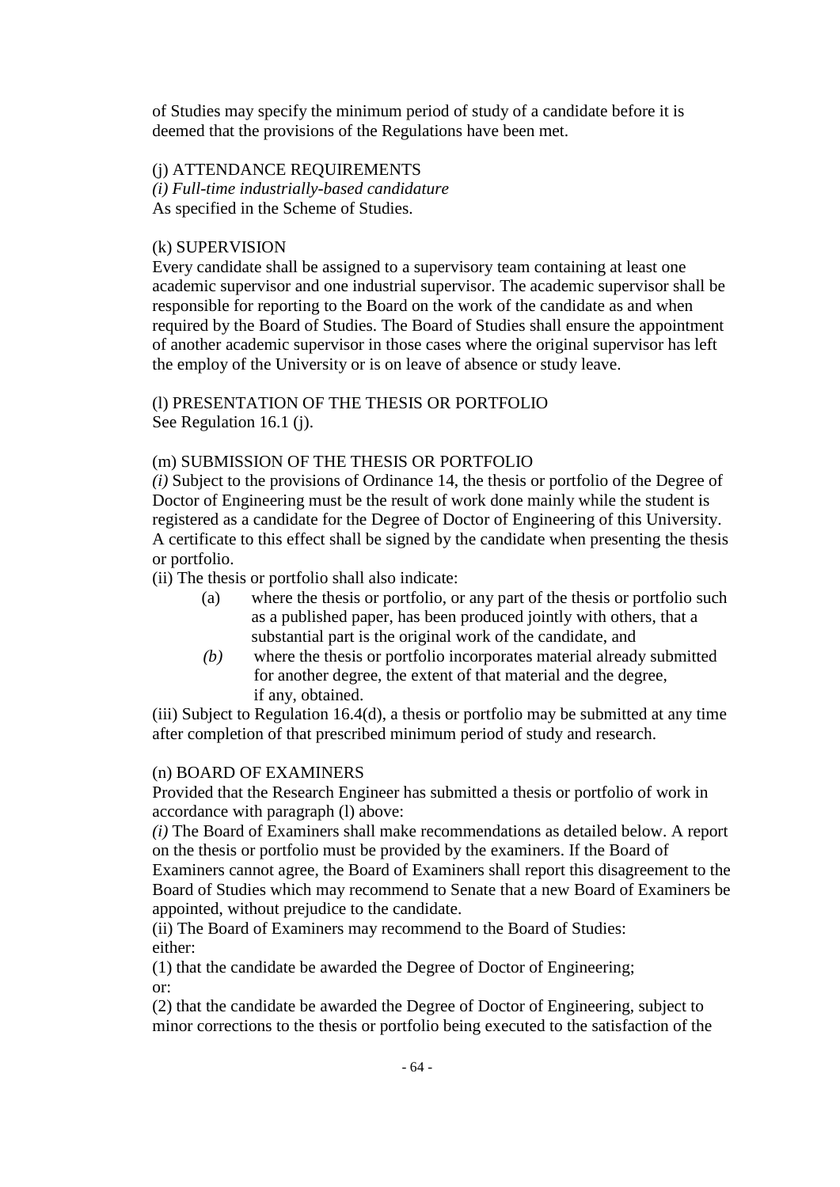of Studies may specify the minimum period of study of a candidate before it is deemed that the provisions of the Regulations have been met.

(j) ATTENDANCE REQUIREMENTS

*(i) Full-time industrially-based candidature*

As specified in the Scheme of Studies.

(k) SUPERVISION

Every candidate shall be assigned to a supervisory team containing at least one academic supervisor and one industrial supervisor. The academic supervisor shall be responsible for reporting to the Board on the work of the candidate as and when required by the Board of Studies. The Board of Studies shall ensure the appointment of another academic supervisor in those cases where the original supervisor has left the employ of the University or is on leave of absence or study leave.

(l) PRESENTATION OF THE THESIS OR PORTFOLIO

See Regulation 16.1 (j).

(m) SUBMISSION OF THE THESIS OR PORTFOLIO

*(i)* Subject to the provisions of Ordinance 14, the thesis or portfolio of the Degree of Doctor of Engineering must be the result of work done mainly while the student is registered as a candidate for the Degree of Doctor of Engineering of this University. A certificate to this effect shall be signed by the candidate when presenting the thesis or portfolio.

(ii) The thesis or portfolio shall also indicate:

- (a) where the thesis or portfolio, or any part of the thesis or portfolio such as a published paper, has been produced jointly with others, that a substantial part is the original work of the candidate, and
- *(b)* where the thesis or portfolio incorporates material already submitted for another degree, the extent of that material and the degree, if any, obtained.

(iii) Subject to Regulation 16.4(d), a thesis or portfolio may be submitted at any time after completion of that prescribed minimum period of study and research.

(n) BOARD OF EXAMINERS

Provided that the Research Engineer has submitted a thesis or portfolio of work in accordance with paragraph (l) above:

*(i)* The Board of Examiners shall make recommendations as detailed below. A report on the thesis or portfolio must be provided by the examiners. If the Board of Examiners cannot agree, the Board of Examiners shall report this disagreement to the Board of Studies which may recommend to Senate that a new Board of Examiners be appointed, without prejudice to the candidate.

(ii) The Board of Examiners may recommend to the Board of Studies:

either:

(1) that the candidate be awarded the Degree of Doctor of Engineering;

or:

(2) that the candidate be awarded the Degree of Doctor of Engineering, subject to minor corrections to the thesis or portfolio being executed to the satisfaction of the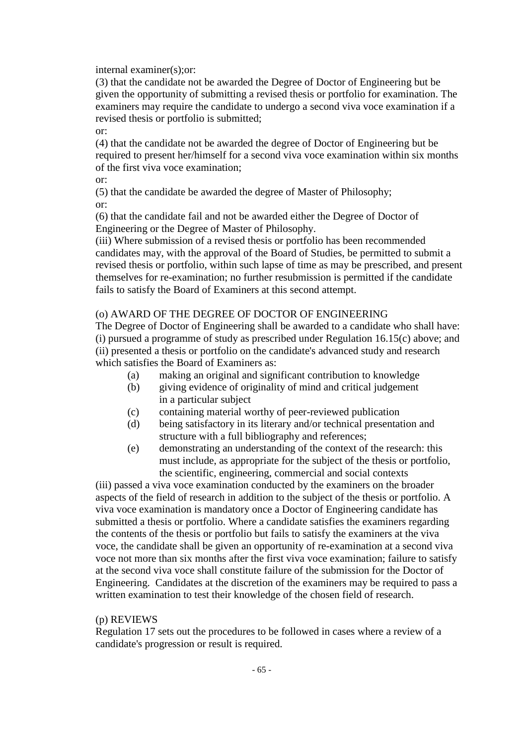internal examiner(s);or:

(3) that the candidate not be awarded the Degree of Doctor of Engineering but be given the opportunity of submitting a revised thesis or portfolio for examination. The examiners may require the candidate to undergo a second viva voce examination if a revised thesis or portfolio is submitted;

or:

(4) that the candidate not be awarded the degree of Doctor of Engineering but be required to present her/himself for a second viva voce examination within six months of the first viva voce examination;

or:

(5) that the candidate be awarded the degree of Master of Philosophy;

or:

(6) that the candidate fail and not be awarded either the Degree of Doctor of Engineering or the Degree of Master of Philosophy.

(iii) Where submission of a revised thesis or portfolio has been recommended candidates may, with the approval of the Board of Studies, be permitted to submit a revised thesis or portfolio, within such lapse of time as may be prescribed, and present themselves for re-examination; no further resubmission is permitted if the candidate fails to satisfy the Board of Examiners at this second attempt.

(o) AWARD OF THE DEGREE OF DOCTOR OF ENGINEERING

The Degree of Doctor of Engineering shall be awarded to a candidate who shall have:

(i) pursued a programme of study as prescribed under Regulation 16.15(c) above; and

(ii) presented a thesis or portfolio on the candidate's advanced study and research which satisfies the Board of Examiners as:

- (a) making an original and significant contribution to knowledge
- (b) giving evidence of originality of mind and critical judgement in a particular subject
- (c) containing material worthy of peer-reviewed publication
- (d) being satisfactory in its literary and/or technical presentation and structure with a full bibliography and references;
- (e) demonstrating an understanding of the context of the research: this must include, as appropriate for the subject of the thesis or portfolio, the scientific, engineering, commercial and social contexts

(iii) passed a viva voce examination conducted by the examiners on the broader aspects of the field of research in addition to the subject of the thesis or portfolio. A viva voce examination is mandatory once a Doctor of Engineering candidate has submitted a thesis or portfolio. Where a candidate satisfies the examiners regarding the contents of the thesis or portfolio but fails to satisfy the examiners at the viva voce, the candidate shall be given an opportunity of re-examination at a second viva voce not more than six months after the first viva voce examination; failure to satisfy at the second viva voce shall constitute failure of the submission for the Doctor of Engineering. Candidates at the discretion of the examiners may be required to pass a written examination to test their knowledge of the chosen field of research.

(p) REVIEWS

Regulation 17 sets out the procedures to be followed in cases where a review of a candidate's progression or result is required.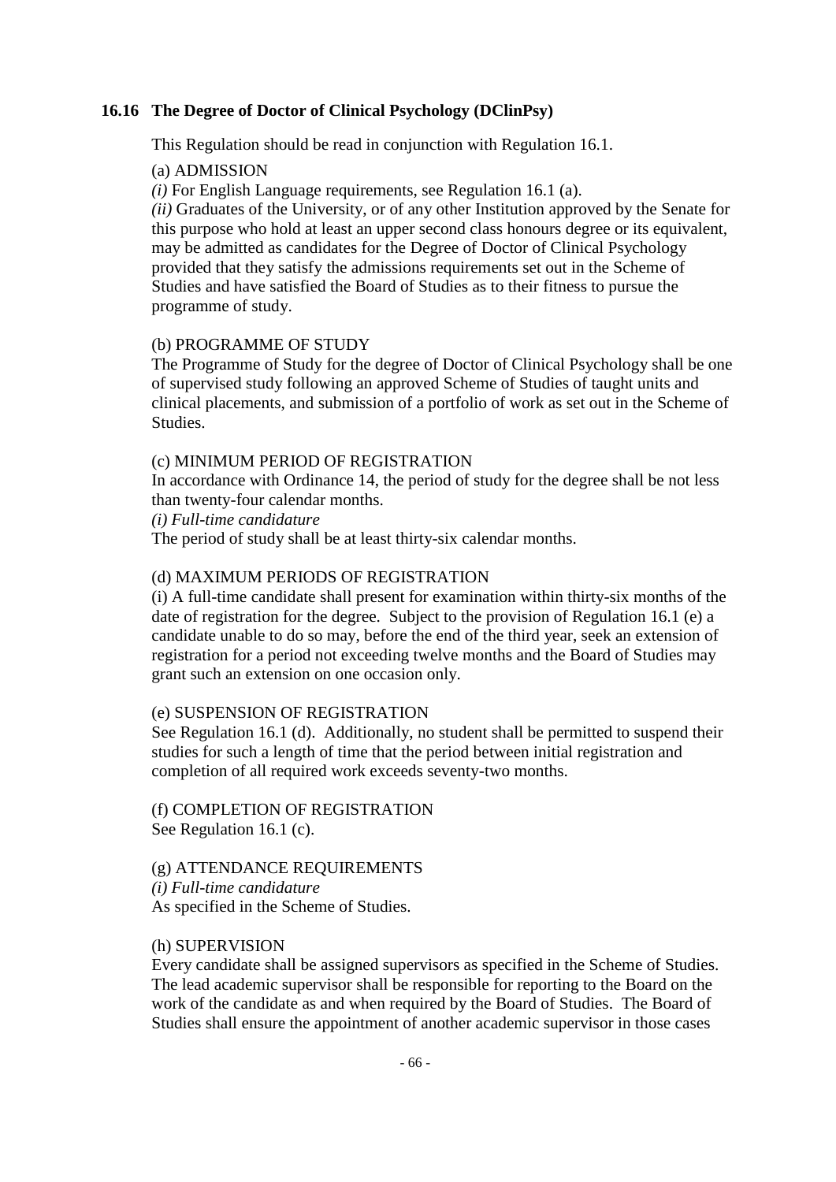### 16.16 The Degree of Doctor of Clinical Psychology (DClinPsy)

This Regulation should be read in conjunction with Regulation 16.1.

(a) ADMISSION

*(i)* For English Language requirements, see Regulation 16.1 (a).

*(ii)* Graduates of the University, or of any other Institution approved by the Senate for this purpose who hold at least an upper second class honours degree or its equivalent, may be admitted as candidates for the Degree of Doctor of Clinical Psychology provided that they satisfy the admissions requirements set out in the Scheme of Studies and have satisfied the Board of Studies as to their fitness to pursue the programme of study.

(b) PROGRAMME OF STUDY

The Programme of Study for the degree of Doctor of Clinical Psychology shall be one of supervised study following an approved Scheme of Studies of taught units and clinical placements, and submission of a portfolio of work as set out in the Scheme of Studies.

(c) MINIMUM PERIOD OF REGISTRATION

In accordance with Ordinance 14, the period of study for the degree shall be not less than twenty-four calendar months.

*(i) Full-time candidature*

The period of study shall be at least thirty-six calendar months.

(d) MAXIMUM PERIODS OF REGISTRATION

(i) A full-time candidate shall present for examination within thirty-six months of the date of registration for the degree. Subject to the provision of Regulation 16.1 (e) a candidate unable to do so may, before the end of the third year, seek an extension of registration for a period not exceeding twelve months and the Board of Studies may grant such an extension on one occasion only.

(e) SUSPENSION OF REGISTRATION

See Regulation 16.1 (d). Additionally, no student shall be permitted to suspend their studies for such a length of time that the period between initial registration and completion of all required work exceeds seventy-two months.

(f) COMPLETION OF REGISTRATION

See Regulation 16.1 (c).

(g) ATTENDANCE REQUIREMENTS

*(i) Full-time candidature*

As specified in the Scheme of Studies.

(h) SUPERVISION

Every candidate shall be assigned supervisors as specified in the Scheme of Studies. The lead academic supervisor shall be responsible for reporting to the Board on the work of the candidate as and when required by the Board of Studies. The Board of Studies shall ensure the appointment of another academic supervisor in those cases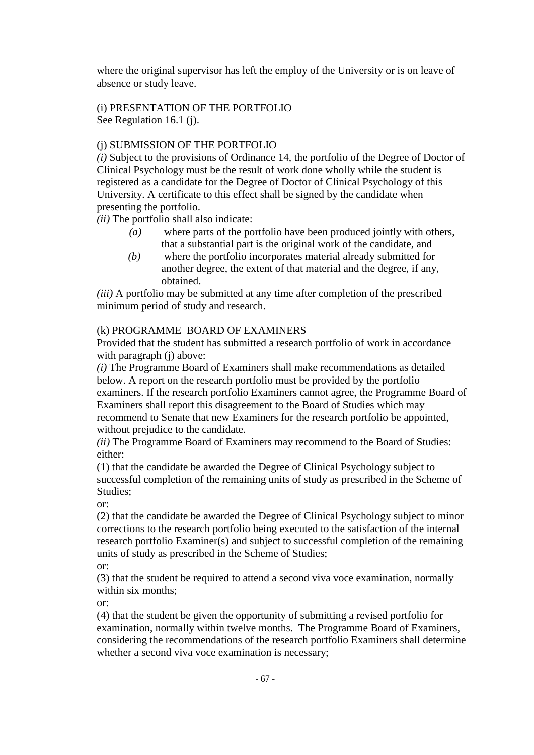where the original supervisor has left the employ of the University or is on leave of absence or study leave.

(i) PRESENTATION OF THE PORTFOLIO
See Regulation 16.1 (j).

(j) SUBMISSION OF THE PORTFOLIO
*(i)* Subject to the provisions of Ordinance 14, the portfolio of the Degree of Doctor of Clinical Psychology must be the result of work done wholly while the student is registered as a candidate for the Degree of Doctor of Clinical Psychology of this University. A certificate to this effect shall be signed by the candidate when presenting the portfolio.
*(ii)* The portfolio shall also indicate:

*(a)* where parts of the portfolio have been produced jointly with others, that a substantial part is the original work of the candidate, and
*(b)* where the portfolio incorporates material already submitted for another degree, the extent of that material and the degree, if any, obtained.

*(iii)* A portfolio may be submitted at any time after completion of the prescribed minimum period of study and research.

(k) PROGRAMME BOARD OF EXAMINERS
Provided that the student has submitted a research portfolio of work in accordance with paragraph (j) above:
*(i)* The Programme Board of Examiners shall make recommendations as detailed below. A report on the research portfolio must be provided by the portfolio examiners. If the research portfolio Examiners cannot agree, the Programme Board of Examiners shall report this disagreement to the Board of Studies which may recommend to Senate that new Examiners for the research portfolio be appointed, without prejudice to the candidate.
*(ii)* The Programme Board of Examiners may recommend to the Board of Studies: either:
(1) that the candidate be awarded the Degree of Clinical Psychology subject to successful completion of the remaining units of study as prescribed in the Scheme of Studies;
or:
(2) that the candidate be awarded the Degree of Clinical Psychology subject to minor corrections to the research portfolio being executed to the satisfaction of the internal research portfolio Examiner(s) and subject to successful completion of the remaining units of study as prescribed in the Scheme of Studies;
or:
(3) that the student be required to attend a second viva voce examination, normally within six months;
or:
(4) that the student be given the opportunity of submitting a revised portfolio for examination, normally within twelve months. The Programme Board of Examiners, considering the recommendations of the research portfolio Examiners shall determine whether a second viva voce examination is necessary;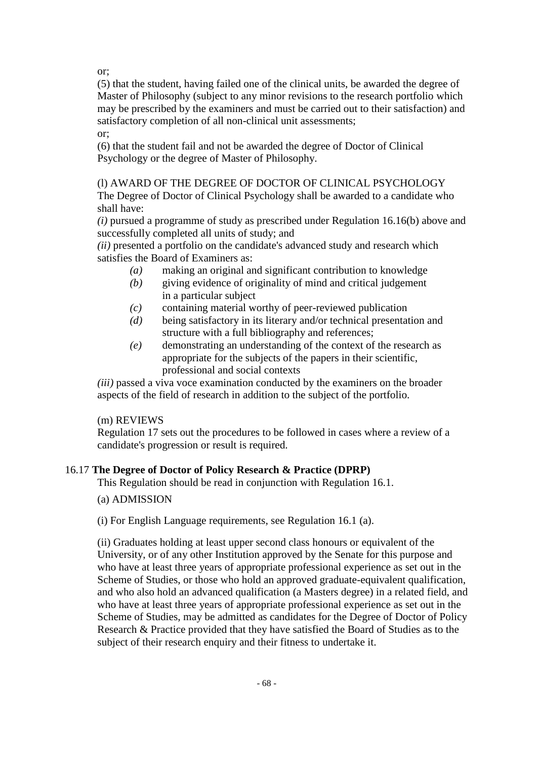or;

(5) that the student, having failed one of the clinical units, be awarded the degree of Master of Philosophy (subject to any minor revisions to the research portfolio which may be prescribed by the examiners and must be carried out to their satisfaction) and satisfactory completion of all non-clinical unit assessments;

or;

(6) that the student fail and not be awarded the degree of Doctor of Clinical Psychology or the degree of Master of Philosophy.

(l) AWARD OF THE DEGREE OF DOCTOR OF CLINICAL PSYCHOLOGY

The Degree of Doctor of Clinical Psychology shall be awarded to a candidate who shall have:

*(i)* pursued a programme of study as prescribed under Regulation 16.16(b) above and successfully completed all units of study; and

*(ii)* presented a portfolio on the candidate's advanced study and research which satisfies the Board of Examiners as:

- *(a)* making an original and significant contribution to knowledge
- *(b)* giving evidence of originality of mind and critical judgement in a particular subject
- *(c)* containing material worthy of peer-reviewed publication
- *(d)* being satisfactory in its literary and/or technical presentation and structure with a full bibliography and references;
- *(e)* demonstrating an understanding of the context of the research as appropriate for the subjects of the papers in their scientific, professional and social contexts

*(iii)* passed a viva voce examination conducted by the examiners on the broader aspects of the field of research in addition to the subject of the portfolio.

(m) REVIEWS

Regulation 17 sets out the procedures to be followed in cases where a review of a candidate's progression or result is required.

## 16.17 **The Degree of Doctor of Policy Research & Practice (DPRP)**

This Regulation should be read in conjunction with Regulation 16.1.

(a) ADMISSION

(i) For English Language requirements, see Regulation 16.1 (a).

(ii) Graduates holding at least upper second class honours or equivalent of the University, or of any other Institution approved by the Senate for this purpose and who have at least three years of appropriate professional experience as set out in the Scheme of Studies, or those who hold an approved graduate-equivalent qualification, and who also hold an advanced qualification (a Masters degree) in a related field, and who have at least three years of appropriate professional experience as set out in the Scheme of Studies, may be admitted as candidates for the Degree of Doctor of Policy Research & Practice provided that they have satisfied the Board of Studies as to the subject of their research enquiry and their fitness to undertake it.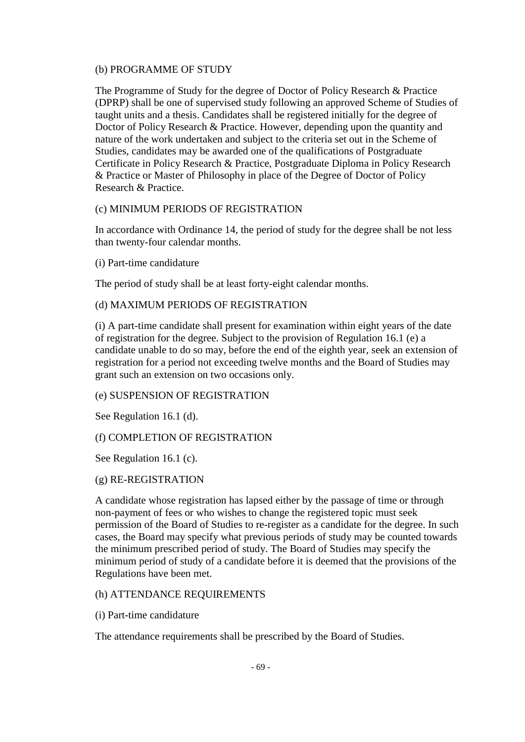(b) PROGRAMME OF STUDY

The Programme of Study for the degree of Doctor of Policy Research & Practice (DPRP) shall be one of supervised study following an approved Scheme of Studies of taught units and a thesis. Candidates shall be registered initially for the degree of Doctor of Policy Research & Practice. However, depending upon the quantity and nature of the work undertaken and subject to the criteria set out in the Scheme of Studies, candidates may be awarded one of the qualifications of Postgraduate Certificate in Policy Research & Practice, Postgraduate Diploma in Policy Research & Practice or Master of Philosophy in place of the Degree of Doctor of Policy Research & Practice.

(c) MINIMUM PERIODS OF REGISTRATION

In accordance with Ordinance 14, the period of study for the degree shall be not less than twenty-four calendar months.

(i) Part-time candidature

The period of study shall be at least forty-eight calendar months.

(d) MAXIMUM PERIODS OF REGISTRATION

(i) A part-time candidate shall present for examination within eight years of the date of registration for the degree. Subject to the provision of Regulation 16.1 (e) a candidate unable to do so may, before the end of the eighth year, seek an extension of registration for a period not exceeding twelve months and the Board of Studies may grant such an extension on two occasions only.

(e) SUSPENSION OF REGISTRATION

See Regulation 16.1 (d).

(f) COMPLETION OF REGISTRATION

See Regulation 16.1 (c).

(g) RE-REGISTRATION

A candidate whose registration has lapsed either by the passage of time or through non-payment of fees or who wishes to change the registered topic must seek permission of the Board of Studies to re-register as a candidate for the degree. In such cases, the Board may specify what previous periods of study may be counted towards the minimum prescribed period of study. The Board of Studies may specify the minimum period of study of a candidate before it is deemed that the provisions of the Regulations have been met.

(h) ATTENDANCE REQUIREMENTS

(i) Part-time candidature

The attendance requirements shall be prescribed by the Board of Studies.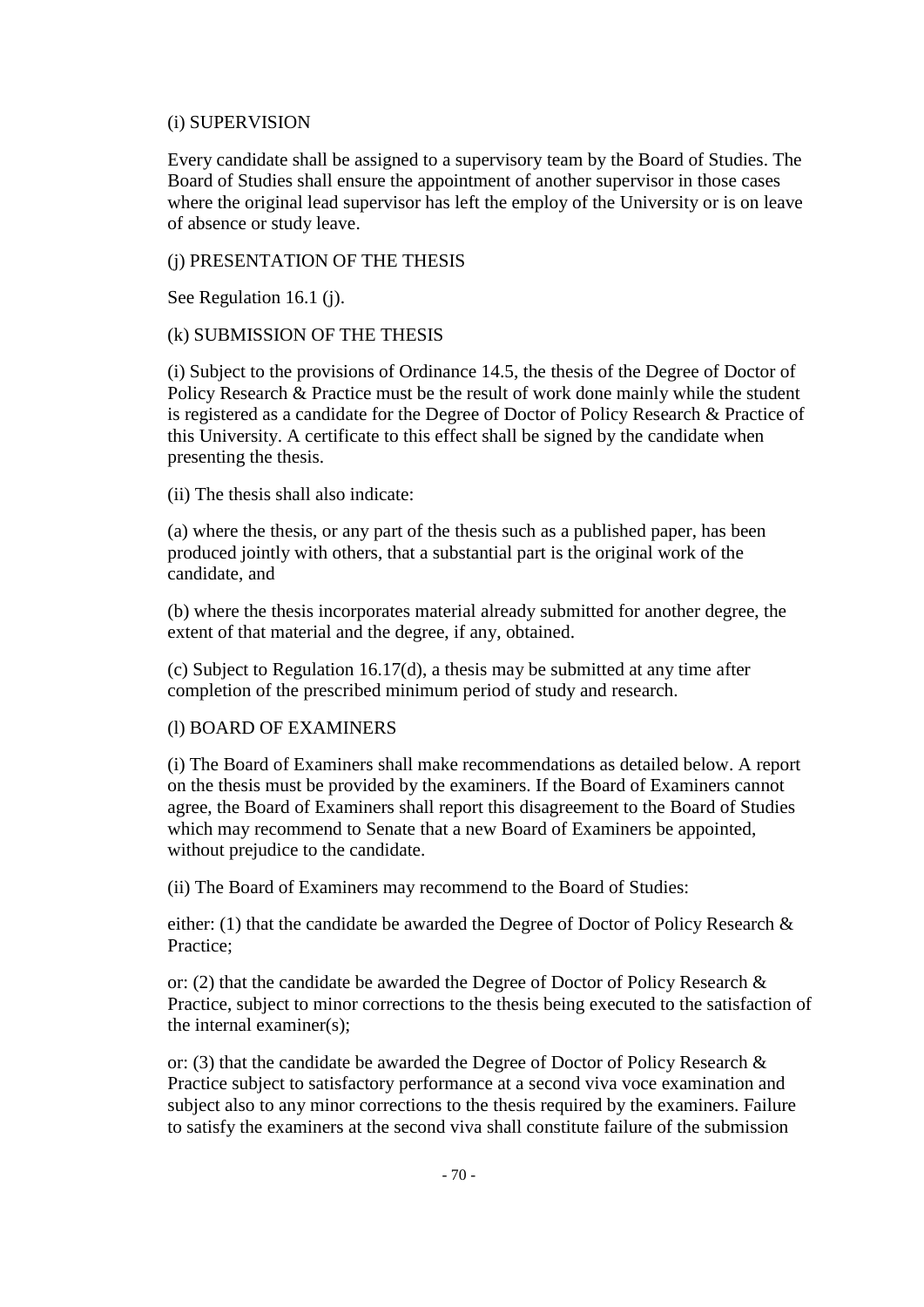(i) SUPERVISION

Every candidate shall be assigned to a supervisory team by the Board of Studies. The Board of Studies shall ensure the appointment of another supervisor in those cases where the original lead supervisor has left the employ of the University or is on leave of absence or study leave.

(j) PRESENTATION OF THE THESIS

See Regulation 16.1 (j).

(k) SUBMISSION OF THE THESIS

(i) Subject to the provisions of Ordinance 14.5, the thesis of the Degree of Doctor of Policy Research & Practice must be the result of work done mainly while the student is registered as a candidate for the Degree of Doctor of Policy Research & Practice of this University. A certificate to this effect shall be signed by the candidate when presenting the thesis.

(ii) The thesis shall also indicate:

(a) where the thesis, or any part of the thesis such as a published paper, has been produced jointly with others, that a substantial part is the original work of the candidate, and

(b) where the thesis incorporates material already submitted for another degree, the extent of that material and the degree, if any, obtained.

(c) Subject to Regulation 16.17(d), a thesis may be submitted at any time after completion of the prescribed minimum period of study and research.

(l) BOARD OF EXAMINERS

(i) The Board of Examiners shall make recommendations as detailed below. A report on the thesis must be provided by the examiners. If the Board of Examiners cannot agree, the Board of Examiners shall report this disagreement to the Board of Studies which may recommend to Senate that a new Board of Examiners be appointed, without prejudice to the candidate.

(ii) The Board of Examiners may recommend to the Board of Studies:

either: (1) that the candidate be awarded the Degree of Doctor of Policy Research & Practice;

or: (2) that the candidate be awarded the Degree of Doctor of Policy Research & Practice, subject to minor corrections to the thesis being executed to the satisfaction of the internal examiner(s);

or: (3) that the candidate be awarded the Degree of Doctor of Policy Research & Practice subject to satisfactory performance at a second viva voce examination and subject also to any minor corrections to the thesis required by the examiners. Failure to satisfy the examiners at the second viva shall constitute failure of the submission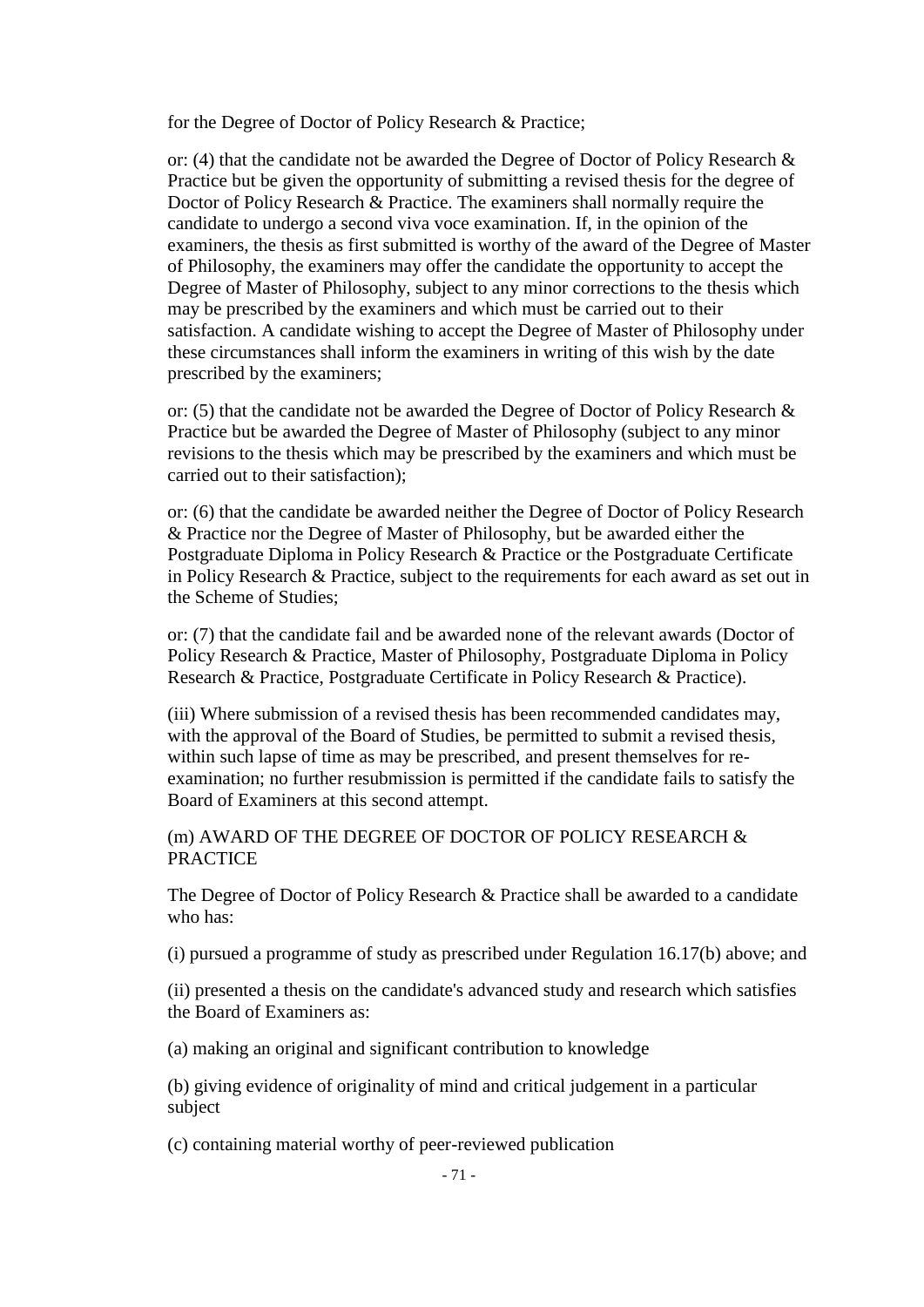for the Degree of Doctor of Policy Research & Practice;

or: (4) that the candidate not be awarded the Degree of Doctor of Policy Research & Practice but be given the opportunity of submitting a revised thesis for the degree of Doctor of Policy Research & Practice. The examiners shall normally require the candidate to undergo a second viva voce examination. If, in the opinion of the examiners, the thesis as first submitted is worthy of the award of the Degree of Master of Philosophy, the examiners may offer the candidate the opportunity to accept the Degree of Master of Philosophy, subject to any minor corrections to the thesis which may be prescribed by the examiners and which must be carried out to their satisfaction. A candidate wishing to accept the Degree of Master of Philosophy under these circumstances shall inform the examiners in writing of this wish by the date prescribed by the examiners;

or: (5) that the candidate not be awarded the Degree of Doctor of Policy Research & Practice but be awarded the Degree of Master of Philosophy (subject to any minor revisions to the thesis which may be prescribed by the examiners and which must be carried out to their satisfaction);

or: (6) that the candidate be awarded neither the Degree of Doctor of Policy Research & Practice nor the Degree of Master of Philosophy, but be awarded either the Postgraduate Diploma in Policy Research & Practice or the Postgraduate Certificate in Policy Research & Practice, subject to the requirements for each award as set out in the Scheme of Studies;

or: (7) that the candidate fail and be awarded none of the relevant awards (Doctor of Policy Research & Practice, Master of Philosophy, Postgraduate Diploma in Policy Research & Practice, Postgraduate Certificate in Policy Research & Practice).

(iii) Where submission of a revised thesis has been recommended candidates may, with the approval of the Board of Studies, be permitted to submit a revised thesis, within such lapse of time as may be prescribed, and present themselves for re-examination; no further resubmission is permitted if the candidate fails to satisfy the Board of Examiners at this second attempt.

(m) AWARD OF THE DEGREE OF DOCTOR OF POLICY RESEARCH & PRACTICE

The Degree of Doctor of Policy Research & Practice shall be awarded to a candidate who has:

(i) pursued a programme of study as prescribed under Regulation 16.17(b) above; and

(ii) presented a thesis on the candidate's advanced study and research which satisfies the Board of Examiners as:

(a) making an original and significant contribution to knowledge

(b) giving evidence of originality of mind and critical judgement in a particular subject

(c) containing material worthy of peer-reviewed publication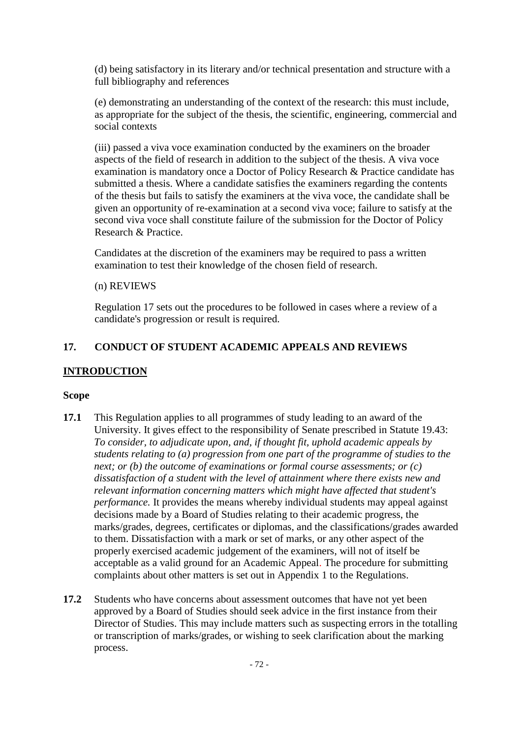(d) being satisfactory in its literary and/or technical presentation and structure with a full bibliography and references

(e) demonstrating an understanding of the context of the research: this must include, as appropriate for the subject of the thesis, the scientific, engineering, commercial and social contexts

(iii) passed a viva voce examination conducted by the examiners on the broader aspects of the field of research in addition to the subject of the thesis. A viva voce examination is mandatory once a Doctor of Policy Research & Practice candidate has submitted a thesis. Where a candidate satisfies the examiners regarding the contents of the thesis but fails to satisfy the examiners at the viva voce, the candidate shall be given an opportunity of re-examination at a second viva voce; failure to satisfy at the second viva voce shall constitute failure of the submission for the Doctor of Policy Research & Practice.

Candidates at the discretion of the examiners may be required to pass a written examination to test their knowledge of the chosen field of research.

(n) REVIEWS

Regulation 17 sets out the procedures to be followed in cases where a review of a candidate's progression or result is required.

## 17. CONDUCT OF STUDENT ACADEMIC APPEALS AND REVIEWS

### INTRODUCTION

**Scope**

**17.1** This Regulation applies to all programmes of study leading to an award of the University. It gives effect to the responsibility of Senate prescribed in Statute 19.43: *To consider, to adjudicate upon, and, if thought fit, uphold academic appeals by students relating to (a) progression from one part of the programme of studies to the next; or (b) the outcome of examinations or formal course assessments; or (c) dissatisfaction of a student with the level of attainment where there exists new and relevant information concerning matters which might have affected that student's performance.* It provides the means whereby individual students may appeal against decisions made by a Board of Studies relating to their academic progress, the marks/grades, degrees, certificates or diplomas, and the classifications/grades awarded to them. Dissatisfaction with a mark or set of marks, or any other aspect of the properly exercised academic judgement of the examiners, will not of itself be acceptable as a valid ground for an Academic Appeal. The procedure for submitting complaints about other matters is set out in Appendix 1 to the Regulations.

**17.2** Students who have concerns about assessment outcomes that have not yet been approved by a Board of Studies should seek advice in the first instance from their Director of Studies. This may include matters such as suspecting errors in the totalling or transcription of marks/grades, or wishing to seek clarification about the marking process.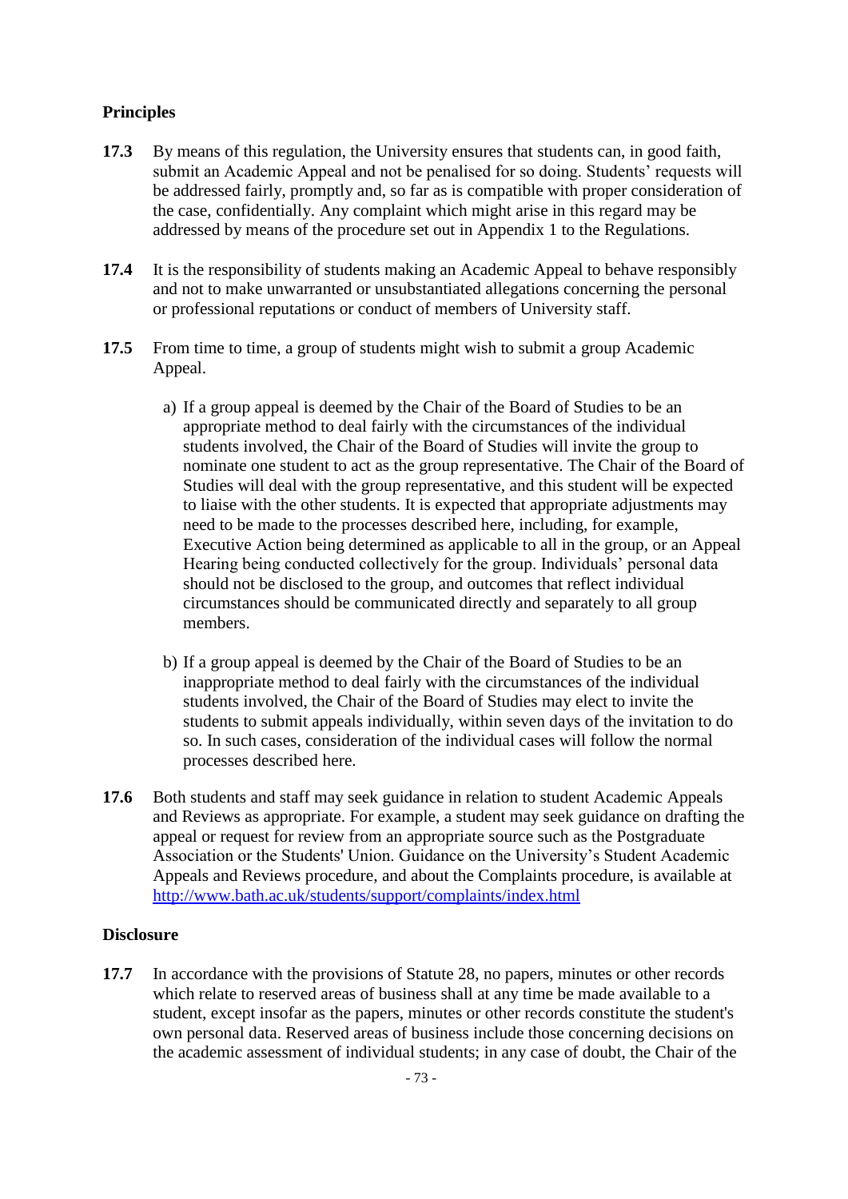## Principles

**17.3** By means of this regulation, the University ensures that students can, in good faith, submit an Academic Appeal and not be penalised for so doing. Students' requests will be addressed fairly, promptly and, so far as is compatible with proper consideration of the case, confidentially. Any complaint which might arise in this regard may be addressed by means of the procedure set out in Appendix 1 to the Regulations.

**17.4** It is the responsibility of students making an Academic Appeal to behave responsibly and not to make unwarranted or unsubstantiated allegations concerning the personal or professional reputations or conduct of members of University staff.

**17.5** From time to time, a group of students might wish to submit a group Academic Appeal.

a) If a group appeal is deemed by the Chair of the Board of Studies to be an appropriate method to deal fairly with the circumstances of the individual students involved, the Chair of the Board of Studies will invite the group to nominate one student to act as the group representative. The Chair of the Board of Studies will deal with the group representative, and this student will be expected to liaise with the other students. It is expected that appropriate adjustments may need to be made to the processes described here, including, for example, Executive Action being determined as applicable to all in the group, or an Appeal Hearing being conducted collectively for the group. Individuals' personal data should not be disclosed to the group, and outcomes that reflect individual circumstances should be communicated directly and separately to all group members.

b) If a group appeal is deemed by the Chair of the Board of Studies to be an inappropriate method to deal fairly with the circumstances of the individual students involved, the Chair of the Board of Studies may elect to invite the students to submit appeals individually, within seven days of the invitation to do so. In such cases, consideration of the individual cases will follow the normal processes described here.

**17.6** Both students and staff may seek guidance in relation to student Academic Appeals and Reviews as appropriate. For example, a student may seek guidance on drafting the appeal or request for review from an appropriate source such as the Postgraduate Association or the Students' Union. Guidance on the University's Student Academic Appeals and Reviews procedure, and about the Complaints procedure, is available at http://www.bath.ac.uk/students/support/complaints/index.html

## Disclosure

**17.7** In accordance with the provisions of Statute 28, no papers, minutes or other records which relate to reserved areas of business shall at any time be made available to a student, except insofar as the papers, minutes or other records constitute the student's own personal data. Reserved areas of business include those concerning decisions on the academic assessment of individual students; in any case of doubt, the Chair of the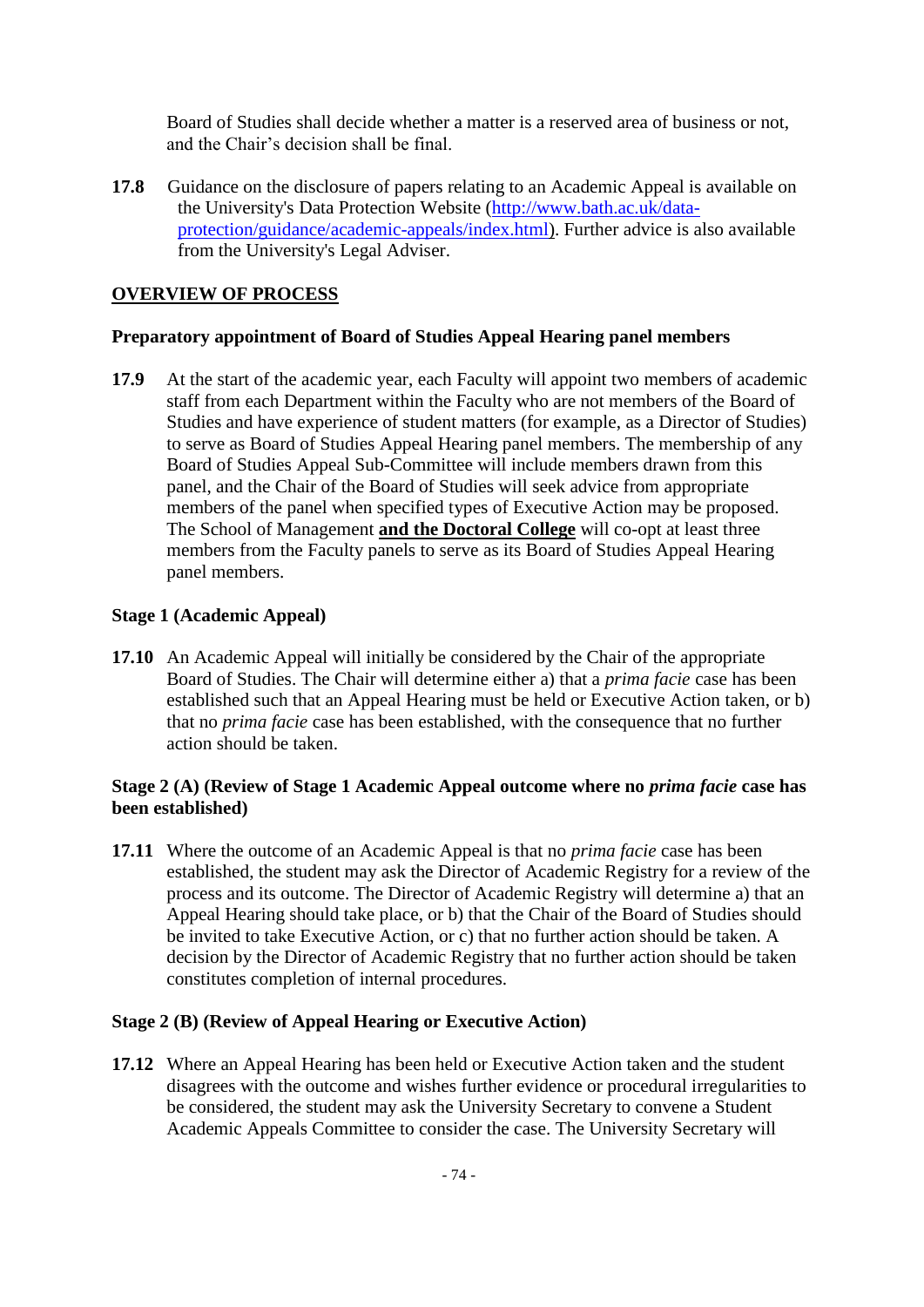Board of Studies shall decide whether a matter is a reserved area of business or not, and the Chair's decision shall be final.

**17.8** Guidance on the disclosure of papers relating to an Academic Appeal is available on the University's Data Protection Website (http://www.bath.ac.uk/data-protection/guidance/academic-appeals/index.html). Further advice is also available from the University's Legal Adviser.

## OVERVIEW OF PROCESS

### Preparatory appointment of Board of Studies Appeal Hearing panel members

**17.9** At the start of the academic year, each Faculty will appoint two members of academic staff from each Department within the Faculty who are not members of the Board of Studies and have experience of student matters (for example, as a Director of Studies) to serve as Board of Studies Appeal Hearing panel members. The membership of any Board of Studies Appeal Sub-Committee will include members drawn from this panel, and the Chair of the Board of Studies will seek advice from appropriate members of the panel when specified types of Executive Action may be proposed. The School of Management **and the Doctoral College** will co-opt at least three members from the Faculty panels to serve as its Board of Studies Appeal Hearing panel members.

### Stage 1 (Academic Appeal)

**17.10** An Academic Appeal will initially be considered by the Chair of the appropriate Board of Studies. The Chair will determine either a) that a *prima facie* case has been established such that an Appeal Hearing must be held or Executive Action taken, or b) that no *prima facie* case has been established, with the consequence that no further action should be taken.

### Stage 2 (A) (Review of Stage 1 Academic Appeal outcome where no *prima facie* case has been established)

**17.11** Where the outcome of an Academic Appeal is that no *prima facie* case has been established, the student may ask the Director of Academic Registry for a review of the process and its outcome. The Director of Academic Registry will determine a) that an Appeal Hearing should take place, or b) that the Chair of the Board of Studies should be invited to take Executive Action, or c) that no further action should be taken. A decision by the Director of Academic Registry that no further action should be taken constitutes completion of internal procedures.

### Stage 2 (B) (Review of Appeal Hearing or Executive Action)

**17.12** Where an Appeal Hearing has been held or Executive Action taken and the student disagrees with the outcome and wishes further evidence or procedural irregularities to be considered, the student may ask the University Secretary to convene a Student Academic Appeals Committee to consider the case. The University Secretary will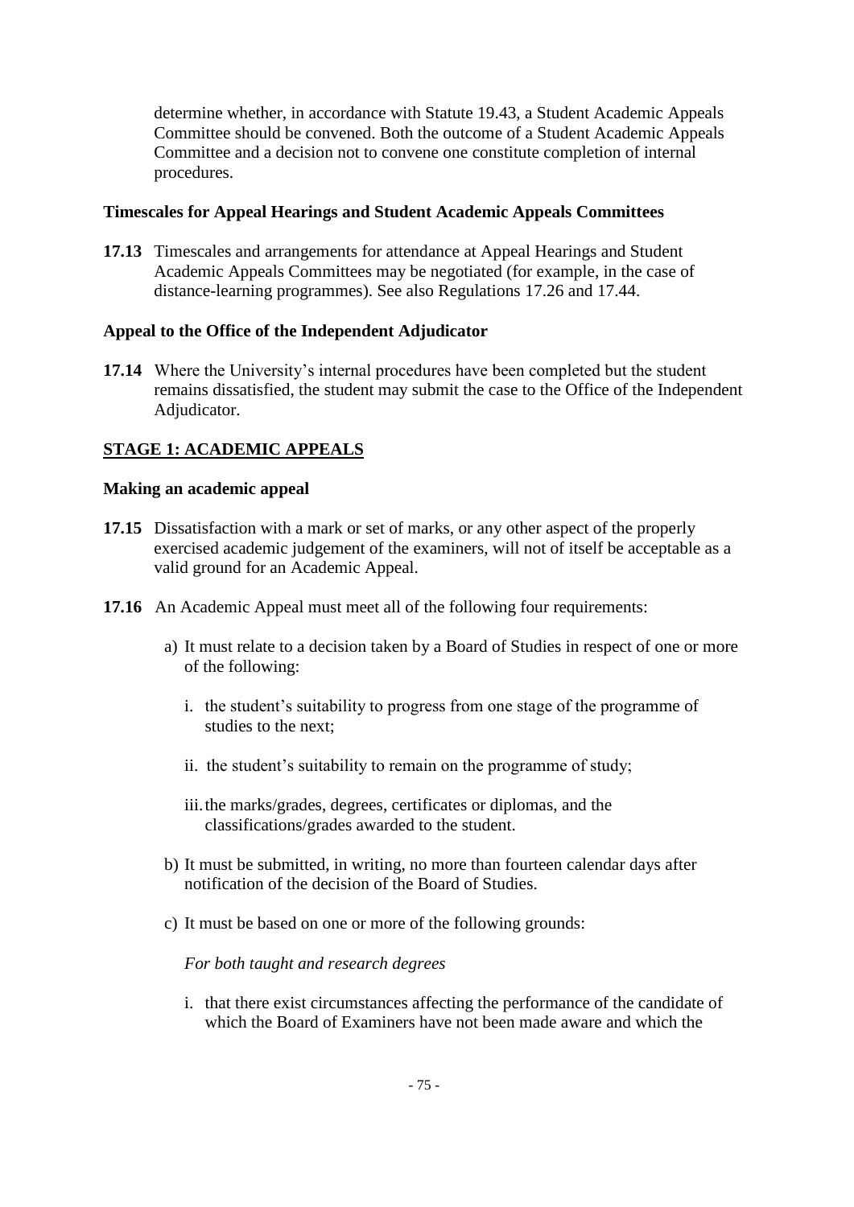determine whether, in accordance with Statute 19.43, a Student Academic Appeals Committee should be convened. Both the outcome of a Student Academic Appeals Committee and a decision not to convene one constitute completion of internal procedures.

**Timescales for Appeal Hearings and Student Academic Appeals Committees**

**17.13** Timescales and arrangements for attendance at Appeal Hearings and Student Academic Appeals Committees may be negotiated (for example, in the case of distance-learning programmes). See also Regulations 17.26 and 17.44.

**Appeal to the Office of the Independent Adjudicator**

**17.14** Where the University's internal procedures have been completed but the student remains dissatisfied, the student may submit the case to the Office of the Independent Adjudicator.

## STAGE 1: ACADEMIC APPEALS

**Making an academic appeal**

**17.15** Dissatisfaction with a mark or set of marks, or any other aspect of the properly exercised academic judgement of the examiners, will not of itself be acceptable as a valid ground for an Academic Appeal.

**17.16** An Academic Appeal must meet all of the following four requirements:

a) It must relate to a decision taken by a Board of Studies in respect of one or more of the following:

   i. the student's suitability to progress from one stage of the programme of studies to the next;

   ii. the student's suitability to remain on the programme of study;

   iii. the marks/grades, degrees, certificates or diplomas, and the classifications/grades awarded to the student.

b) It must be submitted, in writing, no more than fourteen calendar days after notification of the decision of the Board of Studies.

c) It must be based on one or more of the following grounds:

   *For both taught and research degrees*

   i. that there exist circumstances affecting the performance of the candidate of which the Board of Examiners have not been made aware and which the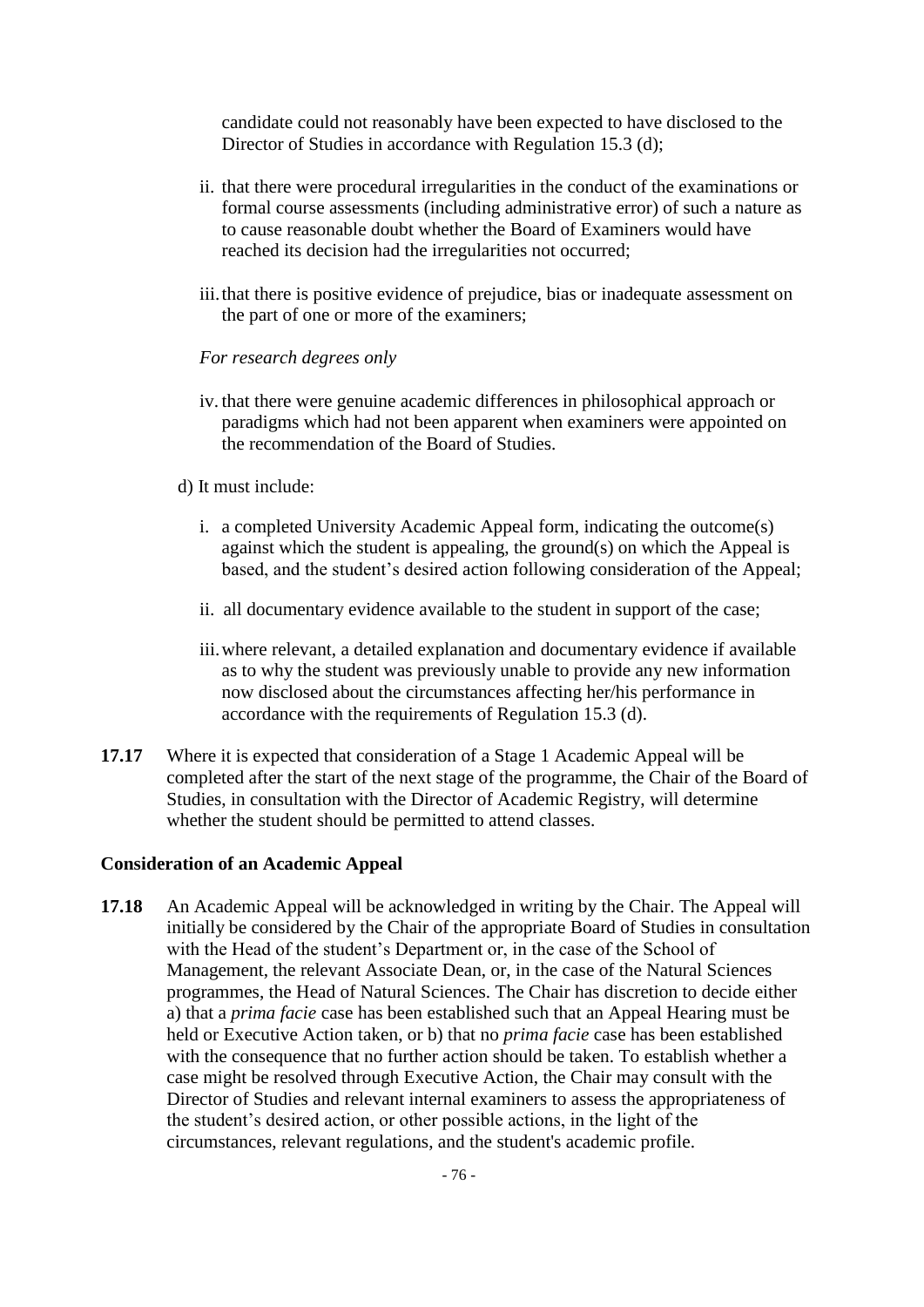candidate could not reasonably have been expected to have disclosed to the Director of Studies in accordance with Regulation 15.3 (d);

ii. that there were procedural irregularities in the conduct of the examinations or formal course assessments (including administrative error) of such a nature as to cause reasonable doubt whether the Board of Examiners would have reached its decision had the irregularities not occurred;

iii. that there is positive evidence of prejudice, bias or inadequate assessment on the part of one or more of the examiners;

*For research degrees only*

iv. that there were genuine academic differences in philosophical approach or paradigms which had not been apparent when examiners were appointed on the recommendation of the Board of Studies.

d) It must include:

i. a completed University Academic Appeal form, indicating the outcome(s) against which the student is appealing, the ground(s) on which the Appeal is based, and the student's desired action following consideration of the Appeal;

ii. all documentary evidence available to the student in support of the case;

iii. where relevant, a detailed explanation and documentary evidence if available as to why the student was previously unable to provide any new information now disclosed about the circumstances affecting her/his performance in accordance with the requirements of Regulation 15.3 (d).

**17.17** Where it is expected that consideration of a Stage 1 Academic Appeal will be completed after the start of the next stage of the programme, the Chair of the Board of Studies, in consultation with the Director of Academic Registry, will determine whether the student should be permitted to attend classes.

**Consideration of an Academic Appeal**

**17.18** An Academic Appeal will be acknowledged in writing by the Chair. The Appeal will initially be considered by the Chair of the appropriate Board of Studies in consultation with the Head of the student's Department or, in the case of the School of Management, the relevant Associate Dean, or, in the case of the Natural Sciences programmes, the Head of Natural Sciences. The Chair has discretion to decide either a) that a *prima facie* case has been established such that an Appeal Hearing must be held or Executive Action taken, or b) that no *prima facie* case has been established with the consequence that no further action should be taken. To establish whether a case might be resolved through Executive Action, the Chair may consult with the Director of Studies and relevant internal examiners to assess the appropriateness of the student's desired action, or other possible actions, in the light of the circumstances, relevant regulations, and the student's academic profile.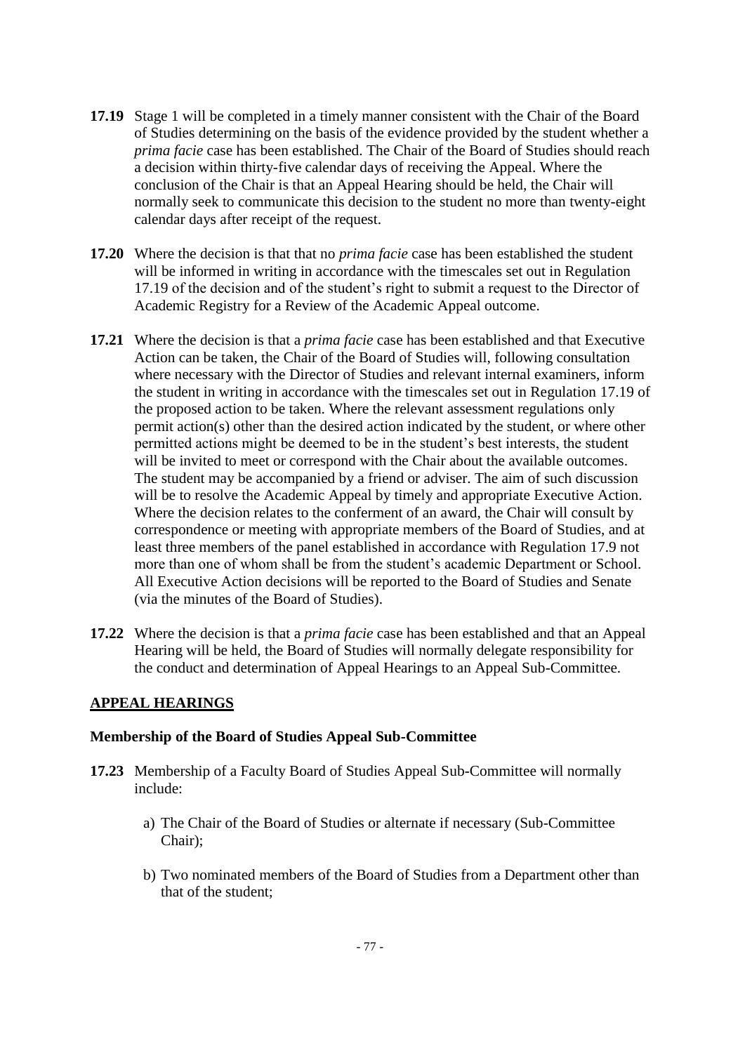**17.19** Stage 1 will be completed in a timely manner consistent with the Chair of the Board of Studies determining on the basis of the evidence provided by the student whether a *prima facie* case has been established. The Chair of the Board of Studies should reach a decision within thirty-five calendar days of receiving the Appeal. Where the conclusion of the Chair is that an Appeal Hearing should be held, the Chair will normally seek to communicate this decision to the student no more than twenty-eight calendar days after receipt of the request.

**17.20** Where the decision is that that no *prima facie* case has been established the student will be informed in writing in accordance with the timescales set out in Regulation 17.19 of the decision and of the student's right to submit a request to the Director of Academic Registry for a Review of the Academic Appeal outcome.

**17.21** Where the decision is that a *prima facie* case has been established and that Executive Action can be taken, the Chair of the Board of Studies will, following consultation where necessary with the Director of Studies and relevant internal examiners, inform the student in writing in accordance with the timescales set out in Regulation 17.19 of the proposed action to be taken. Where the relevant assessment regulations only permit action(s) other than the desired action indicated by the student, or where other permitted actions might be deemed to be in the student's best interests, the student will be invited to meet or correspond with the Chair about the available outcomes. The student may be accompanied by a friend or adviser. The aim of such discussion will be to resolve the Academic Appeal by timely and appropriate Executive Action. Where the decision relates to the conferment of an award, the Chair will consult by correspondence or meeting with appropriate members of the Board of Studies, and at least three members of the panel established in accordance with Regulation 17.9 not more than one of whom shall be from the student's academic Department or School. All Executive Action decisions will be reported to the Board of Studies and Senate (via the minutes of the Board of Studies).

**17.22** Where the decision is that a *prima facie* case has been established and that an Appeal Hearing will be held, the Board of Studies will normally delegate responsibility for the conduct and determination of Appeal Hearings to an Appeal Sub-Committee.

## APPEAL HEARINGS

### Membership of the Board of Studies Appeal Sub-Committee

**17.23** Membership of a Faculty Board of Studies Appeal Sub-Committee will normally include:

a) The Chair of the Board of Studies or alternate if necessary (Sub-Committee Chair);

b) Two nominated members of the Board of Studies from a Department other than that of the student;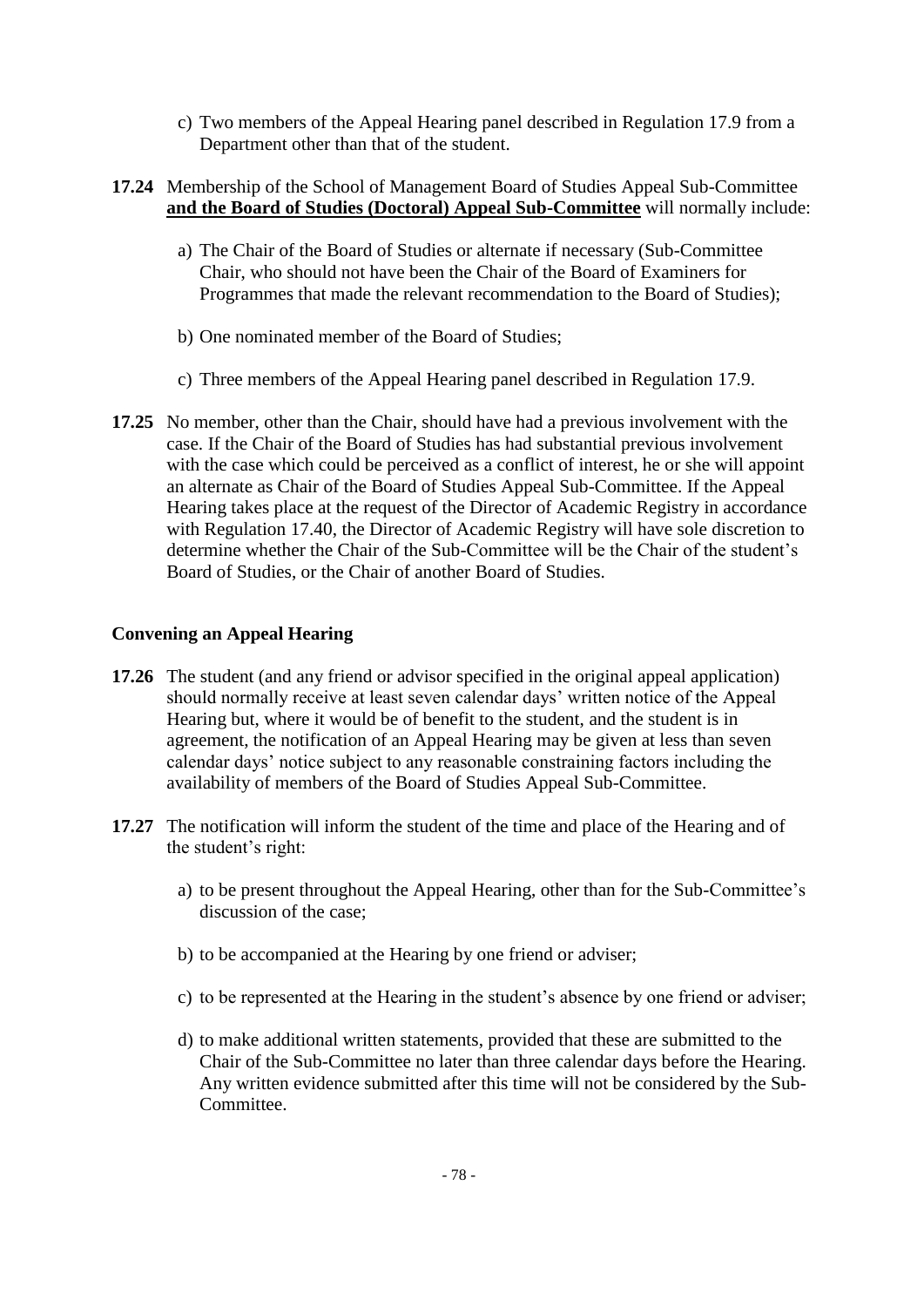c) Two members of the Appeal Hearing panel described in Regulation 17.9 from a Department other than that of the student.

**17.24** Membership of the School of Management Board of Studies Appeal Sub-Committee **and the Board of Studies (Doctoral) Appeal Sub-Committee** will normally include:

a) The Chair of the Board of Studies or alternate if necessary (Sub-Committee Chair, who should not have been the Chair of the Board of Examiners for Programmes that made the relevant recommendation to the Board of Studies);

b) One nominated member of the Board of Studies;

c) Three members of the Appeal Hearing panel described in Regulation 17.9.

**17.25** No member, other than the Chair, should have had a previous involvement with the case. If the Chair of the Board of Studies has had substantial previous involvement with the case which could be perceived as a conflict of interest, he or she will appoint an alternate as Chair of the Board of Studies Appeal Sub-Committee. If the Appeal Hearing takes place at the request of the Director of Academic Registry in accordance with Regulation 17.40, the Director of Academic Registry will have sole discretion to determine whether the Chair of the Sub-Committee will be the Chair of the student's Board of Studies, or the Chair of another Board of Studies.

### Convening an Appeal Hearing

**17.26** The student (and any friend or advisor specified in the original appeal application) should normally receive at least seven calendar days' written notice of the Appeal Hearing but, where it would be of benefit to the student, and the student is in agreement, the notification of an Appeal Hearing may be given at less than seven calendar days' notice subject to any reasonable constraining factors including the availability of members of the Board of Studies Appeal Sub-Committee.

**17.27** The notification will inform the student of the time and place of the Hearing and of the student's right:

a) to be present throughout the Appeal Hearing, other than for the Sub-Committee's discussion of the case;

b) to be accompanied at the Hearing by one friend or adviser;

c) to be represented at the Hearing in the student's absence by one friend or adviser;

d) to make additional written statements, provided that these are submitted to the Chair of the Sub-Committee no later than three calendar days before the Hearing. Any written evidence submitted after this time will not be considered by the Sub-Committee.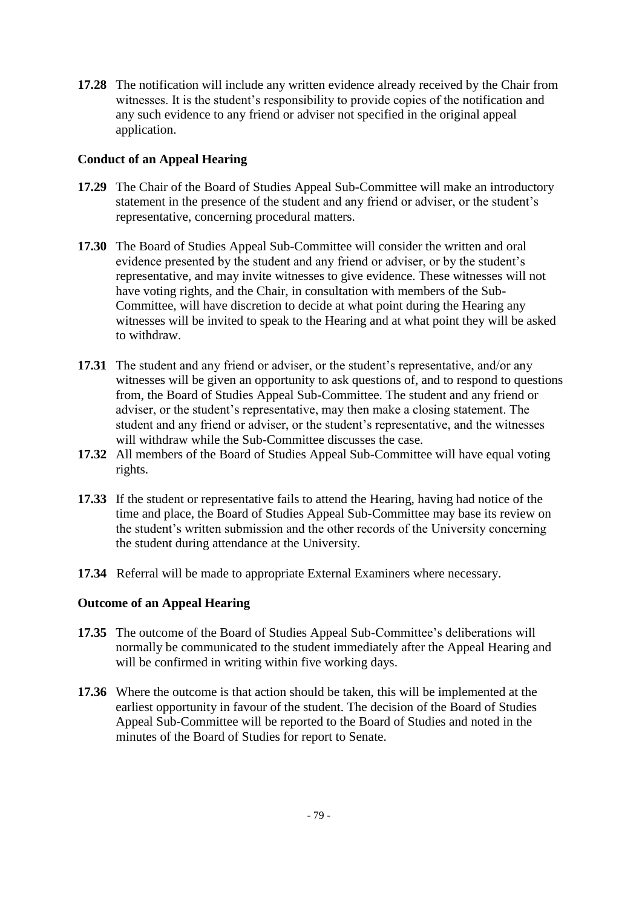**17.28** The notification will include any written evidence already received by the Chair from witnesses. It is the student's responsibility to provide copies of the notification and any such evidence to any friend or adviser not specified in the original appeal application.

**Conduct of an Appeal Hearing**

**17.29** The Chair of the Board of Studies Appeal Sub-Committee will make an introductory statement in the presence of the student and any friend or adviser, or the student's representative, concerning procedural matters.

**17.30** The Board of Studies Appeal Sub-Committee will consider the written and oral evidence presented by the student and any friend or adviser, or by the student's representative, and may invite witnesses to give evidence. These witnesses will not have voting rights, and the Chair, in consultation with members of the Sub-Committee, will have discretion to decide at what point during the Hearing any witnesses will be invited to speak to the Hearing and at what point they will be asked to withdraw.

**17.31** The student and any friend or adviser, or the student's representative, and/or any witnesses will be given an opportunity to ask questions of, and to respond to questions from, the Board of Studies Appeal Sub-Committee. The student and any friend or adviser, or the student's representative, may then make a closing statement. The student and any friend or adviser, or the student's representative, and the witnesses will withdraw while the Sub-Committee discusses the case.

**17.32** All members of the Board of Studies Appeal Sub-Committee will have equal voting rights.

**17.33** If the student or representative fails to attend the Hearing, having had notice of the time and place, the Board of Studies Appeal Sub-Committee may base its review on the student's written submission and the other records of the University concerning the student during attendance at the University.

**17.34** Referral will be made to appropriate External Examiners where necessary.

**Outcome of an Appeal Hearing**

**17.35** The outcome of the Board of Studies Appeal Sub-Committee's deliberations will normally be communicated to the student immediately after the Appeal Hearing and will be confirmed in writing within five working days.

**17.36** Where the outcome is that action should be taken, this will be implemented at the earliest opportunity in favour of the student. The decision of the Board of Studies Appeal Sub-Committee will be reported to the Board of Studies and noted in the minutes of the Board of Studies for report to Senate.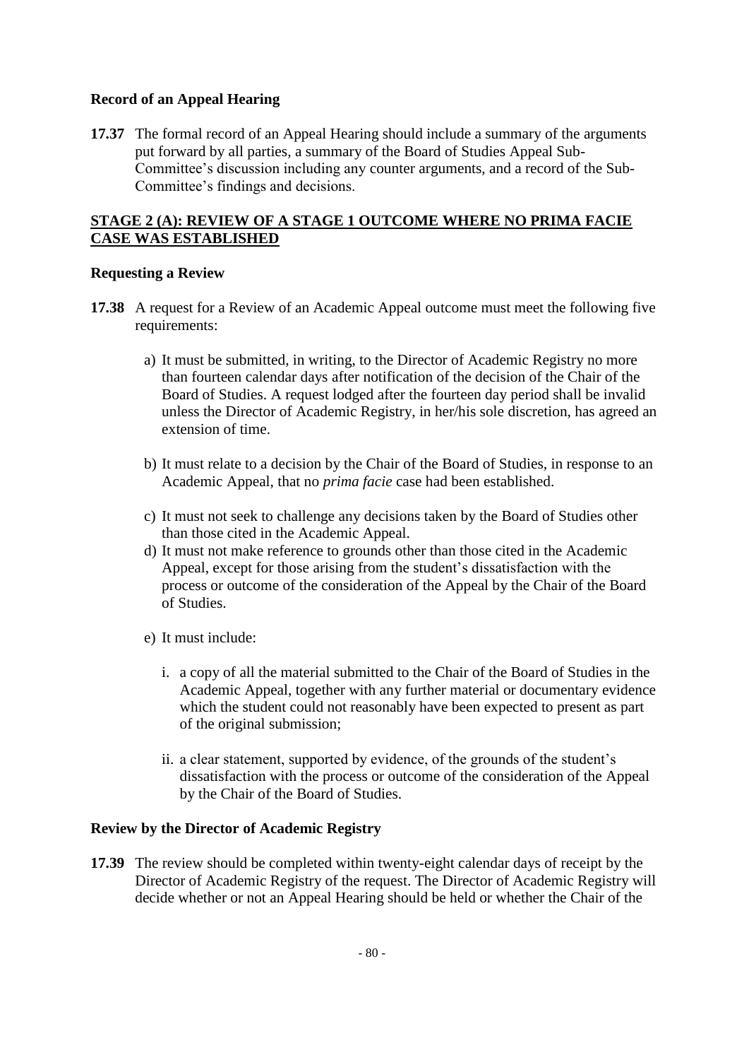### Record of an Appeal Hearing

**17.37** The formal record of an Appeal Hearing should include a summary of the arguments put forward by all parties, a summary of the Board of Studies Appeal Sub-Committee's discussion including any counter arguments, and a record of the Sub-Committee's findings and decisions.

## STAGE 2 (A): REVIEW OF A STAGE 1 OUTCOME WHERE NO PRIMA FACIE CASE WAS ESTABLISHED

### Requesting a Review

**17.38** A request for a Review of an Academic Appeal outcome must meet the following five requirements:

a) It must be submitted, in writing, to the Director of Academic Registry no more than fourteen calendar days after notification of the decision of the Chair of the Board of Studies. A request lodged after the fourteen day period shall be invalid unless the Director of Academic Registry, in her/his sole discretion, has agreed an extension of time.

b) It must relate to a decision by the Chair of the Board of Studies, in response to an Academic Appeal, that no *prima facie* case had been established.

c) It must not seek to challenge any decisions taken by the Board of Studies other than those cited in the Academic Appeal.

d) It must not make reference to grounds other than those cited in the Academic Appeal, except for those arising from the student's dissatisfaction with the process or outcome of the consideration of the Appeal by the Chair of the Board of Studies.

e) It must include:

   i. a copy of all the material submitted to the Chair of the Board of Studies in the Academic Appeal, together with any further material or documentary evidence which the student could not reasonably have been expected to present as part of the original submission;

   ii. a clear statement, supported by evidence, of the grounds of the student's dissatisfaction with the process or outcome of the consideration of the Appeal by the Chair of the Board of Studies.

### Review by the Director of Academic Registry

**17.39** The review should be completed within twenty-eight calendar days of receipt by the Director of Academic Registry of the request. The Director of Academic Registry will decide whether or not an Appeal Hearing should be held or whether the Chair of the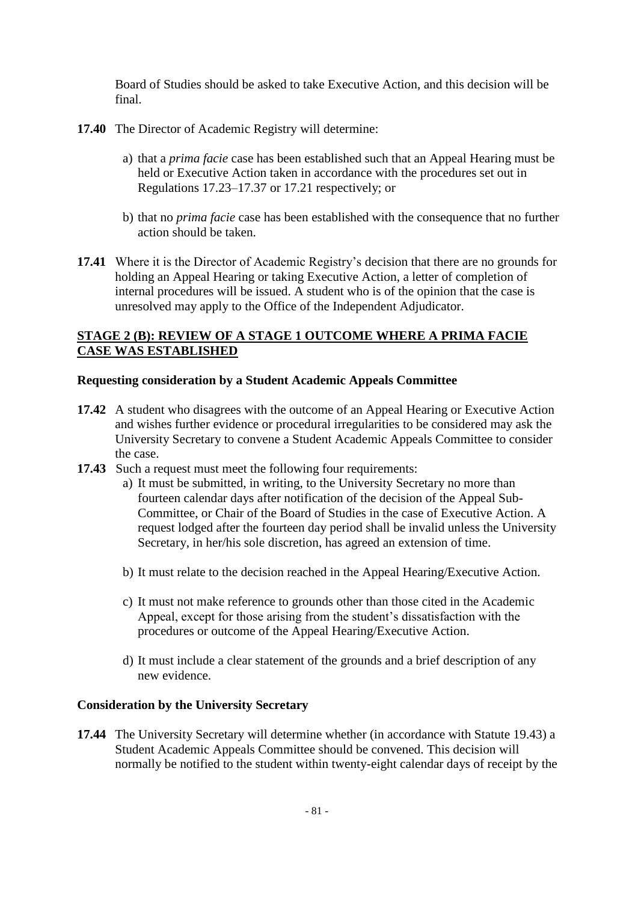Board of Studies should be asked to take Executive Action, and this decision will be final.

**17.40** The Director of Academic Registry will determine:

a) that a *prima facie* case has been established such that an Appeal Hearing must be held or Executive Action taken in accordance with the procedures set out in Regulations 17.23–17.37 or 17.21 respectively; or

b) that no *prima facie* case has been established with the consequence that no further action should be taken.

**17.41** Where it is the Director of Academic Registry's decision that there are no grounds for holding an Appeal Hearing or taking Executive Action, a letter of completion of internal procedures will be issued. A student who is of the opinion that the case is unresolved may apply to the Office of the Independent Adjudicator.

## STAGE 2 (B): REVIEW OF A STAGE 1 OUTCOME WHERE A PRIMA FACIE CASE WAS ESTABLISHED

### Requesting consideration by a Student Academic Appeals Committee

**17.42** A student who disagrees with the outcome of an Appeal Hearing or Executive Action and wishes further evidence or procedural irregularities to be considered may ask the University Secretary to convene a Student Academic Appeals Committee to consider the case.

**17.43** Such a request must meet the following four requirements:

a) It must be submitted, in writing, to the University Secretary no more than fourteen calendar days after notification of the decision of the Appeal Sub-Committee, or Chair of the Board of Studies in the case of Executive Action. A request lodged after the fourteen day period shall be invalid unless the University Secretary, in her/his sole discretion, has agreed an extension of time.

b) It must relate to the decision reached in the Appeal Hearing/Executive Action.

c) It must not make reference to grounds other than those cited in the Academic Appeal, except for those arising from the student's dissatisfaction with the procedures or outcome of the Appeal Hearing/Executive Action.

d) It must include a clear statement of the grounds and a brief description of any new evidence.

### Consideration by the University Secretary

**17.44** The University Secretary will determine whether (in accordance with Statute 19.43) a Student Academic Appeals Committee should be convened. This decision will normally be notified to the student within twenty-eight calendar days of receipt by the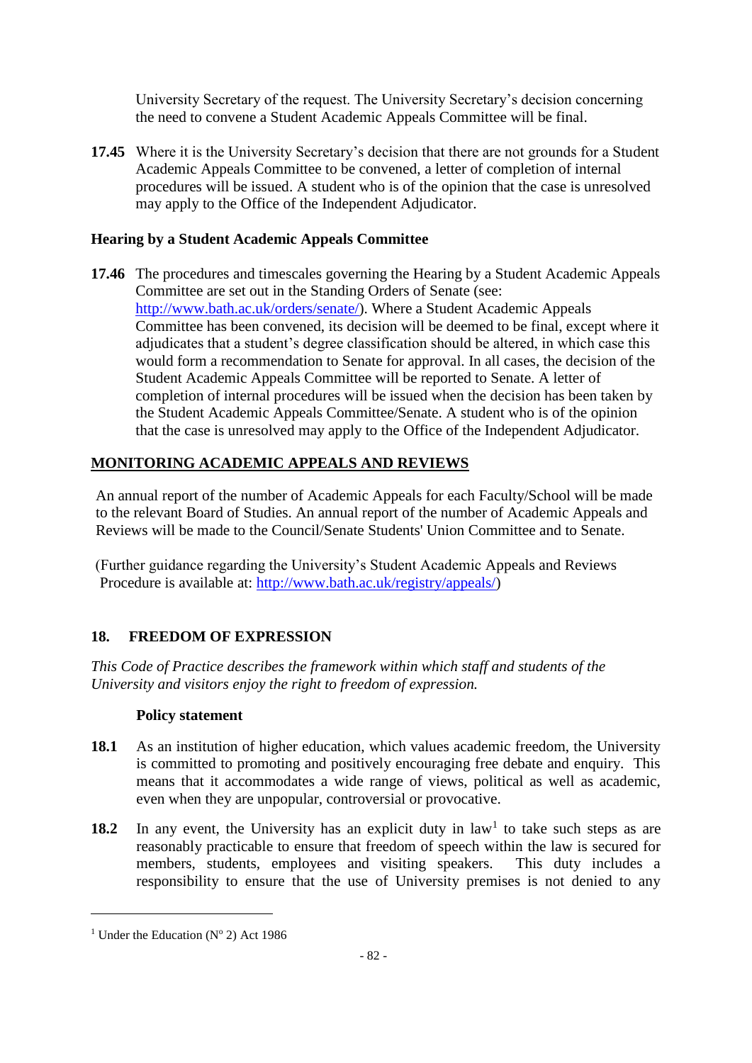University Secretary of the request. The University Secretary's decision concerning the need to convene a Student Academic Appeals Committee will be final.

**17.45** Where it is the University Secretary's decision that there are not grounds for a Student Academic Appeals Committee to be convened, a letter of completion of internal procedures will be issued. A student who is of the opinion that the case is unresolved may apply to the Office of the Independent Adjudicator.

**Hearing by a Student Academic Appeals Committee**

**17.46** The procedures and timescales governing the Hearing by a Student Academic Appeals Committee are set out in the Standing Orders of Senate (see: http://www.bath.ac.uk/orders/senate/). Where a Student Academic Appeals Committee has been convened, its decision will be deemed to be final, except where it adjudicates that a student's degree classification should be altered, in which case this would form a recommendation to Senate for approval. In all cases, the decision of the Student Academic Appeals Committee will be reported to Senate. A letter of completion of internal procedures will be issued when the decision has been taken by the Student Academic Appeals Committee/Senate. A student who is of the opinion that the case is unresolved may apply to the Office of the Independent Adjudicator.

## MONITORING ACADEMIC APPEALS AND REVIEWS

An annual report of the number of Academic Appeals for each Faculty/School will be made to the relevant Board of Studies. An annual report of the number of Academic Appeals and Reviews will be made to the Council/Senate Students' Union Committee and to Senate.

(Further guidance regarding the University's Student Academic Appeals and Reviews Procedure is available at: http://www.bath.ac.uk/registry/appeals/)

## 18. FREEDOM OF EXPRESSION

*This Code of Practice describes the framework within which staff and students of the University and visitors enjoy the right to freedom of expression.*

**Policy statement**

**18.1** As an institution of higher education, which values academic freedom, the University is committed to promoting and positively encouraging free debate and enquiry. This means that it accommodates a wide range of views, political as well as academic, even when they are unpopular, controversial or provocative.

**18.2** In any event, the University has an explicit duty in law[1] to take such steps as are reasonably practicable to ensure that freedom of speech within the law is secured for members, students, employees and visiting speakers. This duty includes a responsibility to ensure that the use of University premises is not denied to any

[1] Under the Education (Nº 2) Act 1986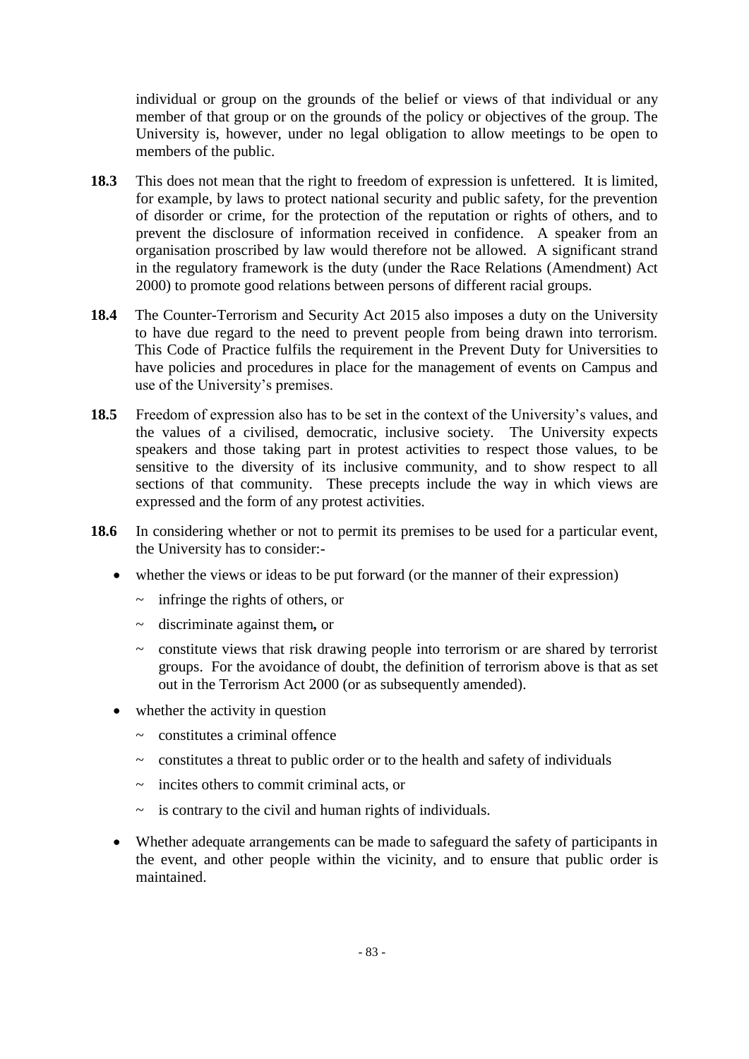individual or group on the grounds of the belief or views of that individual or any member of that group or on the grounds of the policy or objectives of the group. The University is, however, under no legal obligation to allow meetings to be open to members of the public.

**18.3** This does not mean that the right to freedom of expression is unfettered. It is limited, for example, by laws to protect national security and public safety, for the prevention of disorder or crime, for the protection of the reputation or rights of others, and to prevent the disclosure of information received in confidence. A speaker from an organisation proscribed by law would therefore not be allowed. A significant strand in the regulatory framework is the duty (under the Race Relations (Amendment) Act 2000) to promote good relations between persons of different racial groups.

**18.4** The Counter-Terrorism and Security Act 2015 also imposes a duty on the University to have due regard to the need to prevent people from being drawn into terrorism. This Code of Practice fulfils the requirement in the Prevent Duty for Universities to have policies and procedures in place for the management of events on Campus and use of the University's premises.

**18.5** Freedom of expression also has to be set in the context of the University's values, and the values of a civilised, democratic, inclusive society. The University expects speakers and those taking part in protest activities to respect those values, to be sensitive to the diversity of its inclusive community, and to show respect to all sections of that community. These precepts include the way in which views are expressed and the form of any protest activities.

**18.6** In considering whether or not to permit its premises to be used for a particular event, the University has to consider:-

- whether the views or ideas to be put forward (or the manner of their expression)
  - ~ infringe the rights of others, or
  - ~ discriminate against them**,** or
  - ~ constitute views that risk drawing people into terrorism or are shared by terrorist groups. For the avoidance of doubt, the definition of terrorism above is that as set out in the Terrorism Act 2000 (or as subsequently amended).
- whether the activity in question
  - ~ constitutes a criminal offence
  - ~ constitutes a threat to public order or to the health and safety of individuals
  - ~ incites others to commit criminal acts, or
  - ~ is contrary to the civil and human rights of individuals.
- Whether adequate arrangements can be made to safeguard the safety of participants in the event, and other people within the vicinity, and to ensure that public order is maintained.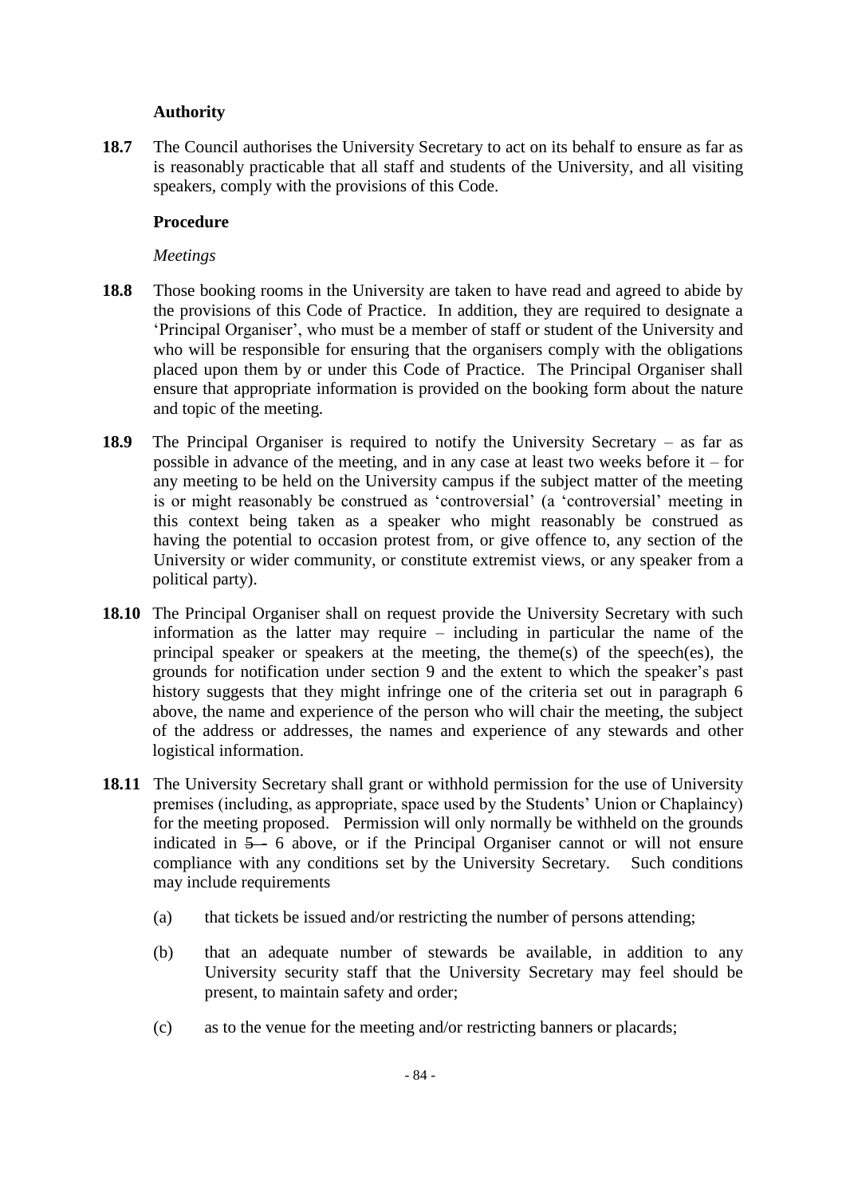**Authority**

**18.7** The Council authorises the University Secretary to act on its behalf to ensure as far as is reasonably practicable that all staff and students of the University, and all visiting speakers, comply with the provisions of this Code.

**Procedure**

*Meetings*

**18.8** Those booking rooms in the University are taken to have read and agreed to abide by the provisions of this Code of Practice. In addition, they are required to designate a 'Principal Organiser', who must be a member of staff or student of the University and who will be responsible for ensuring that the organisers comply with the obligations placed upon them by or under this Code of Practice. The Principal Organiser shall ensure that appropriate information is provided on the booking form about the nature and topic of the meeting.

**18.9** The Principal Organiser is required to notify the University Secretary – as far as possible in advance of the meeting, and in any case at least two weeks before it – for any meeting to be held on the University campus if the subject matter of the meeting is or might reasonably be construed as 'controversial' (a 'controversial' meeting in this context being taken as a speaker who might reasonably be construed as having the potential to occasion protest from, or give offence to, any section of the University or wider community, or constitute extremist views, or any speaker from a political party).

**18.10** The Principal Organiser shall on request provide the University Secretary with such information as the latter may require – including in particular the name of the principal speaker or speakers at the meeting, the theme(s) of the speech(es), the grounds for notification under section 9 and the extent to which the speaker's past history suggests that they might infringe one of the criteria set out in paragraph 6 above, the name and experience of the person who will chair the meeting, the subject of the address or addresses, the names and experience of any stewards and other logistical information.

**18.11** The University Secretary shall grant or withhold permission for the use of University premises (including, as appropriate, space used by the Students' Union or Chaplaincy) for the meeting proposed. Permission will only normally be withheld on the grounds indicated in ~~5~~ 6 above, or if the Principal Organiser cannot or will not ensure compliance with any conditions set by the University Secretary. Such conditions may include requirements

(a) that tickets be issued and/or restricting the number of persons attending;

(b) that an adequate number of stewards be available, in addition to any University security staff that the University Secretary may feel should be present, to maintain safety and order;

(c) as to the venue for the meeting and/or restricting banners or placards;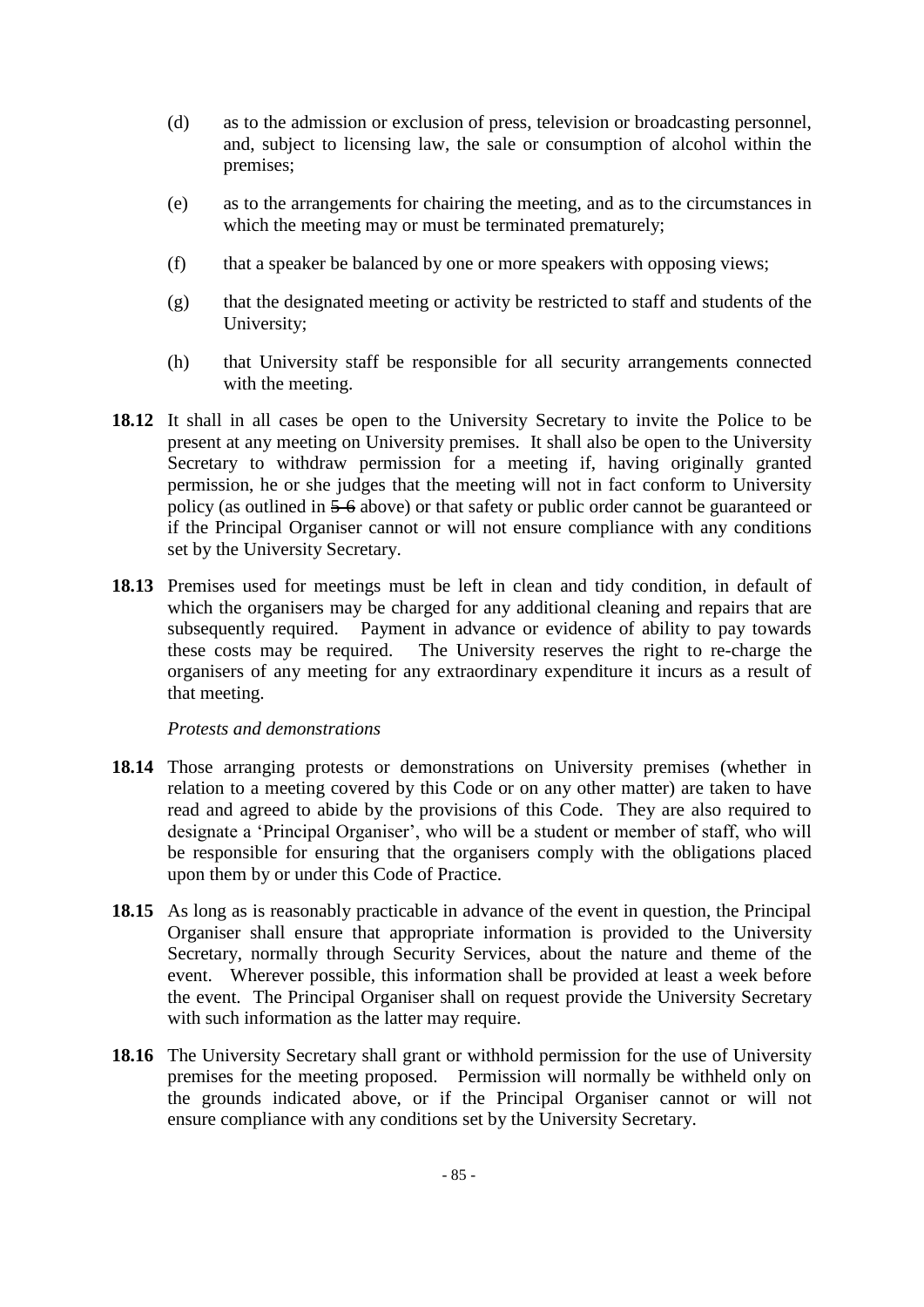(d) as to the admission or exclusion of press, television or broadcasting personnel, and, subject to licensing law, the sale or consumption of alcohol within the premises;

(e) as to the arrangements for chairing the meeting, and as to the circumstances in which the meeting may or must be terminated prematurely;

(f) that a speaker be balanced by one or more speakers with opposing views;

(g) that the designated meeting or activity be restricted to staff and students of the University;

(h) that University staff be responsible for all security arrangements connected with the meeting.

**18.12** It shall in all cases be open to the University Secretary to invite the Police to be present at any meeting on University premises. It shall also be open to the University Secretary to withdraw permission for a meeting if, having originally granted permission, he or she judges that the meeting will not in fact conform to University policy (as outlined in ~~5~~ 6 above) or that safety or public order cannot be guaranteed or if the Principal Organiser cannot or will not ensure compliance with any conditions set by the University Secretary.

**18.13** Premises used for meetings must be left in clean and tidy condition, in default of which the organisers may be charged for any additional cleaning and repairs that are subsequently required. Payment in advance or evidence of ability to pay towards these costs may be required. The University reserves the right to re-charge the organisers of any meeting for any extraordinary expenditure it incurs as a result of that meeting.

*Protests and demonstrations*

**18.14** Those arranging protests or demonstrations on University premises (whether in relation to a meeting covered by this Code or on any other matter) are taken to have read and agreed to abide by the provisions of this Code. They are also required to designate a 'Principal Organiser', who will be a student or member of staff, who will be responsible for ensuring that the organisers comply with the obligations placed upon them by or under this Code of Practice.

**18.15** As long as is reasonably practicable in advance of the event in question, the Principal Organiser shall ensure that appropriate information is provided to the University Secretary, normally through Security Services, about the nature and theme of the event. Wherever possible, this information shall be provided at least a week before the event. The Principal Organiser shall on request provide the University Secretary with such information as the latter may require.

**18.16** The University Secretary shall grant or withhold permission for the use of University premises for the meeting proposed. Permission will normally be withheld only on the grounds indicated above, or if the Principal Organiser cannot or will not ensure compliance with any conditions set by the University Secretary.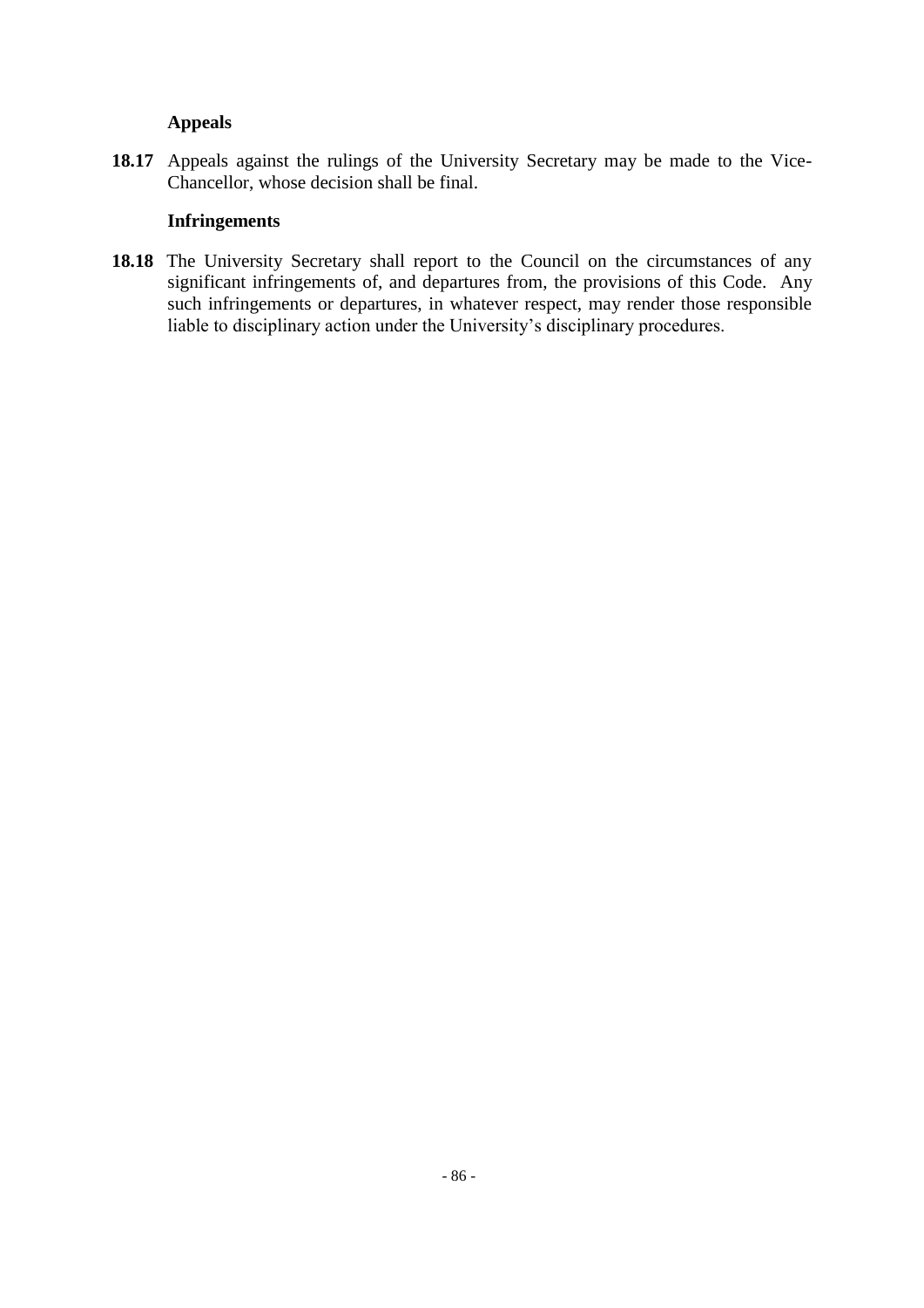### Appeals

**18.17** Appeals against the rulings of the University Secretary may be made to the Vice-Chancellor, whose decision shall be final.

### Infringements

**18.18** The University Secretary shall report to the Council on the circumstances of any significant infringements of, and departures from, the provisions of this Code. Any such infringements or departures, in whatever respect, may render those responsible liable to disciplinary action under the University's disciplinary procedures.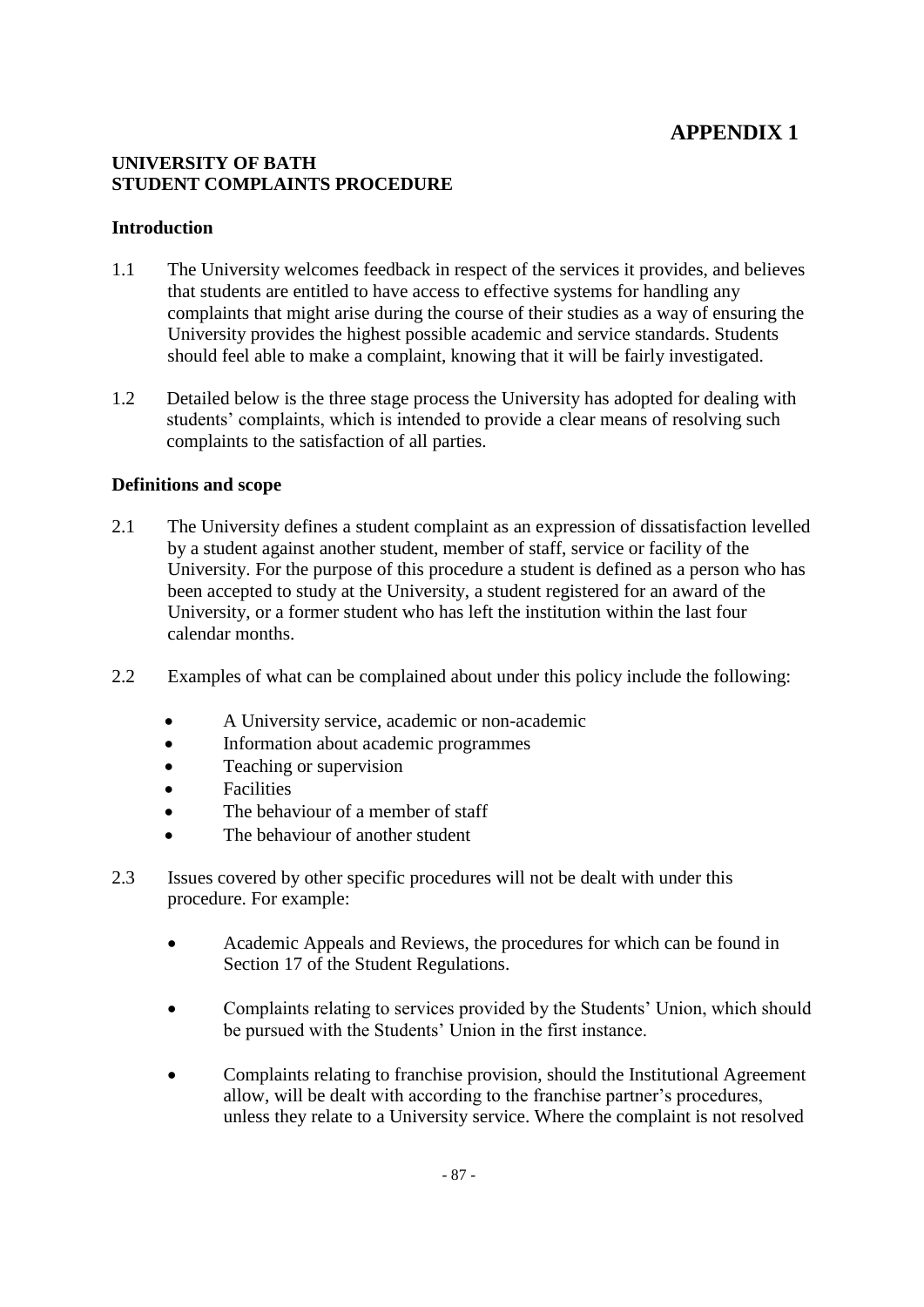# APPENDIX 1

**UNIVERSITY OF BATH**
**STUDENT COMPLAINTS PROCEDURE**

## Introduction

1.1 The University welcomes feedback in respect of the services it provides, and believes that students are entitled to have access to effective systems for handling any complaints that might arise during the course of their studies as a way of ensuring the University provides the highest possible academic and service standards. Students should feel able to make a complaint, knowing that it will be fairly investigated.

1.2 Detailed below is the three stage process the University has adopted for dealing with students' complaints, which is intended to provide a clear means of resolving such complaints to the satisfaction of all parties.

## Definitions and scope

2.1 The University defines a student complaint as an expression of dissatisfaction levelled by a student against another student, member of staff, service or facility of the University. For the purpose of this procedure a student is defined as a person who has been accepted to study at the University, a student registered for an award of the University, or a former student who has left the institution within the last four calendar months.

2.2 Examples of what can be complained about under this policy include the following:

- A University service, academic or non-academic
- Information about academic programmes
- Teaching or supervision
- Facilities
- The behaviour of a member of staff
- The behaviour of another student

2.3 Issues covered by other specific procedures will not be dealt with under this procedure. For example:

- Academic Appeals and Reviews, the procedures for which can be found in Section 17 of the Student Regulations.
- Complaints relating to services provided by the Students' Union, which should be pursued with the Students' Union in the first instance.
- Complaints relating to franchise provision, should the Institutional Agreement allow, will be dealt with according to the franchise partner's procedures, unless they relate to a University service. Where the complaint is not resolved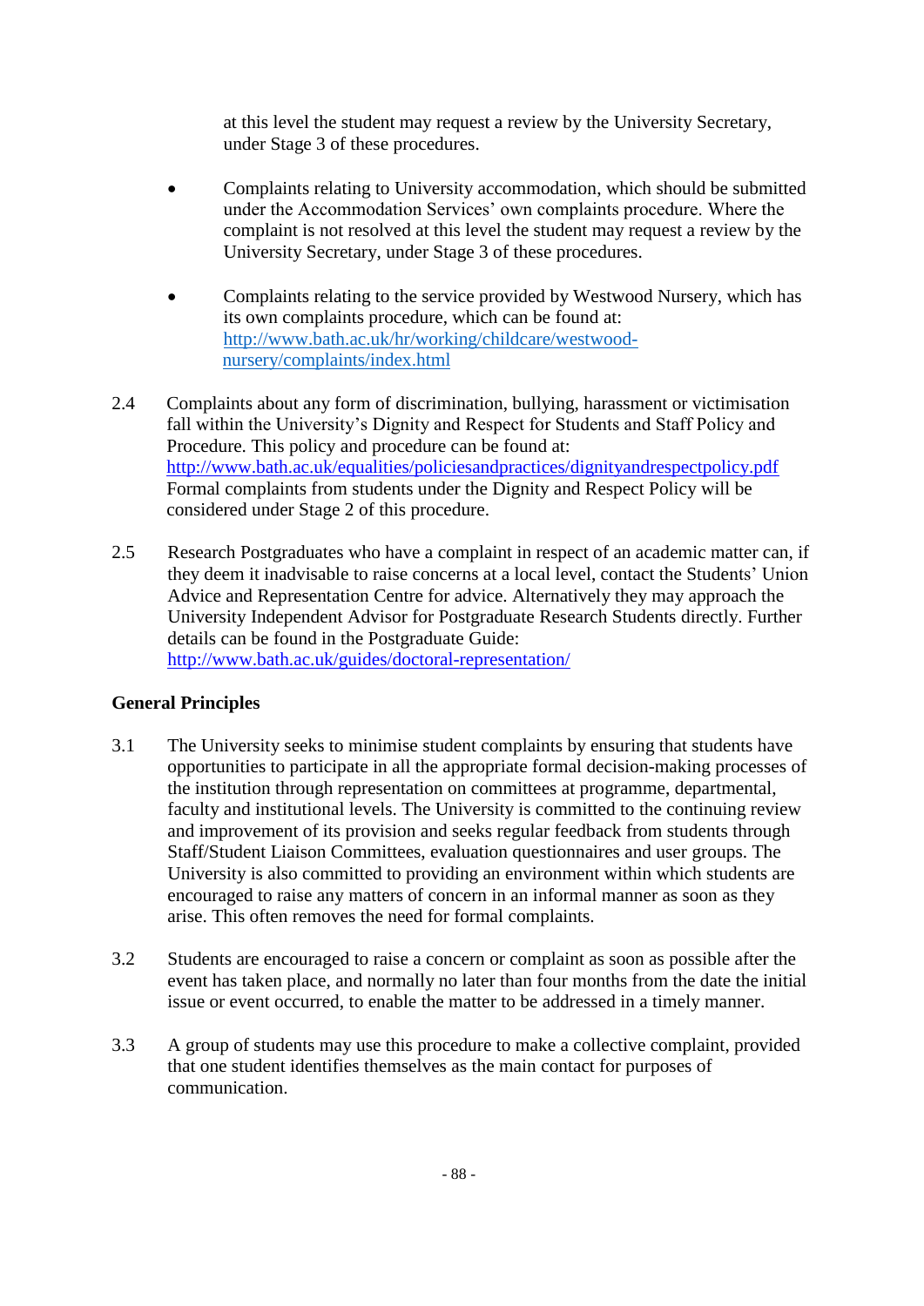at this level the student may request a review by the University Secretary, under Stage 3 of these procedures.

- Complaints relating to University accommodation, which should be submitted under the Accommodation Services' own complaints procedure. Where the complaint is not resolved at this level the student may request a review by the University Secretary, under Stage 3 of these procedures.

- Complaints relating to the service provided by Westwood Nursery, which has its own complaints procedure, which can be found at: http://www.bath.ac.uk/hr/working/childcare/westwood-nursery/complaints/index.html

2.4 Complaints about any form of discrimination, bullying, harassment or victimisation fall within the University's Dignity and Respect for Students and Staff Policy and Procedure. This policy and procedure can be found at: http://www.bath.ac.uk/equalities/policiesandpractices/dignityandrespectpolicy.pdf Formal complaints from students under the Dignity and Respect Policy will be considered under Stage 2 of this procedure.

2.5 Research Postgraduates who have a complaint in respect of an academic matter can, if they deem it inadvisable to raise concerns at a local level, contact the Students' Union Advice and Representation Centre for advice. Alternatively they may approach the University Independent Advisor for Postgraduate Research Students directly. Further details can be found in the Postgraduate Guide: http://www.bath.ac.uk/guides/doctoral-representation/

## General Principles

3.1 The University seeks to minimise student complaints by ensuring that students have opportunities to participate in all the appropriate formal decision-making processes of the institution through representation on committees at programme, departmental, faculty and institutional levels. The University is committed to the continuing review and improvement of its provision and seeks regular feedback from students through Staff/Student Liaison Committees, evaluation questionnaires and user groups. The University is also committed to providing an environment within which students are encouraged to raise any matters of concern in an informal manner as soon as they arise. This often removes the need for formal complaints.

3.2 Students are encouraged to raise a concern or complaint as soon as possible after the event has taken place, and normally no later than four months from the date the initial issue or event occurred, to enable the matter to be addressed in a timely manner.

3.3 A group of students may use this procedure to make a collective complaint, provided that one student identifies themselves as the main contact for purposes of communication.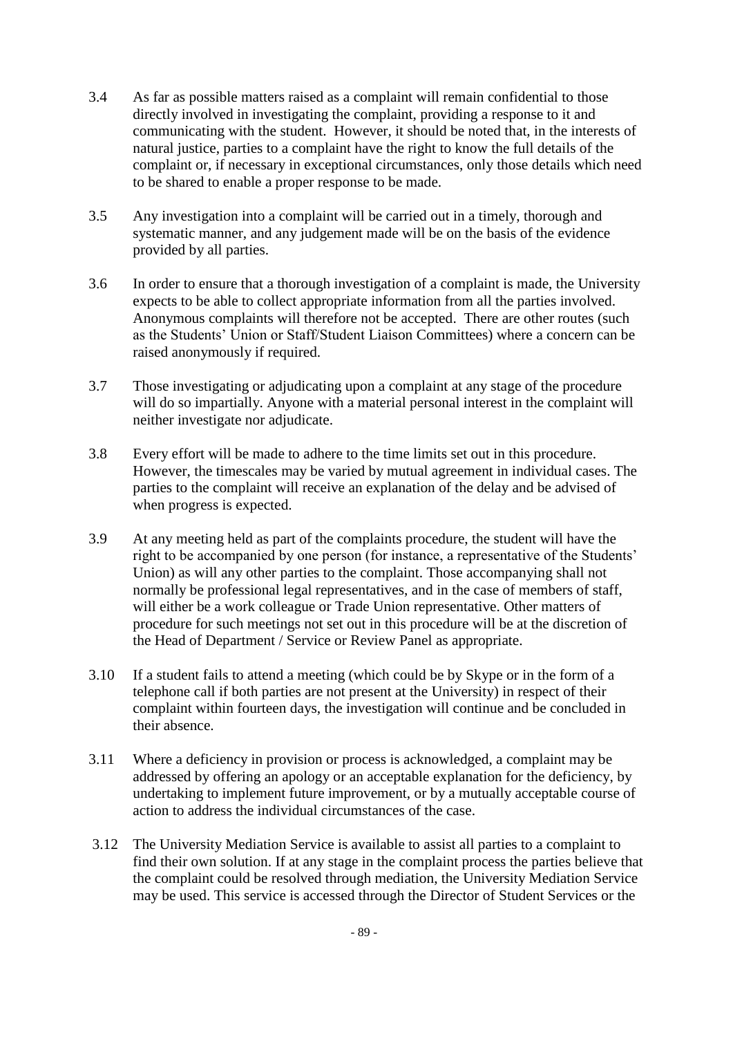3.4 As far as possible matters raised as a complaint will remain confidential to those directly involved in investigating the complaint, providing a response to it and communicating with the student. However, it should be noted that, in the interests of natural justice, parties to a complaint have the right to know the full details of the complaint or, if necessary in exceptional circumstances, only those details which need to be shared to enable a proper response to be made.

3.5 Any investigation into a complaint will be carried out in a timely, thorough and systematic manner, and any judgement made will be on the basis of the evidence provided by all parties.

3.6 In order to ensure that a thorough investigation of a complaint is made, the University expects to be able to collect appropriate information from all the parties involved. Anonymous complaints will therefore not be accepted. There are other routes (such as the Students' Union or Staff/Student Liaison Committees) where a concern can be raised anonymously if required.

3.7 Those investigating or adjudicating upon a complaint at any stage of the procedure will do so impartially. Anyone with a material personal interest in the complaint will neither investigate nor adjudicate.

3.8 Every effort will be made to adhere to the time limits set out in this procedure. However, the timescales may be varied by mutual agreement in individual cases. The parties to the complaint will receive an explanation of the delay and be advised of when progress is expected.

3.9 At any meeting held as part of the complaints procedure, the student will have the right to be accompanied by one person (for instance, a representative of the Students' Union) as will any other parties to the complaint. Those accompanying shall not normally be professional legal representatives, and in the case of members of staff, will either be a work colleague or Trade Union representative. Other matters of procedure for such meetings not set out in this procedure will be at the discretion of the Head of Department / Service or Review Panel as appropriate.

3.10 If a student fails to attend a meeting (which could be by Skype or in the form of a telephone call if both parties are not present at the University) in respect of their complaint within fourteen days, the investigation will continue and be concluded in their absence.

3.11 Where a deficiency in provision or process is acknowledged, a complaint may be addressed by offering an apology or an acceptable explanation for the deficiency, by undertaking to implement future improvement, or by a mutually acceptable course of action to address the individual circumstances of the case.

3.12 The University Mediation Service is available to assist all parties to a complaint to find their own solution. If at any stage in the complaint process the parties believe that the complaint could be resolved through mediation, the University Mediation Service may be used. This service is accessed through the Director of Student Services or the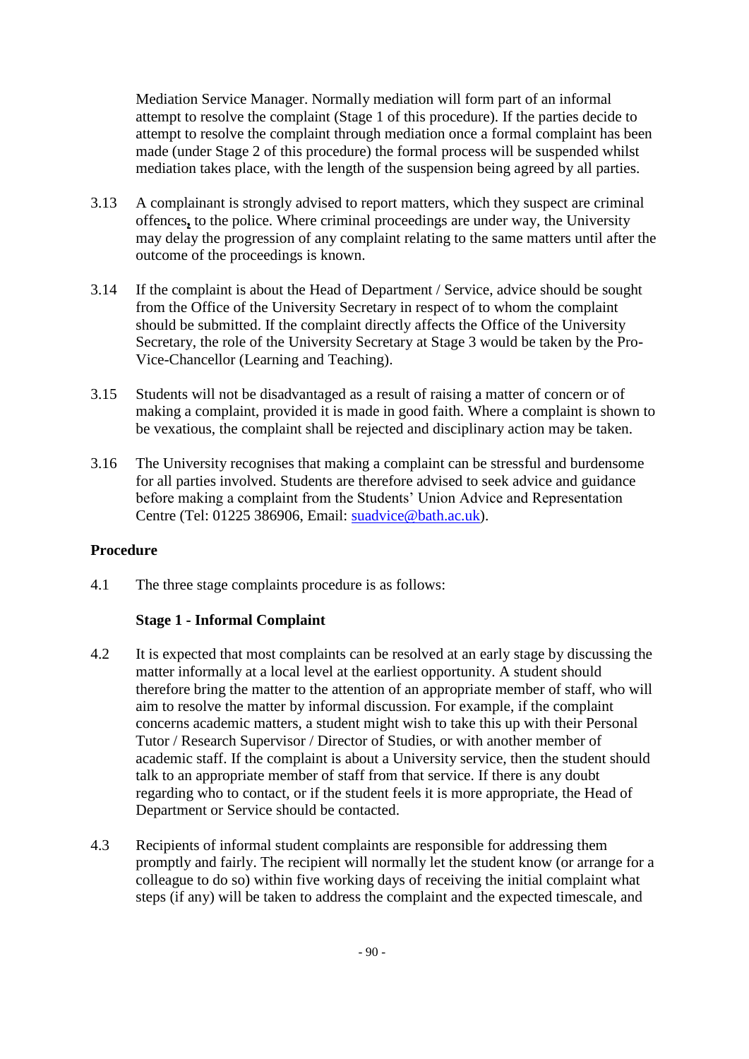Mediation Service Manager. Normally mediation will form part of an informal attempt to resolve the complaint (Stage 1 of this procedure). If the parties decide to attempt to resolve the complaint through mediation once a formal complaint has been made (under Stage 2 of this procedure) the formal process will be suspended whilst mediation takes place, with the length of the suspension being agreed by all parties.

3.13 A complainant is strongly advised to report matters, which they suspect are criminal offences, to the police. Where criminal proceedings are under way, the University may delay the progression of any complaint relating to the same matters until after the outcome of the proceedings is known.

3.14 If the complaint is about the Head of Department / Service, advice should be sought from the Office of the University Secretary in respect of to whom the complaint should be submitted. If the complaint directly affects the Office of the University Secretary, the role of the University Secretary at Stage 3 would be taken by the Pro-Vice-Chancellor (Learning and Teaching).

3.15 Students will not be disadvantaged as a result of raising a matter of concern or of making a complaint, provided it is made in good faith. Where a complaint is shown to be vexatious, the complaint shall be rejected and disciplinary action may be taken.

3.16 The University recognises that making a complaint can be stressful and burdensome for all parties involved. Students are therefore advised to seek advice and guidance before making a complaint from the Students' Union Advice and Representation Centre (Tel: 01225 386906, Email: suadvice@bath.ac.uk).

**Procedure**

4.1 The three stage complaints procedure is as follows:

**Stage 1 - Informal Complaint**

4.2 It is expected that most complaints can be resolved at an early stage by discussing the matter informally at a local level at the earliest opportunity. A student should therefore bring the matter to the attention of an appropriate member of staff, who will aim to resolve the matter by informal discussion. For example, if the complaint concerns academic matters, a student might wish to take this up with their Personal Tutor / Research Supervisor / Director of Studies, or with another member of academic staff. If the complaint is about a University service, then the student should talk to an appropriate member of staff from that service. If there is any doubt regarding who to contact, or if the student feels it is more appropriate, the Head of Department or Service should be contacted.

4.3 Recipients of informal student complaints are responsible for addressing them promptly and fairly. The recipient will normally let the student know (or arrange for a colleague to do so) within five working days of receiving the initial complaint what steps (if any) will be taken to address the complaint and the expected timescale, and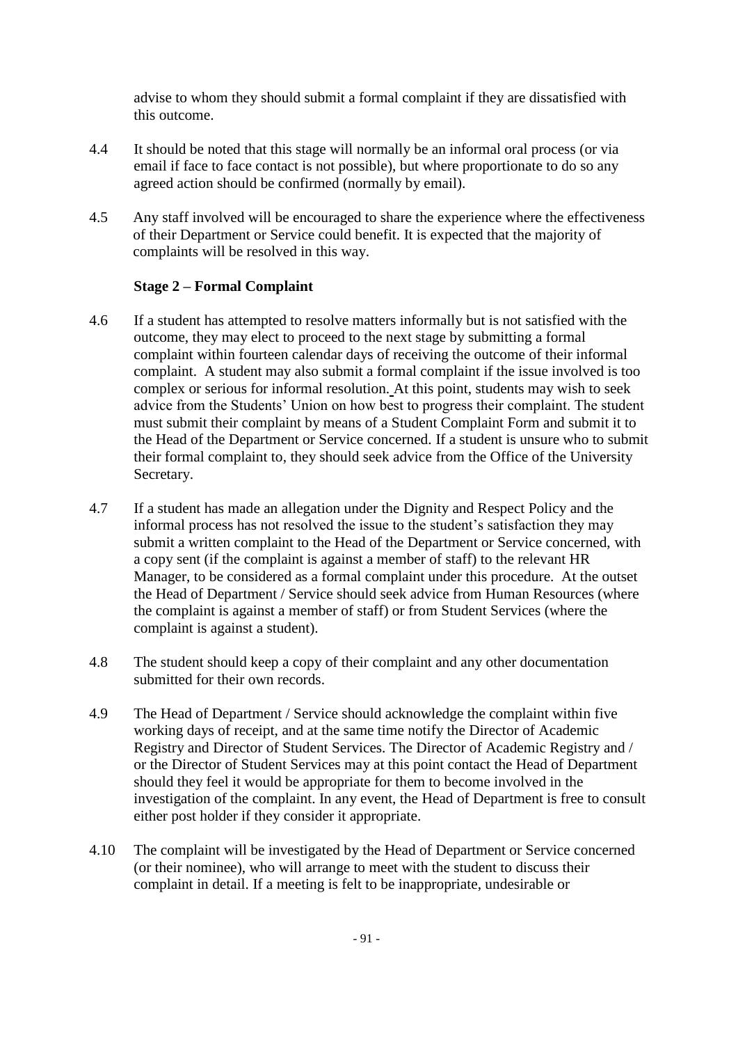advise to whom they should submit a formal complaint if they are dissatisfied with this outcome.

4.4 It should be noted that this stage will normally be an informal oral process (or via email if face to face contact is not possible), but where proportionate to do so any agreed action should be confirmed (normally by email).

4.5 Any staff involved will be encouraged to share the experience where the effectiveness of their Department or Service could benefit. It is expected that the majority of complaints will be resolved in this way.

**Stage 2 – Formal Complaint**

4.6 If a student has attempted to resolve matters informally but is not satisfied with the outcome, they may elect to proceed to the next stage by submitting a formal complaint within fourteen calendar days of receiving the outcome of their informal complaint. A student may also submit a formal complaint if the issue involved is too complex or serious for informal resolution. At this point, students may wish to seek advice from the Students' Union on how best to progress their complaint. The student must submit their complaint by means of a Student Complaint Form and submit it to the Head of the Department or Service concerned. If a student is unsure who to submit their formal complaint to, they should seek advice from the Office of the University Secretary.

4.7 If a student has made an allegation under the Dignity and Respect Policy and the informal process has not resolved the issue to the student's satisfaction they may submit a written complaint to the Head of the Department or Service concerned, with a copy sent (if the complaint is against a member of staff) to the relevant HR Manager, to be considered as a formal complaint under this procedure. At the outset the Head of Department / Service should seek advice from Human Resources (where the complaint is against a member of staff) or from Student Services (where the complaint is against a student).

4.8 The student should keep a copy of their complaint and any other documentation submitted for their own records.

4.9 The Head of Department / Service should acknowledge the complaint within five working days of receipt, and at the same time notify the Director of Academic Registry and Director of Student Services. The Director of Academic Registry and / or the Director of Student Services may at this point contact the Head of Department should they feel it would be appropriate for them to become involved in the investigation of the complaint. In any event, the Head of Department is free to consult either post holder if they consider it appropriate.

4.10 The complaint will be investigated by the Head of Department or Service concerned (or their nominee), who will arrange to meet with the student to discuss their complaint in detail. If a meeting is felt to be inappropriate, undesirable or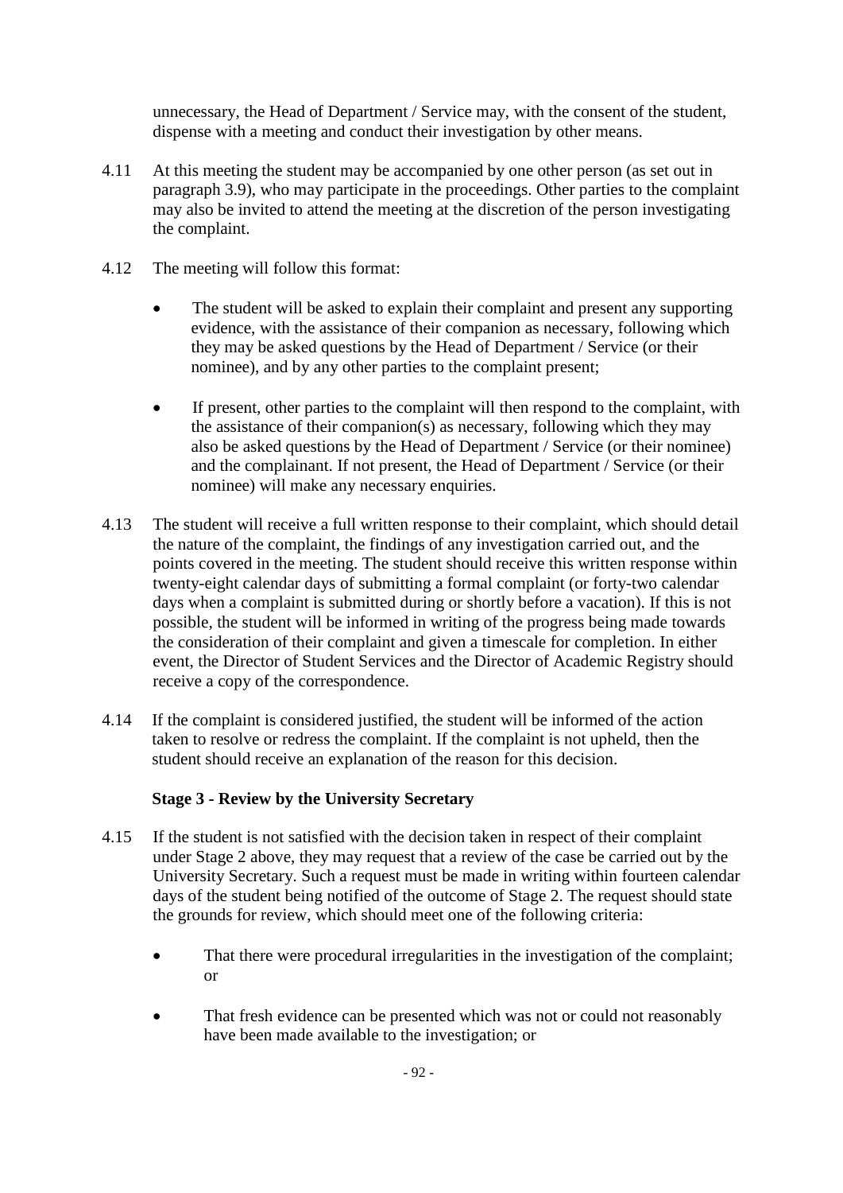unnecessary, the Head of Department / Service may, with the consent of the student, dispense with a meeting and conduct their investigation by other means.

4.11 At this meeting the student may be accompanied by one other person (as set out in paragraph 3.9), who may participate in the proceedings. Other parties to the complaint may also be invited to attend the meeting at the discretion of the person investigating the complaint.

4.12 The meeting will follow this format:

- The student will be asked to explain their complaint and present any supporting evidence, with the assistance of their companion as necessary, following which they may be asked questions by the Head of Department / Service (or their nominee), and by any other parties to the complaint present;

- If present, other parties to the complaint will then respond to the complaint, with the assistance of their companion(s) as necessary, following which they may also be asked questions by the Head of Department / Service (or their nominee) and the complainant. If not present, the Head of Department / Service (or their nominee) will make any necessary enquiries.

4.13 The student will receive a full written response to their complaint, which should detail the nature of the complaint, the findings of any investigation carried out, and the points covered in the meeting. The student should receive this written response within twenty-eight calendar days of submitting a formal complaint (or forty-two calendar days when a complaint is submitted during or shortly before a vacation). If this is not possible, the student will be informed in writing of the progress being made towards the consideration of their complaint and given a timescale for completion. In either event, the Director of Student Services and the Director of Academic Registry should receive a copy of the correspondence.

4.14 If the complaint is considered justified, the student will be informed of the action taken to resolve or redress the complaint. If the complaint is not upheld, then the student should receive an explanation of the reason for this decision.

**Stage 3 - Review by the University Secretary**

4.15 If the student is not satisfied with the decision taken in respect of their complaint under Stage 2 above, they may request that a review of the case be carried out by the University Secretary. Such a request must be made in writing within fourteen calendar days of the student being notified of the outcome of Stage 2. The request should state the grounds for review, which should meet one of the following criteria:

- That there were procedural irregularities in the investigation of the complaint; or

- That fresh evidence can be presented which was not or could not reasonably have been made available to the investigation; or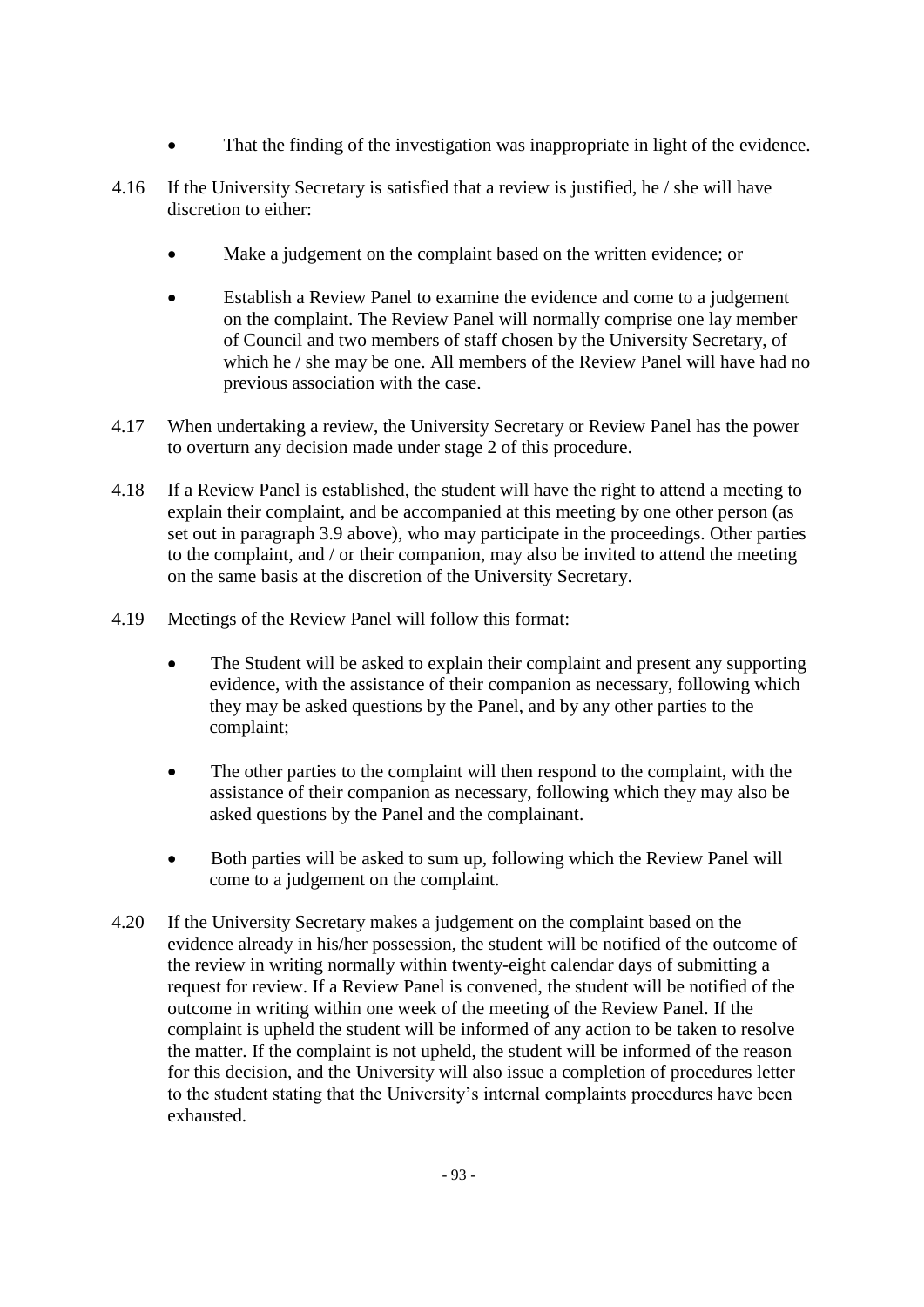- That the finding of the investigation was inappropriate in light of the evidence.

4.16 If the University Secretary is satisfied that a review is justified, he / she will have discretion to either:

- Make a judgement on the complaint based on the written evidence; or
- Establish a Review Panel to examine the evidence and come to a judgement on the complaint. The Review Panel will normally comprise one lay member of Council and two members of staff chosen by the University Secretary, of which he / she may be one. All members of the Review Panel will have had no previous association with the case.

4.17 When undertaking a review, the University Secretary or Review Panel has the power to overturn any decision made under stage 2 of this procedure.

4.18 If a Review Panel is established, the student will have the right to attend a meeting to explain their complaint, and be accompanied at this meeting by one other person (as set out in paragraph 3.9 above), who may participate in the proceedings. Other parties to the complaint, and / or their companion, may also be invited to attend the meeting on the same basis at the discretion of the University Secretary.

4.19 Meetings of the Review Panel will follow this format:

- The Student will be asked to explain their complaint and present any supporting evidence, with the assistance of their companion as necessary, following which they may be asked questions by the Panel, and by any other parties to the complaint;
- The other parties to the complaint will then respond to the complaint, with the assistance of their companion as necessary, following which they may also be asked questions by the Panel and the complainant.
- Both parties will be asked to sum up, following which the Review Panel will come to a judgement on the complaint.

4.20 If the University Secretary makes a judgement on the complaint based on the evidence already in his/her possession, the student will be notified of the outcome of the review in writing normally within twenty-eight calendar days of submitting a request for review. If a Review Panel is convened, the student will be notified of the outcome in writing within one week of the meeting of the Review Panel. If the complaint is upheld the student will be informed of any action to be taken to resolve the matter. If the complaint is not upheld, the student will be informed of the reason for this decision, and the University will also issue a completion of procedures letter to the student stating that the University's internal complaints procedures have been exhausted.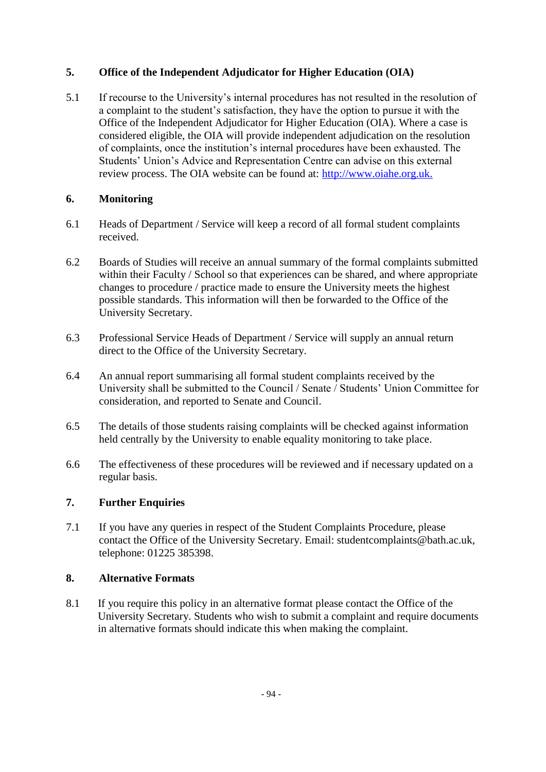## 5. Office of the Independent Adjudicator for Higher Education (OIA)

5.1 If recourse to the University's internal procedures has not resulted in the resolution of a complaint to the student's satisfaction, they have the option to pursue it with the Office of the Independent Adjudicator for Higher Education (OIA). Where a case is considered eligible, the OIA will provide independent adjudication on the resolution of complaints, once the institution's internal procedures have been exhausted. The Students' Union's Advice and Representation Centre can advise on this external review process. The OIA website can be found at: [http://www.oiahe.org.uk.](http://www.oiahe.org.uk.)

## 6. Monitoring

6.1 Heads of Department / Service will keep a record of all formal student complaints received.

6.2 Boards of Studies will receive an annual summary of the formal complaints submitted within their Faculty / School so that experiences can be shared, and where appropriate changes to procedure / practice made to ensure the University meets the highest possible standards. This information will then be forwarded to the Office of the University Secretary.

6.3 Professional Service Heads of Department / Service will supply an annual return direct to the Office of the University Secretary.

6.4 An annual report summarising all formal student complaints received by the University shall be submitted to the Council / Senate / Students' Union Committee for consideration, and reported to Senate and Council.

6.5 The details of those students raising complaints will be checked against information held centrally by the University to enable equality monitoring to take place.

6.6 The effectiveness of these procedures will be reviewed and if necessary updated on a regular basis.

## 7. Further Enquiries

7.1 If you have any queries in respect of the Student Complaints Procedure, please contact the Office of the University Secretary. Email: studentcomplaints@bath.ac.uk, telephone: 01225 385398.

## 8. Alternative Formats

8.1 If you require this policy in an alternative format please contact the Office of the University Secretary. Students who wish to submit a complaint and require documents in alternative formats should indicate this when making the complaint.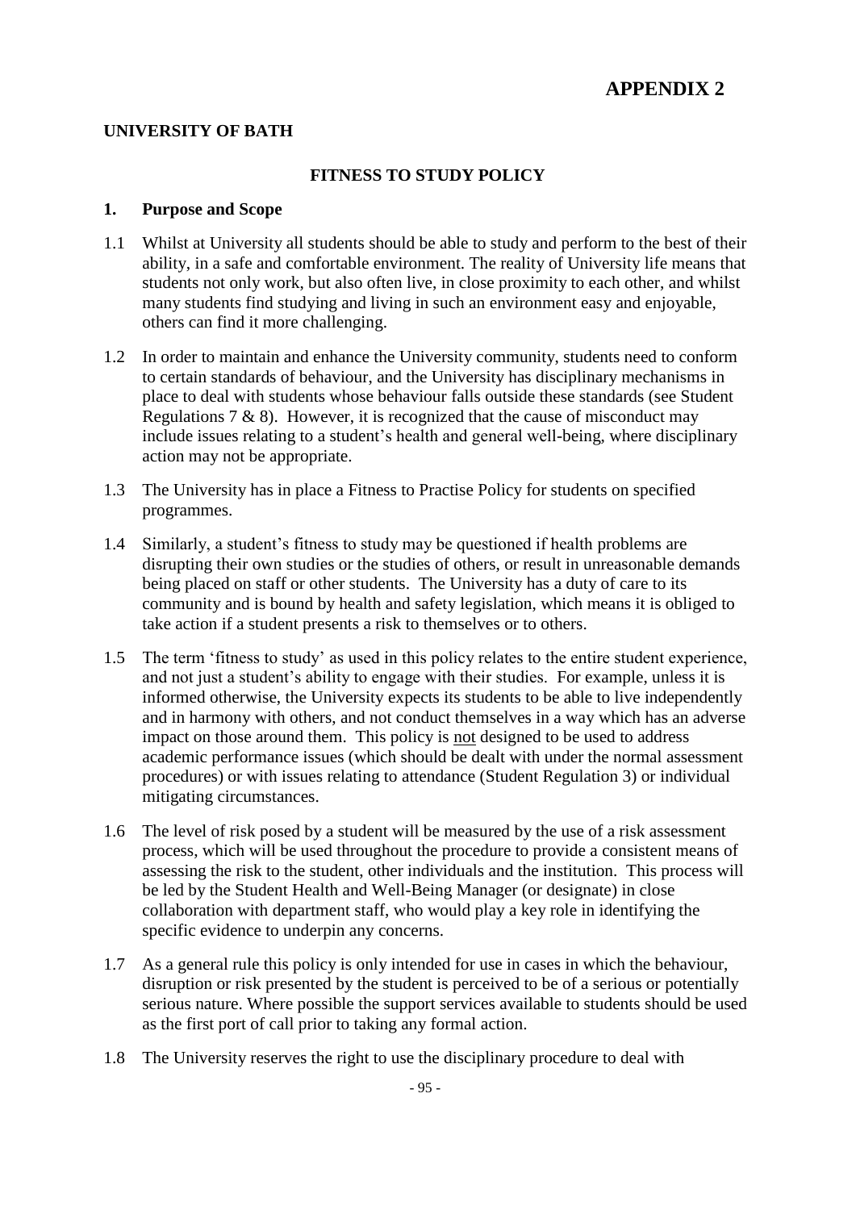# APPENDIX 2

**UNIVERSITY OF BATH**

## FITNESS TO STUDY POLICY

### 1. Purpose and Scope

1.1 Whilst at University all students should be able to study and perform to the best of their ability, in a safe and comfortable environment. The reality of University life means that students not only work, but also often live, in close proximity to each other, and whilst many students find studying and living in such an environment easy and enjoyable, others can find it more challenging.

1.2 In order to maintain and enhance the University community, students need to conform to certain standards of behaviour, and the University has disciplinary mechanisms in place to deal with students whose behaviour falls outside these standards (see Student Regulations 7 & 8). However, it is recognized that the cause of misconduct may include issues relating to a student's health and general well-being, where disciplinary action may not be appropriate.

1.3 The University has in place a Fitness to Practise Policy for students on specified programmes.

1.4 Similarly, a student's fitness to study may be questioned if health problems are disrupting their own studies or the studies of others, or result in unreasonable demands being placed on staff or other students. The University has a duty of care to its community and is bound by health and safety legislation, which means it is obliged to take action if a student presents a risk to themselves or to others.

1.5 The term 'fitness to study' as used in this policy relates to the entire student experience, and not just a student's ability to engage with their studies. For example, unless it is informed otherwise, the University expects its students to be able to live independently and in harmony with others, and not conduct themselves in a way which has an adverse impact on those around them. This policy is not designed to be used to address academic performance issues (which should be dealt with under the normal assessment procedures) or with issues relating to attendance (Student Regulation 3) or individual mitigating circumstances.

1.6 The level of risk posed by a student will be measured by the use of a risk assessment process, which will be used throughout the procedure to provide a consistent means of assessing the risk to the student, other individuals and the institution. This process will be led by the Student Health and Well-Being Manager (or designate) in close collaboration with department staff, who would play a key role in identifying the specific evidence to underpin any concerns.

1.7 As a general rule this policy is only intended for use in cases in which the behaviour, disruption or risk presented by the student is perceived to be of a serious or potentially serious nature. Where possible the support services available to students should be used as the first port of call prior to taking any formal action.

1.8 The University reserves the right to use the disciplinary procedure to deal with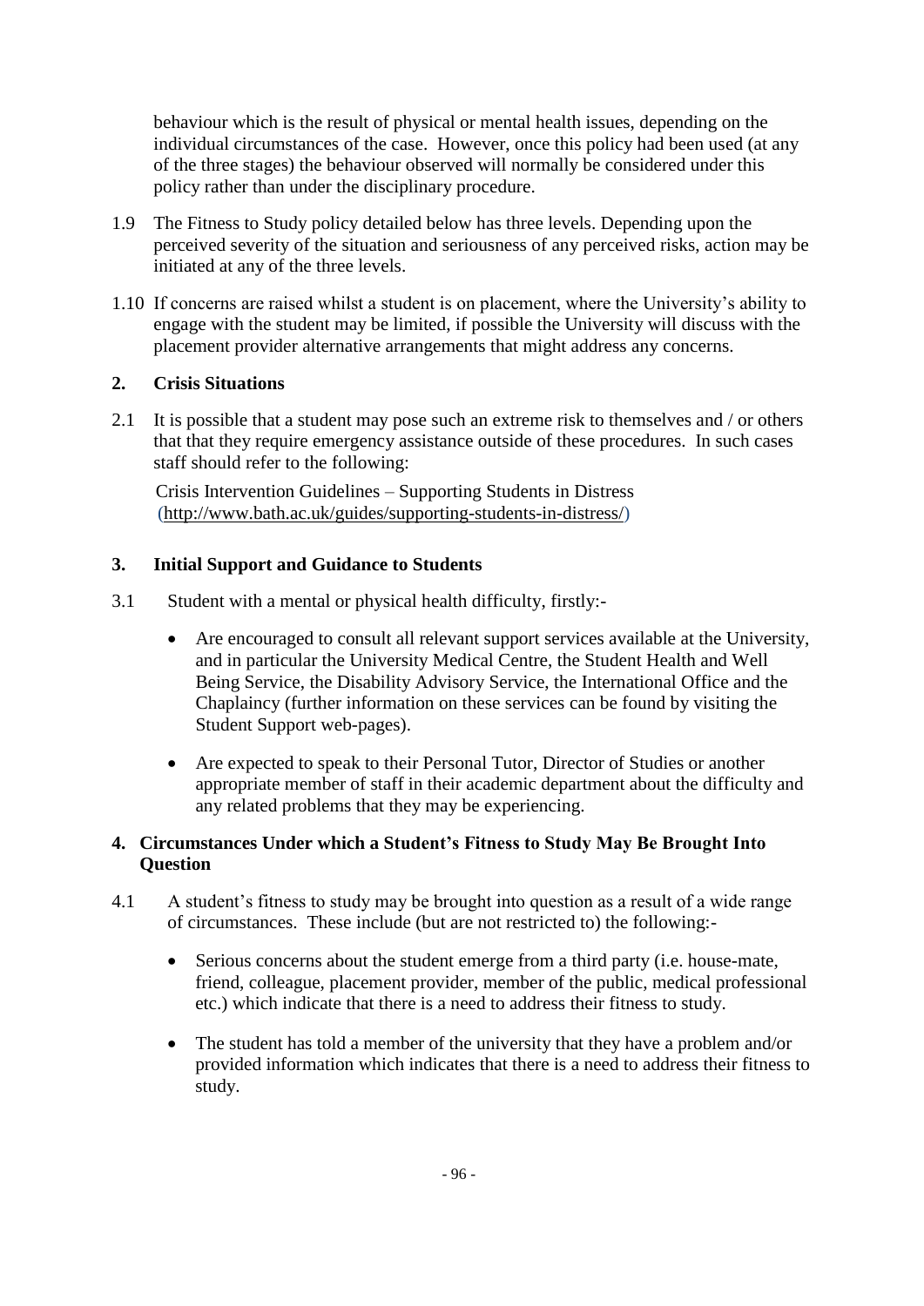behaviour which is the result of physical or mental health issues, depending on the individual circumstances of the case. However, once this policy had been used (at any of the three stages) the behaviour observed will normally be considered under this policy rather than under the disciplinary procedure.

1.9 The Fitness to Study policy detailed below has three levels. Depending upon the perceived severity of the situation and seriousness of any perceived risks, action may be initiated at any of the three levels.

1.10 If concerns are raised whilst a student is on placement, where the University's ability to engage with the student may be limited, if possible the University will discuss with the placement provider alternative arrangements that might address any concerns.

## 2. Crisis Situations

2.1 It is possible that a student may pose such an extreme risk to themselves and / or others that that they require emergency assistance outside of these procedures. In such cases staff should refer to the following:

Crisis Intervention Guidelines – Supporting Students in Distress (http://www.bath.ac.uk/guides/supporting-students-in-distress/)

## 3. Initial Support and Guidance to Students

3.1 Student with a mental or physical health difficulty, firstly:-

- Are encouraged to consult all relevant support services available at the University, and in particular the University Medical Centre, the Student Health and Well Being Service, the Disability Advisory Service, the International Office and the Chaplaincy (further information on these services can be found by visiting the Student Support web-pages).
- Are expected to speak to their Personal Tutor, Director of Studies or another appropriate member of staff in their academic department about the difficulty and any related problems that they may be experiencing.

## 4. Circumstances Under which a Student's Fitness to Study May Be Brought Into Question

4.1 A student's fitness to study may be brought into question as a result of a wide range of circumstances. These include (but are not restricted to) the following:-

- Serious concerns about the student emerge from a third party (i.e. house-mate, friend, colleague, placement provider, member of the public, medical professional etc.) which indicate that there is a need to address their fitness to study.
- The student has told a member of the university that they have a problem and/or provided information which indicates that there is a need to address their fitness to study.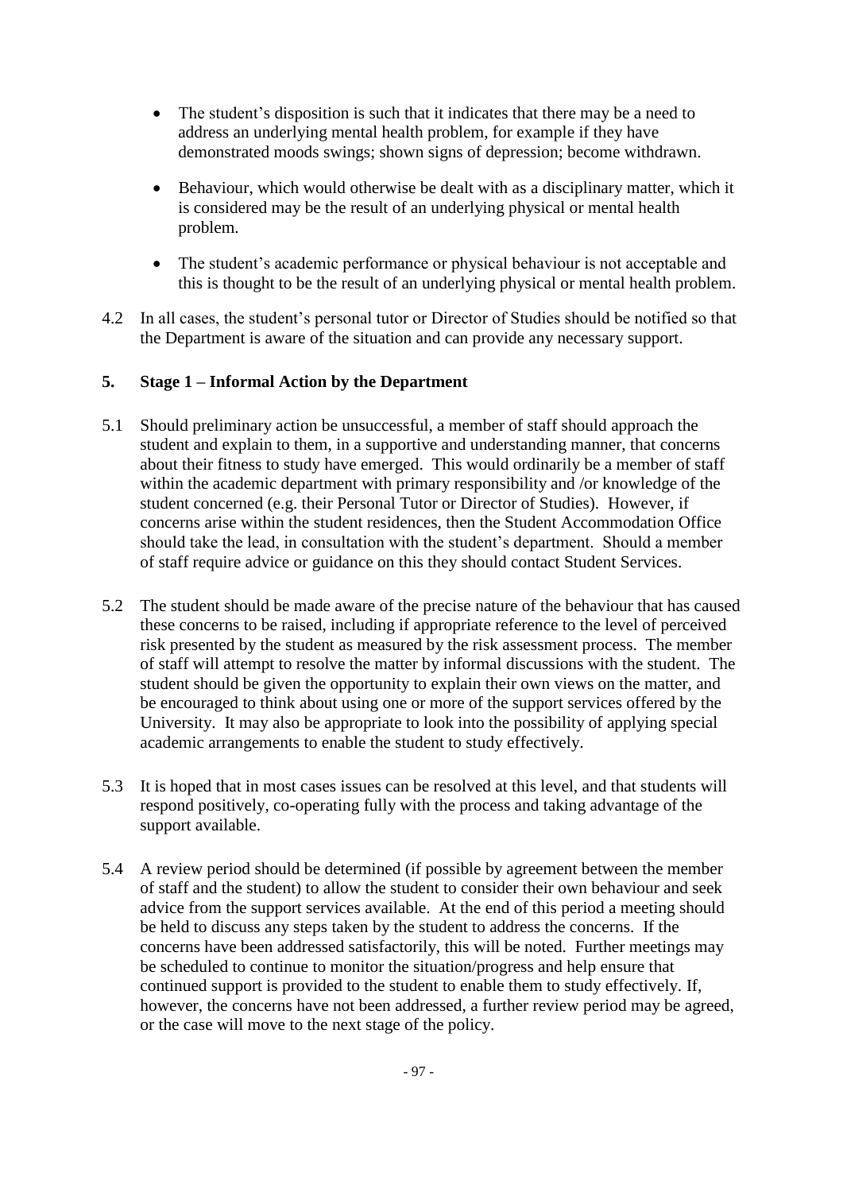- The student's disposition is such that it indicates that there may be a need to address an underlying mental health problem, for example if they have demonstrated moods swings; shown signs of depression; become withdrawn.

- Behaviour, which would otherwise be dealt with as a disciplinary matter, which it is considered may be the result of an underlying physical or mental health problem.

- The student's academic performance or physical behaviour is not acceptable and this is thought to be the result of an underlying physical or mental health problem.

4.2 In all cases, the student's personal tutor or Director of Studies should be notified so that the Department is aware of the situation and can provide any necessary support.

## 5. Stage 1 – Informal Action by the Department

5.1 Should preliminary action be unsuccessful, a member of staff should approach the student and explain to them, in a supportive and understanding manner, that concerns about their fitness to study have emerged. This would ordinarily be a member of staff within the academic department with primary responsibility and /or knowledge of the student concerned (e.g. their Personal Tutor or Director of Studies). However, if concerns arise within the student residences, then the Student Accommodation Office should take the lead, in consultation with the student's department. Should a member of staff require advice or guidance on this they should contact Student Services.

5.2 The student should be made aware of the precise nature of the behaviour that has caused these concerns to be raised, including if appropriate reference to the level of perceived risk presented by the student as measured by the risk assessment process. The member of staff will attempt to resolve the matter by informal discussions with the student. The student should be given the opportunity to explain their own views on the matter, and be encouraged to think about using one or more of the support services offered by the University. It may also be appropriate to look into the possibility of applying special academic arrangements to enable the student to study effectively.

5.3 It is hoped that in most cases issues can be resolved at this level, and that students will respond positively, co-operating fully with the process and taking advantage of the support available.

5.4 A review period should be determined (if possible by agreement between the member of staff and the student) to allow the student to consider their own behaviour and seek advice from the support services available. At the end of this period a meeting should be held to discuss any steps taken by the student to address the concerns. If the concerns have been addressed satisfactorily, this will be noted. Further meetings may be scheduled to continue to monitor the situation/progress and help ensure that continued support is provided to the student to enable them to study effectively. If, however, the concerns have not been addressed, a further review period may be agreed, or the case will move to the next stage of the policy.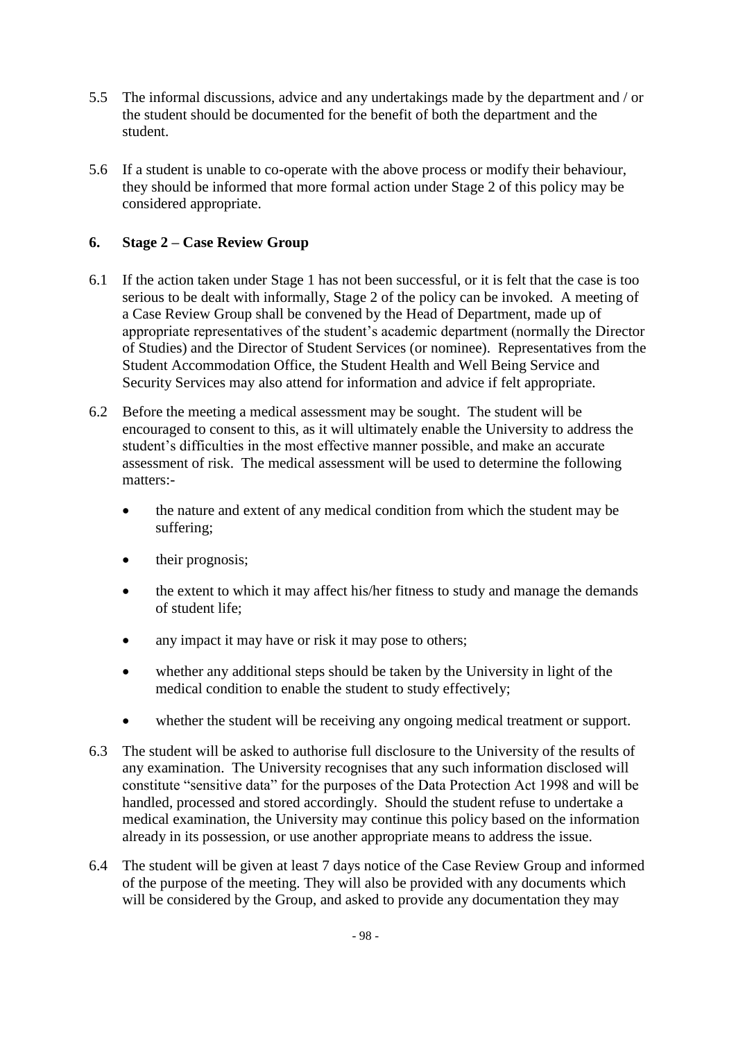5.5 The informal discussions, advice and any undertakings made by the department and / or the student should be documented for the benefit of both the department and the student.

5.6 If a student is unable to co-operate with the above process or modify their behaviour, they should be informed that more formal action under Stage 2 of this policy may be considered appropriate.

## 6. Stage 2 – Case Review Group

6.1 If the action taken under Stage 1 has not been successful, or it is felt that the case is too serious to be dealt with informally, Stage 2 of the policy can be invoked. A meeting of a Case Review Group shall be convened by the Head of Department, made up of appropriate representatives of the student's academic department (normally the Director of Studies) and the Director of Student Services (or nominee). Representatives from the Student Accommodation Office, the Student Health and Well Being Service and Security Services may also attend for information and advice if felt appropriate.

6.2 Before the meeting a medical assessment may be sought. The student will be encouraged to consent to this, as it will ultimately enable the University to address the student's difficulties in the most effective manner possible, and make an accurate assessment of risk. The medical assessment will be used to determine the following matters:-

- the nature and extent of any medical condition from which the student may be suffering;
- their prognosis;
- the extent to which it may affect his/her fitness to study and manage the demands of student life;
- any impact it may have or risk it may pose to others;
- whether any additional steps should be taken by the University in light of the medical condition to enable the student to study effectively;
- whether the student will be receiving any ongoing medical treatment or support.

6.3 The student will be asked to authorise full disclosure to the University of the results of any examination. The University recognises that any such information disclosed will constitute "sensitive data" for the purposes of the Data Protection Act 1998 and will be handled, processed and stored accordingly. Should the student refuse to undertake a medical examination, the University may continue this policy based on the information already in its possession, or use another appropriate means to address the issue.

6.4 The student will be given at least 7 days notice of the Case Review Group and informed of the purpose of the meeting. They will also be provided with any documents which will be considered by the Group, and asked to provide any documentation they may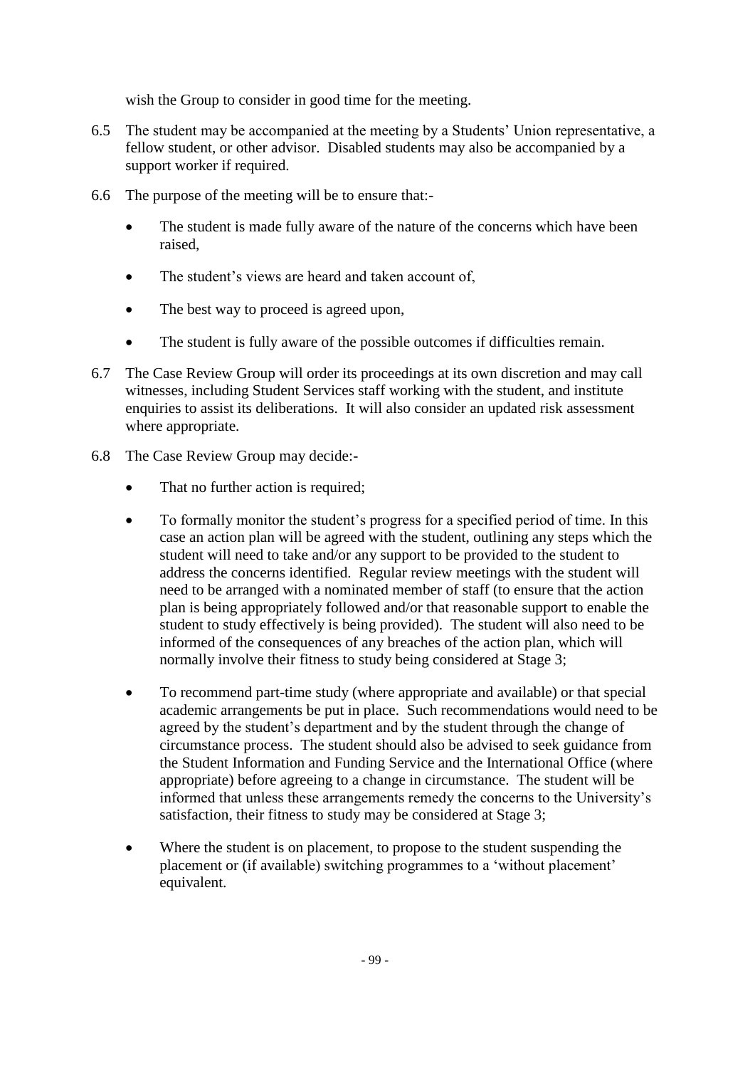wish the Group to consider in good time for the meeting.

6.5 The student may be accompanied at the meeting by a Students' Union representative, a fellow student, or other advisor. Disabled students may also be accompanied by a support worker if required.

6.6 The purpose of the meeting will be to ensure that:-

- The student is made fully aware of the nature of the concerns which have been raised,
- The student's views are heard and taken account of,
- The best way to proceed is agreed upon,
- The student is fully aware of the possible outcomes if difficulties remain.

6.7 The Case Review Group will order its proceedings at its own discretion and may call witnesses, including Student Services staff working with the student, and institute enquiries to assist its deliberations. It will also consider an updated risk assessment where appropriate.

6.8 The Case Review Group may decide:-

- That no further action is required;
- To formally monitor the student's progress for a specified period of time. In this case an action plan will be agreed with the student, outlining any steps which the student will need to take and/or any support to be provided to the student to address the concerns identified. Regular review meetings with the student will need to be arranged with a nominated member of staff (to ensure that the action plan is being appropriately followed and/or that reasonable support to enable the student to study effectively is being provided). The student will also need to be informed of the consequences of any breaches of the action plan, which will normally involve their fitness to study being considered at Stage 3;
- To recommend part-time study (where appropriate and available) or that special academic arrangements be put in place. Such recommendations would need to be agreed by the student's department and by the student through the change of circumstance process. The student should also be advised to seek guidance from the Student Information and Funding Service and the International Office (where appropriate) before agreeing to a change in circumstance. The student will be informed that unless these arrangements remedy the concerns to the University's satisfaction, their fitness to study may be considered at Stage 3;
- Where the student is on placement, to propose to the student suspending the placement or (if available) switching programmes to a 'without placement' equivalent.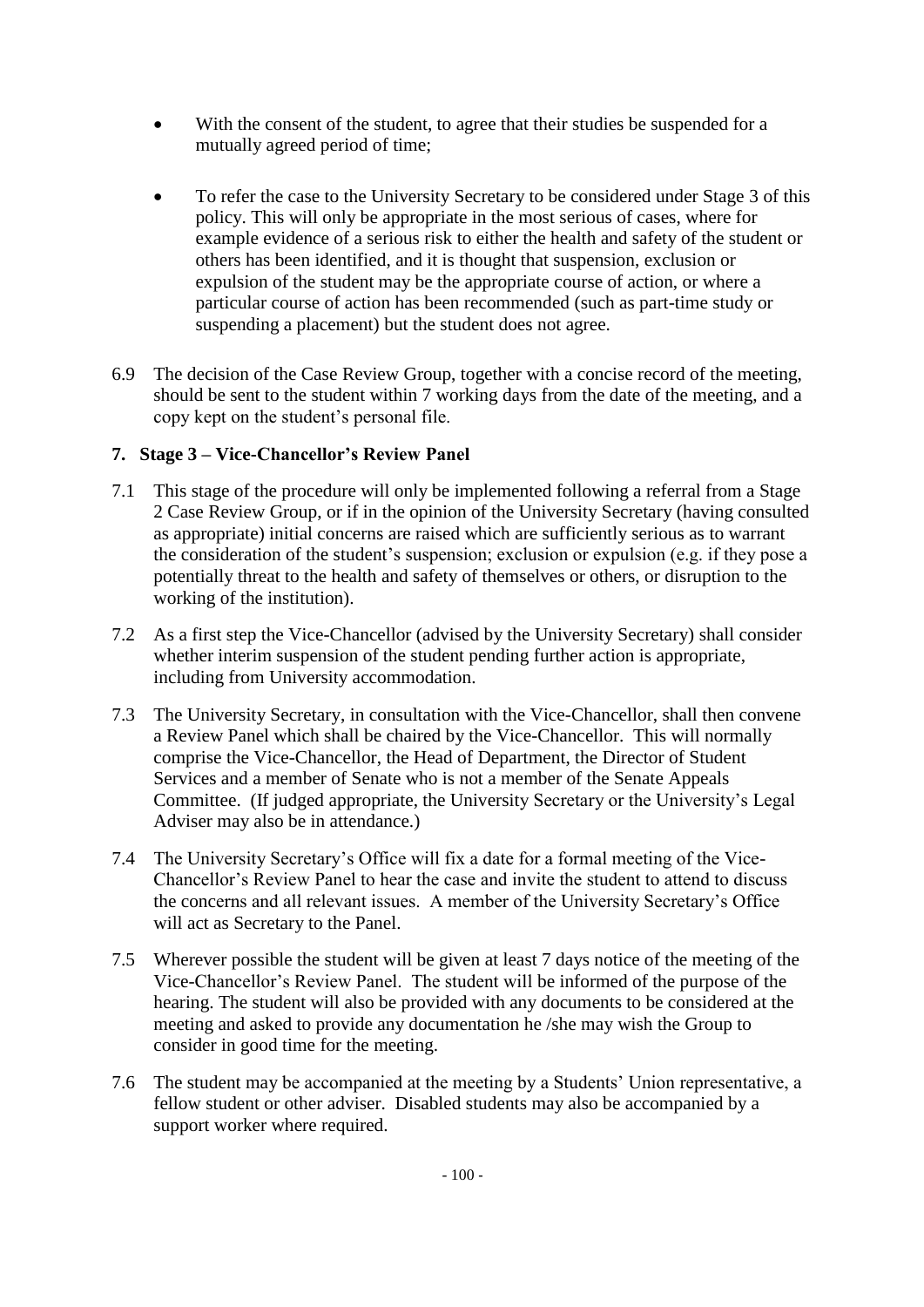- With the consent of the student, to agree that their studies be suspended for a mutually agreed period of time;
- To refer the case to the University Secretary to be considered under Stage 3 of this policy. This will only be appropriate in the most serious of cases, where for example evidence of a serious risk to either the health and safety of the student or others has been identified, and it is thought that suspension, exclusion or expulsion of the student may be the appropriate course of action, or where a particular course of action has been recommended (such as part-time study or suspending a placement) but the student does not agree.

6.9 The decision of the Case Review Group, together with a concise record of the meeting, should be sent to the student within 7 working days from the date of the meeting, and a copy kept on the student's personal file.

**7. Stage 3 – Vice-Chancellor's Review Panel**

7.1 This stage of the procedure will only be implemented following a referral from a Stage 2 Case Review Group, or if in the opinion of the University Secretary (having consulted as appropriate) initial concerns are raised which are sufficiently serious as to warrant the consideration of the student's suspension; exclusion or expulsion (e.g. if they pose a potentially threat to the health and safety of themselves or others, or disruption to the working of the institution).

7.2 As a first step the Vice-Chancellor (advised by the University Secretary) shall consider whether interim suspension of the student pending further action is appropriate, including from University accommodation.

7.3 The University Secretary, in consultation with the Vice-Chancellor, shall then convene a Review Panel which shall be chaired by the Vice-Chancellor. This will normally comprise the Vice-Chancellor, the Head of Department, the Director of Student Services and a member of Senate who is not a member of the Senate Appeals Committee. (If judged appropriate, the University Secretary or the University's Legal Adviser may also be in attendance.)

7.4 The University Secretary's Office will fix a date for a formal meeting of the Vice-Chancellor's Review Panel to hear the case and invite the student to attend to discuss the concerns and all relevant issues. A member of the University Secretary's Office will act as Secretary to the Panel.

7.5 Wherever possible the student will be given at least 7 days notice of the meeting of the Vice-Chancellor's Review Panel. The student will be informed of the purpose of the hearing. The student will also be provided with any documents to be considered at the meeting and asked to provide any documentation he /she may wish the Group to consider in good time for the meeting.

7.6 The student may be accompanied at the meeting by a Students' Union representative, a fellow student or other adviser. Disabled students may also be accompanied by a support worker where required.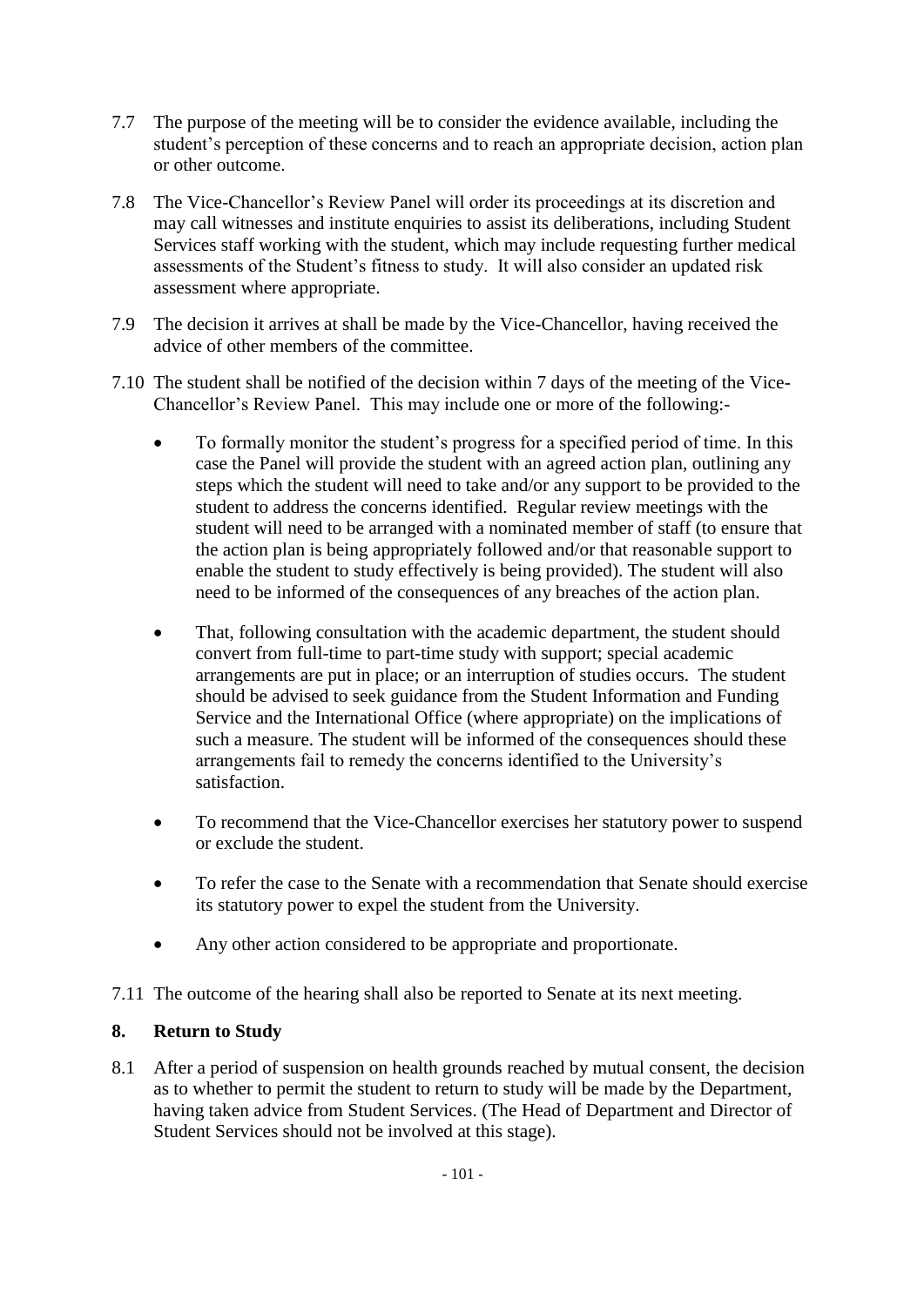7.7 The purpose of the meeting will be to consider the evidence available, including the student's perception of these concerns and to reach an appropriate decision, action plan or other outcome.

7.8 The Vice-Chancellor's Review Panel will order its proceedings at its discretion and may call witnesses and institute enquiries to assist its deliberations, including Student Services staff working with the student, which may include requesting further medical assessments of the Student's fitness to study. It will also consider an updated risk assessment where appropriate.

7.9 The decision it arrives at shall be made by the Vice-Chancellor, having received the advice of other members of the committee.

7.10 The student shall be notified of the decision within 7 days of the meeting of the Vice-Chancellor's Review Panel. This may include one or more of the following:-

- To formally monitor the student's progress for a specified period of time. In this case the Panel will provide the student with an agreed action plan, outlining any steps which the student will need to take and/or any support to be provided to the student to address the concerns identified. Regular review meetings with the student will need to be arranged with a nominated member of staff (to ensure that the action plan is being appropriately followed and/or that reasonable support to enable the student to study effectively is being provided). The student will also need to be informed of the consequences of any breaches of the action plan.

- That, following consultation with the academic department, the student should convert from full-time to part-time study with support; special academic arrangements are put in place; or an interruption of studies occurs. The student should be advised to seek guidance from the Student Information and Funding Service and the International Office (where appropriate) on the implications of such a measure. The student will be informed of the consequences should these arrangements fail to remedy the concerns identified to the University's satisfaction.

- To recommend that the Vice-Chancellor exercises her statutory power to suspend or exclude the student.

- To refer the case to the Senate with a recommendation that Senate should exercise its statutory power to expel the student from the University.

- Any other action considered to be appropriate and proportionate.

7.11 The outcome of the hearing shall also be reported to Senate at its next meeting.

## 8. Return to Study

8.1 After a period of suspension on health grounds reached by mutual consent, the decision as to whether to permit the student to return to study will be made by the Department, having taken advice from Student Services. (The Head of Department and Director of Student Services should not be involved at this stage).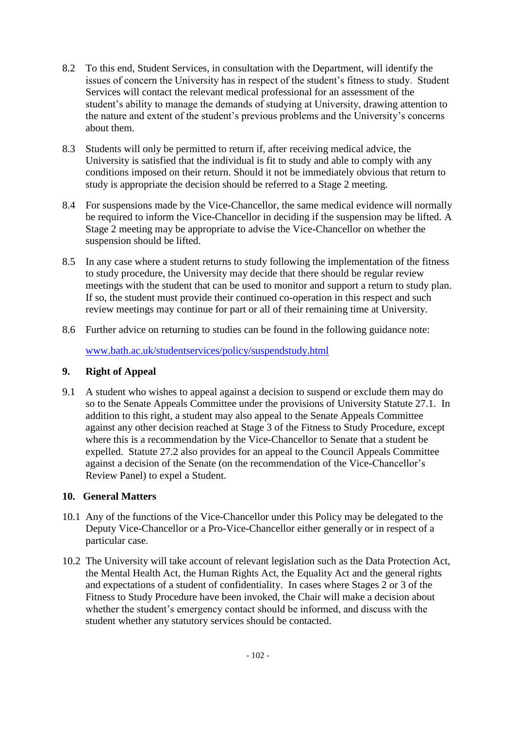8.2 To this end, Student Services, in consultation with the Department, will identify the issues of concern the University has in respect of the student's fitness to study. Student Services will contact the relevant medical professional for an assessment of the student's ability to manage the demands of studying at University, drawing attention to the nature and extent of the student's previous problems and the University's concerns about them.

8.3 Students will only be permitted to return if, after receiving medical advice, the University is satisfied that the individual is fit to study and able to comply with any conditions imposed on their return. Should it not be immediately obvious that return to study is appropriate the decision should be referred to a Stage 2 meeting.

8.4 For suspensions made by the Vice-Chancellor, the same medical evidence will normally be required to inform the Vice-Chancellor in deciding if the suspension may be lifted. A Stage 2 meeting may be appropriate to advise the Vice-Chancellor on whether the suspension should be lifted.

8.5 In any case where a student returns to study following the implementation of the fitness to study procedure, the University may decide that there should be regular review meetings with the student that can be used to monitor and support a return to study plan. If so, the student must provide their continued co-operation in this respect and such review meetings may continue for part or all of their remaining time at University.

8.6 Further advice on returning to studies can be found in the following guidance note:

[www.bath.ac.uk/studentservices/policy/suspendstudy.html](www.bath.ac.uk/studentservices/policy/suspendstudy.html)

## 9. Right of Appeal

9.1 A student who wishes to appeal against a decision to suspend or exclude them may do so to the Senate Appeals Committee under the provisions of University Statute 27.1. In addition to this right, a student may also appeal to the Senate Appeals Committee against any other decision reached at Stage 3 of the Fitness to Study Procedure, except where this is a recommendation by the Vice-Chancellor to Senate that a student be expelled. Statute 27.2 also provides for an appeal to the Council Appeals Committee against a decision of the Senate (on the recommendation of the Vice-Chancellor's Review Panel) to expel a Student.

## 10. General Matters

10.1 Any of the functions of the Vice-Chancellor under this Policy may be delegated to the Deputy Vice-Chancellor or a Pro-Vice-Chancellor either generally or in respect of a particular case.

10.2 The University will take account of relevant legislation such as the Data Protection Act, the Mental Health Act, the Human Rights Act, the Equality Act and the general rights and expectations of a student of confidentiality. In cases where Stages 2 or 3 of the Fitness to Study Procedure have been invoked, the Chair will make a decision about whether the student's emergency contact should be informed, and discuss with the student whether any statutory services should be contacted.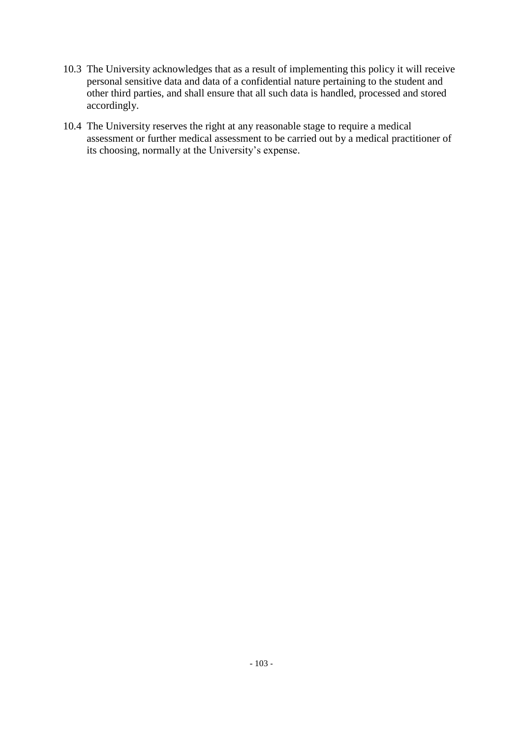10.3 The University acknowledges that as a result of implementing this policy it will receive personal sensitive data and data of a confidential nature pertaining to the student and other third parties, and shall ensure that all such data is handled, processed and stored accordingly.

10.4 The University reserves the right at any reasonable stage to require a medical assessment or further medical assessment to be carried out by a medical practitioner of its choosing, normally at the University's expense.